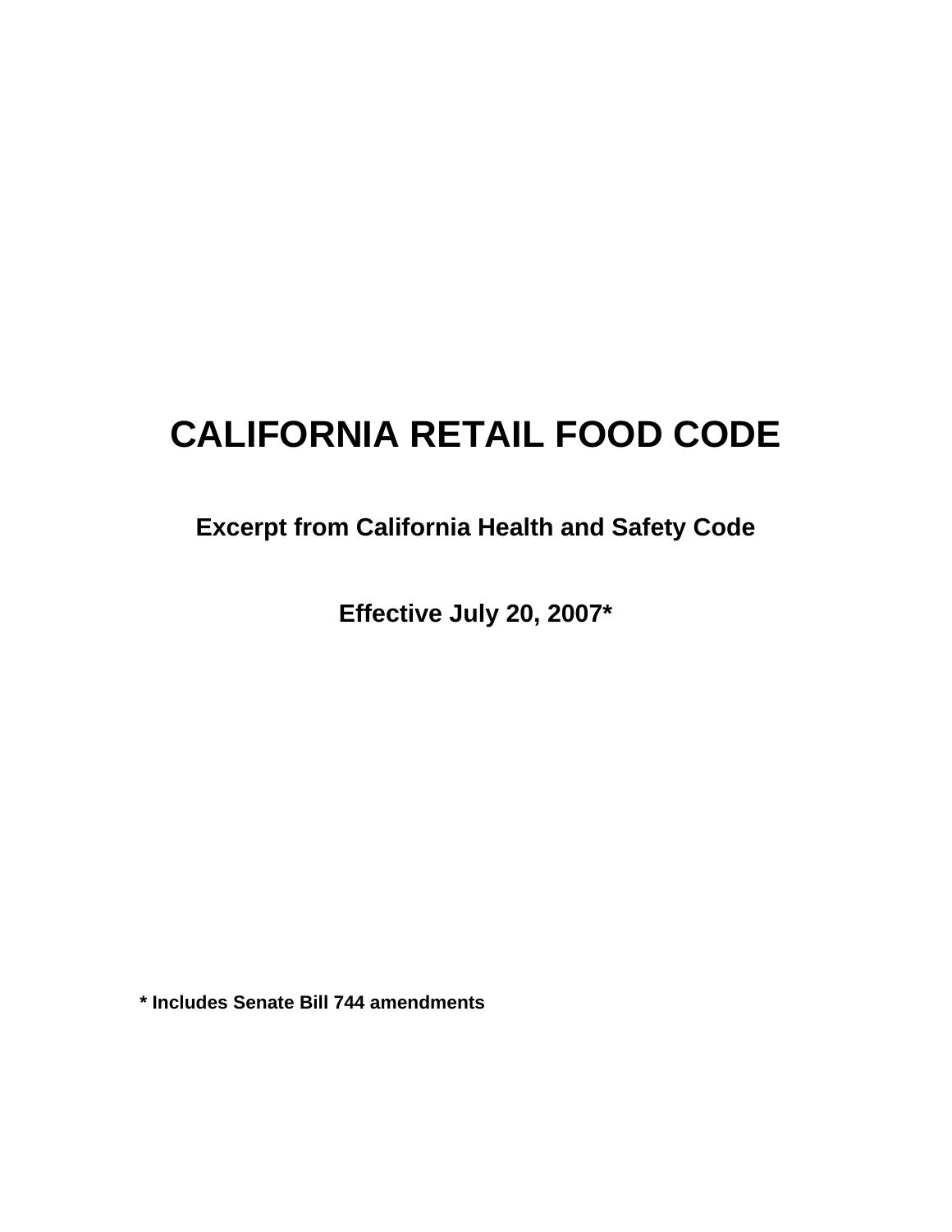# CALIFORNIA RETAIL FOOD CODE

**Excerpt from California Health and Safety Code**

**Effective July 20, 2007***

**\* Includes Senate Bill 744 amendments**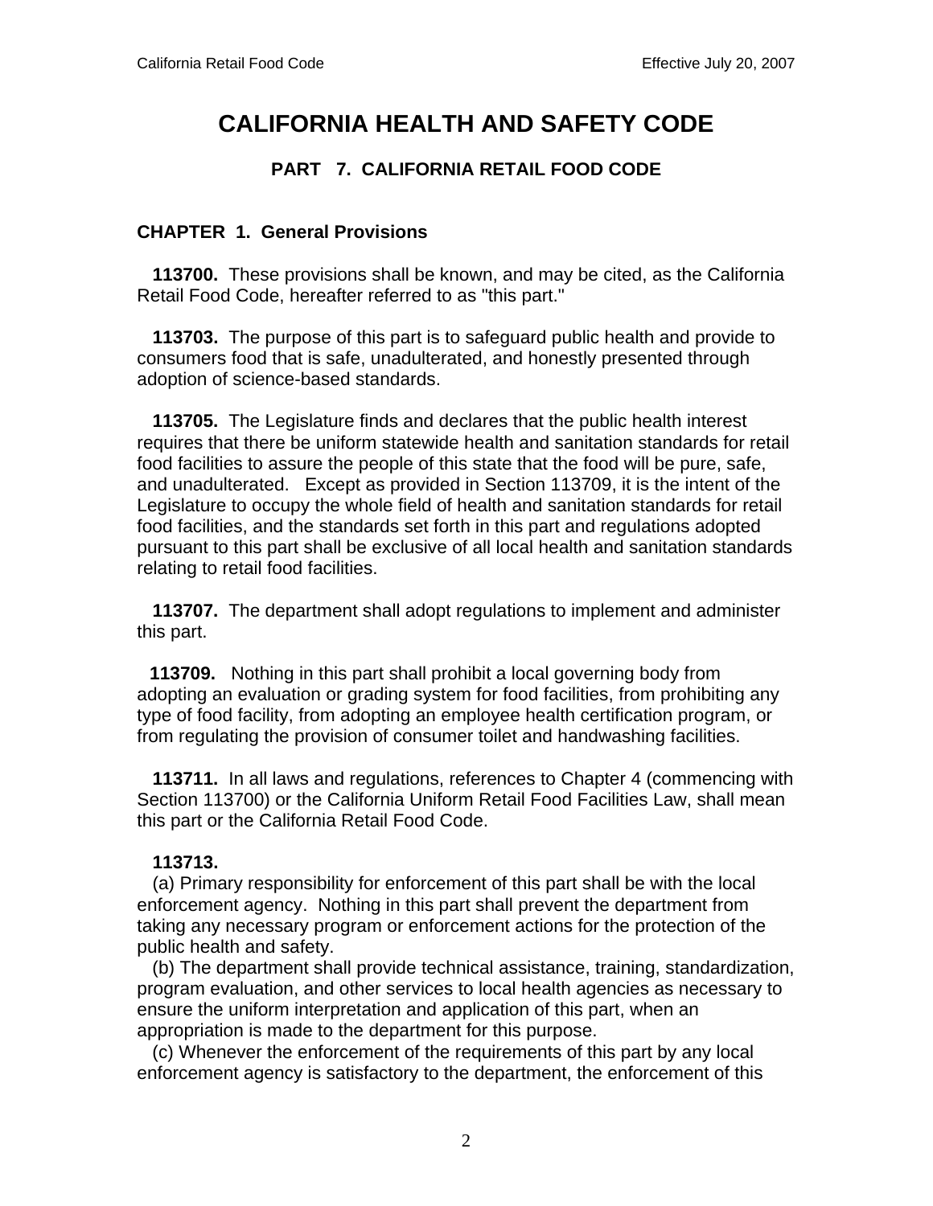# CALIFORNIA HEALTH AND SAFETY CODE

## PART 7. CALIFORNIA RETAIL FOOD CODE

### CHAPTER 1. General Provisions

**113700.** These provisions shall be known, and may be cited, as the California Retail Food Code, hereafter referred to as "this part."

**113703.** The purpose of this part is to safeguard public health and provide to consumers food that is safe, unadulterated, and honestly presented through adoption of science-based standards.

**113705.** The Legislature finds and declares that the public health interest requires that there be uniform statewide health and sanitation standards for retail food facilities to assure the people of this state that the food will be pure, safe, and unadulterated. Except as provided in Section 113709, it is the intent of the Legislature to occupy the whole field of health and sanitation standards for retail food facilities, and the standards set forth in this part and regulations adopted pursuant to this part shall be exclusive of all local health and sanitation standards relating to retail food facilities.

**113707.** The department shall adopt regulations to implement and administer this part.

**113709.** Nothing in this part shall prohibit a local governing body from adopting an evaluation or grading system for food facilities, from prohibiting any type of food facility, from adopting an employee health certification program, or from regulating the provision of consumer toilet and handwashing facilities.

**113711.** In all laws and regulations, references to Chapter 4 (commencing with Section 113700) or the California Uniform Retail Food Facilities Law, shall mean this part or the California Retail Food Code.

**113713.**

(a) Primary responsibility for enforcement of this part shall be with the local enforcement agency. Nothing in this part shall prevent the department from taking any necessary program or enforcement actions for the protection of the public health and safety.

(b) The department shall provide technical assistance, training, standardization, program evaluation, and other services to local health agencies as necessary to ensure the uniform interpretation and application of this part, when an appropriation is made to the department for this purpose.

(c) Whenever the enforcement of the requirements of this part by any local enforcement agency is satisfactory to the department, the enforcement of this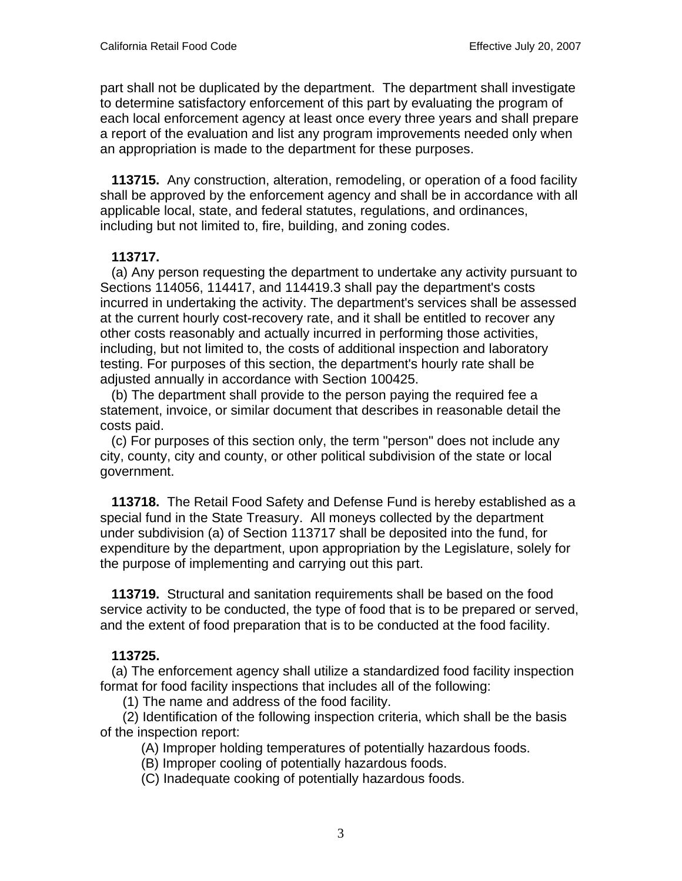part shall not be duplicated by the department. The department shall investigate to determine satisfactory enforcement of this part by evaluating the program of each local enforcement agency at least once every three years and shall prepare a report of the evaluation and list any program improvements needed only when an appropriation is made to the department for these purposes.

**113715.** Any construction, alteration, remodeling, or operation of a food facility shall be approved by the enforcement agency and shall be in accordance with all applicable local, state, and federal statutes, regulations, and ordinances, including but not limited to, fire, building, and zoning codes.

**113717.**

(a) Any person requesting the department to undertake any activity pursuant to Sections 114056, 114417, and 114419.3 shall pay the department's costs incurred in undertaking the activity. The department's services shall be assessed at the current hourly cost-recovery rate, and it shall be entitled to recover any other costs reasonably and actually incurred in performing those activities, including, but not limited to, the costs of additional inspection and laboratory testing. For purposes of this section, the department's hourly rate shall be adjusted annually in accordance with Section 100425.

(b) The department shall provide to the person paying the required fee a statement, invoice, or similar document that describes in reasonable detail the costs paid.

(c) For purposes of this section only, the term "person" does not include any city, county, city and county, or other political subdivision of the state or local government.

**113718.** The Retail Food Safety and Defense Fund is hereby established as a special fund in the State Treasury. All moneys collected by the department under subdivision (a) of Section 113717 shall be deposited into the fund, for expenditure by the department, upon appropriation by the Legislature, solely for the purpose of implementing and carrying out this part.

**113719.** Structural and sanitation requirements shall be based on the food service activity to be conducted, the type of food that is to be prepared or served, and the extent of food preparation that is to be conducted at the food facility.

**113725.**

(a) The enforcement agency shall utilize a standardized food facility inspection format for food facility inspections that includes all of the following:

(1) The name and address of the food facility.

(2) Identification of the following inspection criteria, which shall be the basis of the inspection report:

(A) Improper holding temperatures of potentially hazardous foods.

(B) Improper cooling of potentially hazardous foods.

(C) Inadequate cooking of potentially hazardous foods.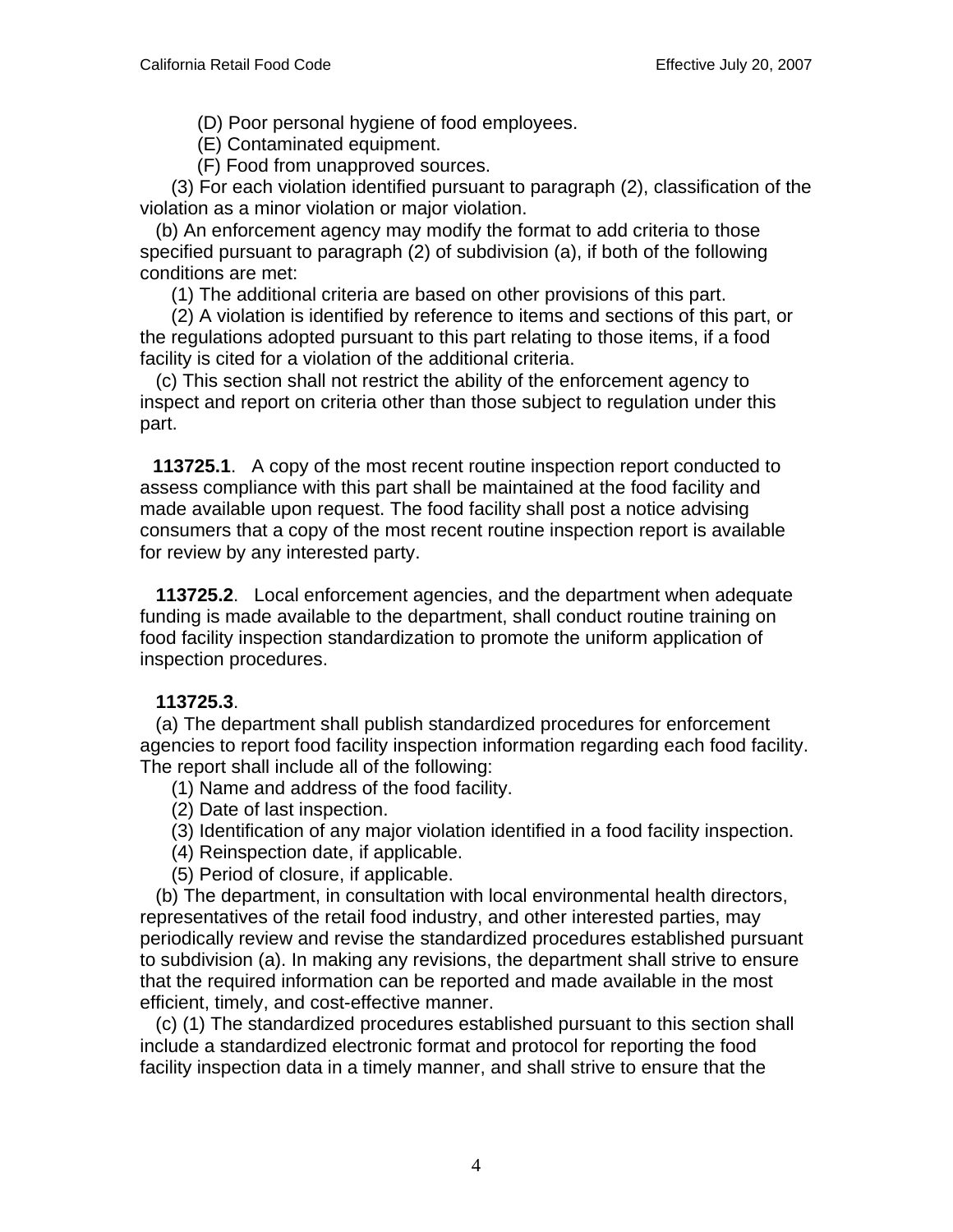(D) Poor personal hygiene of food employees.

(E) Contaminated equipment.

(F) Food from unapproved sources.

(3) For each violation identified pursuant to paragraph (2), classification of the violation as a minor violation or major violation.

(b) An enforcement agency may modify the format to add criteria to those specified pursuant to paragraph (2) of subdivision (a), if both of the following conditions are met:

(1) The additional criteria are based on other provisions of this part.

(2) A violation is identified by reference to items and sections of this part, or the regulations adopted pursuant to this part relating to those items, if a food facility is cited for a violation of the additional criteria.

(c) This section shall not restrict the ability of the enforcement agency to inspect and report on criteria other than those subject to regulation under this part.

**113725.1**. A copy of the most recent routine inspection report conducted to assess compliance with this part shall be maintained at the food facility and made available upon request. The food facility shall post a notice advising consumers that a copy of the most recent routine inspection report is available for review by any interested party.

**113725.2**. Local enforcement agencies, and the department when adequate funding is made available to the department, shall conduct routine training on food facility inspection standardization to promote the uniform application of inspection procedures.

**113725.3**.

(a) The department shall publish standardized procedures for enforcement agencies to report food facility inspection information regarding each food facility. The report shall include all of the following:

(1) Name and address of the food facility.

(2) Date of last inspection.

(3) Identification of any major violation identified in a food facility inspection.

(4) Reinspection date, if applicable.

(5) Period of closure, if applicable.

(b) The department, in consultation with local environmental health directors, representatives of the retail food industry, and other interested parties, may periodically review and revise the standardized procedures established pursuant to subdivision (a). In making any revisions, the department shall strive to ensure that the required information can be reported and made available in the most efficient, timely, and cost-effective manner.

(c) (1) The standardized procedures established pursuant to this section shall include a standardized electronic format and protocol for reporting the food facility inspection data in a timely manner, and shall strive to ensure that the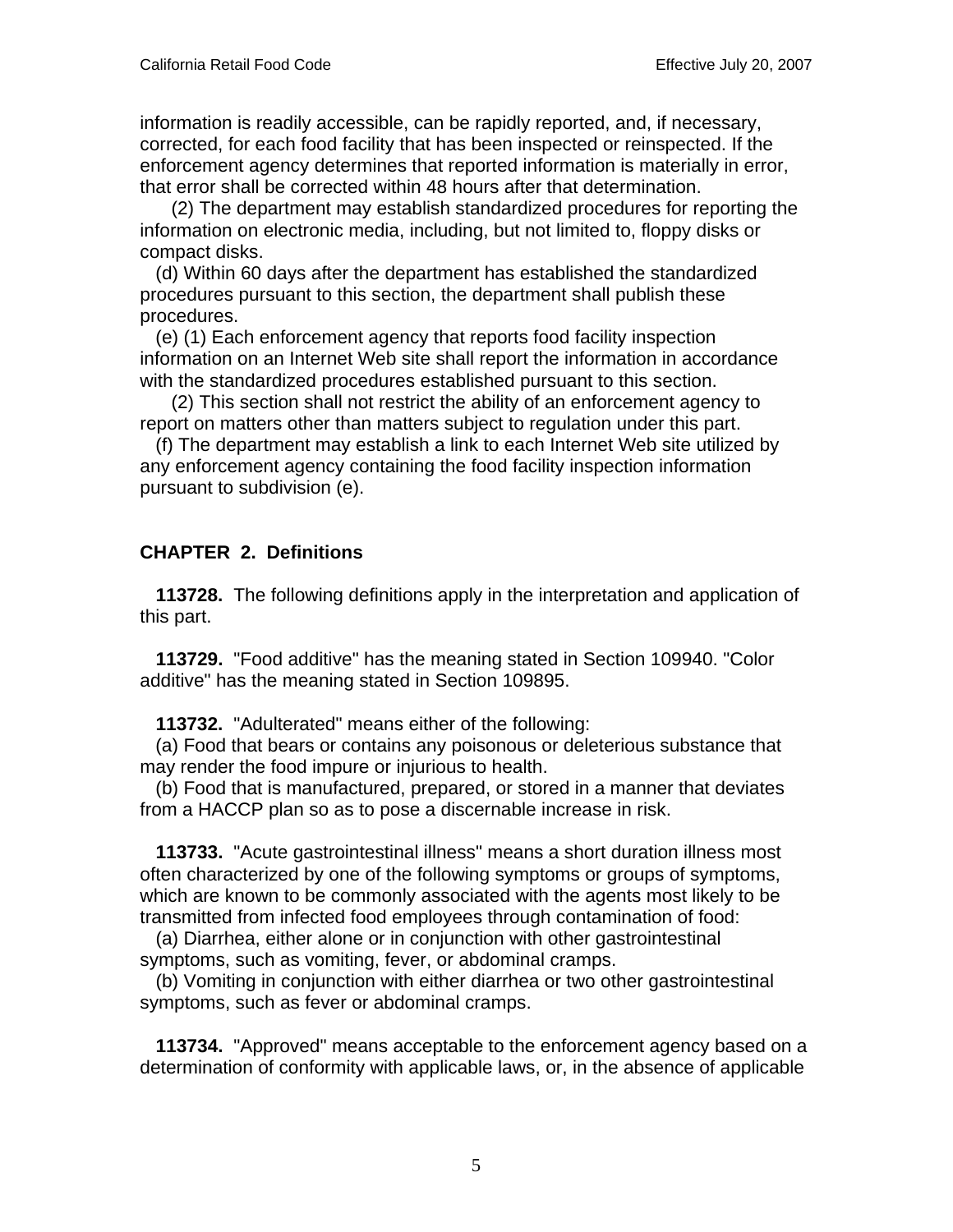information is readily accessible, can be rapidly reported, and, if necessary, corrected, for each food facility that has been inspected or reinspected. If the enforcement agency determines that reported information is materially in error, that error shall be corrected within 48 hours after that determination.

(2) The department may establish standardized procedures for reporting the information on electronic media, including, but not limited to, floppy disks or compact disks.

(d) Within 60 days after the department has established the standardized procedures pursuant to this section, the department shall publish these procedures.

(e) (1) Each enforcement agency that reports food facility inspection information on an Internet Web site shall report the information in accordance with the standardized procedures established pursuant to this section.

(2) This section shall not restrict the ability of an enforcement agency to report on matters other than matters subject to regulation under this part.

(f) The department may establish a link to each Internet Web site utilized by any enforcement agency containing the food facility inspection information pursuant to subdivision (e).

## CHAPTER 2. Definitions

**113728.** The following definitions apply in the interpretation and application of this part.

**113729.** "Food additive" has the meaning stated in Section 109940. "Color additive" has the meaning stated in Section 109895.

**113732.** "Adulterated" means either of the following:

(a) Food that bears or contains any poisonous or deleterious substance that may render the food impure or injurious to health.

(b) Food that is manufactured, prepared, or stored in a manner that deviates from a HACCP plan so as to pose a discernable increase in risk.

**113733.** "Acute gastrointestinal illness" means a short duration illness most often characterized by one of the following symptoms or groups of symptoms, which are known to be commonly associated with the agents most likely to be transmitted from infected food employees through contamination of food:

(a) Diarrhea, either alone or in conjunction with other gastrointestinal symptoms, such as vomiting, fever, or abdominal cramps.

(b) Vomiting in conjunction with either diarrhea or two other gastrointestinal symptoms, such as fever or abdominal cramps.

**113734.** "Approved" means acceptable to the enforcement agency based on a determination of conformity with applicable laws, or, in the absence of applicable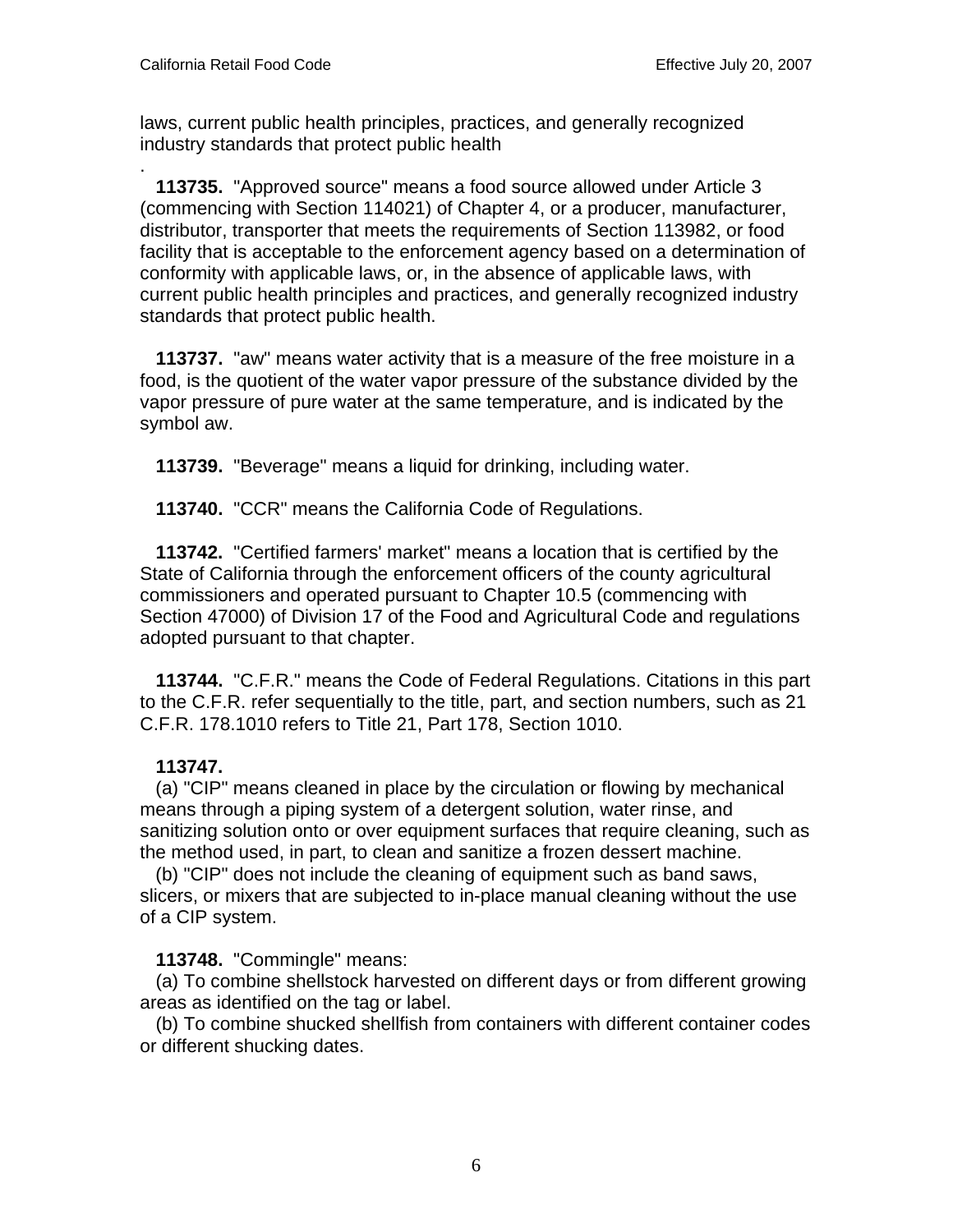laws, current public health principles, practices, and generally recognized industry standards that protect public health
.

**113735.** "Approved source" means a food source allowed under Article 3 (commencing with Section 114021) of Chapter 4, or a producer, manufacturer, distributor, transporter that meets the requirements of Section 113982, or food facility that is acceptable to the enforcement agency based on a determination of conformity with applicable laws, or, in the absence of applicable laws, with current public health principles and practices, and generally recognized industry standards that protect public health.

**113737.** "aw" means water activity that is a measure of the free moisture in a food, is the quotient of the water vapor pressure of the substance divided by the vapor pressure of pure water at the same temperature, and is indicated by the symbol aw.

**113739.** "Beverage" means a liquid for drinking, including water.

**113740.** "CCR" means the California Code of Regulations.

**113742.** "Certified farmers' market" means a location that is certified by the State of California through the enforcement officers of the county agricultural commissioners and operated pursuant to Chapter 10.5 (commencing with Section 47000) of Division 17 of the Food and Agricultural Code and regulations adopted pursuant to that chapter.

**113744.** "C.F.R." means the Code of Federal Regulations. Citations in this part to the C.F.R. refer sequentially to the title, part, and section numbers, such as 21 C.F.R. 178.1010 refers to Title 21, Part 178, Section 1010.

**113747.**
(a) "CIP" means cleaned in place by the circulation or flowing by mechanical means through a piping system of a detergent solution, water rinse, and sanitizing solution onto or over equipment surfaces that require cleaning, such as the method used, in part, to clean and sanitize a frozen dessert machine.
(b) "CIP" does not include the cleaning of equipment such as band saws, slicers, or mixers that are subjected to in-place manual cleaning without the use of a CIP system.

**113748.** "Commingle" means:
(a) To combine shellstock harvested on different days or from different growing areas as identified on the tag or label.
(b) To combine shucked shellfish from containers with different container codes or different shucking dates.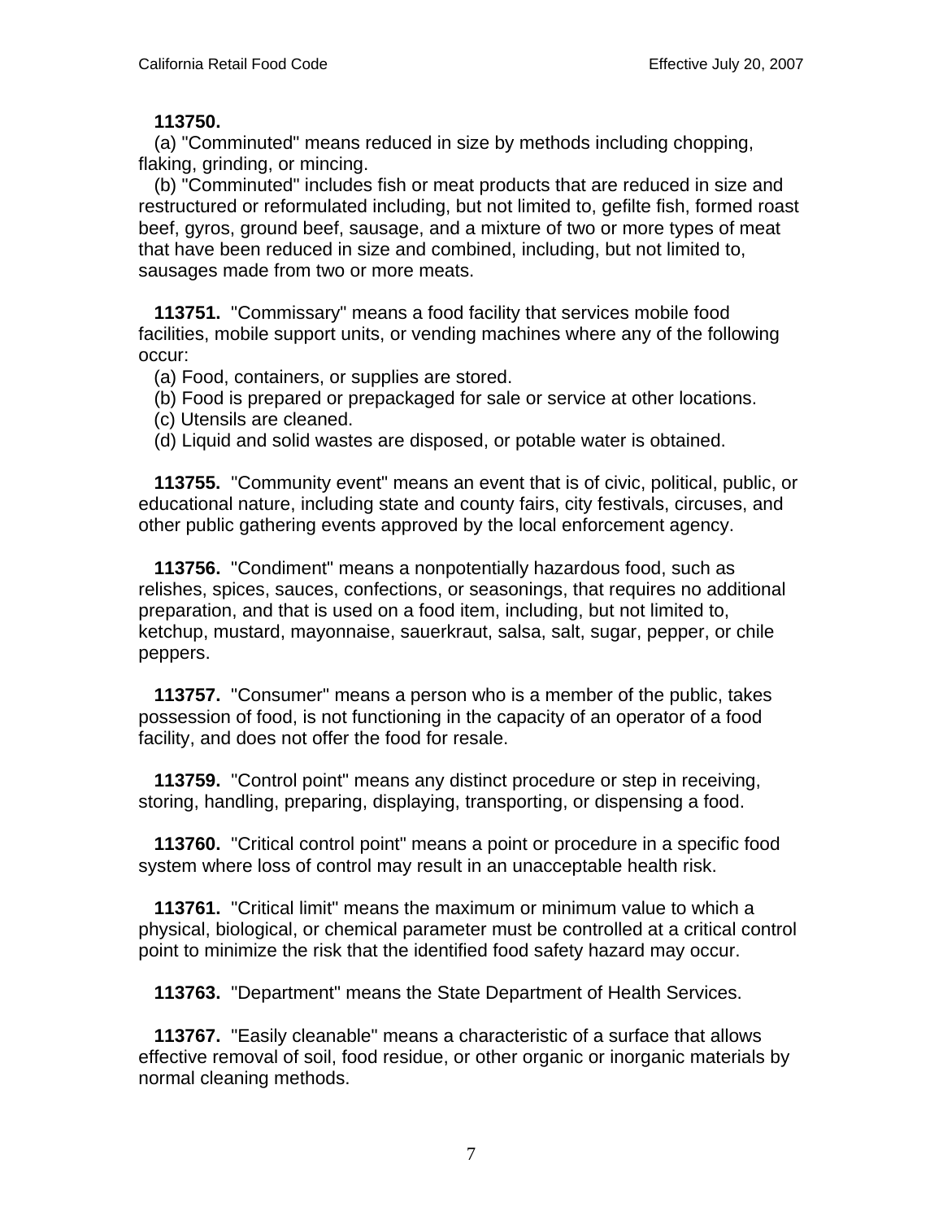**113750.**

(a) "Comminuted" means reduced in size by methods including chopping, flaking, grinding, or mincing.

(b) "Comminuted" includes fish or meat products that are reduced in size and restructured or reformulated including, but not limited to, gefilte fish, formed roast beef, gyros, ground beef, sausage, and a mixture of two or more types of meat that have been reduced in size and combined, including, but not limited to, sausages made from two or more meats.

**113751.** "Commissary" means a food facility that services mobile food facilities, mobile support units, or vending machines where any of the following occur:

(a) Food, containers, or supplies are stored.

(b) Food is prepared or prepackaged for sale or service at other locations.

(c) Utensils are cleaned.

(d) Liquid and solid wastes are disposed, or potable water is obtained.

**113755.** "Community event" means an event that is of civic, political, public, or educational nature, including state and county fairs, city festivals, circuses, and other public gathering events approved by the local enforcement agency.

**113756.** "Condiment" means a nonpotentially hazardous food, such as relishes, spices, sauces, confections, or seasonings, that requires no additional preparation, and that is used on a food item, including, but not limited to, ketchup, mustard, mayonnaise, sauerkraut, salsa, salt, sugar, pepper, or chile peppers.

**113757.** "Consumer" means a person who is a member of the public, takes possession of food, is not functioning in the capacity of an operator of a food facility, and does not offer the food for resale.

**113759.** "Control point" means any distinct procedure or step in receiving, storing, handling, preparing, displaying, transporting, or dispensing a food.

**113760.** "Critical control point" means a point or procedure in a specific food system where loss of control may result in an unacceptable health risk.

**113761.** "Critical limit" means the maximum or minimum value to which a physical, biological, or chemical parameter must be controlled at a critical control point to minimize the risk that the identified food safety hazard may occur.

**113763.** "Department" means the State Department of Health Services.

**113767.** "Easily cleanable" means a characteristic of a surface that allows effective removal of soil, food residue, or other organic or inorganic materials by normal cleaning methods.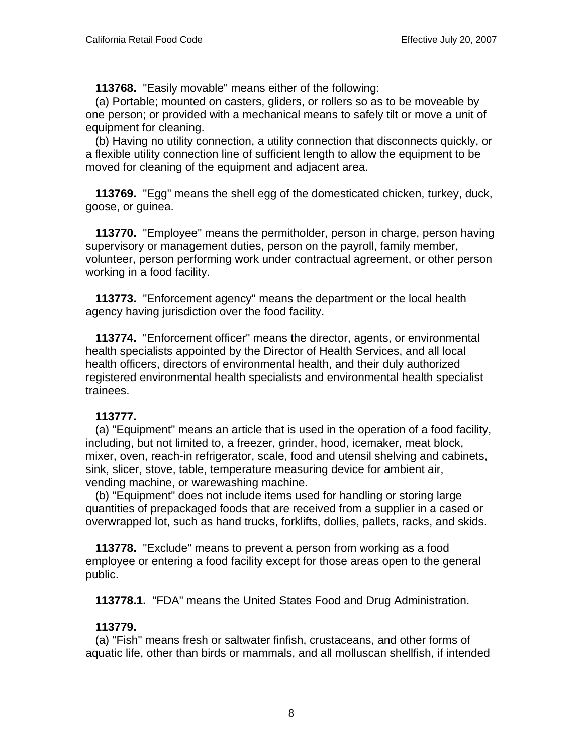**113768.** "Easily movable" means either of the following:

(a) Portable; mounted on casters, gliders, or rollers so as to be moveable by one person; or provided with a mechanical means to safely tilt or move a unit of equipment for cleaning.

(b) Having no utility connection, a utility connection that disconnects quickly, or a flexible utility connection line of sufficient length to allow the equipment to be moved for cleaning of the equipment and adjacent area.

**113769.** "Egg" means the shell egg of the domesticated chicken, turkey, duck, goose, or guinea.

**113770.** "Employee" means the permitholder, person in charge, person having supervisory or management duties, person on the payroll, family member, volunteer, person performing work under contractual agreement, or other person working in a food facility.

**113773.** "Enforcement agency" means the department or the local health agency having jurisdiction over the food facility.

**113774.** "Enforcement officer" means the director, agents, or environmental health specialists appointed by the Director of Health Services, and all local health officers, directors of environmental health, and their duly authorized registered environmental health specialists and environmental health specialist trainees.

**113777.**

(a) "Equipment" means an article that is used in the operation of a food facility, including, but not limited to, a freezer, grinder, hood, icemaker, meat block, mixer, oven, reach-in refrigerator, scale, food and utensil shelving and cabinets, sink, slicer, stove, table, temperature measuring device for ambient air, vending machine, or warewashing machine.

(b) "Equipment" does not include items used for handling or storing large quantities of prepackaged foods that are received from a supplier in a cased or overwrapped lot, such as hand trucks, forklifts, dollies, pallets, racks, and skids.

**113778.** "Exclude" means to prevent a person from working as a food employee or entering a food facility except for those areas open to the general public.

**113778.1.** "FDA" means the United States Food and Drug Administration.

**113779.**

(a) "Fish" means fresh or saltwater finfish, crustaceans, and other forms of aquatic life, other than birds or mammals, and all molluscan shellfish, if intended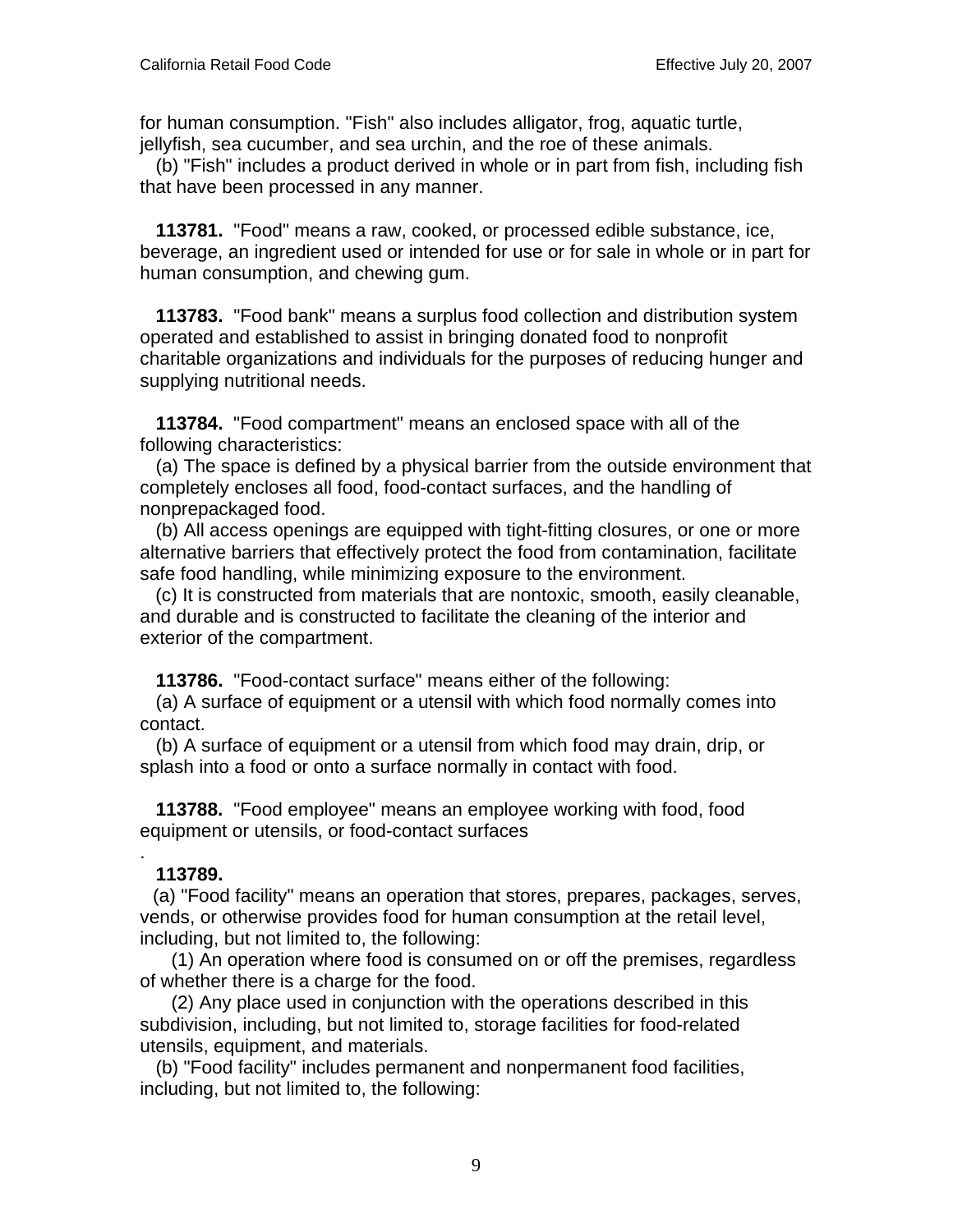for human consumption. "Fish" also includes alligator, frog, aquatic turtle, jellyfish, sea cucumber, and sea urchin, and the roe of these animals.

(b) "Fish" includes a product derived in whole or in part from fish, including fish that have been processed in any manner.

**113781.** "Food" means a raw, cooked, or processed edible substance, ice, beverage, an ingredient used or intended for use or for sale in whole or in part for human consumption, and chewing gum.

**113783.** "Food bank" means a surplus food collection and distribution system operated and established to assist in bringing donated food to nonprofit charitable organizations and individuals for the purposes of reducing hunger and supplying nutritional needs.

**113784.** "Food compartment" means an enclosed space with all of the following characteristics:

(a) The space is defined by a physical barrier from the outside environment that completely encloses all food, food-contact surfaces, and the handling of nonprepackaged food.

(b) All access openings are equipped with tight-fitting closures, or one or more alternative barriers that effectively protect the food from contamination, facilitate safe food handling, while minimizing exposure to the environment.

(c) It is constructed from materials that are nontoxic, smooth, easily cleanable, and durable and is constructed to facilitate the cleaning of the interior and exterior of the compartment.

**113786.** "Food-contact surface" means either of the following:

(a) A surface of equipment or a utensil with which food normally comes into contact.

(b) A surface of equipment or a utensil from which food may drain, drip, or splash into a food or onto a surface normally in contact with food.

**113788.** "Food employee" means an employee working with food, food equipment or utensils, or food-contact surfaces

.

**113789.**

(a) "Food facility" means an operation that stores, prepares, packages, serves, vends, or otherwise provides food for human consumption at the retail level, including, but not limited to, the following:

(1) An operation where food is consumed on or off the premises, regardless of whether there is a charge for the food.

(2) Any place used in conjunction with the operations described in this subdivision, including, but not limited to, storage facilities for food-related utensils, equipment, and materials.

(b) "Food facility" includes permanent and nonpermanent food facilities, including, but not limited to, the following: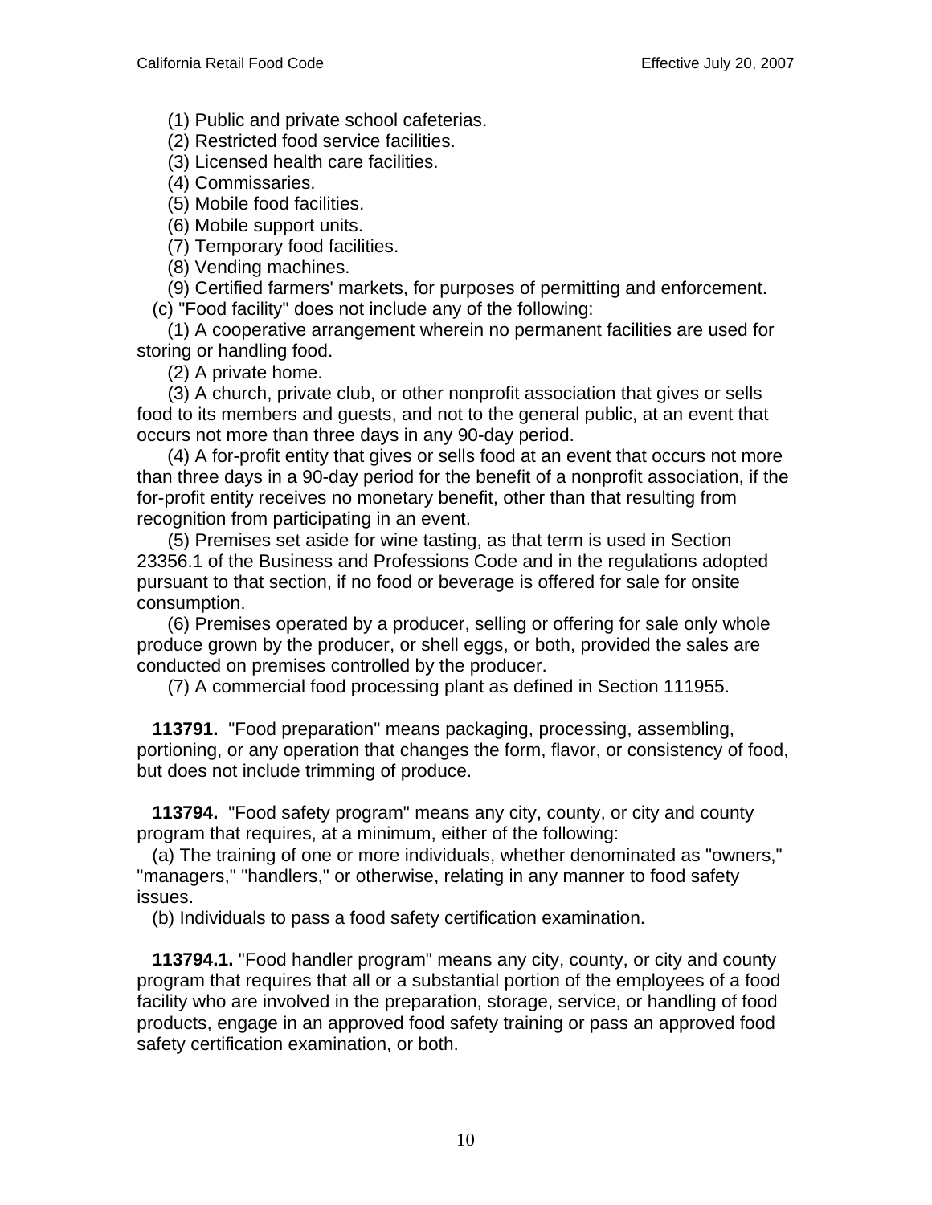(1) Public and private school cafeterias.
(2) Restricted food service facilities.
(3) Licensed health care facilities.
(4) Commissaries.
(5) Mobile food facilities.
(6) Mobile support units.
(7) Temporary food facilities.
(8) Vending machines.
(9) Certified farmers' markets, for purposes of permitting and enforcement.

(c) "Food facility" does not include any of the following:

(1) A cooperative arrangement wherein no permanent facilities are used for storing or handling food.

(2) A private home.

(3) A church, private club, or other nonprofit association that gives or sells food to its members and guests, and not to the general public, at an event that occurs not more than three days in any 90-day period.

(4) A for-profit entity that gives or sells food at an event that occurs not more than three days in a 90-day period for the benefit of a nonprofit association, if the for-profit entity receives no monetary benefit, other than that resulting from recognition from participating in an event.

(5) Premises set aside for wine tasting, as that term is used in Section 23356.1 of the Business and Professions Code and in the regulations adopted pursuant to that section, if no food or beverage is offered for sale for onsite consumption.

(6) Premises operated by a producer, selling or offering for sale only whole produce grown by the producer, or shell eggs, or both, provided the sales are conducted on premises controlled by the producer.

(7) A commercial food processing plant as defined in Section 111955.

**113791.** "Food preparation" means packaging, processing, assembling, portioning, or any operation that changes the form, flavor, or consistency of food, but does not include trimming of produce.

**113794.** "Food safety program" means any city, county, or city and county program that requires, at a minimum, either of the following:

(a) The training of one or more individuals, whether denominated as "owners," "managers," "handlers," or otherwise, relating in any manner to food safety issues.

(b) Individuals to pass a food safety certification examination.

**113794.1.** "Food handler program" means any city, county, or city and county program that requires that all or a substantial portion of the employees of a food facility who are involved in the preparation, storage, service, or handling of food products, engage in an approved food safety training or pass an approved food safety certification examination, or both.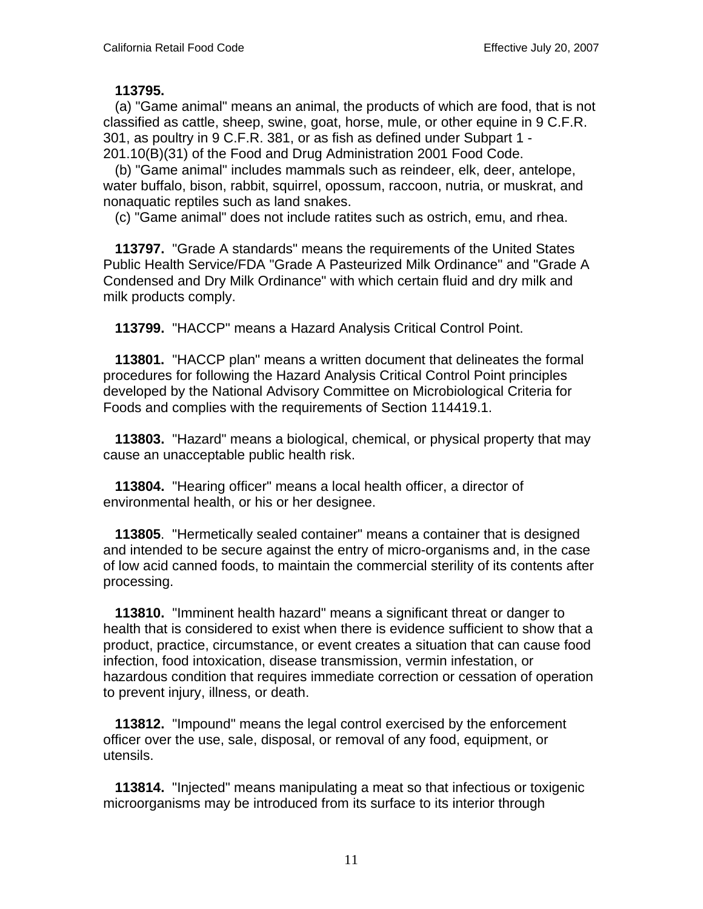**113795.**

(a) "Game animal" means an animal, the products of which are food, that is not classified as cattle, sheep, swine, goat, horse, mule, or other equine in 9 C.F.R. 301, as poultry in 9 C.F.R. 381, or as fish as defined under Subpart 1 - 201.10(B)(31) of the Food and Drug Administration 2001 Food Code.

(b) "Game animal" includes mammals such as reindeer, elk, deer, antelope, water buffalo, bison, rabbit, squirrel, opossum, raccoon, nutria, or muskrat, and nonaquatic reptiles such as land snakes.

(c) "Game animal" does not include ratites such as ostrich, emu, and rhea.

**113797.** "Grade A standards" means the requirements of the United States Public Health Service/FDA "Grade A Pasteurized Milk Ordinance" and "Grade A Condensed and Dry Milk Ordinance" with which certain fluid and dry milk and milk products comply.

**113799.** "HACCP" means a Hazard Analysis Critical Control Point.

**113801.** "HACCP plan" means a written document that delineates the formal procedures for following the Hazard Analysis Critical Control Point principles developed by the National Advisory Committee on Microbiological Criteria for Foods and complies with the requirements of Section 114419.1.

**113803.** "Hazard" means a biological, chemical, or physical property that may cause an unacceptable public health risk.

**113804.** "Hearing officer" means a local health officer, a director of environmental health, or his or her designee.

**113805**. "Hermetically sealed container" means a container that is designed and intended to be secure against the entry of micro-organisms and, in the case of low acid canned foods, to maintain the commercial sterility of its contents after processing.

**113810.** "Imminent health hazard" means a significant threat or danger to health that is considered to exist when there is evidence sufficient to show that a product, practice, circumstance, or event creates a situation that can cause food infection, food intoxication, disease transmission, vermin infestation, or hazardous condition that requires immediate correction or cessation of operation to prevent injury, illness, or death.

**113812.** "Impound" means the legal control exercised by the enforcement officer over the use, sale, disposal, or removal of any food, equipment, or utensils.

**113814.** "Injected" means manipulating a meat so that infectious or toxigenic microorganisms may be introduced from its surface to its interior through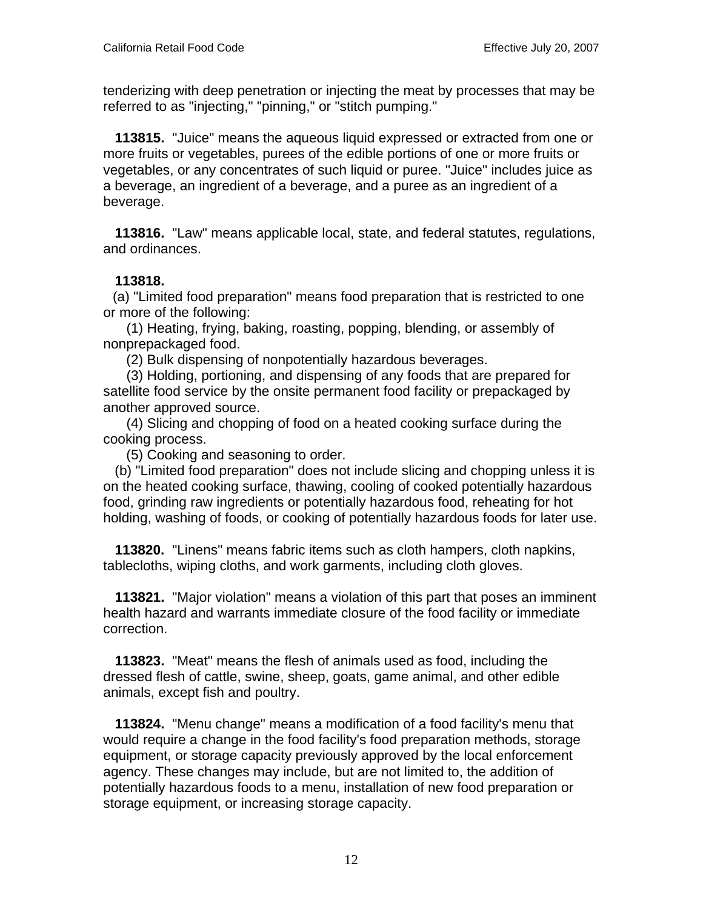tenderizing with deep penetration or injecting the meat by processes that may be referred to as "injecting," "pinning," or "stitch pumping."

**113815.** "Juice" means the aqueous liquid expressed or extracted from one or more fruits or vegetables, purees of the edible portions of one or more fruits or vegetables, or any concentrates of such liquid or puree. "Juice" includes juice as a beverage, an ingredient of a beverage, and a puree as an ingredient of a beverage.

**113816.** "Law" means applicable local, state, and federal statutes, regulations, and ordinances.

**113818.**

(a) "Limited food preparation" means food preparation that is restricted to one or more of the following:

(1) Heating, frying, baking, roasting, popping, blending, or assembly of nonprepackaged food.

(2) Bulk dispensing of nonpotentially hazardous beverages.

(3) Holding, portioning, and dispensing of any foods that are prepared for satellite food service by the onsite permanent food facility or prepackaged by another approved source.

(4) Slicing and chopping of food on a heated cooking surface during the cooking process.

(5) Cooking and seasoning to order.

(b) "Limited food preparation" does not include slicing and chopping unless it is on the heated cooking surface, thawing, cooling of cooked potentially hazardous food, grinding raw ingredients or potentially hazardous food, reheating for hot holding, washing of foods, or cooking of potentially hazardous foods for later use.

**113820.** "Linens" means fabric items such as cloth hampers, cloth napkins, tablecloths, wiping cloths, and work garments, including cloth gloves.

**113821.** "Major violation" means a violation of this part that poses an imminent health hazard and warrants immediate closure of the food facility or immediate correction.

**113823.** "Meat" means the flesh of animals used as food, including the dressed flesh of cattle, swine, sheep, goats, game animal, and other edible animals, except fish and poultry.

**113824.** "Menu change" means a modification of a food facility's menu that would require a change in the food facility's food preparation methods, storage equipment, or storage capacity previously approved by the local enforcement agency. These changes may include, but are not limited to, the addition of potentially hazardous foods to a menu, installation of new food preparation or storage equipment, or increasing storage capacity.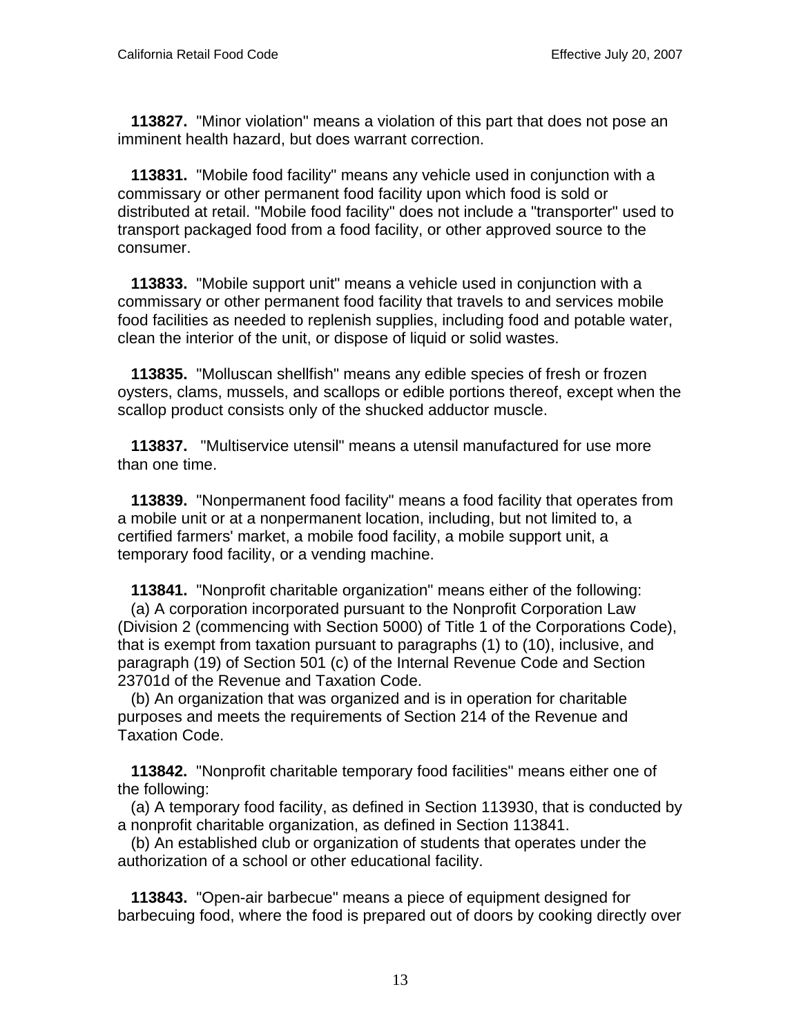**113827.** "Minor violation" means a violation of this part that does not pose an imminent health hazard, but does warrant correction.

**113831.** "Mobile food facility" means any vehicle used in conjunction with a commissary or other permanent food facility upon which food is sold or distributed at retail. "Mobile food facility" does not include a "transporter" used to transport packaged food from a food facility, or other approved source to the consumer.

**113833.** "Mobile support unit" means a vehicle used in conjunction with a commissary or other permanent food facility that travels to and services mobile food facilities as needed to replenish supplies, including food and potable water, clean the interior of the unit, or dispose of liquid or solid wastes.

**113835.** "Molluscan shellfish" means any edible species of fresh or frozen oysters, clams, mussels, and scallops or edible portions thereof, except when the scallop product consists only of the shucked adductor muscle.

**113837.** "Multiservice utensil" means a utensil manufactured for use more than one time.

**113839.** "Nonpermanent food facility" means a food facility that operates from a mobile unit or at a nonpermanent location, including, but not limited to, a certified farmers' market, a mobile food facility, a mobile support unit, a temporary food facility, or a vending machine.

**113841.** "Nonprofit charitable organization" means either of the following:

(a) A corporation incorporated pursuant to the Nonprofit Corporation Law (Division 2 (commencing with Section 5000) of Title 1 of the Corporations Code), that is exempt from taxation pursuant to paragraphs (1) to (10), inclusive, and paragraph (19) of Section 501 (c) of the Internal Revenue Code and Section 23701d of the Revenue and Taxation Code.

(b) An organization that was organized and is in operation for charitable purposes and meets the requirements of Section 214 of the Revenue and Taxation Code.

**113842.** "Nonprofit charitable temporary food facilities" means either one of the following:

(a) A temporary food facility, as defined in Section 113930, that is conducted by a nonprofit charitable organization, as defined in Section 113841.

(b) An established club or organization of students that operates under the authorization of a school or other educational facility.

**113843.** "Open-air barbecue" means a piece of equipment designed for barbecuing food, where the food is prepared out of doors by cooking directly over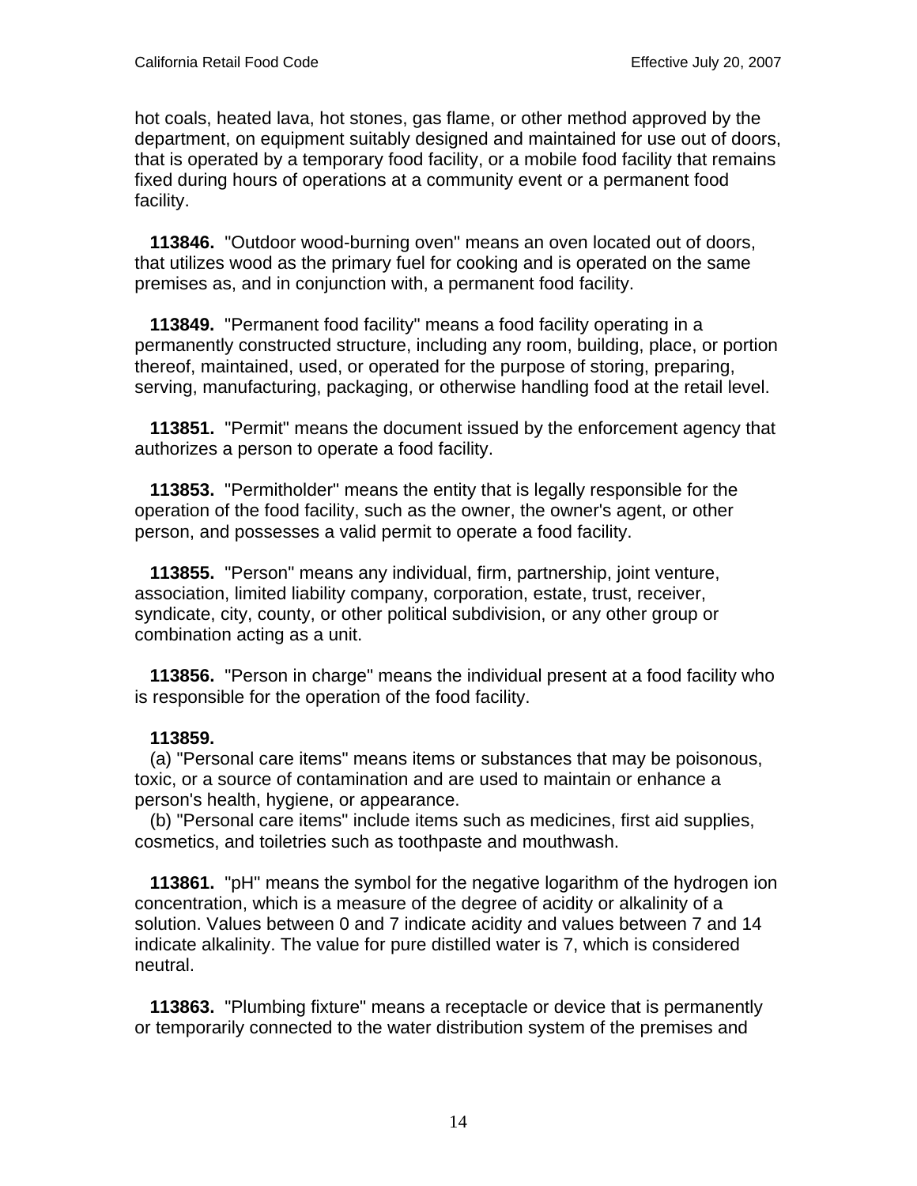hot coals, heated lava, hot stones, gas flame, or other method approved by the department, on equipment suitably designed and maintained for use out of doors, that is operated by a temporary food facility, or a mobile food facility that remains fixed during hours of operations at a community event or a permanent food facility.

**113846.** "Outdoor wood-burning oven" means an oven located out of doors, that utilizes wood as the primary fuel for cooking and is operated on the same premises as, and in conjunction with, a permanent food facility.

**113849.** "Permanent food facility" means a food facility operating in a permanently constructed structure, including any room, building, place, or portion thereof, maintained, used, or operated for the purpose of storing, preparing, serving, manufacturing, packaging, or otherwise handling food at the retail level.

**113851.** "Permit" means the document issued by the enforcement agency that authorizes a person to operate a food facility.

**113853.** "Permitholder" means the entity that is legally responsible for the operation of the food facility, such as the owner, the owner's agent, or other person, and possesses a valid permit to operate a food facility.

**113855.** "Person" means any individual, firm, partnership, joint venture, association, limited liability company, corporation, estate, trust, receiver, syndicate, city, county, or other political subdivision, or any other group or combination acting as a unit.

**113856.** "Person in charge" means the individual present at a food facility who is responsible for the operation of the food facility.

**113859.**

(a) "Personal care items" means items or substances that may be poisonous, toxic, or a source of contamination and are used to maintain or enhance a person's health, hygiene, or appearance.

(b) "Personal care items" include items such as medicines, first aid supplies, cosmetics, and toiletries such as toothpaste and mouthwash.

**113861.** "pH" means the symbol for the negative logarithm of the hydrogen ion concentration, which is a measure of the degree of acidity or alkalinity of a solution. Values between 0 and 7 indicate acidity and values between 7 and 14 indicate alkalinity. The value for pure distilled water is 7, which is considered neutral.

**113863.** "Plumbing fixture" means a receptacle or device that is permanently or temporarily connected to the water distribution system of the premises and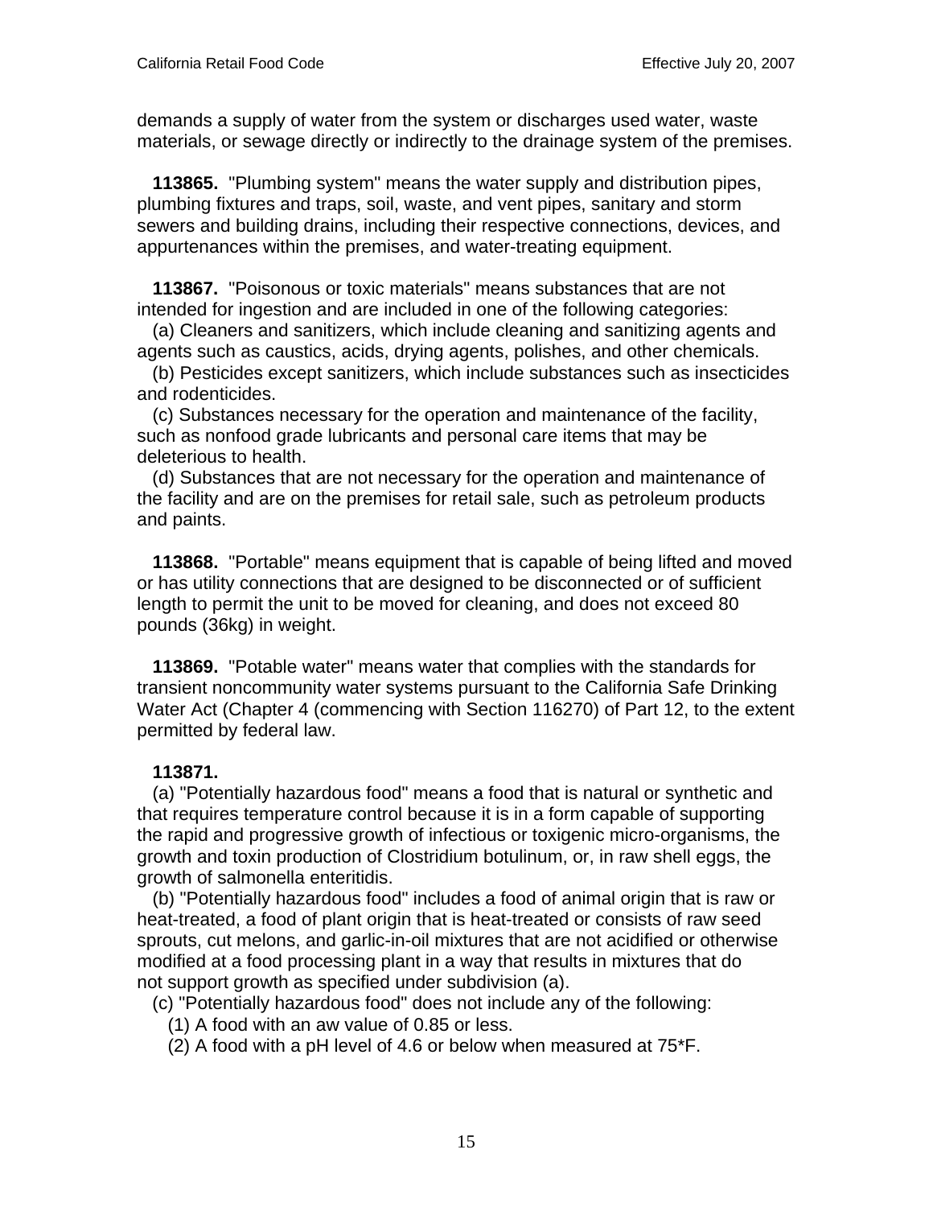demands a supply of water from the system or discharges used water, waste materials, or sewage directly or indirectly to the drainage system of the premises.

**113865.** "Plumbing system" means the water supply and distribution pipes, plumbing fixtures and traps, soil, waste, and vent pipes, sanitary and storm sewers and building drains, including their respective connections, devices, and appurtenances within the premises, and water-treating equipment.

**113867.** "Poisonous or toxic materials" means substances that are not intended for ingestion and are included in one of the following categories:

(a) Cleaners and sanitizers, which include cleaning and sanitizing agents and agents such as caustics, acids, drying agents, polishes, and other chemicals.

(b) Pesticides except sanitizers, which include substances such as insecticides and rodenticides.

(c) Substances necessary for the operation and maintenance of the facility, such as nonfood grade lubricants and personal care items that may be deleterious to health.

(d) Substances that are not necessary for the operation and maintenance of the facility and are on the premises for retail sale, such as petroleum products and paints.

**113868.** "Portable" means equipment that is capable of being lifted and moved or has utility connections that are designed to be disconnected or of sufficient length to permit the unit to be moved for cleaning, and does not exceed 80 pounds (36kg) in weight.

**113869.** "Potable water" means water that complies with the standards for transient noncommunity water systems pursuant to the California Safe Drinking Water Act (Chapter 4 (commencing with Section 116270) of Part 12, to the extent permitted by federal law.

**113871.**

(a) "Potentially hazardous food" means a food that is natural or synthetic and that requires temperature control because it is in a form capable of supporting the rapid and progressive growth of infectious or toxigenic micro-organisms, the growth and toxin production of Clostridium botulinum, or, in raw shell eggs, the growth of salmonella enteritidis.

(b) "Potentially hazardous food" includes a food of animal origin that is raw or heat-treated, a food of plant origin that is heat-treated or consists of raw seed sprouts, cut melons, and garlic-in-oil mixtures that are not acidified or otherwise modified at a food processing plant in a way that results in mixtures that do not support growth as specified under subdivision (a).

(c) "Potentially hazardous food" does not include any of the following:

(1) A food with an aw value of 0.85 or less.

(2) A food with a pH level of 4.6 or below when measured at 75*F.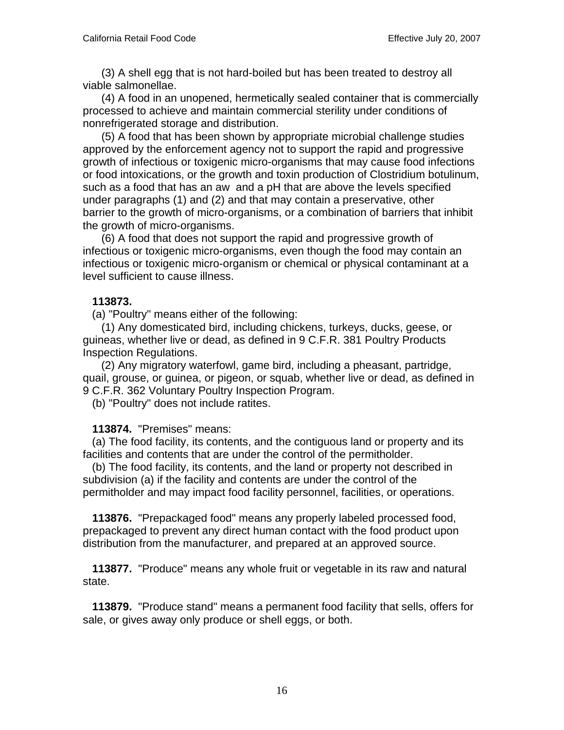(3) A shell egg that is not hard-boiled but has been treated to destroy all viable salmonellae.

(4) A food in an unopened, hermetically sealed container that is commercially processed to achieve and maintain commercial sterility under conditions of nonrefrigerated storage and distribution.

(5) A food that has been shown by appropriate microbial challenge studies approved by the enforcement agency not to support the rapid and progressive growth of infectious or toxigenic micro-organisms that may cause food infections or food intoxications, or the growth and toxin production of Clostridium botulinum, such as a food that has an aw and a pH that are above the levels specified under paragraphs (1) and (2) and that may contain a preservative, other barrier to the growth of micro-organisms, or a combination of barriers that inhibit the growth of micro-organisms.

(6) A food that does not support the rapid and progressive growth of infectious or toxigenic micro-organisms, even though the food may contain an infectious or toxigenic micro-organism or chemical or physical contaminant at a level sufficient to cause illness.

**113873.**

(a) "Poultry" means either of the following:

(1) Any domesticated bird, including chickens, turkeys, ducks, geese, or guineas, whether live or dead, as defined in 9 C.F.R. 381 Poultry Products Inspection Regulations.

(2) Any migratory waterfowl, game bird, including a pheasant, partridge, quail, grouse, or guinea, or pigeon, or squab, whether live or dead, as defined in 9 C.F.R. 362 Voluntary Poultry Inspection Program.

(b) "Poultry" does not include ratites.

**113874.** "Premises" means:

(a) The food facility, its contents, and the contiguous land or property and its facilities and contents that are under the control of the permitholder.

(b) The food facility, its contents, and the land or property not described in subdivision (a) if the facility and contents are under the control of the permitholder and may impact food facility personnel, facilities, or operations.

**113876.** "Prepackaged food" means any properly labeled processed food, prepackaged to prevent any direct human contact with the food product upon distribution from the manufacturer, and prepared at an approved source.

**113877.** "Produce" means any whole fruit or vegetable in its raw and natural state.

**113879.** "Produce stand" means a permanent food facility that sells, offers for sale, or gives away only produce or shell eggs, or both.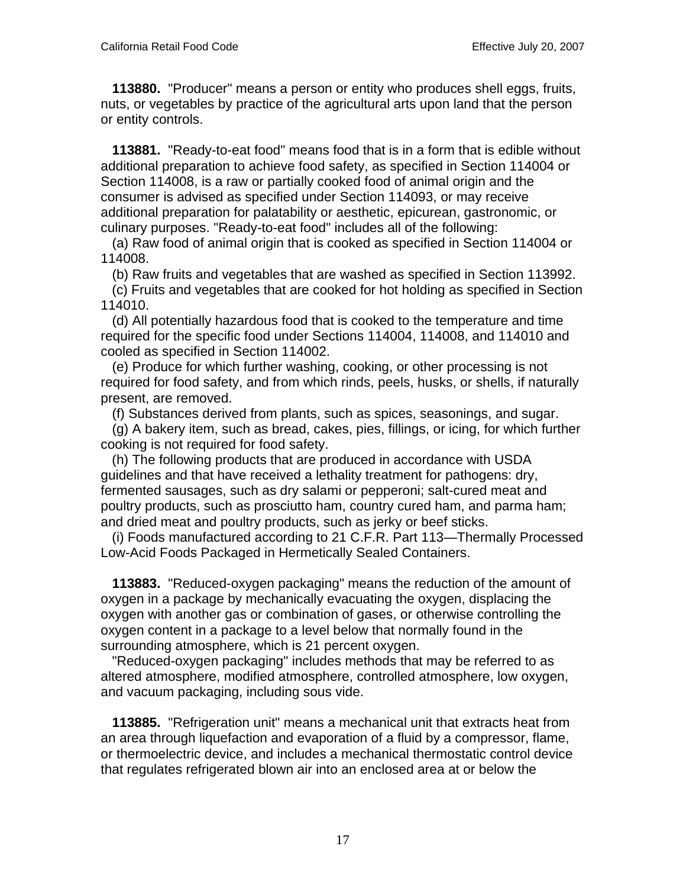**113880.** "Producer" means a person or entity who produces shell eggs, fruits, nuts, or vegetables by practice of the agricultural arts upon land that the person or entity controls.

**113881.** "Ready-to-eat food" means food that is in a form that is edible without additional preparation to achieve food safety, as specified in Section 114004 or Section 114008, is a raw or partially cooked food of animal origin and the consumer is advised as specified under Section 114093, or may receive additional preparation for palatability or aesthetic, epicurean, gastronomic, or culinary purposes. "Ready-to-eat food" includes all of the following:

(a) Raw food of animal origin that is cooked as specified in Section 114004 or 114008.

(b) Raw fruits and vegetables that are washed as specified in Section 113992.

(c) Fruits and vegetables that are cooked for hot holding as specified in Section 114010.

(d) All potentially hazardous food that is cooked to the temperature and time required for the specific food under Sections 114004, 114008, and 114010 and cooled as specified in Section 114002.

(e) Produce for which further washing, cooking, or other processing is not required for food safety, and from which rinds, peels, husks, or shells, if naturally present, are removed.

(f) Substances derived from plants, such as spices, seasonings, and sugar.

(g) A bakery item, such as bread, cakes, pies, fillings, or icing, for which further cooking is not required for food safety.

(h) The following products that are produced in accordance with USDA guidelines and that have received a lethality treatment for pathogens: dry, fermented sausages, such as dry salami or pepperoni; salt-cured meat and poultry products, such as prosciutto ham, country cured ham, and parma ham; and dried meat and poultry products, such as jerky or beef sticks.

(i) Foods manufactured according to 21 C.F.R. Part 113—Thermally Processed Low-Acid Foods Packaged in Hermetically Sealed Containers.

**113883.** "Reduced-oxygen packaging" means the reduction of the amount of oxygen in a package by mechanically evacuating the oxygen, displacing the oxygen with another gas or combination of gases, or otherwise controlling the oxygen content in a package to a level below that normally found in the surrounding atmosphere, which is 21 percent oxygen.

"Reduced-oxygen packaging" includes methods that may be referred to as altered atmosphere, modified atmosphere, controlled atmosphere, low oxygen, and vacuum packaging, including sous vide.

**113885.** "Refrigeration unit" means a mechanical unit that extracts heat from an area through liquefaction and evaporation of a fluid by a compressor, flame, or thermoelectric device, and includes a mechanical thermostatic control device that regulates refrigerated blown air into an enclosed area at or below the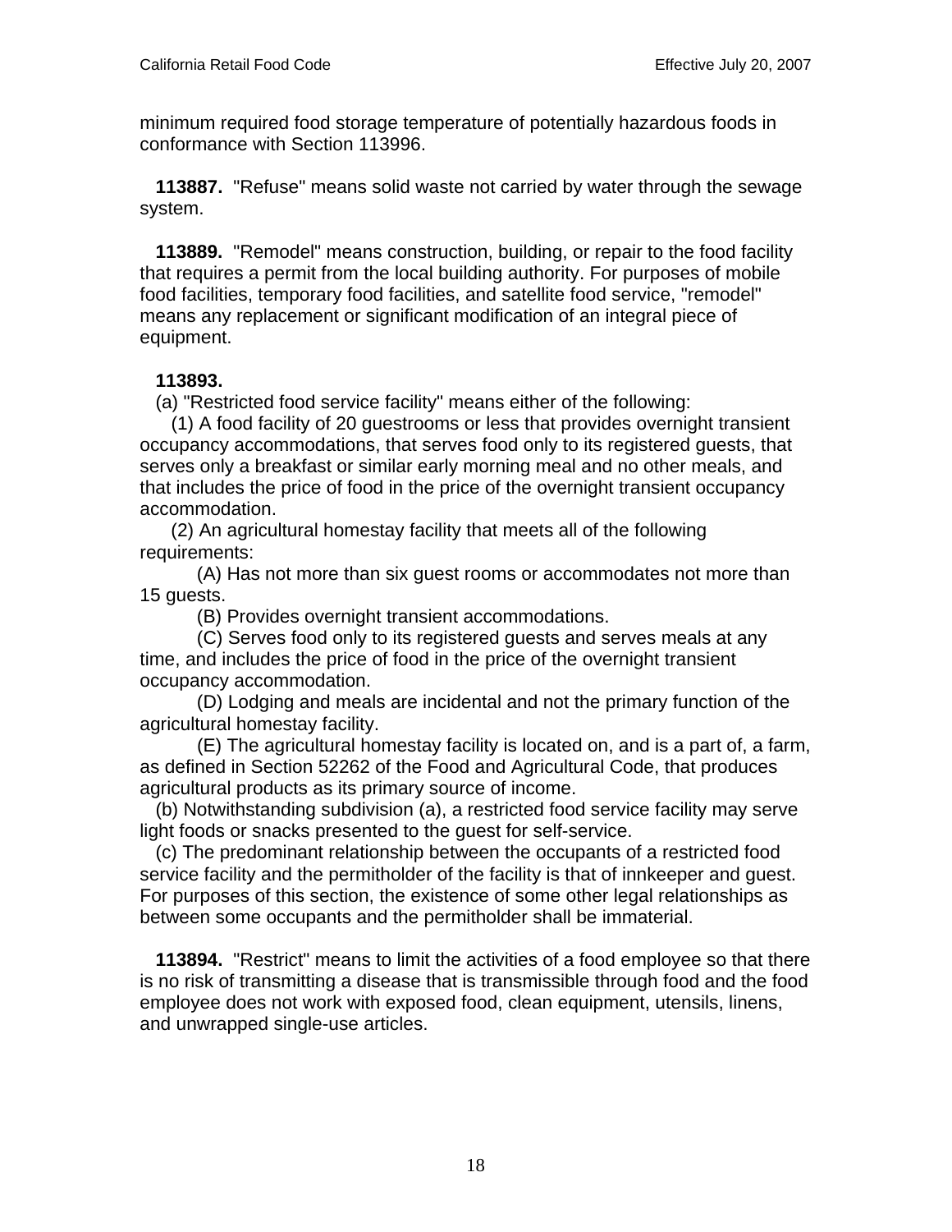minimum required food storage temperature of potentially hazardous foods in conformance with Section 113996.

**113887.** "Refuse" means solid waste not carried by water through the sewage system.

**113889.** "Remodel" means construction, building, or repair to the food facility that requires a permit from the local building authority. For purposes of mobile food facilities, temporary food facilities, and satellite food service, "remodel" means any replacement or significant modification of an integral piece of equipment.

**113893.**

(a) "Restricted food service facility" means either of the following:

(1) A food facility of 20 guestrooms or less that provides overnight transient occupancy accommodations, that serves food only to its registered guests, that serves only a breakfast or similar early morning meal and no other meals, and that includes the price of food in the price of the overnight transient occupancy accommodation.

(2) An agricultural homestay facility that meets all of the following requirements:

(A) Has not more than six guest rooms or accommodates not more than 15 guests.

(B) Provides overnight transient accommodations.

(C) Serves food only to its registered guests and serves meals at any time, and includes the price of food in the price of the overnight transient occupancy accommodation.

(D) Lodging and meals are incidental and not the primary function of the agricultural homestay facility.

(E) The agricultural homestay facility is located on, and is a part of, a farm, as defined in Section 52262 of the Food and Agricultural Code, that produces agricultural products as its primary source of income.

(b) Notwithstanding subdivision (a), a restricted food service facility may serve light foods or snacks presented to the guest for self-service.

(c) The predominant relationship between the occupants of a restricted food service facility and the permitholder of the facility is that of innkeeper and guest. For purposes of this section, the existence of some other legal relationships as between some occupants and the permitholder shall be immaterial.

**113894.** "Restrict" means to limit the activities of a food employee so that there is no risk of transmitting a disease that is transmissible through food and the food employee does not work with exposed food, clean equipment, utensils, linens, and unwrapped single-use articles.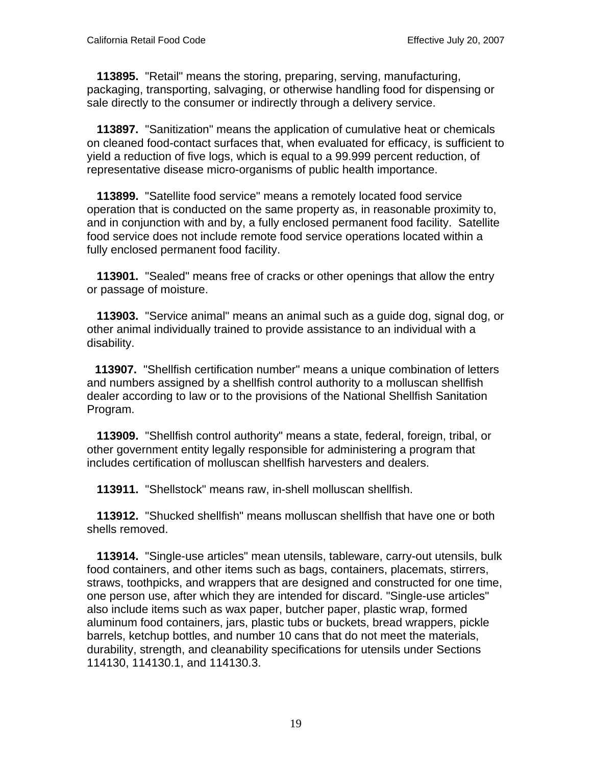**113895.** "Retail" means the storing, preparing, serving, manufacturing, packaging, transporting, salvaging, or otherwise handling food for dispensing or sale directly to the consumer or indirectly through a delivery service.

**113897.** "Sanitization" means the application of cumulative heat or chemicals on cleaned food-contact surfaces that, when evaluated for efficacy, is sufficient to yield a reduction of five logs, which is equal to a 99.999 percent reduction, of representative disease micro-organisms of public health importance.

**113899.** "Satellite food service" means a remotely located food service operation that is conducted on the same property as, in reasonable proximity to, and in conjunction with and by, a fully enclosed permanent food facility. Satellite food service does not include remote food service operations located within a fully enclosed permanent food facility.

**113901.** "Sealed" means free of cracks or other openings that allow the entry or passage of moisture.

**113903.** "Service animal" means an animal such as a guide dog, signal dog, or other animal individually trained to provide assistance to an individual with a disability.

**113907.** "Shellfish certification number" means a unique combination of letters and numbers assigned by a shellfish control authority to a molluscan shellfish dealer according to law or to the provisions of the National Shellfish Sanitation Program.

**113909.** "Shellfish control authority" means a state, federal, foreign, tribal, or other government entity legally responsible for administering a program that includes certification of molluscan shellfish harvesters and dealers.

**113911.** "Shellstock" means raw, in-shell molluscan shellfish.

**113912.** "Shucked shellfish" means molluscan shellfish that have one or both shells removed.

**113914.** "Single-use articles" mean utensils, tableware, carry-out utensils, bulk food containers, and other items such as bags, containers, placemats, stirrers, straws, toothpicks, and wrappers that are designed and constructed for one time, one person use, after which they are intended for discard. "Single-use articles" also include items such as wax paper, butcher paper, plastic wrap, formed aluminum food containers, jars, plastic tubs or buckets, bread wrappers, pickle barrels, ketchup bottles, and number 10 cans that do not meet the materials, durability, strength, and cleanability specifications for utensils under Sections 114130, 114130.1, and 114130.3.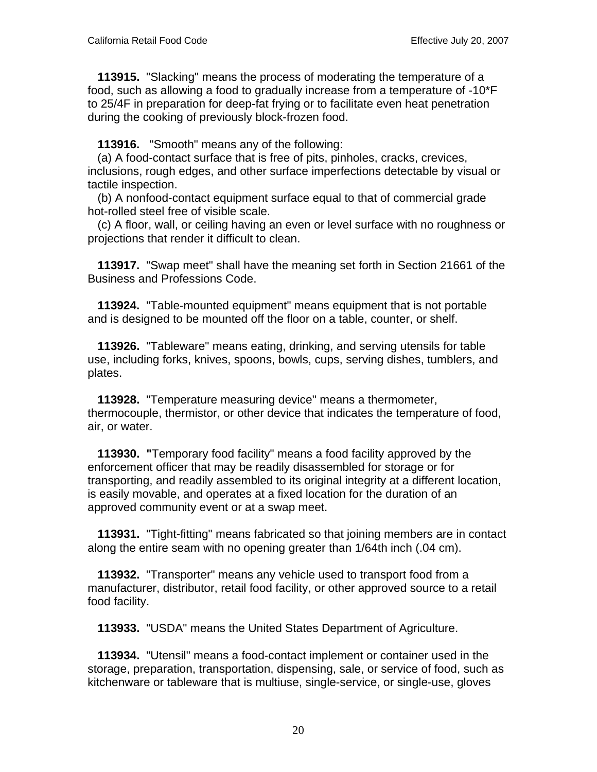**113915.** "Slacking" means the process of moderating the temperature of a food, such as allowing a food to gradually increase from a temperature of -10*F to 25/4F in preparation for deep-fat frying or to facilitate even heat penetration during the cooking of previously block-frozen food.

**113916.** "Smooth" means any of the following:
(a) A food-contact surface that is free of pits, pinholes, cracks, crevices, inclusions, rough edges, and other surface imperfections detectable by visual or tactile inspection.
(b) A nonfood-contact equipment surface equal to that of commercial grade hot-rolled steel free of visible scale.
(c) A floor, wall, or ceiling having an even or level surface with no roughness or projections that render it difficult to clean.

**113917.** "Swap meet" shall have the meaning set forth in Section 21661 of the Business and Professions Code.

**113924.** "Table-mounted equipment" means equipment that is not portable and is designed to be mounted off the floor on a table, counter, or shelf.

**113926.** "Tableware" means eating, drinking, and serving utensils for table use, including forks, knives, spoons, bowls, cups, serving dishes, tumblers, and plates.

**113928.** "Temperature measuring device" means a thermometer, thermocouple, thermistor, or other device that indicates the temperature of food, air, or water.

**113930. "**Temporary food facility" means a food facility approved by the enforcement officer that may be readily disassembled for storage or for transporting, and readily assembled to its original integrity at a different location, is easily movable, and operates at a fixed location for the duration of an approved community event or at a swap meet.

**113931.** "Tight-fitting" means fabricated so that joining members are in contact along the entire seam with no opening greater than 1/64th inch (.04 cm).

**113932.** "Transporter" means any vehicle used to transport food from a manufacturer, distributor, retail food facility, or other approved source to a retail food facility.

**113933.** "USDA" means the United States Department of Agriculture.

**113934.** "Utensil" means a food-contact implement or container used in the storage, preparation, transportation, dispensing, sale, or service of food, such as kitchenware or tableware that is multiuse, single-service, or single-use, gloves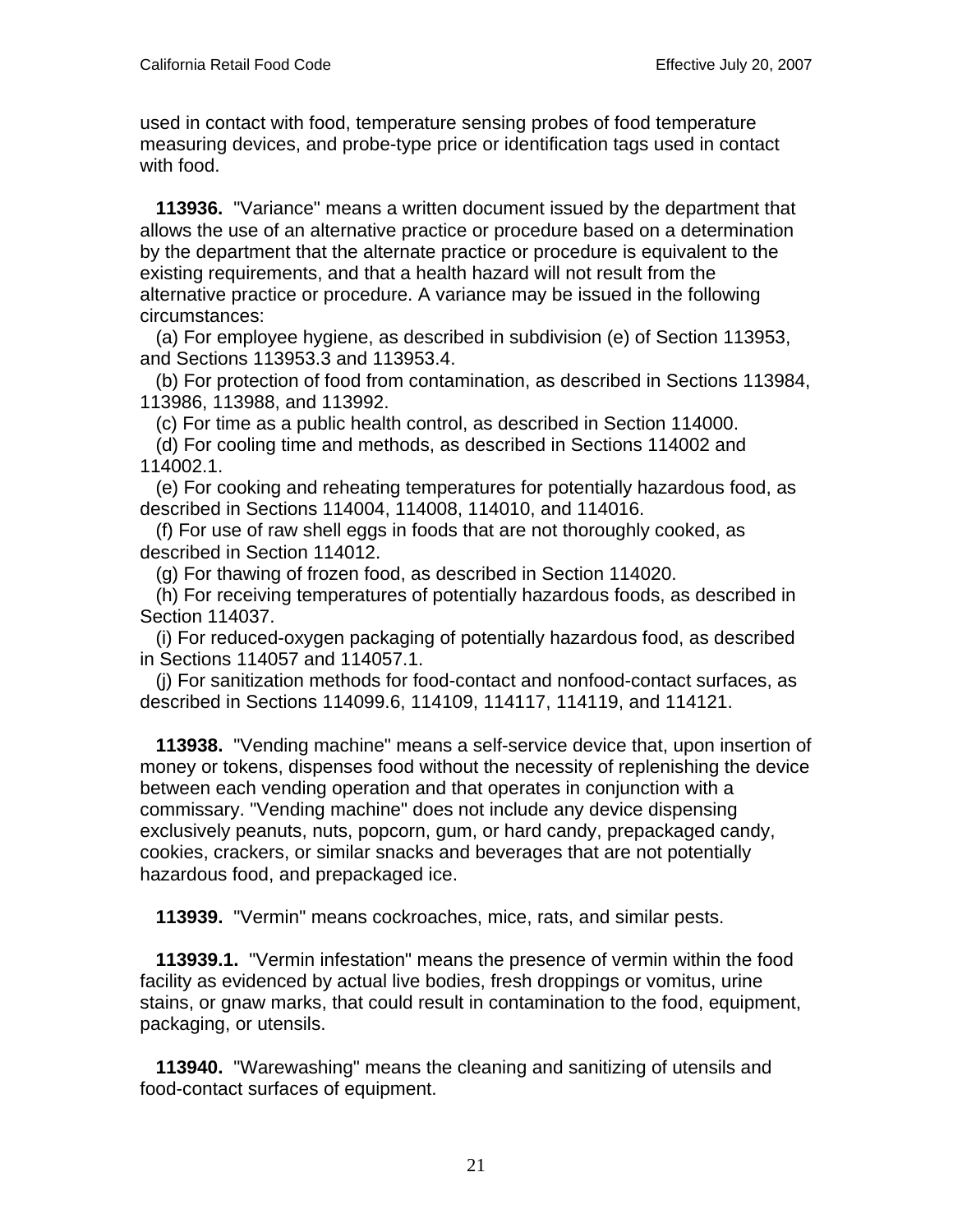used in contact with food, temperature sensing probes of food temperature measuring devices, and probe-type price or identification tags used in contact with food.

**113936.** "Variance" means a written document issued by the department that allows the use of an alternative practice or procedure based on a determination by the department that the alternate practice or procedure is equivalent to the existing requirements, and that a health hazard will not result from the alternative practice or procedure. A variance may be issued in the following circumstances:

(a) For employee hygiene, as described in subdivision (e) of Section 113953, and Sections 113953.3 and 113953.4.

(b) For protection of food from contamination, as described in Sections 113984, 113986, 113988, and 113992.

(c) For time as a public health control, as described in Section 114000.

(d) For cooling time and methods, as described in Sections 114002 and 114002.1.

(e) For cooking and reheating temperatures for potentially hazardous food, as described in Sections 114004, 114008, 114010, and 114016.

(f) For use of raw shell eggs in foods that are not thoroughly cooked, as described in Section 114012.

(g) For thawing of frozen food, as described in Section 114020.

(h) For receiving temperatures of potentially hazardous foods, as described in Section 114037.

(i) For reduced-oxygen packaging of potentially hazardous food, as described in Sections 114057 and 114057.1.

(j) For sanitization methods for food-contact and nonfood-contact surfaces, as described in Sections 114099.6, 114109, 114117, 114119, and 114121.

**113938.** "Vending machine" means a self-service device that, upon insertion of money or tokens, dispenses food without the necessity of replenishing the device between each vending operation and that operates in conjunction with a commissary. "Vending machine" does not include any device dispensing exclusively peanuts, nuts, popcorn, gum, or hard candy, prepackaged candy, cookies, crackers, or similar snacks and beverages that are not potentially hazardous food, and prepackaged ice.

**113939.** "Vermin" means cockroaches, mice, rats, and similar pests.

**113939.1.** "Vermin infestation" means the presence of vermin within the food facility as evidenced by actual live bodies, fresh droppings or vomitus, urine stains, or gnaw marks, that could result in contamination to the food, equipment, packaging, or utensils.

**113940.** "Warewashing" means the cleaning and sanitizing of utensils and food-contact surfaces of equipment.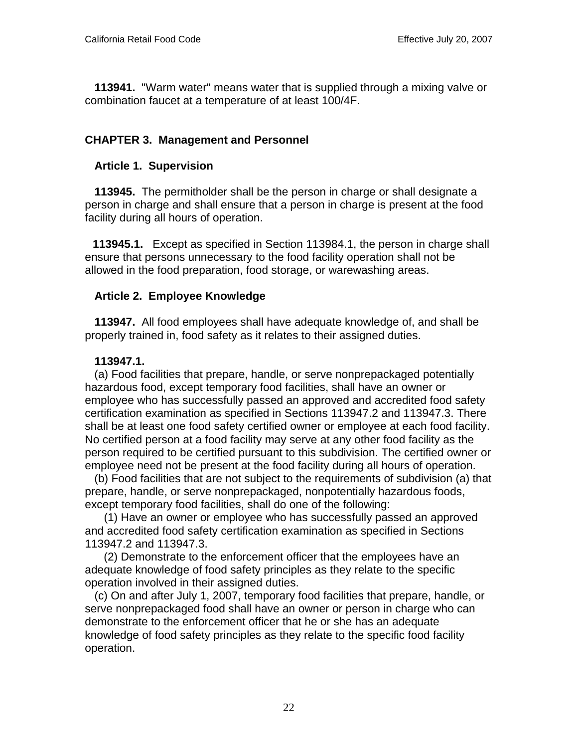**113941.** "Warm water" means water that is supplied through a mixing valve or combination faucet at a temperature of at least 100/4F.

## CHAPTER 3. Management and Personnel

### Article 1. Supervision

**113945.** The permitholder shall be the person in charge or shall designate a person in charge and shall ensure that a person in charge is present at the food facility during all hours of operation.

**113945.1.** Except as specified in Section 113984.1, the person in charge shall ensure that persons unnecessary to the food facility operation shall not be allowed in the food preparation, food storage, or warewashing areas.

### Article 2. Employee Knowledge

**113947.** All food employees shall have adequate knowledge of, and shall be properly trained in, food safety as it relates to their assigned duties.

**113947.1.**

(a) Food facilities that prepare, handle, or serve nonprepackaged potentially hazardous food, except temporary food facilities, shall have an owner or employee who has successfully passed an approved and accredited food safety certification examination as specified in Sections 113947.2 and 113947.3. There shall be at least one food safety certified owner or employee at each food facility. No certified person at a food facility may serve at any other food facility as the person required to be certified pursuant to this subdivision. The certified owner or employee need not be present at the food facility during all hours of operation.

(b) Food facilities that are not subject to the requirements of subdivision (a) that prepare, handle, or serve nonprepackaged, nonpotentially hazardous foods, except temporary food facilities, shall do one of the following:

(1) Have an owner or employee who has successfully passed an approved and accredited food safety certification examination as specified in Sections 113947.2 and 113947.3.

(2) Demonstrate to the enforcement officer that the employees have an adequate knowledge of food safety principles as they relate to the specific operation involved in their assigned duties.

(c) On and after July 1, 2007, temporary food facilities that prepare, handle, or serve nonprepackaged food shall have an owner or person in charge who can demonstrate to the enforcement officer that he or she has an adequate knowledge of food safety principles as they relate to the specific food facility operation.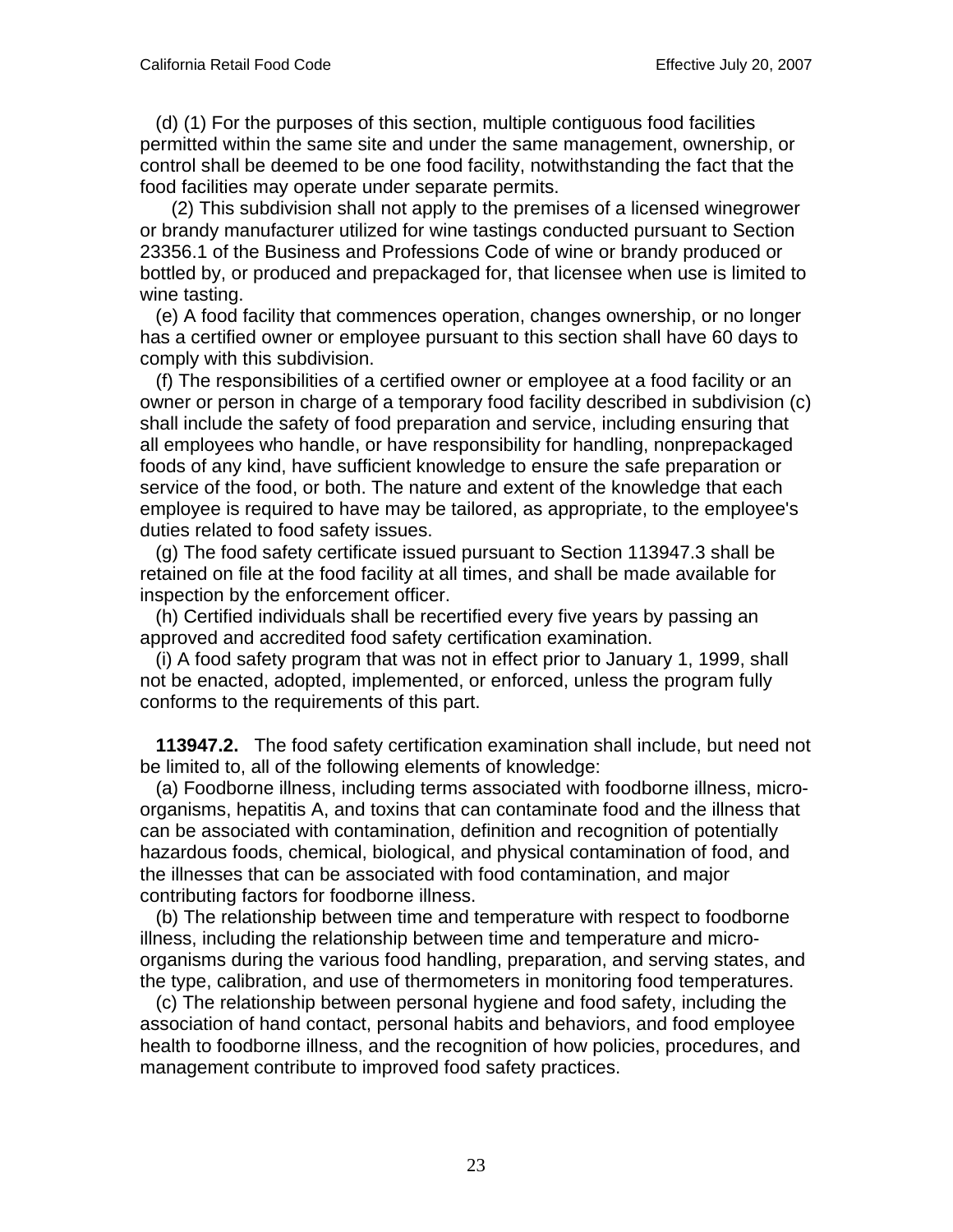(d) (1) For the purposes of this section, multiple contiguous food facilities permitted within the same site and under the same management, ownership, or control shall be deemed to be one food facility, notwithstanding the fact that the food facilities may operate under separate permits.

(2) This subdivision shall not apply to the premises of a licensed winegrower or brandy manufacturer utilized for wine tastings conducted pursuant to Section 23356.1 of the Business and Professions Code of wine or brandy produced or bottled by, or produced and prepackaged for, that licensee when use is limited to wine tasting.

(e) A food facility that commences operation, changes ownership, or no longer has a certified owner or employee pursuant to this section shall have 60 days to comply with this subdivision.

(f) The responsibilities of a certified owner or employee at a food facility or an owner or person in charge of a temporary food facility described in subdivision (c) shall include the safety of food preparation and service, including ensuring that all employees who handle, or have responsibility for handling, nonprepackaged foods of any kind, have sufficient knowledge to ensure the safe preparation or service of the food, or both. The nature and extent of the knowledge that each employee is required to have may be tailored, as appropriate, to the employee's duties related to food safety issues.

(g) The food safety certificate issued pursuant to Section 113947.3 shall be retained on file at the food facility at all times, and shall be made available for inspection by the enforcement officer.

(h) Certified individuals shall be recertified every five years by passing an approved and accredited food safety certification examination.

(i) A food safety program that was not in effect prior to January 1, 1999, shall not be enacted, adopted, implemented, or enforced, unless the program fully conforms to the requirements of this part.

**113947.2.** The food safety certification examination shall include, but need not be limited to, all of the following elements of knowledge:

(a) Foodborne illness, including terms associated with foodborne illness, micro-organisms, hepatitis A, and toxins that can contaminate food and the illness that can be associated with contamination, definition and recognition of potentially hazardous foods, chemical, biological, and physical contamination of food, and the illnesses that can be associated with food contamination, and major contributing factors for foodborne illness.

(b) The relationship between time and temperature with respect to foodborne illness, including the relationship between time and temperature and micro-organisms during the various food handling, preparation, and serving states, and the type, calibration, and use of thermometers in monitoring food temperatures.

(c) The relationship between personal hygiene and food safety, including the association of hand contact, personal habits and behaviors, and food employee health to foodborne illness, and the recognition of how policies, procedures, and management contribute to improved food safety practices.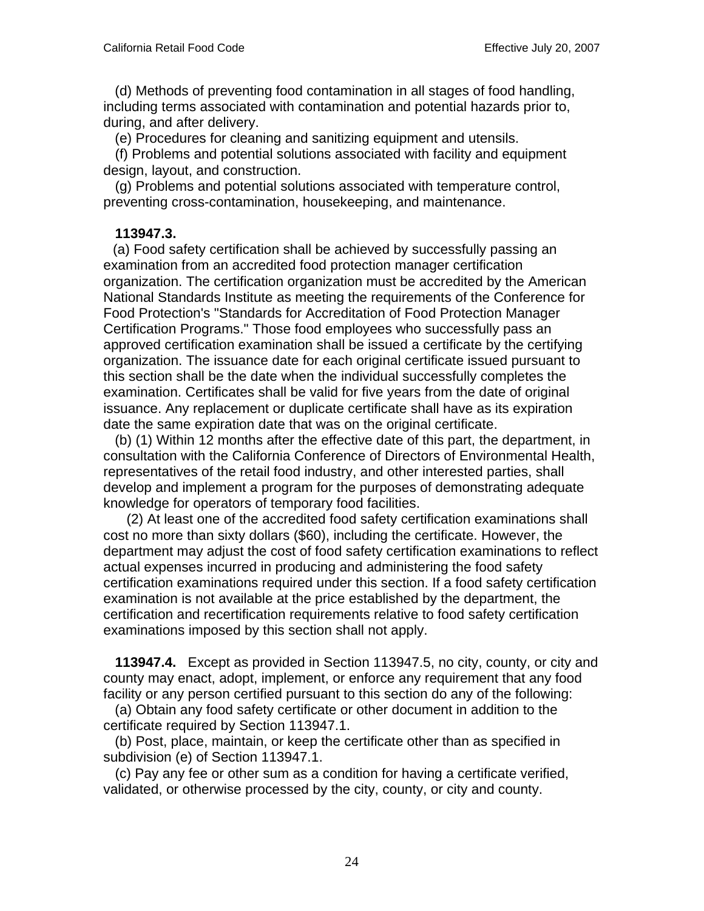(d) Methods of preventing food contamination in all stages of food handling, including terms associated with contamination and potential hazards prior to, during, and after delivery.

(e) Procedures for cleaning and sanitizing equipment and utensils.

(f) Problems and potential solutions associated with facility and equipment design, layout, and construction.

(g) Problems and potential solutions associated with temperature control, preventing cross-contamination, housekeeping, and maintenance.

**113947.3.**

(a) Food safety certification shall be achieved by successfully passing an examination from an accredited food protection manager certification organization. The certification organization must be accredited by the American National Standards Institute as meeting the requirements of the Conference for Food Protection's "Standards for Accreditation of Food Protection Manager Certification Programs." Those food employees who successfully pass an approved certification examination shall be issued a certificate by the certifying organization. The issuance date for each original certificate issued pursuant to this section shall be the date when the individual successfully completes the examination. Certificates shall be valid for five years from the date of original issuance. Any replacement or duplicate certificate shall have as its expiration date the same expiration date that was on the original certificate.

(b) (1) Within 12 months after the effective date of this part, the department, in consultation with the California Conference of Directors of Environmental Health, representatives of the retail food industry, and other interested parties, shall develop and implement a program for the purposes of demonstrating adequate knowledge for operators of temporary food facilities.

(2) At least one of the accredited food safety certification examinations shall cost no more than sixty dollars ($60), including the certificate. However, the department may adjust the cost of food safety certification examinations to reflect actual expenses incurred in producing and administering the food safety certification examinations required under this section. If a food safety certification examination is not available at the price established by the department, the certification and recertification requirements relative to food safety certification examinations imposed by this section shall not apply.

**113947.4.** Except as provided in Section 113947.5, no city, county, or city and county may enact, adopt, implement, or enforce any requirement that any food facility or any person certified pursuant to this section do any of the following:

(a) Obtain any food safety certificate or other document in addition to the certificate required by Section 113947.1.

(b) Post, place, maintain, or keep the certificate other than as specified in subdivision (e) of Section 113947.1.

(c) Pay any fee or other sum as a condition for having a certificate verified, validated, or otherwise processed by the city, county, or city and county.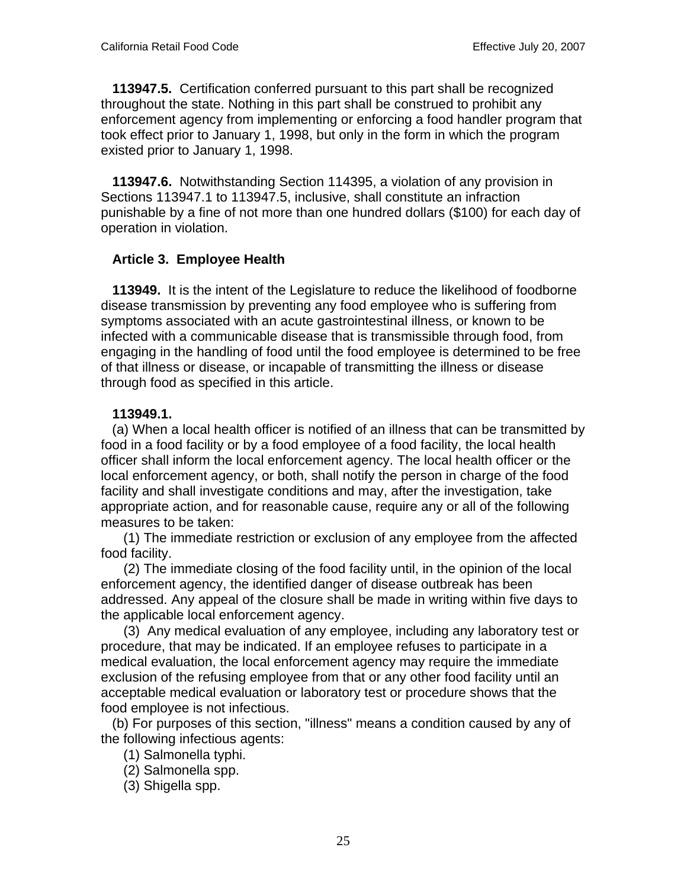**113947.5.** Certification conferred pursuant to this part shall be recognized throughout the state. Nothing in this part shall be construed to prohibit any enforcement agency from implementing or enforcing a food handler program that took effect prior to January 1, 1998, but only in the form in which the program existed prior to January 1, 1998.

**113947.6.** Notwithstanding Section 114395, a violation of any provision in Sections 113947.1 to 113947.5, inclusive, shall constitute an infraction punishable by a fine of not more than one hundred dollars ($100) for each day of operation in violation.

## Article 3. Employee Health

**113949.** It is the intent of the Legislature to reduce the likelihood of foodborne disease transmission by preventing any food employee who is suffering from symptoms associated with an acute gastrointestinal illness, or known to be infected with a communicable disease that is transmissible through food, from engaging in the handling of food until the food employee is determined to be free of that illness or disease, or incapable of transmitting the illness or disease through food as specified in this article.

**113949.1.**

(a) When a local health officer is notified of an illness that can be transmitted by food in a food facility or by a food employee of a food facility, the local health officer shall inform the local enforcement agency. The local health officer or the local enforcement agency, or both, shall notify the person in charge of the food facility and shall investigate conditions and may, after the investigation, take appropriate action, and for reasonable cause, require any or all of the following measures to be taken:

(1) The immediate restriction or exclusion of any employee from the affected food facility.

(2) The immediate closing of the food facility until, in the opinion of the local enforcement agency, the identified danger of disease outbreak has been addressed. Any appeal of the closure shall be made in writing within five days to the applicable local enforcement agency.

(3) Any medical evaluation of any employee, including any laboratory test or procedure, that may be indicated. If an employee refuses to participate in a medical evaluation, the local enforcement agency may require the immediate exclusion of the refusing employee from that or any other food facility until an acceptable medical evaluation or laboratory test or procedure shows that the food employee is not infectious.

(b) For purposes of this section, "illness" means a condition caused by any of the following infectious agents:

(1) Salmonella typhi.

(2) Salmonella spp.

(3) Shigella spp.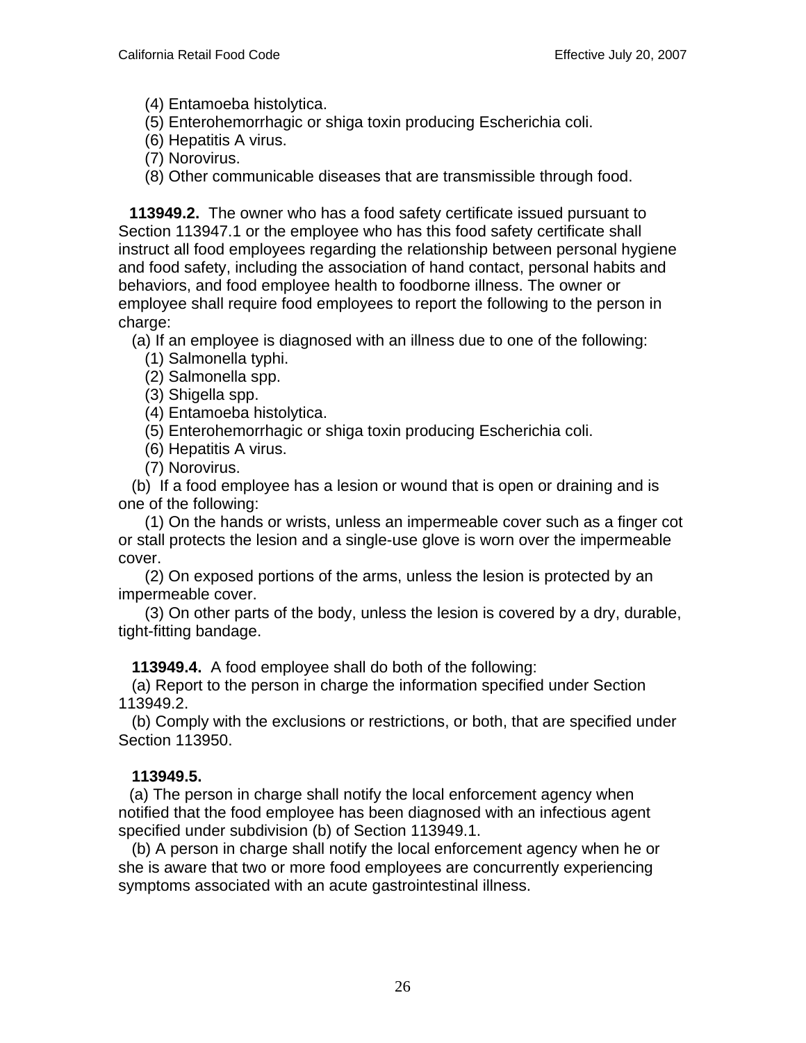(4) Entamoeba histolytica.
(5) Enterohemorrhagic or shiga toxin producing Escherichia coli.
(6) Hepatitis A virus.
(7) Norovirus.
(8) Other communicable diseases that are transmissible through food.

**113949.2.** The owner who has a food safety certificate issued pursuant to Section 113947.1 or the employee who has this food safety certificate shall instruct all food employees regarding the relationship between personal hygiene and food safety, including the association of hand contact, personal habits and behaviors, and food employee health to foodborne illness. The owner or employee shall require food employees to report the following to the person in charge:

(a) If an employee is diagnosed with an illness due to one of the following:

(1) Salmonella typhi.
(2) Salmonella spp.
(3) Shigella spp.
(4) Entamoeba histolytica.
(5) Enterohemorrhagic or shiga toxin producing Escherichia coli.
(6) Hepatitis A virus.
(7) Norovirus.

(b) If a food employee has a lesion or wound that is open or draining and is one of the following:

(1) On the hands or wrists, unless an impermeable cover such as a finger cot or stall protects the lesion and a single-use glove is worn over the impermeable cover.

(2) On exposed portions of the arms, unless the lesion is protected by an impermeable cover.

(3) On other parts of the body, unless the lesion is covered by a dry, durable, tight-fitting bandage.

**113949.4.** A food employee shall do both of the following:

(a) Report to the person in charge the information specified under Section 113949.2.

(b) Comply with the exclusions or restrictions, or both, that are specified under Section 113950.

**113949.5.**

(a) The person in charge shall notify the local enforcement agency when notified that the food employee has been diagnosed with an infectious agent specified under subdivision (b) of Section 113949.1.

(b) A person in charge shall notify the local enforcement agency when he or she is aware that two or more food employees are concurrently experiencing symptoms associated with an acute gastrointestinal illness.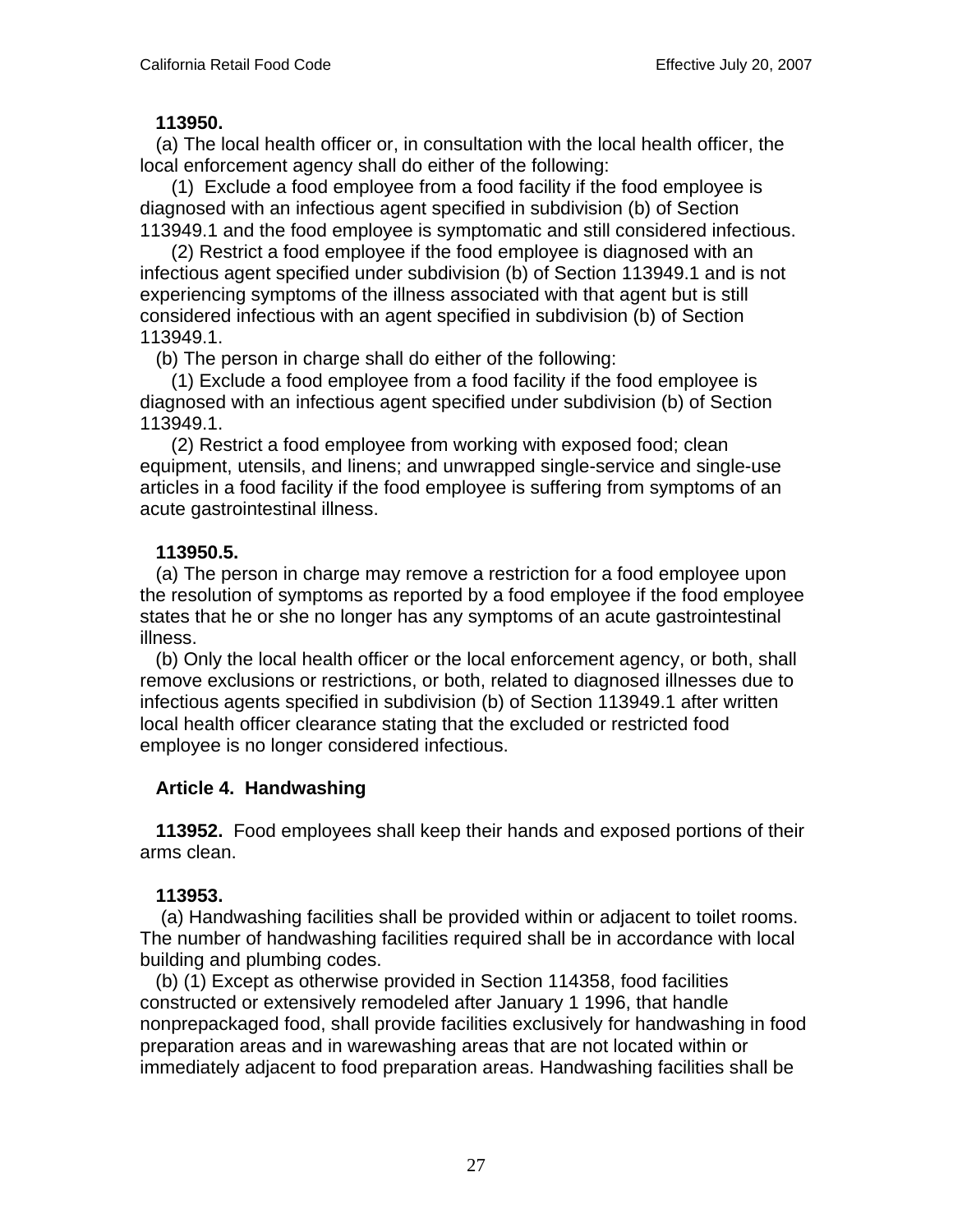**113950.**

(a) The local health officer or, in consultation with the local health officer, the local enforcement agency shall do either of the following:

(1) Exclude a food employee from a food facility if the food employee is diagnosed with an infectious agent specified in subdivision (b) of Section 113949.1 and the food employee is symptomatic and still considered infectious.

(2) Restrict a food employee if the food employee is diagnosed with an infectious agent specified under subdivision (b) of Section 113949.1 and is not experiencing symptoms of the illness associated with that agent but is still considered infectious with an agent specified in subdivision (b) of Section 113949.1.

(b) The person in charge shall do either of the following:

(1) Exclude a food employee from a food facility if the food employee is diagnosed with an infectious agent specified under subdivision (b) of Section 113949.1.

(2) Restrict a food employee from working with exposed food; clean equipment, utensils, and linens; and unwrapped single-service and single-use articles in a food facility if the food employee is suffering from symptoms of an acute gastrointestinal illness.

**113950.5.**

(a) The person in charge may remove a restriction for a food employee upon the resolution of symptoms as reported by a food employee if the food employee states that he or she no longer has any symptoms of an acute gastrointestinal illness.

(b) Only the local health officer or the local enforcement agency, or both, shall remove exclusions or restrictions, or both, related to diagnosed illnesses due to infectious agents specified in subdivision (b) of Section 113949.1 after written local health officer clearance stating that the excluded or restricted food employee is no longer considered infectious.

## Article 4. Handwashing

**113952.** Food employees shall keep their hands and exposed portions of their arms clean.

**113953.**

(a) Handwashing facilities shall be provided within or adjacent to toilet rooms. The number of handwashing facilities required shall be in accordance with local building and plumbing codes.

(b) (1) Except as otherwise provided in Section 114358, food facilities constructed or extensively remodeled after January 1 1996, that handle nonprepackaged food, shall provide facilities exclusively for handwashing in food preparation areas and in warewashing areas that are not located within or immediately adjacent to food preparation areas. Handwashing facilities shall be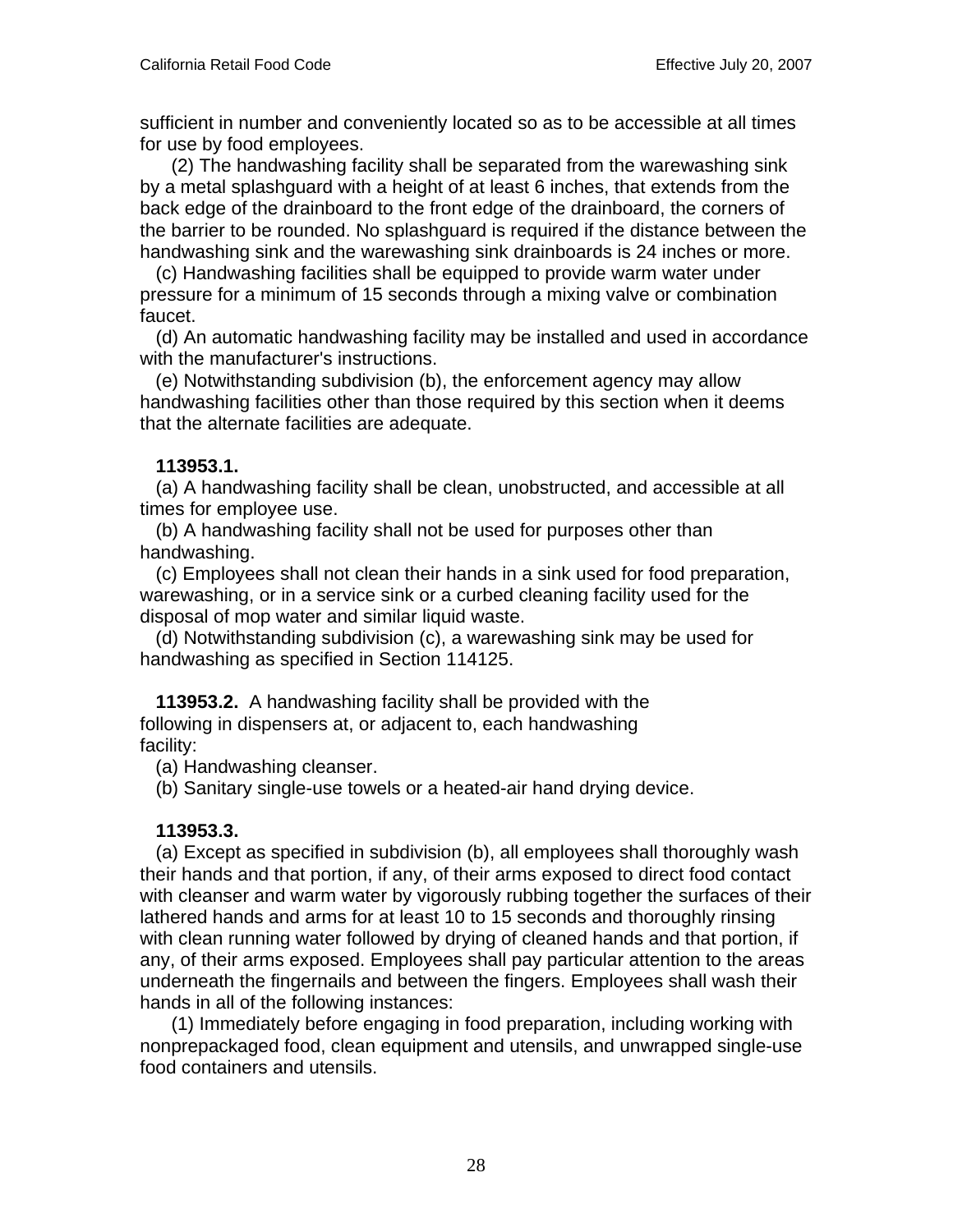sufficient in number and conveniently located so as to be accessible at all times for use by food employees.

(2) The handwashing facility shall be separated from the warewashing sink by a metal splashguard with a height of at least 6 inches, that extends from the back edge of the drainboard to the front edge of the drainboard, the corners of the barrier to be rounded. No splashguard is required if the distance between the handwashing sink and the warewashing sink drainboards is 24 inches or more.

(c) Handwashing facilities shall be equipped to provide warm water under pressure for a minimum of 15 seconds through a mixing valve or combination faucet.

(d) An automatic handwashing facility may be installed and used in accordance with the manufacturer's instructions.

(e) Notwithstanding subdivision (b), the enforcement agency may allow handwashing facilities other than those required by this section when it deems that the alternate facilities are adequate.

**113953.1.**

(a) A handwashing facility shall be clean, unobstructed, and accessible at all times for employee use.

(b) A handwashing facility shall not be used for purposes other than handwashing.

(c) Employees shall not clean their hands in a sink used for food preparation, warewashing, or in a service sink or a curbed cleaning facility used for the disposal of mop water and similar liquid waste.

(d) Notwithstanding subdivision (c), a warewashing sink may be used for handwashing as specified in Section 114125.

**113953.2.** A handwashing facility shall be provided with the following in dispensers at, or adjacent to, each handwashing facility:

(a) Handwashing cleanser.

(b) Sanitary single-use towels or a heated-air hand drying device.

**113953.3.**

(a) Except as specified in subdivision (b), all employees shall thoroughly wash their hands and that portion, if any, of their arms exposed to direct food contact with cleanser and warm water by vigorously rubbing together the surfaces of their lathered hands and arms for at least 10 to 15 seconds and thoroughly rinsing with clean running water followed by drying of cleaned hands and that portion, if any, of their arms exposed. Employees shall pay particular attention to the areas underneath the fingernails and between the fingers. Employees shall wash their hands in all of the following instances:

(1) Immediately before engaging in food preparation, including working with nonprepackaged food, clean equipment and utensils, and unwrapped single-use food containers and utensils.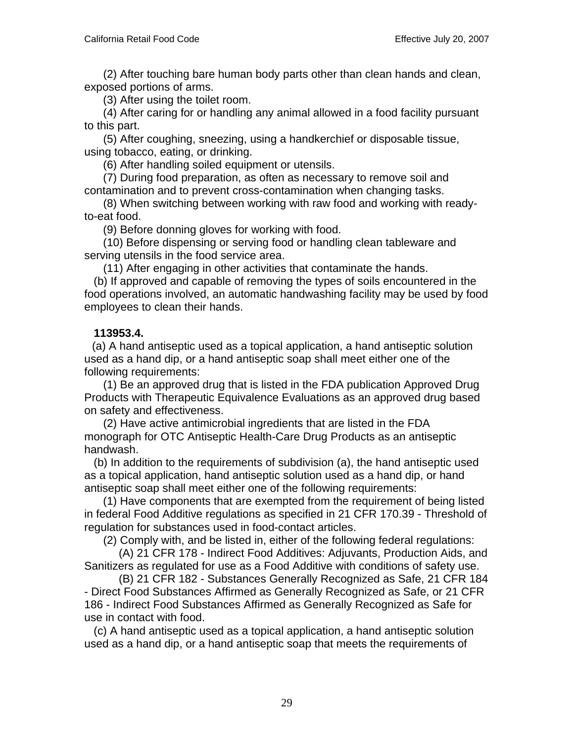(2) After touching bare human body parts other than clean hands and clean, exposed portions of arms.

(3) After using the toilet room.

(4) After caring for or handling any animal allowed in a food facility pursuant to this part.

(5) After coughing, sneezing, using a handkerchief or disposable tissue, using tobacco, eating, or drinking.

(6) After handling soiled equipment or utensils.

(7) During food preparation, as often as necessary to remove soil and contamination and to prevent cross-contamination when changing tasks.

(8) When switching between working with raw food and working with ready-to-eat food.

(9) Before donning gloves for working with food.

(10) Before dispensing or serving food or handling clean tableware and serving utensils in the food service area.

(11) After engaging in other activities that contaminate the hands.

(b) If approved and capable of removing the types of soils encountered in the food operations involved, an automatic handwashing facility may be used by food employees to clean their hands.

**113953.4.**

(a) A hand antiseptic used as a topical application, a hand antiseptic solution used as a hand dip, or a hand antiseptic soap shall meet either one of the following requirements:

(1) Be an approved drug that is listed in the FDA publication Approved Drug Products with Therapeutic Equivalence Evaluations as an approved drug based on safety and effectiveness.

(2) Have active antimicrobial ingredients that are listed in the FDA monograph for OTC Antiseptic Health-Care Drug Products as an antiseptic handwash.

(b) In addition to the requirements of subdivision (a), the hand antiseptic used as a topical application, hand antiseptic solution used as a hand dip, or hand antiseptic soap shall meet either one of the following requirements:

(1) Have components that are exempted from the requirement of being listed in federal Food Additive regulations as specified in 21 CFR 170.39 - Threshold of regulation for substances used in food-contact articles.

(2) Comply with, and be listed in, either of the following federal regulations:

(A) 21 CFR 178 - Indirect Food Additives: Adjuvants, Production Aids, and Sanitizers as regulated for use as a Food Additive with conditions of safety use.

(B) 21 CFR 182 - Substances Generally Recognized as Safe, 21 CFR 184 - Direct Food Substances Affirmed as Generally Recognized as Safe, or 21 CFR 186 - Indirect Food Substances Affirmed as Generally Recognized as Safe for use in contact with food.

(c) A hand antiseptic used as a topical application, a hand antiseptic solution used as a hand dip, or a hand antiseptic soap that meets the requirements of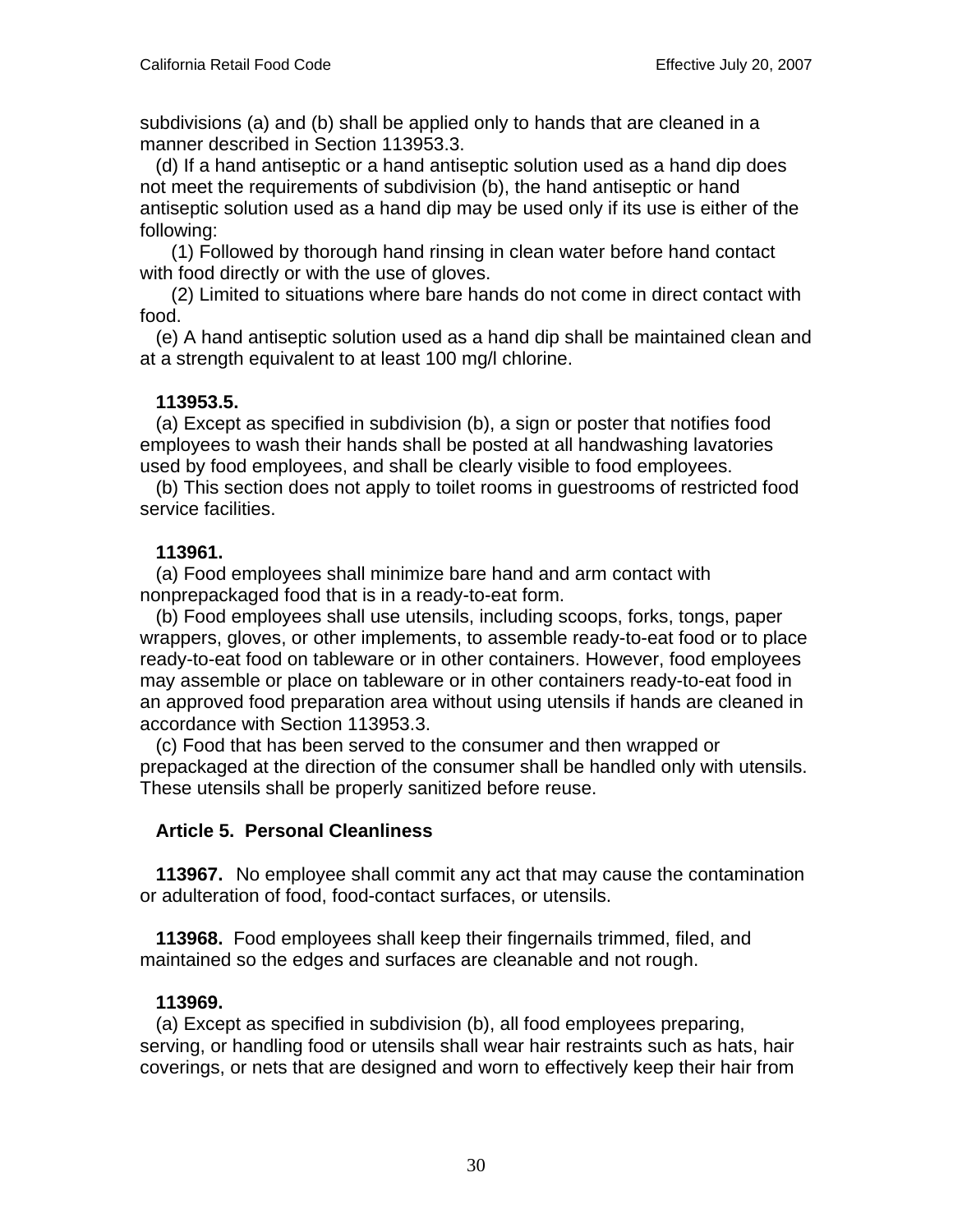subdivisions (a) and (b) shall be applied only to hands that are cleaned in a manner described in Section 113953.3.

(d) If a hand antiseptic or a hand antiseptic solution used as a hand dip does not meet the requirements of subdivision (b), the hand antiseptic or hand antiseptic solution used as a hand dip may be used only if its use is either of the following:

(1) Followed by thorough hand rinsing in clean water before hand contact with food directly or with the use of gloves.

(2) Limited to situations where bare hands do not come in direct contact with food.

(e) A hand antiseptic solution used as a hand dip shall be maintained clean and at a strength equivalent to at least 100 mg/l chlorine.

**113953.5.**

(a) Except as specified in subdivision (b), a sign or poster that notifies food employees to wash their hands shall be posted at all handwashing lavatories used by food employees, and shall be clearly visible to food employees.

(b) This section does not apply to toilet rooms in guestrooms of restricted food service facilities.

**113961.**

(a) Food employees shall minimize bare hand and arm contact with nonprepackaged food that is in a ready-to-eat form.

(b) Food employees shall use utensils, including scoops, forks, tongs, paper wrappers, gloves, or other implements, to assemble ready-to-eat food or to place ready-to-eat food on tableware or in other containers. However, food employees may assemble or place on tableware or in other containers ready-to-eat food in an approved food preparation area without using utensils if hands are cleaned in accordance with Section 113953.3.

(c) Food that has been served to the consumer and then wrapped or prepackaged at the direction of the consumer shall be handled only with utensils. These utensils shall be properly sanitized before reuse.

## Article 5. Personal Cleanliness

**113967.** No employee shall commit any act that may cause the contamination or adulteration of food, food-contact surfaces, or utensils.

**113968.** Food employees shall keep their fingernails trimmed, filed, and maintained so the edges and surfaces are cleanable and not rough.

**113969.**

(a) Except as specified in subdivision (b), all food employees preparing, serving, or handling food or utensils shall wear hair restraints such as hats, hair coverings, or nets that are designed and worn to effectively keep their hair from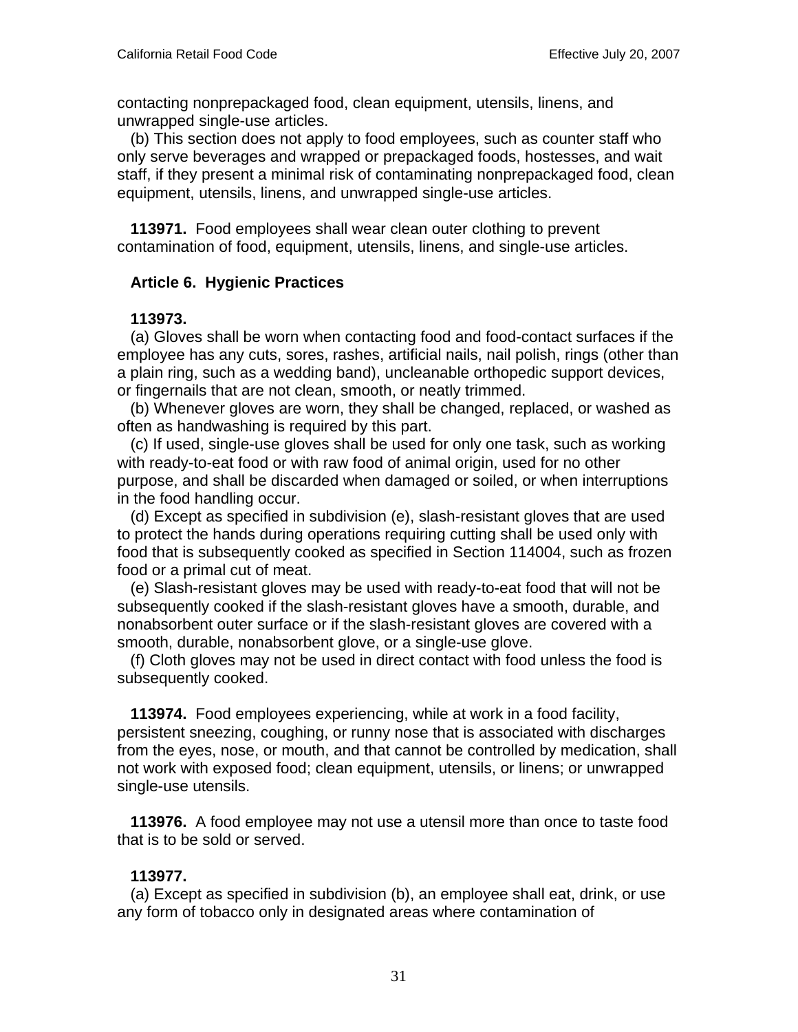contacting nonprepackaged food, clean equipment, utensils, linens, and unwrapped single-use articles.

(b) This section does not apply to food employees, such as counter staff who only serve beverages and wrapped or prepackaged foods, hostesses, and wait staff, if they present a minimal risk of contaminating nonprepackaged food, clean equipment, utensils, linens, and unwrapped single-use articles.

**113971.** Food employees shall wear clean outer clothing to prevent contamination of food, equipment, utensils, linens, and single-use articles.

## Article 6. Hygienic Practices

**113973.**

(a) Gloves shall be worn when contacting food and food-contact surfaces if the employee has any cuts, sores, rashes, artificial nails, nail polish, rings (other than a plain ring, such as a wedding band), uncleanable orthopedic support devices, or fingernails that are not clean, smooth, or neatly trimmed.

(b) Whenever gloves are worn, they shall be changed, replaced, or washed as often as handwashing is required by this part.

(c) If used, single-use gloves shall be used for only one task, such as working with ready-to-eat food or with raw food of animal origin, used for no other purpose, and shall be discarded when damaged or soiled, or when interruptions in the food handling occur.

(d) Except as specified in subdivision (e), slash-resistant gloves that are used to protect the hands during operations requiring cutting shall be used only with food that is subsequently cooked as specified in Section 114004, such as frozen food or a primal cut of meat.

(e) Slash-resistant gloves may be used with ready-to-eat food that will not be subsequently cooked if the slash-resistant gloves have a smooth, durable, and nonabsorbent outer surface or if the slash-resistant gloves are covered with a smooth, durable, nonabsorbent glove, or a single-use glove.

(f) Cloth gloves may not be used in direct contact with food unless the food is subsequently cooked.

**113974.** Food employees experiencing, while at work in a food facility, persistent sneezing, coughing, or runny nose that is associated with discharges from the eyes, nose, or mouth, and that cannot be controlled by medication, shall not work with exposed food; clean equipment, utensils, or linens; or unwrapped single-use utensils.

**113976.** A food employee may not use a utensil more than once to taste food that is to be sold or served.

**113977.**

(a) Except as specified in subdivision (b), an employee shall eat, drink, or use any form of tobacco only in designated areas where contamination of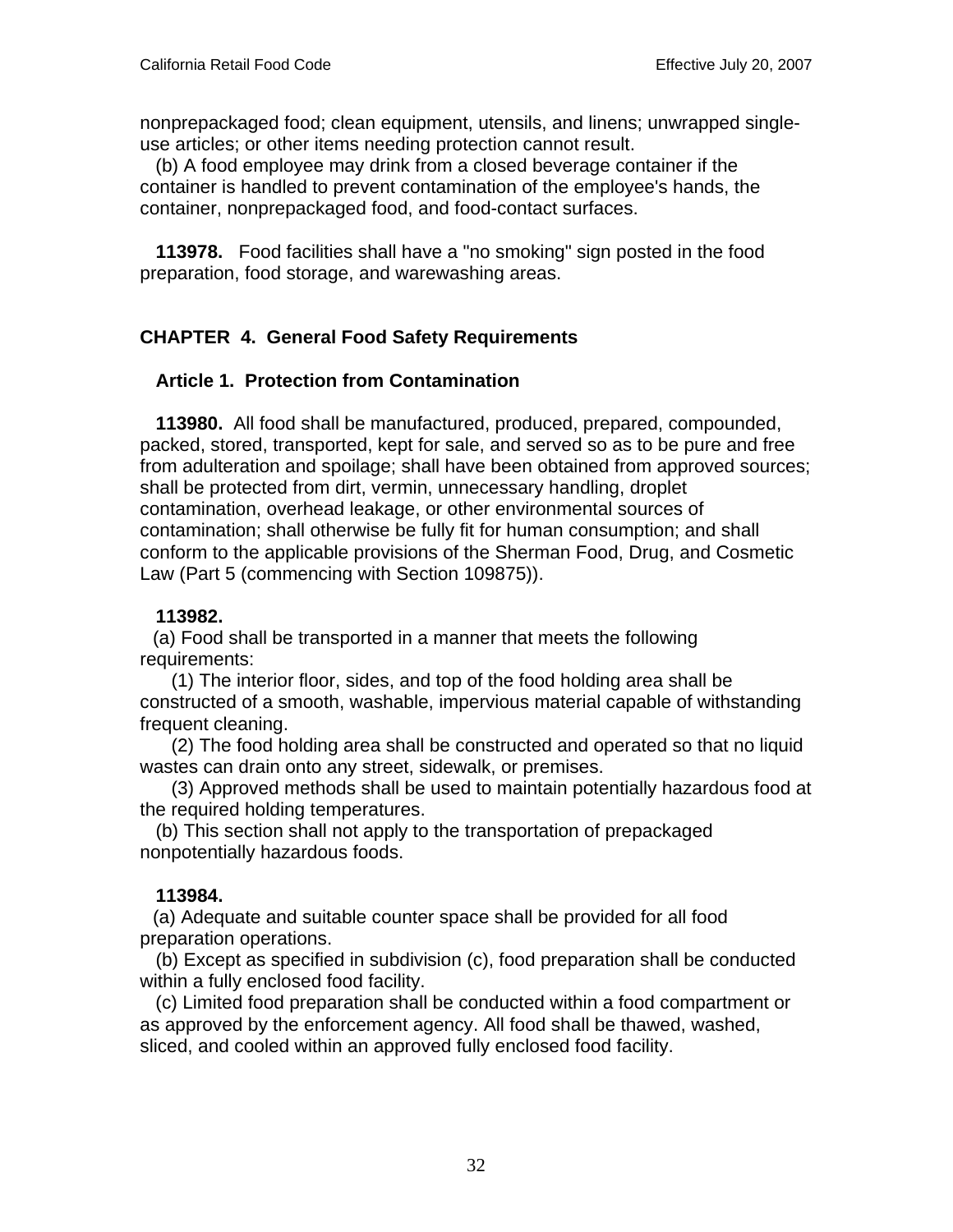nonprepackaged food; clean equipment, utensils, and linens; unwrapped single-use articles; or other items needing protection cannot result.

(b) A food employee may drink from a closed beverage container if the container is handled to prevent contamination of the employee's hands, the container, nonprepackaged food, and food-contact surfaces.

**113978.** Food facilities shall have a "no smoking" sign posted in the food preparation, food storage, and warewashing areas.

## CHAPTER 4. General Food Safety Requirements

### Article 1. Protection from Contamination

**113980.** All food shall be manufactured, produced, prepared, compounded, packed, stored, transported, kept for sale, and served so as to be pure and free from adulteration and spoilage; shall have been obtained from approved sources; shall be protected from dirt, vermin, unnecessary handling, droplet contamination, overhead leakage, or other environmental sources of contamination; shall otherwise be fully fit for human consumption; and shall conform to the applicable provisions of the Sherman Food, Drug, and Cosmetic Law (Part 5 (commencing with Section 109875)).

**113982.**

(a) Food shall be transported in a manner that meets the following requirements:

(1) The interior floor, sides, and top of the food holding area shall be constructed of a smooth, washable, impervious material capable of withstanding frequent cleaning.

(2) The food holding area shall be constructed and operated so that no liquid wastes can drain onto any street, sidewalk, or premises.

(3) Approved methods shall be used to maintain potentially hazardous food at the required holding temperatures.

(b) This section shall not apply to the transportation of prepackaged nonpotentially hazardous foods.

**113984.**

(a) Adequate and suitable counter space shall be provided for all food preparation operations.

(b) Except as specified in subdivision (c), food preparation shall be conducted within a fully enclosed food facility.

(c) Limited food preparation shall be conducted within a food compartment or as approved by the enforcement agency. All food shall be thawed, washed, sliced, and cooled within an approved fully enclosed food facility.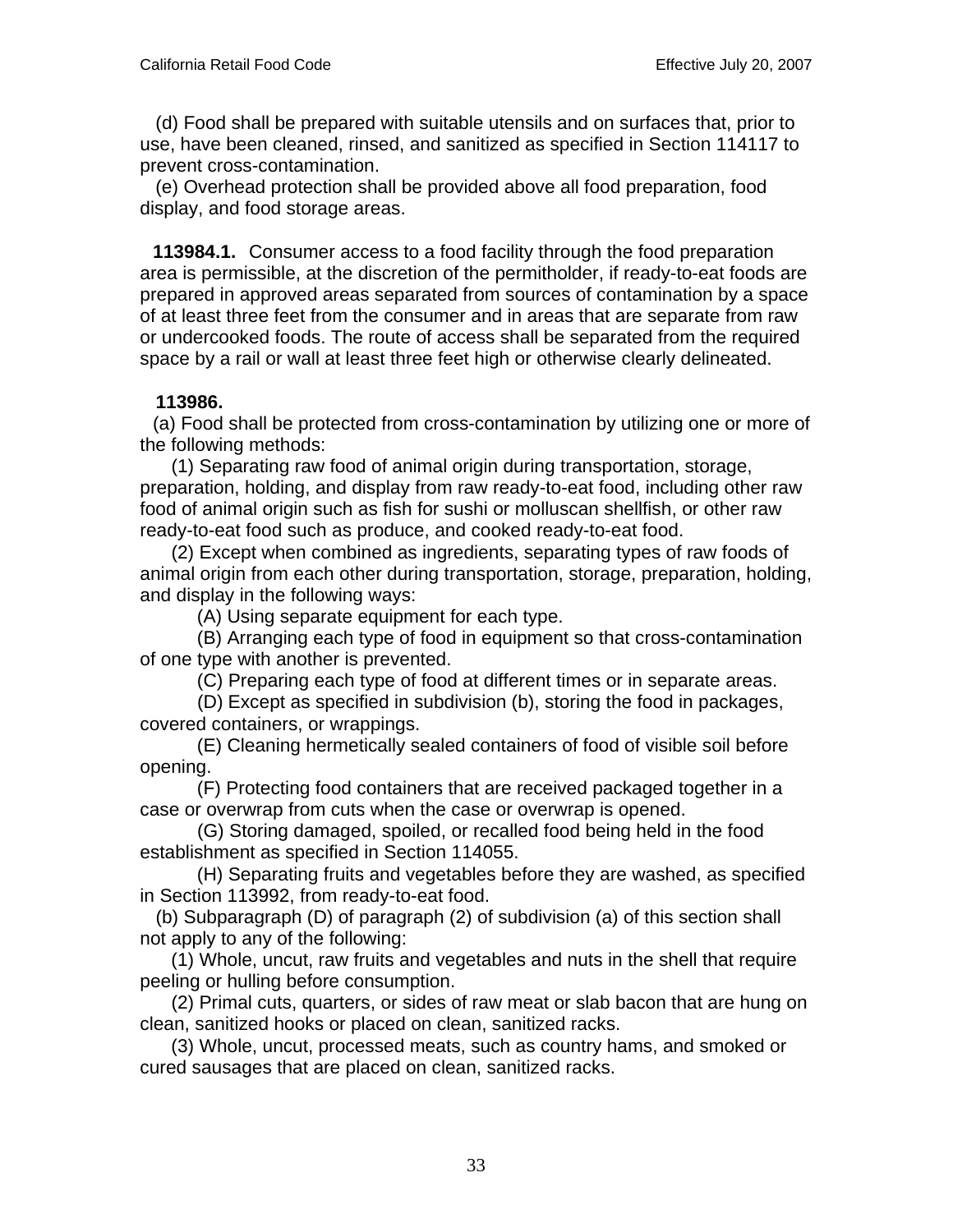(d) Food shall be prepared with suitable utensils and on surfaces that, prior to use, have been cleaned, rinsed, and sanitized as specified in Section 114117 to prevent cross-contamination.

(e) Overhead protection shall be provided above all food preparation, food display, and food storage areas.

**113984.1.** Consumer access to a food facility through the food preparation area is permissible, at the discretion of the permitholder, if ready-to-eat foods are prepared in approved areas separated from sources of contamination by a space of at least three feet from the consumer and in areas that are separate from raw or undercooked foods. The route of access shall be separated from the required space by a rail or wall at least three feet high or otherwise clearly delineated.

**113986.**

(a) Food shall be protected from cross-contamination by utilizing one or more of the following methods:

(1) Separating raw food of animal origin during transportation, storage, preparation, holding, and display from raw ready-to-eat food, including other raw food of animal origin such as fish for sushi or molluscan shellfish, or other raw ready-to-eat food such as produce, and cooked ready-to-eat food.

(2) Except when combined as ingredients, separating types of raw foods of animal origin from each other during transportation, storage, preparation, holding, and display in the following ways:

(A) Using separate equipment for each type.

(B) Arranging each type of food in equipment so that cross-contamination of one type with another is prevented.

(C) Preparing each type of food at different times or in separate areas.

(D) Except as specified in subdivision (b), storing the food in packages, covered containers, or wrappings.

(E) Cleaning hermetically sealed containers of food of visible soil before opening.

(F) Protecting food containers that are received packaged together in a case or overwrap from cuts when the case or overwrap is opened.

(G) Storing damaged, spoiled, or recalled food being held in the food establishment as specified in Section 114055.

(H) Separating fruits and vegetables before they are washed, as specified in Section 113992, from ready-to-eat food.

(b) Subparagraph (D) of paragraph (2) of subdivision (a) of this section shall not apply to any of the following:

(1) Whole, uncut, raw fruits and vegetables and nuts in the shell that require peeling or hulling before consumption.

(2) Primal cuts, quarters, or sides of raw meat or slab bacon that are hung on clean, sanitized hooks or placed on clean, sanitized racks.

(3) Whole, uncut, processed meats, such as country hams, and smoked or cured sausages that are placed on clean, sanitized racks.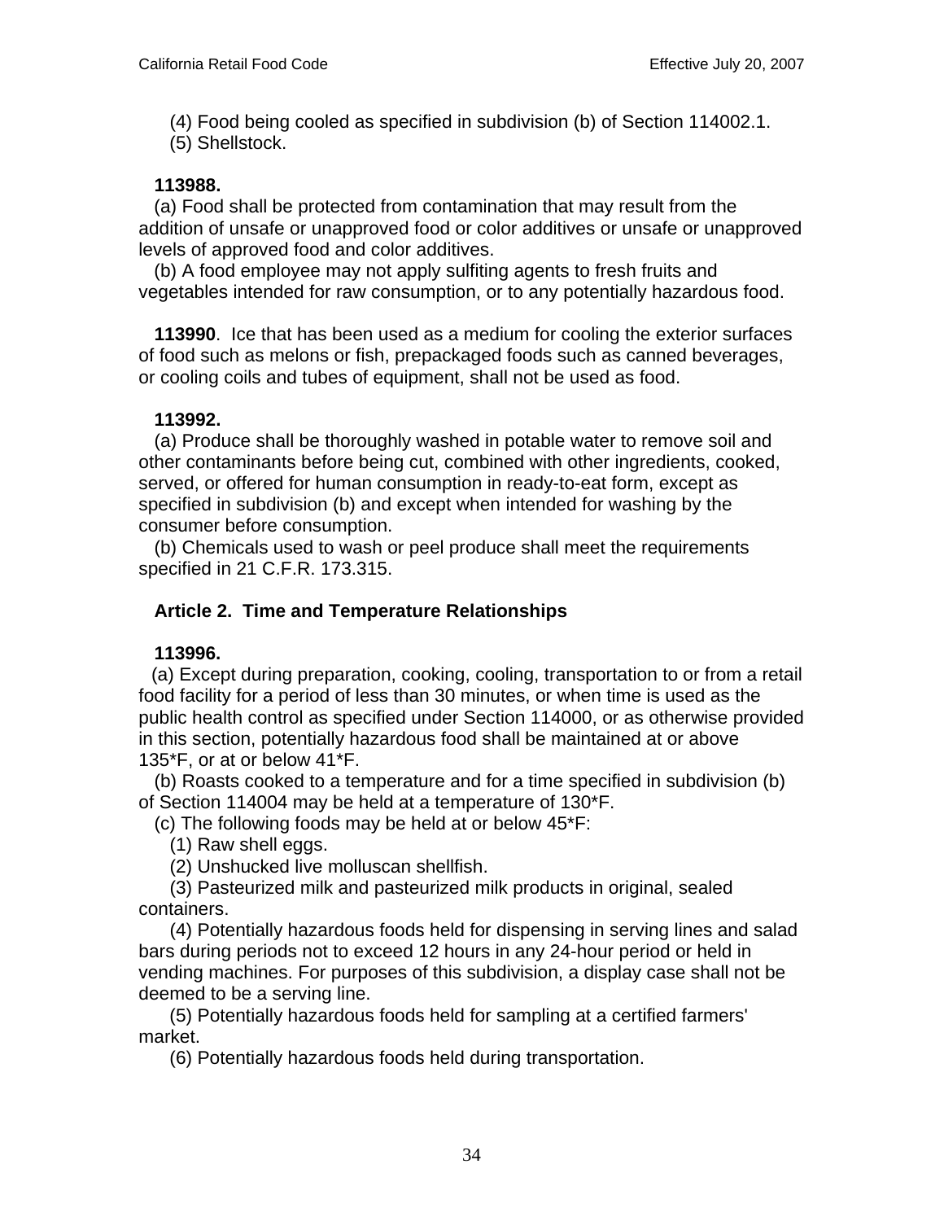(4) Food being cooled as specified in subdivision (b) of Section 114002.1.
(5) Shellstock.

**113988.**

(a) Food shall be protected from contamination that may result from the addition of unsafe or unapproved food or color additives or unsafe or unapproved levels of approved food and color additives.

(b) A food employee may not apply sulfiting agents to fresh fruits and vegetables intended for raw consumption, or to any potentially hazardous food.

**113990**. Ice that has been used as a medium for cooling the exterior surfaces of food such as melons or fish, prepackaged foods such as canned beverages, or cooling coils and tubes of equipment, shall not be used as food.

**113992.**

(a) Produce shall be thoroughly washed in potable water to remove soil and other contaminants before being cut, combined with other ingredients, cooked, served, or offered for human consumption in ready-to-eat form, except as specified in subdivision (b) and except when intended for washing by the consumer before consumption.

(b) Chemicals used to wash or peel produce shall meet the requirements specified in 21 C.F.R. 173.315.

## Article 2. Time and Temperature Relationships

**113996.**

(a) Except during preparation, cooking, cooling, transportation to or from a retail food facility for a period of less than 30 minutes, or when time is used as the public health control as specified under Section 114000, or as otherwise provided in this section, potentially hazardous food shall be maintained at or above 135*F, or at or below 41*F.

(b) Roasts cooked to a temperature and for a time specified in subdivision (b) of Section 114004 may be held at a temperature of 130*F.

(c) The following foods may be held at or below 45*F:

(1) Raw shell eggs.

(2) Unshucked live molluscan shellfish.

(3) Pasteurized milk and pasteurized milk products in original, sealed containers.

(4) Potentially hazardous foods held for dispensing in serving lines and salad bars during periods not to exceed 12 hours in any 24-hour period or held in vending machines. For purposes of this subdivision, a display case shall not be deemed to be a serving line.

(5) Potentially hazardous foods held for sampling at a certified farmers' market.

(6) Potentially hazardous foods held during transportation.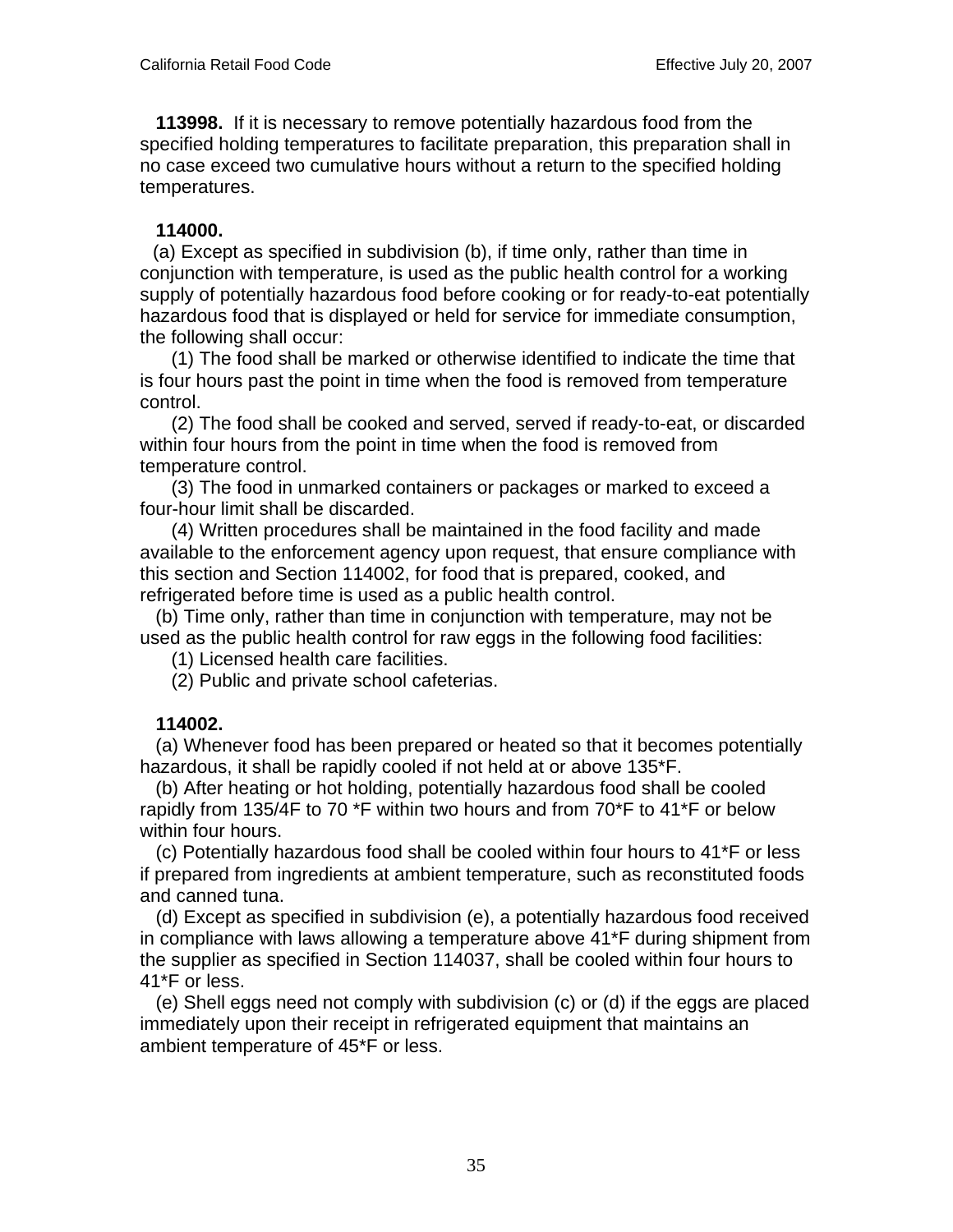**113998.** If it is necessary to remove potentially hazardous food from the specified holding temperatures to facilitate preparation, this preparation shall in no case exceed two cumulative hours without a return to the specified holding temperatures.

**114000.**

(a) Except as specified in subdivision (b), if time only, rather than time in conjunction with temperature, is used as the public health control for a working supply of potentially hazardous food before cooking or for ready-to-eat potentially hazardous food that is displayed or held for service for immediate consumption, the following shall occur:

(1) The food shall be marked or otherwise identified to indicate the time that is four hours past the point in time when the food is removed from temperature control.

(2) The food shall be cooked and served, served if ready-to-eat, or discarded within four hours from the point in time when the food is removed from temperature control.

(3) The food in unmarked containers or packages or marked to exceed a four-hour limit shall be discarded.

(4) Written procedures shall be maintained in the food facility and made available to the enforcement agency upon request, that ensure compliance with this section and Section 114002, for food that is prepared, cooked, and refrigerated before time is used as a public health control.

(b) Time only, rather than time in conjunction with temperature, may not be used as the public health control for raw eggs in the following food facilities:

(1) Licensed health care facilities.

(2) Public and private school cafeterias.

**114002.**

(a) Whenever food has been prepared or heated so that it becomes potentially hazardous, it shall be rapidly cooled if not held at or above 135*F.

(b) After heating or hot holding, potentially hazardous food shall be cooled rapidly from 135/4F to 70 *F within two hours and from 70*F to 41*F or below within four hours.

(c) Potentially hazardous food shall be cooled within four hours to 41*F or less if prepared from ingredients at ambient temperature, such as reconstituted foods and canned tuna.

(d) Except as specified in subdivision (e), a potentially hazardous food received in compliance with laws allowing a temperature above 41*F during shipment from the supplier as specified in Section 114037, shall be cooled within four hours to 41*F or less.

(e) Shell eggs need not comply with subdivision (c) or (d) if the eggs are placed immediately upon their receipt in refrigerated equipment that maintains an ambient temperature of 45*F or less.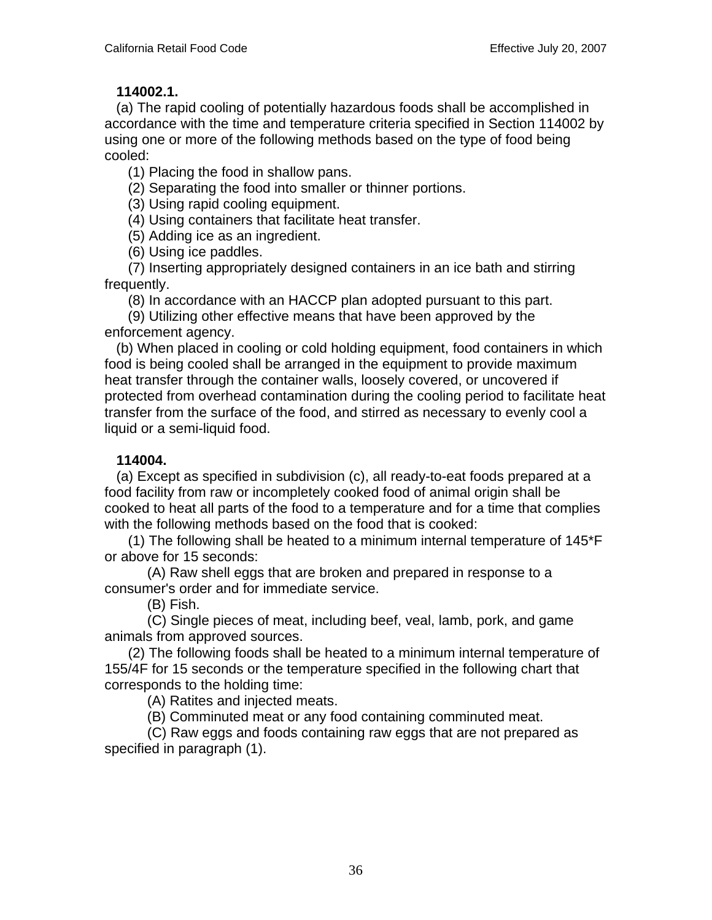**114002.1.**

(a) The rapid cooling of potentially hazardous foods shall be accomplished in accordance with the time and temperature criteria specified in Section 114002 by using one or more of the following methods based on the type of food being cooled:

(1) Placing the food in shallow pans.

(2) Separating the food into smaller or thinner portions.

(3) Using rapid cooling equipment.

(4) Using containers that facilitate heat transfer.

(5) Adding ice as an ingredient.

(6) Using ice paddles.

(7) Inserting appropriately designed containers in an ice bath and stirring frequently.

(8) In accordance with an HACCP plan adopted pursuant to this part.

(9) Utilizing other effective means that have been approved by the enforcement agency.

(b) When placed in cooling or cold holding equipment, food containers in which food is being cooled shall be arranged in the equipment to provide maximum heat transfer through the container walls, loosely covered, or uncovered if protected from overhead contamination during the cooling period to facilitate heat transfer from the surface of the food, and stirred as necessary to evenly cool a liquid or a semi-liquid food.

**114004.**

(a) Except as specified in subdivision (c), all ready-to-eat foods prepared at a food facility from raw or incompletely cooked food of animal origin shall be cooked to heat all parts of the food to a temperature and for a time that complies with the following methods based on the food that is cooked:

(1) The following shall be heated to a minimum internal temperature of 145*F or above for 15 seconds:

(A) Raw shell eggs that are broken and prepared in response to a consumer's order and for immediate service.

(B) Fish.

(C) Single pieces of meat, including beef, veal, lamb, pork, and game animals from approved sources.

(2) The following foods shall be heated to a minimum internal temperature of 155/4F for 15 seconds or the temperature specified in the following chart that corresponds to the holding time:

(A) Ratites and injected meats.

(B) Comminuted meat or any food containing comminuted meat.

(C) Raw eggs and foods containing raw eggs that are not prepared as specified in paragraph (1).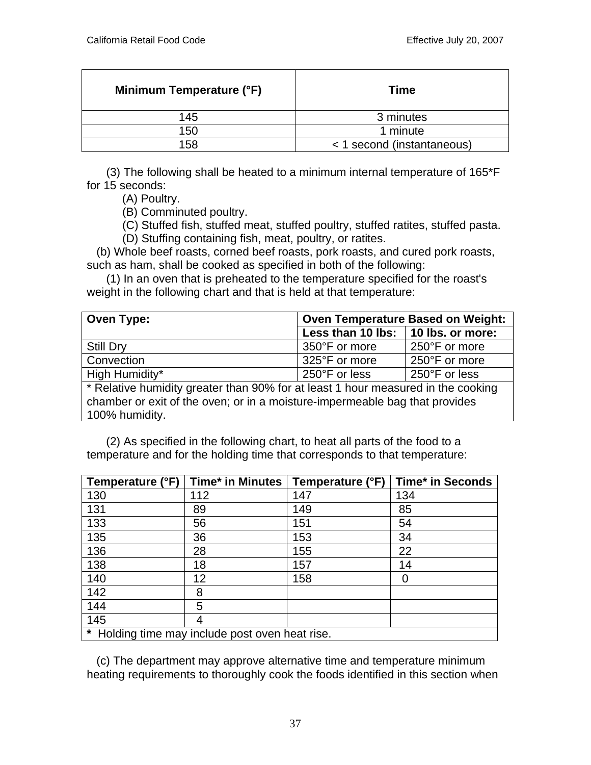| Minimum Temperature (°F) | Time |
|---|---|
| 145 | 3 minutes |
| 150 | 1 minute |
| 158 | < 1 second (instantaneous) |

(3) The following shall be heated to a minimum internal temperature of 165*F for 15 seconds:

(A) Poultry.

(B) Comminuted poultry.

(C) Stuffed fish, stuffed meat, stuffed poultry, stuffed ratites, stuffed pasta.

(D) Stuffing containing fish, meat, poultry, or ratites.

(b) Whole beef roasts, corned beef roasts, pork roasts, and cured pork roasts, such as ham, shall be cooked as specified in both of the following:

(1) In an oven that is preheated to the temperature specified for the roast's weight in the following chart and that is held at that temperature:

| Oven Type: | Oven Temperature Based on Weight: | |
|---|---|---|
| | Less than 10 lbs: | 10 lbs. or more: |
| Still Dry | 350°F or more | 250°F or more |
| Convection | 325°F or more | 250°F or more |
| High Humidity* | 250°F or less | 250°F or less |
| * Relative humidity greater than 90% for at least 1 hour measured in the cooking chamber or exit of the oven; or in a moisture-impermeable bag that provides 100% humidity. | | |

(2) As specified in the following chart, to heat all parts of the food to a temperature and for the holding time that corresponds to that temperature:

| Temperature (°F) | Time* in Minutes | Temperature (°F) | Time* in Seconds |
|---|---|---|---|
| 130 | 112 | 147 | 134 |
| 131 | 89 | 149 | 85 |
| 133 | 56 | 151 | 54 |
| 135 | 36 | 153 | 34 |
| 136 | 28 | 155 | 22 |
| 138 | 18 | 157 | 14 |
| 140 | 12 | 158 | 0 |
| 142 | 8 | | |
| 144 | 5 | | |
| 145 | 4 | | |
| * Holding time may include post oven heat rise. | | | |

(c) The department may approve alternative time and temperature minimum heating requirements to thoroughly cook the foods identified in this section when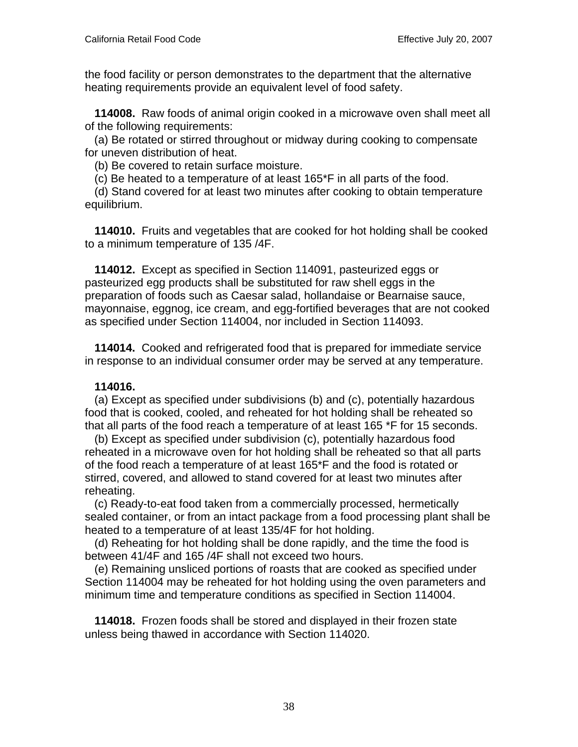the food facility or person demonstrates to the department that the alternative heating requirements provide an equivalent level of food safety.

**114008.** Raw foods of animal origin cooked in a microwave oven shall meet all of the following requirements:

(a) Be rotated or stirred throughout or midway during cooking to compensate for uneven distribution of heat.

(b) Be covered to retain surface moisture.

(c) Be heated to a temperature of at least 165*F in all parts of the food.

(d) Stand covered for at least two minutes after cooking to obtain temperature equilibrium.

**114010.** Fruits and vegetables that are cooked for hot holding shall be cooked to a minimum temperature of 135 /4F.

**114012.** Except as specified in Section 114091, pasteurized eggs or pasteurized egg products shall be substituted for raw shell eggs in the preparation of foods such as Caesar salad, hollandaise or Bearnaise sauce, mayonnaise, eggnog, ice cream, and egg-fortified beverages that are not cooked as specified under Section 114004, nor included in Section 114093.

**114014.** Cooked and refrigerated food that is prepared for immediate service in response to an individual consumer order may be served at any temperature.

**114016.**

(a) Except as specified under subdivisions (b) and (c), potentially hazardous food that is cooked, cooled, and reheated for hot holding shall be reheated so that all parts of the food reach a temperature of at least 165 *F for 15 seconds.

(b) Except as specified under subdivision (c), potentially hazardous food reheated in a microwave oven for hot holding shall be reheated so that all parts of the food reach a temperature of at least 165*F and the food is rotated or stirred, covered, and allowed to stand covered for at least two minutes after reheating.

(c) Ready-to-eat food taken from a commercially processed, hermetically sealed container, or from an intact package from a food processing plant shall be heated to a temperature of at least 135/4F for hot holding.

(d) Reheating for hot holding shall be done rapidly, and the time the food is between 41/4F and 165 /4F shall not exceed two hours.

(e) Remaining unsliced portions of roasts that are cooked as specified under Section 114004 may be reheated for hot holding using the oven parameters and minimum time and temperature conditions as specified in Section 114004.

**114018.** Frozen foods shall be stored and displayed in their frozen state unless being thawed in accordance with Section 114020.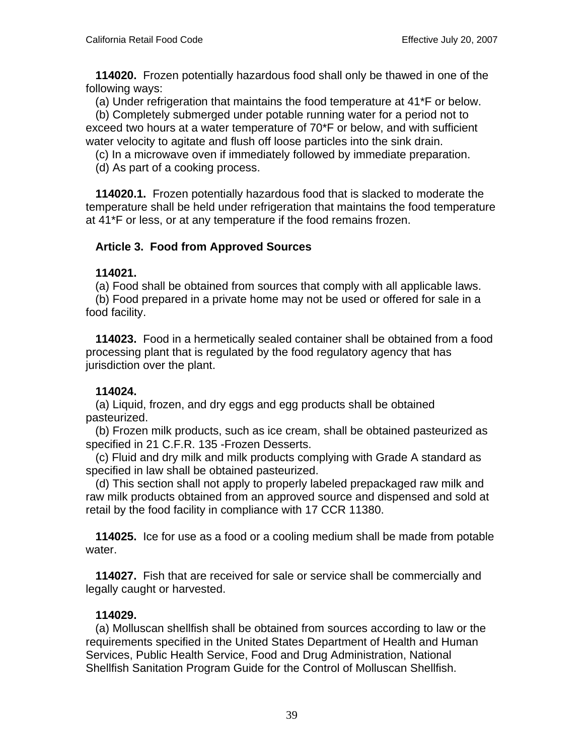**114020.** Frozen potentially hazardous food shall only be thawed in one of the following ways:

(a) Under refrigeration that maintains the food temperature at 41*F or below.

(b) Completely submerged under potable running water for a period not to exceed two hours at a water temperature of 70*F or below, and with sufficient water velocity to agitate and flush off loose particles into the sink drain.

(c) In a microwave oven if immediately followed by immediate preparation.

(d) As part of a cooking process.

**114020.1.** Frozen potentially hazardous food that is slacked to moderate the temperature shall be held under refrigeration that maintains the food temperature at 41*F or less, or at any temperature if the food remains frozen.

## Article 3. Food from Approved Sources

**114021.**

(a) Food shall be obtained from sources that comply with all applicable laws.

(b) Food prepared in a private home may not be used or offered for sale in a food facility.

**114023.** Food in a hermetically sealed container shall be obtained from a food processing plant that is regulated by the food regulatory agency that has jurisdiction over the plant.

**114024.**

(a) Liquid, frozen, and dry eggs and egg products shall be obtained pasteurized.

(b) Frozen milk products, such as ice cream, shall be obtained pasteurized as specified in 21 C.F.R. 135 -Frozen Desserts.

(c) Fluid and dry milk and milk products complying with Grade A standard as specified in law shall be obtained pasteurized.

(d) This section shall not apply to properly labeled prepackaged raw milk and raw milk products obtained from an approved source and dispensed and sold at retail by the food facility in compliance with 17 CCR 11380.

**114025.** Ice for use as a food or a cooling medium shall be made from potable water.

**114027.** Fish that are received for sale or service shall be commercially and legally caught or harvested.

**114029.**

(a) Molluscan shellfish shall be obtained from sources according to law or the requirements specified in the United States Department of Health and Human Services, Public Health Service, Food and Drug Administration, National Shellfish Sanitation Program Guide for the Control of Molluscan Shellfish.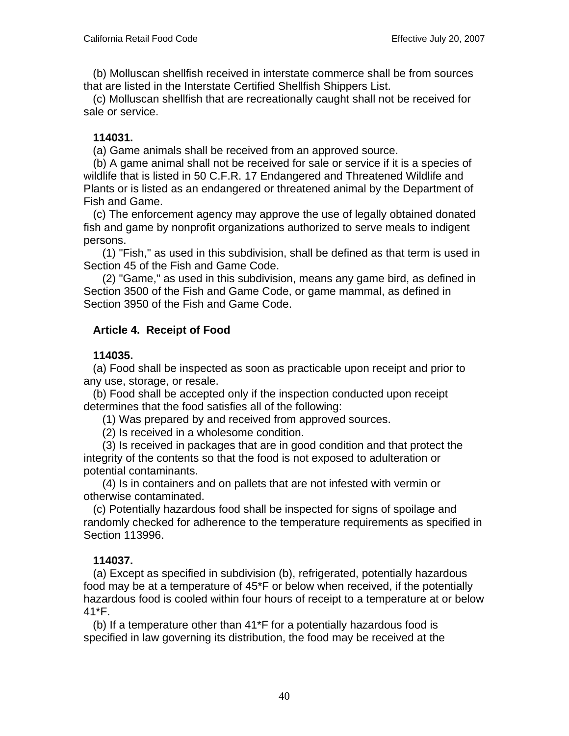(b) Molluscan shellfish received in interstate commerce shall be from sources that are listed in the Interstate Certified Shellfish Shippers List.

(c) Molluscan shellfish that are recreationally caught shall not be received for sale or service.

**114031.**

(a) Game animals shall be received from an approved source.

(b) A game animal shall not be received for sale or service if it is a species of wildlife that is listed in 50 C.F.R. 17 Endangered and Threatened Wildlife and Plants or is listed as an endangered or threatened animal by the Department of Fish and Game.

(c) The enforcement agency may approve the use of legally obtained donated fish and game by nonprofit organizations authorized to serve meals to indigent persons.

(1) "Fish," as used in this subdivision, shall be defined as that term is used in Section 45 of the Fish and Game Code.

(2) "Game," as used in this subdivision, means any game bird, as defined in Section 3500 of the Fish and Game Code, or game mammal, as defined in Section 3950 of the Fish and Game Code.

## Article 4. Receipt of Food

**114035.**

(a) Food shall be inspected as soon as practicable upon receipt and prior to any use, storage, or resale.

(b) Food shall be accepted only if the inspection conducted upon receipt determines that the food satisfies all of the following:

(1) Was prepared by and received from approved sources.

(2) Is received in a wholesome condition.

(3) Is received in packages that are in good condition and that protect the integrity of the contents so that the food is not exposed to adulteration or potential contaminants.

(4) Is in containers and on pallets that are not infested with vermin or otherwise contaminated.

(c) Potentially hazardous food shall be inspected for signs of spoilage and randomly checked for adherence to the temperature requirements as specified in Section 113996.

**114037.**

(a) Except as specified in subdivision (b), refrigerated, potentially hazardous food may be at a temperature of 45*F or below when received, if the potentially hazardous food is cooled within four hours of receipt to a temperature at or below 41*F.

(b) If a temperature other than 41*F for a potentially hazardous food is specified in law governing its distribution, the food may be received at the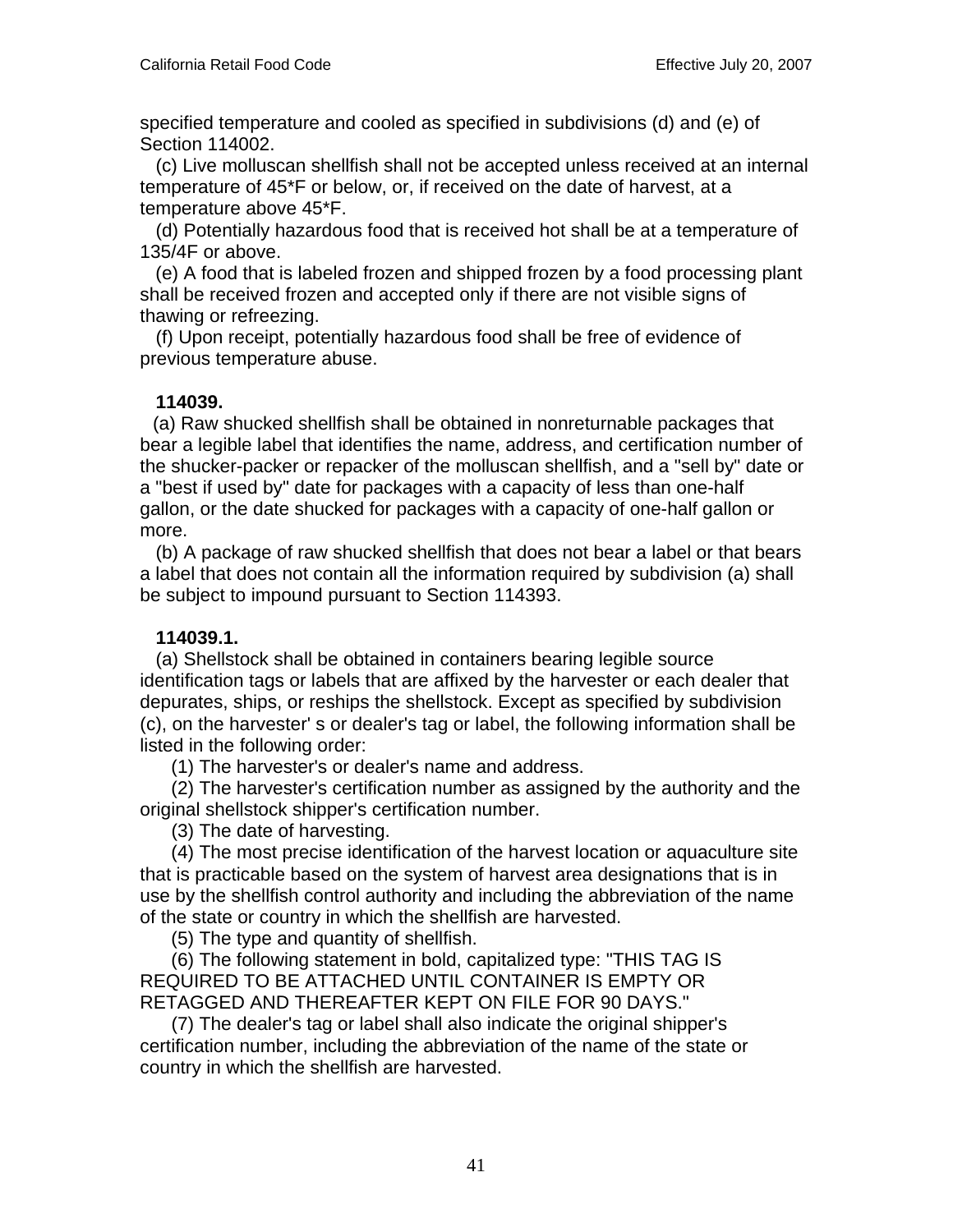specified temperature and cooled as specified in subdivisions (d) and (e) of Section 114002.

(c) Live molluscan shellfish shall not be accepted unless received at an internal temperature of 45*F or below, or, if received on the date of harvest, at a temperature above 45*F.

(d) Potentially hazardous food that is received hot shall be at a temperature of 135/4F or above.

(e) A food that is labeled frozen and shipped frozen by a food processing plant shall be received frozen and accepted only if there are not visible signs of thawing or refreezing.

(f) Upon receipt, potentially hazardous food shall be free of evidence of previous temperature abuse.

**114039.**

(a) Raw shucked shellfish shall be obtained in nonreturnable packages that bear a legible label that identifies the name, address, and certification number of the shucker-packer or repacker of the molluscan shellfish, and a "sell by" date or a "best if used by" date for packages with a capacity of less than one-half gallon, or the date shucked for packages with a capacity of one-half gallon or more.

(b) A package of raw shucked shellfish that does not bear a label or that bears a label that does not contain all the information required by subdivision (a) shall be subject to impound pursuant to Section 114393.

**114039.1.**

(a) Shellstock shall be obtained in containers bearing legible source identification tags or labels that are affixed by the harvester or each dealer that depurates, ships, or reships the shellstock. Except as specified by subdivision (c), on the harvester' s or dealer's tag or label, the following information shall be listed in the following order:

(1) The harvester's or dealer's name and address.

(2) The harvester's certification number as assigned by the authority and the original shellstock shipper's certification number.

(3) The date of harvesting.

(4) The most precise identification of the harvest location or aquaculture site that is practicable based on the system of harvest area designations that is in use by the shellfish control authority and including the abbreviation of the name of the state or country in which the shellfish are harvested.

(5) The type and quantity of shellfish.

(6) The following statement in bold, capitalized type: "THIS TAG IS REQUIRED TO BE ATTACHED UNTIL CONTAINER IS EMPTY OR RETAGGED AND THEREAFTER KEPT ON FILE FOR 90 DAYS."

(7) The dealer's tag or label shall also indicate the original shipper's certification number, including the abbreviation of the name of the state or country in which the shellfish are harvested.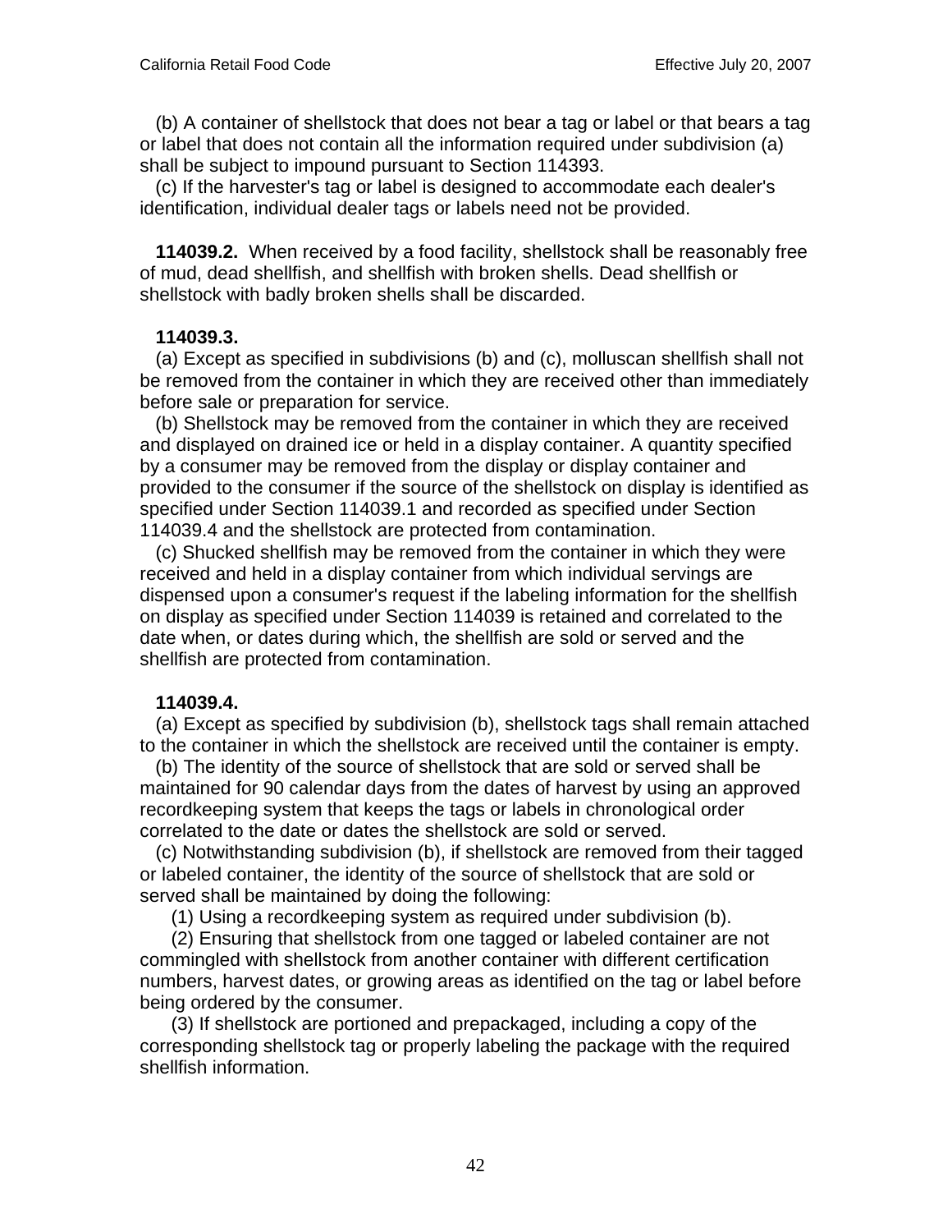(b) A container of shellstock that does not bear a tag or label or that bears a tag or label that does not contain all the information required under subdivision (a) shall be subject to impound pursuant to Section 114393.

(c) If the harvester's tag or label is designed to accommodate each dealer's identification, individual dealer tags or labels need not be provided.

**114039.2.** When received by a food facility, shellstock shall be reasonably free of mud, dead shellfish, and shellfish with broken shells. Dead shellfish or shellstock with badly broken shells shall be discarded.

**114039.3.**

(a) Except as specified in subdivisions (b) and (c), molluscan shellfish shall not be removed from the container in which they are received other than immediately before sale or preparation for service.

(b) Shellstock may be removed from the container in which they are received and displayed on drained ice or held in a display container. A quantity specified by a consumer may be removed from the display or display container and provided to the consumer if the source of the shellstock on display is identified as specified under Section 114039.1 and recorded as specified under Section 114039.4 and the shellstock are protected from contamination.

(c) Shucked shellfish may be removed from the container in which they were received and held in a display container from which individual servings are dispensed upon a consumer's request if the labeling information for the shellfish on display as specified under Section 114039 is retained and correlated to the date when, or dates during which, the shellfish are sold or served and the shellfish are protected from contamination.

**114039.4.**

(a) Except as specified by subdivision (b), shellstock tags shall remain attached to the container in which the shellstock are received until the container is empty.

(b) The identity of the source of shellstock that are sold or served shall be maintained for 90 calendar days from the dates of harvest by using an approved recordkeeping system that keeps the tags or labels in chronological order correlated to the date or dates the shellstock are sold or served.

(c) Notwithstanding subdivision (b), if shellstock are removed from their tagged or labeled container, the identity of the source of shellstock that are sold or served shall be maintained by doing the following:

(1) Using a recordkeeping system as required under subdivision (b).

(2) Ensuring that shellstock from one tagged or labeled container are not commingled with shellstock from another container with different certification numbers, harvest dates, or growing areas as identified on the tag or label before being ordered by the consumer.

(3) If shellstock are portioned and prepackaged, including a copy of the corresponding shellstock tag or properly labeling the package with the required shellfish information.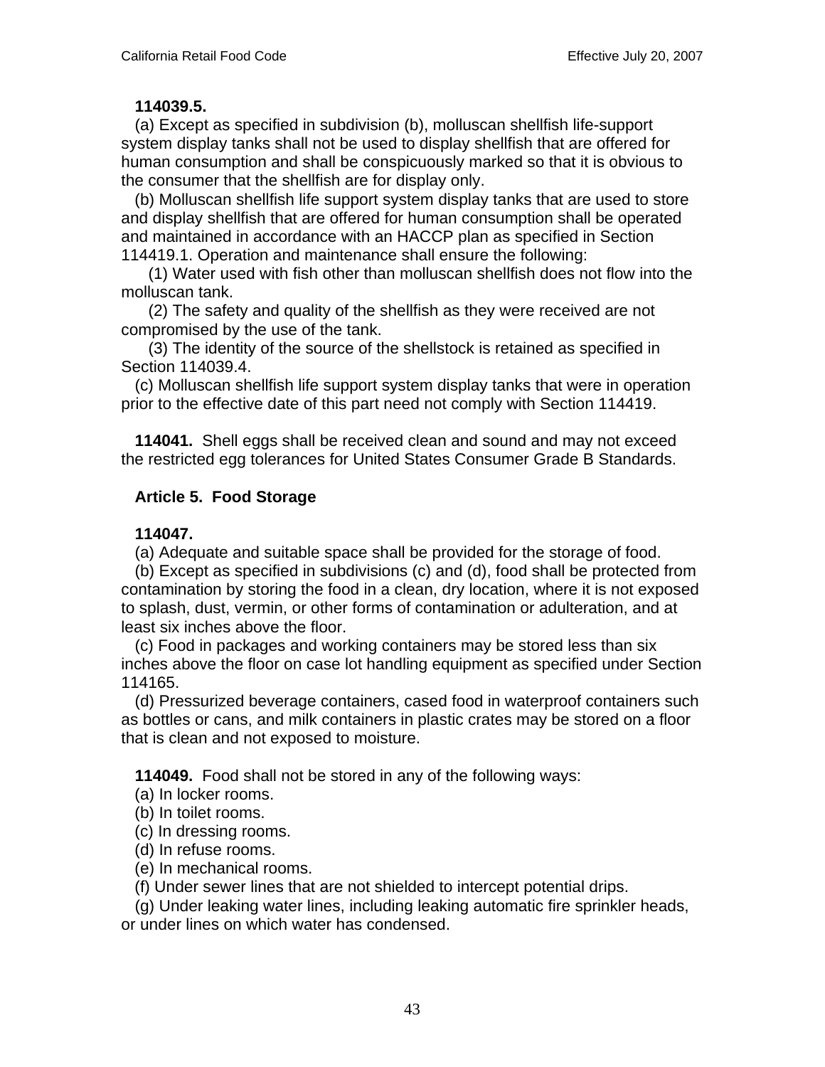**114039.5.**

(a) Except as specified in subdivision (b), molluscan shellfish life-support system display tanks shall not be used to display shellfish that are offered for human consumption and shall be conspicuously marked so that it is obvious to the consumer that the shellfish are for display only.

(b) Molluscan shellfish life support system display tanks that are used to store and display shellfish that are offered for human consumption shall be operated and maintained in accordance with an HACCP plan as specified in Section 114419.1. Operation and maintenance shall ensure the following:

(1) Water used with fish other than molluscan shellfish does not flow into the molluscan tank.

(2) The safety and quality of the shellfish as they were received are not compromised by the use of the tank.

(3) The identity of the source of the shellstock is retained as specified in Section 114039.4.

(c) Molluscan shellfish life support system display tanks that were in operation prior to the effective date of this part need not comply with Section 114419.

**114041.** Shell eggs shall be received clean and sound and may not exceed the restricted egg tolerances for United States Consumer Grade B Standards.

## Article 5. Food Storage

**114047.**

(a) Adequate and suitable space shall be provided for the storage of food.

(b) Except as specified in subdivisions (c) and (d), food shall be protected from contamination by storing the food in a clean, dry location, where it is not exposed to splash, dust, vermin, or other forms of contamination or adulteration, and at least six inches above the floor.

(c) Food in packages and working containers may be stored less than six inches above the floor on case lot handling equipment as specified under Section 114165.

(d) Pressurized beverage containers, cased food in waterproof containers such as bottles or cans, and milk containers in plastic crates may be stored on a floor that is clean and not exposed to moisture.

**114049.** Food shall not be stored in any of the following ways:

(a) In locker rooms.

(b) In toilet rooms.

(c) In dressing rooms.

(d) In refuse rooms.

(e) In mechanical rooms.

(f) Under sewer lines that are not shielded to intercept potential drips.

(g) Under leaking water lines, including leaking automatic fire sprinkler heads, or under lines on which water has condensed.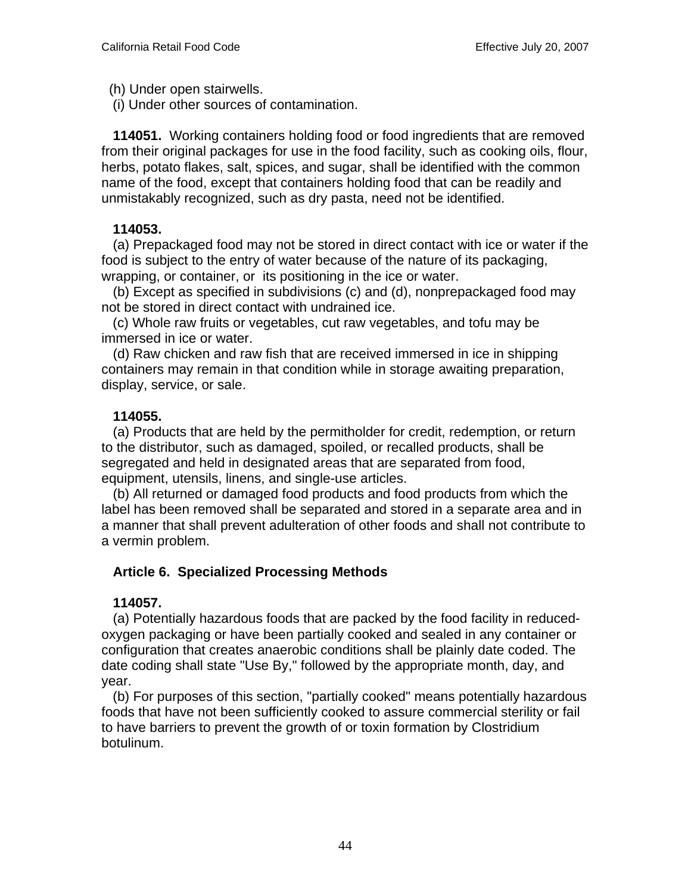(h) Under open stairwells.

(i) Under other sources of contamination.

**114051.** Working containers holding food or food ingredients that are removed from their original packages for use in the food facility, such as cooking oils, flour, herbs, potato flakes, salt, spices, and sugar, shall be identified with the common name of the food, except that containers holding food that can be readily and unmistakably recognized, such as dry pasta, need not be identified.

**114053.**

(a) Prepackaged food may not be stored in direct contact with ice or water if the food is subject to the entry of water because of the nature of its packaging, wrapping, or container, or its positioning in the ice or water.

(b) Except as specified in subdivisions (c) and (d), nonprepackaged food may not be stored in direct contact with undrained ice.

(c) Whole raw fruits or vegetables, cut raw vegetables, and tofu may be immersed in ice or water.

(d) Raw chicken and raw fish that are received immersed in ice in shipping containers may remain in that condition while in storage awaiting preparation, display, service, or sale.

**114055.**

(a) Products that are held by the permitholder for credit, redemption, or return to the distributor, such as damaged, spoiled, or recalled products, shall be segregated and held in designated areas that are separated from food, equipment, utensils, linens, and single-use articles.

(b) All returned or damaged food products and food products from which the label has been removed shall be separated and stored in a separate area and in a manner that shall prevent adulteration of other foods and shall not contribute to a vermin problem.

## Article 6. Specialized Processing Methods

**114057.**

(a) Potentially hazardous foods that are packed by the food facility in reduced-oxygen packaging or have been partially cooked and sealed in any container or configuration that creates anaerobic conditions shall be plainly date coded. The date coding shall state "Use By," followed by the appropriate month, day, and year.

(b) For purposes of this section, "partially cooked" means potentially hazardous foods that have not been sufficiently cooked to assure commercial sterility or fail to have barriers to prevent the growth of or toxin formation by Clostridium botulinum.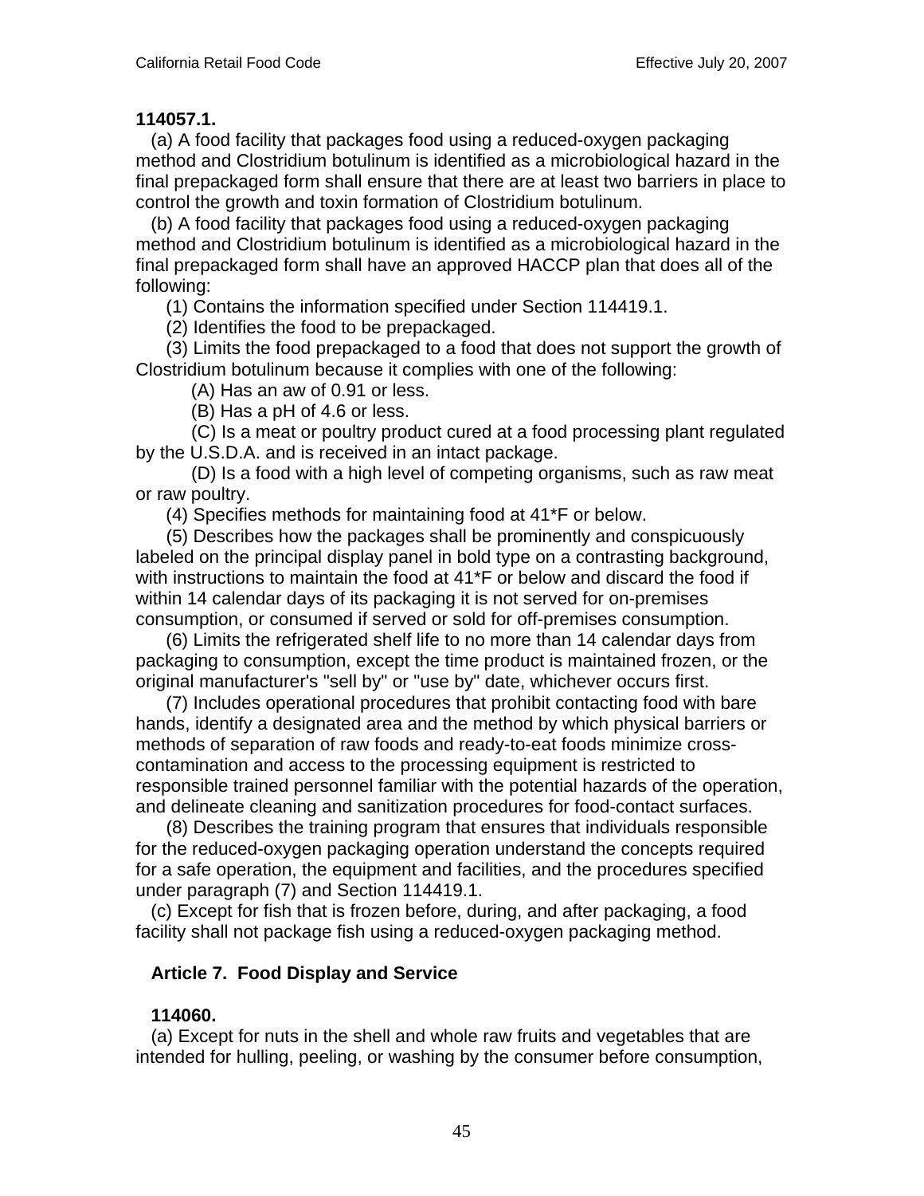**114057.1.**

(a) A food facility that packages food using a reduced-oxygen packaging method and Clostridium botulinum is identified as a microbiological hazard in the final prepackaged form shall ensure that there are at least two barriers in place to control the growth and toxin formation of Clostridium botulinum.

(b) A food facility that packages food using a reduced-oxygen packaging method and Clostridium botulinum is identified as a microbiological hazard in the final prepackaged form shall have an approved HACCP plan that does all of the following:

(1) Contains the information specified under Section 114419.1.

(2) Identifies the food to be prepackaged.

(3) Limits the food prepackaged to a food that does not support the growth of Clostridium botulinum because it complies with one of the following:

(A) Has an aw of 0.91 or less.

(B) Has a pH of 4.6 or less.

(C) Is a meat or poultry product cured at a food processing plant regulated by the U.S.D.A. and is received in an intact package.

(D) Is a food with a high level of competing organisms, such as raw meat or raw poultry.

(4) Specifies methods for maintaining food at 41*F or below.

(5) Describes how the packages shall be prominently and conspicuously labeled on the principal display panel in bold type on a contrasting background, with instructions to maintain the food at 41*F or below and discard the food if within 14 calendar days of its packaging it is not served for on-premises consumption, or consumed if served or sold for off-premises consumption.

(6) Limits the refrigerated shelf life to no more than 14 calendar days from packaging to consumption, except the time product is maintained frozen, or the original manufacturer's "sell by" or "use by" date, whichever occurs first.

(7) Includes operational procedures that prohibit contacting food with bare hands, identify a designated area and the method by which physical barriers or methods of separation of raw foods and ready-to-eat foods minimize cross-contamination and access to the processing equipment is restricted to responsible trained personnel familiar with the potential hazards of the operation, and delineate cleaning and sanitization procedures for food-contact surfaces.

(8) Describes the training program that ensures that individuals responsible for the reduced-oxygen packaging operation understand the concepts required for a safe operation, the equipment and facilities, and the procedures specified under paragraph (7) and Section 114419.1.

(c) Except for fish that is frozen before, during, and after packaging, a food facility shall not package fish using a reduced-oxygen packaging method.

## Article 7. Food Display and Service

**114060.**

(a) Except for nuts in the shell and whole raw fruits and vegetables that are intended for hulling, peeling, or washing by the consumer before consumption,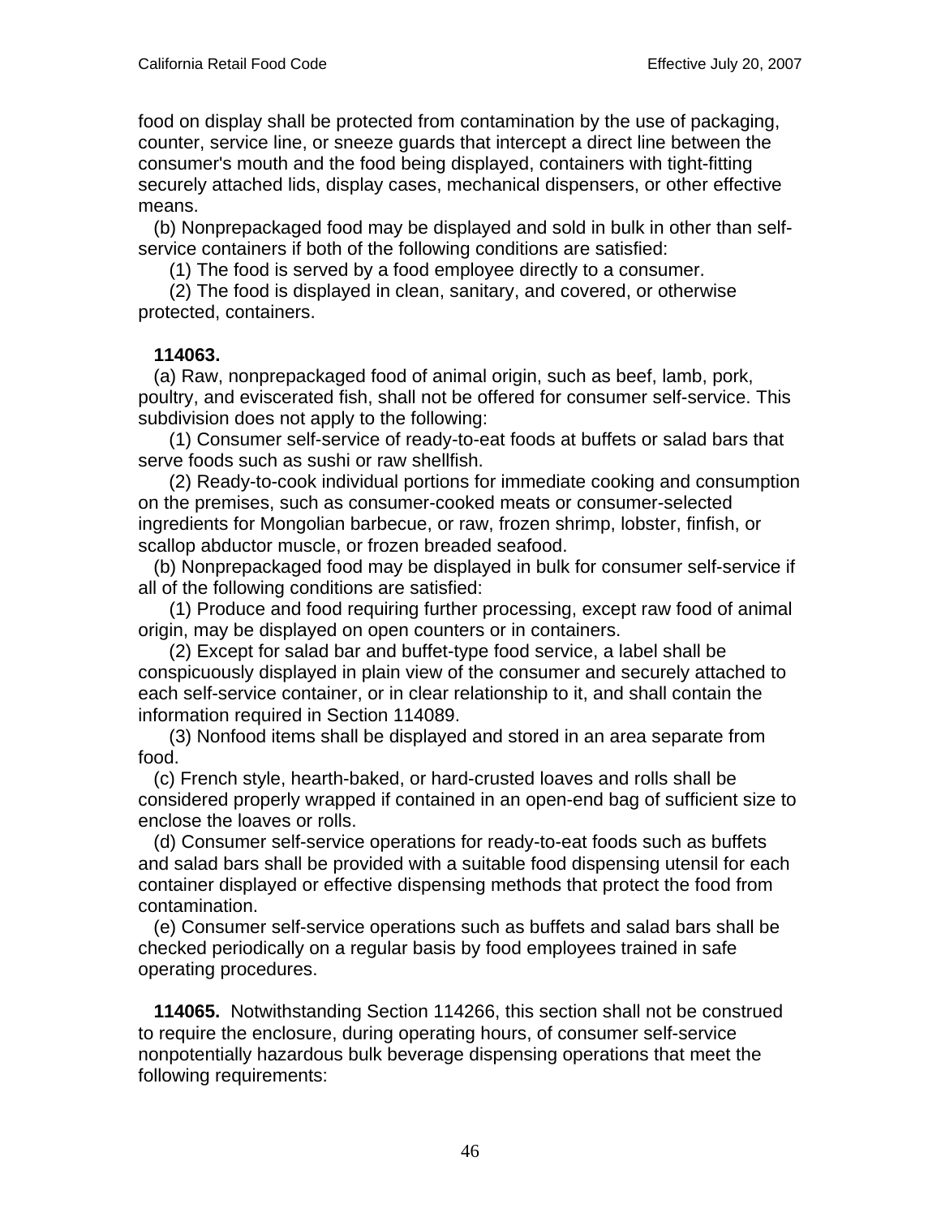food on display shall be protected from contamination by the use of packaging, counter, service line, or sneeze guards that intercept a direct line between the consumer's mouth and the food being displayed, containers with tight-fitting securely attached lids, display cases, mechanical dispensers, or other effective means.

(b) Nonprepackaged food may be displayed and sold in bulk in other than self-service containers if both of the following conditions are satisfied:

(1) The food is served by a food employee directly to a consumer.

(2) The food is displayed in clean, sanitary, and covered, or otherwise protected, containers.

**114063.**

(a) Raw, nonprepackaged food of animal origin, such as beef, lamb, pork, poultry, and eviscerated fish, shall not be offered for consumer self-service. This subdivision does not apply to the following:

(1) Consumer self-service of ready-to-eat foods at buffets or salad bars that serve foods such as sushi or raw shellfish.

(2) Ready-to-cook individual portions for immediate cooking and consumption on the premises, such as consumer-cooked meats or consumer-selected ingredients for Mongolian barbecue, or raw, frozen shrimp, lobster, finfish, or scallop abductor muscle, or frozen breaded seafood.

(b) Nonprepackaged food may be displayed in bulk for consumer self-service if all of the following conditions are satisfied:

(1) Produce and food requiring further processing, except raw food of animal origin, may be displayed on open counters or in containers.

(2) Except for salad bar and buffet-type food service, a label shall be conspicuously displayed in plain view of the consumer and securely attached to each self-service container, or in clear relationship to it, and shall contain the information required in Section 114089.

(3) Nonfood items shall be displayed and stored in an area separate from food.

(c) French style, hearth-baked, or hard-crusted loaves and rolls shall be considered properly wrapped if contained in an open-end bag of sufficient size to enclose the loaves or rolls.

(d) Consumer self-service operations for ready-to-eat foods such as buffets and salad bars shall be provided with a suitable food dispensing utensil for each container displayed or effective dispensing methods that protect the food from contamination.

(e) Consumer self-service operations such as buffets and salad bars shall be checked periodically on a regular basis by food employees trained in safe operating procedures.

**114065.** Notwithstanding Section 114266, this section shall not be construed to require the enclosure, during operating hours, of consumer self-service nonpotentially hazardous bulk beverage dispensing operations that meet the following requirements: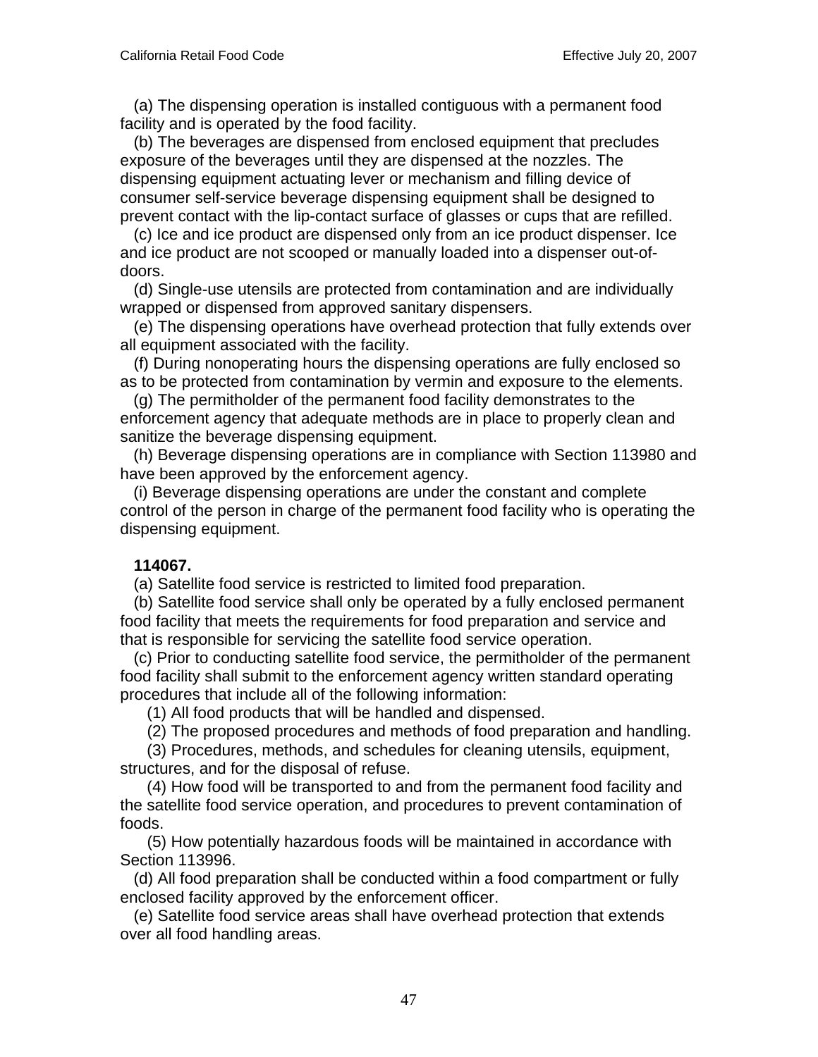(a) The dispensing operation is installed contiguous with a permanent food facility and is operated by the food facility.

(b) The beverages are dispensed from enclosed equipment that precludes exposure of the beverages until they are dispensed at the nozzles. The dispensing equipment actuating lever or mechanism and filling device of consumer self-service beverage dispensing equipment shall be designed to prevent contact with the lip-contact surface of glasses or cups that are refilled.

(c) Ice and ice product are dispensed only from an ice product dispenser. Ice and ice product are not scooped or manually loaded into a dispenser out-of-doors.

(d) Single-use utensils are protected from contamination and are individually wrapped or dispensed from approved sanitary dispensers.

(e) The dispensing operations have overhead protection that fully extends over all equipment associated with the facility.

(f) During nonoperating hours the dispensing operations are fully enclosed so as to be protected from contamination by vermin and exposure to the elements.

(g) The permitholder of the permanent food facility demonstrates to the enforcement agency that adequate methods are in place to properly clean and sanitize the beverage dispensing equipment.

(h) Beverage dispensing operations are in compliance with Section 113980 and have been approved by the enforcement agency.

(i) Beverage dispensing operations are under the constant and complete control of the person in charge of the permanent food facility who is operating the dispensing equipment.

**114067.**

(a) Satellite food service is restricted to limited food preparation.

(b) Satellite food service shall only be operated by a fully enclosed permanent food facility that meets the requirements for food preparation and service and that is responsible for servicing the satellite food service operation.

(c) Prior to conducting satellite food service, the permitholder of the permanent food facility shall submit to the enforcement agency written standard operating procedures that include all of the following information:

(1) All food products that will be handled and dispensed.

(2) The proposed procedures and methods of food preparation and handling.

(3) Procedures, methods, and schedules for cleaning utensils, equipment, structures, and for the disposal of refuse.

(4) How food will be transported to and from the permanent food facility and the satellite food service operation, and procedures to prevent contamination of foods.

(5) How potentially hazardous foods will be maintained in accordance with Section 113996.

(d) All food preparation shall be conducted within a food compartment or fully enclosed facility approved by the enforcement officer.

(e) Satellite food service areas shall have overhead protection that extends over all food handling areas.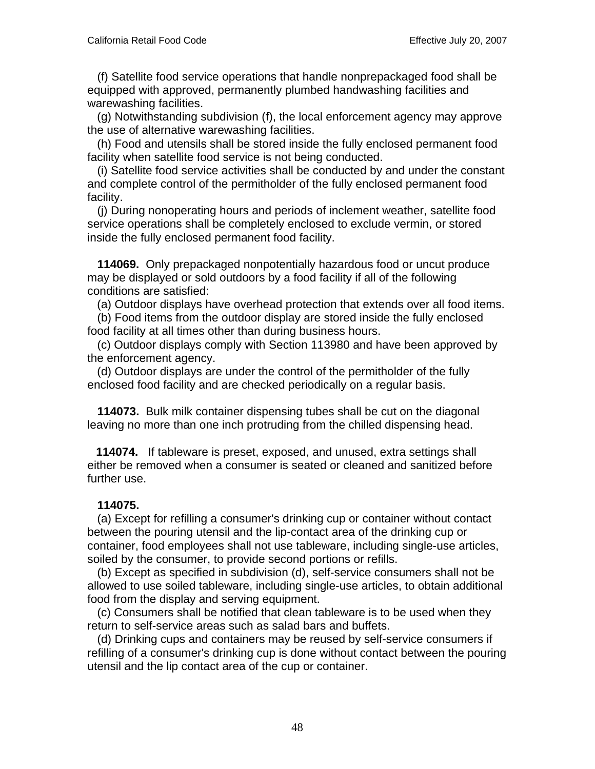(f) Satellite food service operations that handle nonprepackaged food shall be equipped with approved, permanently plumbed handwashing facilities and warewashing facilities.

(g) Notwithstanding subdivision (f), the local enforcement agency may approve the use of alternative warewashing facilities.

(h) Food and utensils shall be stored inside the fully enclosed permanent food facility when satellite food service is not being conducted.

(i) Satellite food service activities shall be conducted by and under the constant and complete control of the permitholder of the fully enclosed permanent food facility.

(j) During nonoperating hours and periods of inclement weather, satellite food service operations shall be completely enclosed to exclude vermin, or stored inside the fully enclosed permanent food facility.

**114069.** Only prepackaged nonpotentially hazardous food or uncut produce may be displayed or sold outdoors by a food facility if all of the following conditions are satisfied:

(a) Outdoor displays have overhead protection that extends over all food items.

(b) Food items from the outdoor display are stored inside the fully enclosed food facility at all times other than during business hours.

(c) Outdoor displays comply with Section 113980 and have been approved by the enforcement agency.

(d) Outdoor displays are under the control of the permitholder of the fully enclosed food facility and are checked periodically on a regular basis.

**114073.** Bulk milk container dispensing tubes shall be cut on the diagonal leaving no more than one inch protruding from the chilled dispensing head.

**114074.** If tableware is preset, exposed, and unused, extra settings shall either be removed when a consumer is seated or cleaned and sanitized before further use.

**114075.**

(a) Except for refilling a consumer's drinking cup or container without contact between the pouring utensil and the lip-contact area of the drinking cup or container, food employees shall not use tableware, including single-use articles, soiled by the consumer, to provide second portions or refills.

(b) Except as specified in subdivision (d), self-service consumers shall not be allowed to use soiled tableware, including single-use articles, to obtain additional food from the display and serving equipment.

(c) Consumers shall be notified that clean tableware is to be used when they return to self-service areas such as salad bars and buffets.

(d) Drinking cups and containers may be reused by self-service consumers if refilling of a consumer's drinking cup is done without contact between the pouring utensil and the lip contact area of the cup or container.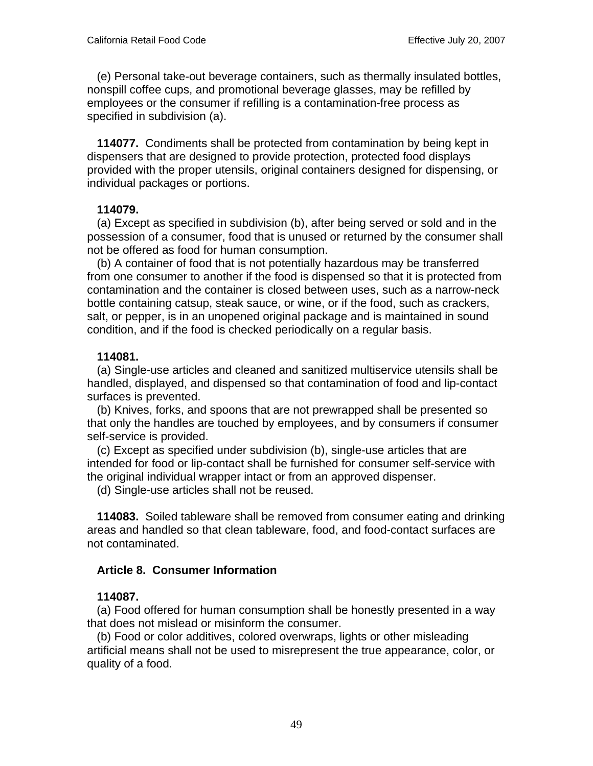(e) Personal take-out beverage containers, such as thermally insulated bottles, nonspill coffee cups, and promotional beverage glasses, may be refilled by employees or the consumer if refilling is a contamination-free process as specified in subdivision (a).

**114077.** Condiments shall be protected from contamination by being kept in dispensers that are designed to provide protection, protected food displays provided with the proper utensils, original containers designed for dispensing, or individual packages or portions.

**114079.**

(a) Except as specified in subdivision (b), after being served or sold and in the possession of a consumer, food that is unused or returned by the consumer shall not be offered as food for human consumption.

(b) A container of food that is not potentially hazardous may be transferred from one consumer to another if the food is dispensed so that it is protected from contamination and the container is closed between uses, such as a narrow-neck bottle containing catsup, steak sauce, or wine, or if the food, such as crackers, salt, or pepper, is in an unopened original package and is maintained in sound condition, and if the food is checked periodically on a regular basis.

**114081.**

(a) Single-use articles and cleaned and sanitized multiservice utensils shall be handled, displayed, and dispensed so that contamination of food and lip-contact surfaces is prevented.

(b) Knives, forks, and spoons that are not prewrapped shall be presented so that only the handles are touched by employees, and by consumers if consumer self-service is provided.

(c) Except as specified under subdivision (b), single-use articles that are intended for food or lip-contact shall be furnished for consumer self-service with the original individual wrapper intact or from an approved dispenser.

(d) Single-use articles shall not be reused.

**114083.** Soiled tableware shall be removed from consumer eating and drinking areas and handled so that clean tableware, food, and food-contact surfaces are not contaminated.

## Article 8. Consumer Information

**114087.**

(a) Food offered for human consumption shall be honestly presented in a way that does not mislead or misinform the consumer.

(b) Food or color additives, colored overwraps, lights or other misleading artificial means shall not be used to misrepresent the true appearance, color, or quality of a food.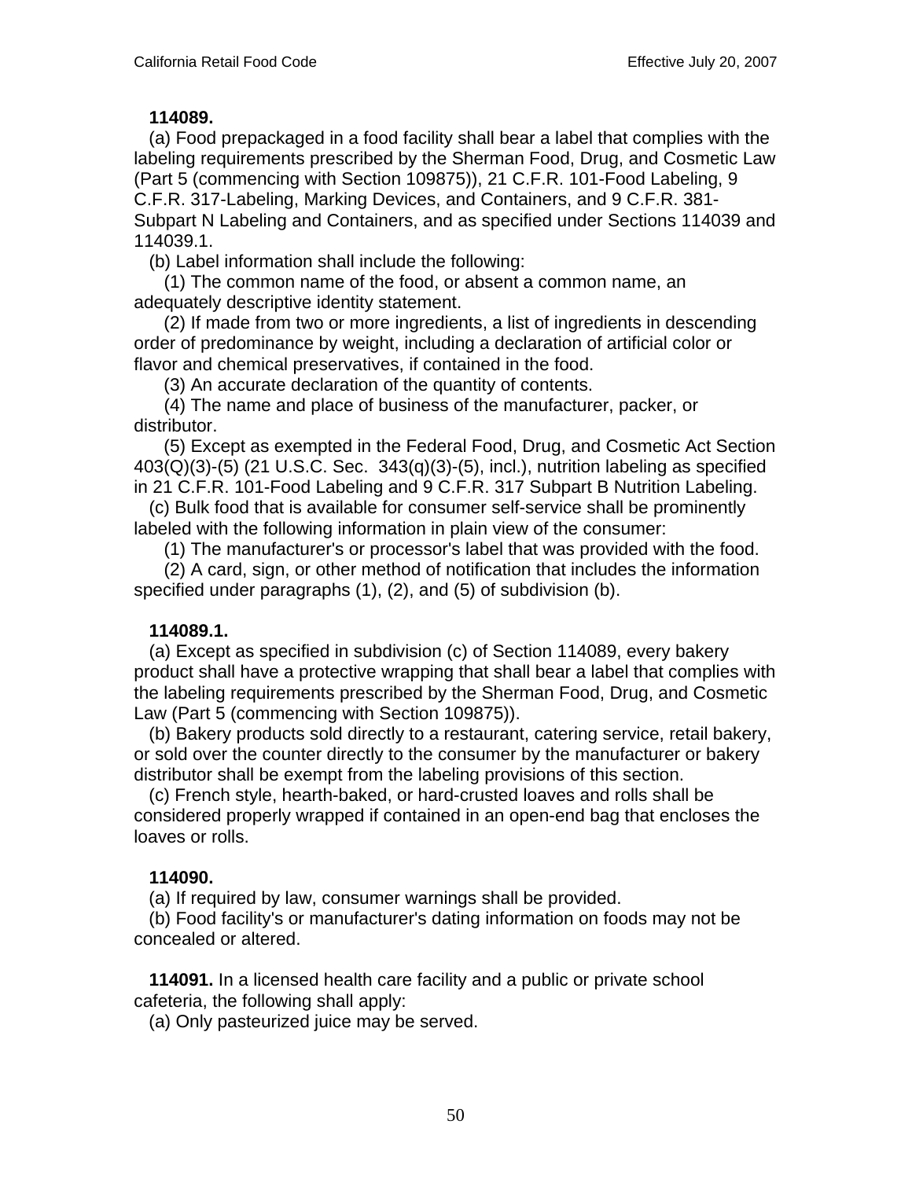**114089.**

(a) Food prepackaged in a food facility shall bear a label that complies with the labeling requirements prescribed by the Sherman Food, Drug, and Cosmetic Law (Part 5 (commencing with Section 109875)), 21 C.F.R. 101-Food Labeling, 9 C.F.R. 317-Labeling, Marking Devices, and Containers, and 9 C.F.R. 381-Subpart N Labeling and Containers, and as specified under Sections 114039 and 114039.1.

(b) Label information shall include the following:

(1) The common name of the food, or absent a common name, an adequately descriptive identity statement.

(2) If made from two or more ingredients, a list of ingredients in descending order of predominance by weight, including a declaration of artificial color or flavor and chemical preservatives, if contained in the food.

(3) An accurate declaration of the quantity of contents.

(4) The name and place of business of the manufacturer, packer, or distributor.

(5) Except as exempted in the Federal Food, Drug, and Cosmetic Act Section 403(Q)(3)-(5) (21 U.S.C. Sec. 343(q)(3)-(5), incl.), nutrition labeling as specified in 21 C.F.R. 101-Food Labeling and 9 C.F.R. 317 Subpart B Nutrition Labeling.

(c) Bulk food that is available for consumer self-service shall be prominently labeled with the following information in plain view of the consumer:

(1) The manufacturer's or processor's label that was provided with the food.

(2) A card, sign, or other method of notification that includes the information specified under paragraphs (1), (2), and (5) of subdivision (b).

**114089.1.**

(a) Except as specified in subdivision (c) of Section 114089, every bakery product shall have a protective wrapping that shall bear a label that complies with the labeling requirements prescribed by the Sherman Food, Drug, and Cosmetic Law (Part 5 (commencing with Section 109875)).

(b) Bakery products sold directly to a restaurant, catering service, retail bakery, or sold over the counter directly to the consumer by the manufacturer or bakery distributor shall be exempt from the labeling provisions of this section.

(c) French style, hearth-baked, or hard-crusted loaves and rolls shall be considered properly wrapped if contained in an open-end bag that encloses the loaves or rolls.

**114090.**

(a) If required by law, consumer warnings shall be provided.

(b) Food facility's or manufacturer's dating information on foods may not be concealed or altered.

**114091.** In a licensed health care facility and a public or private school cafeteria, the following shall apply:

(a) Only pasteurized juice may be served.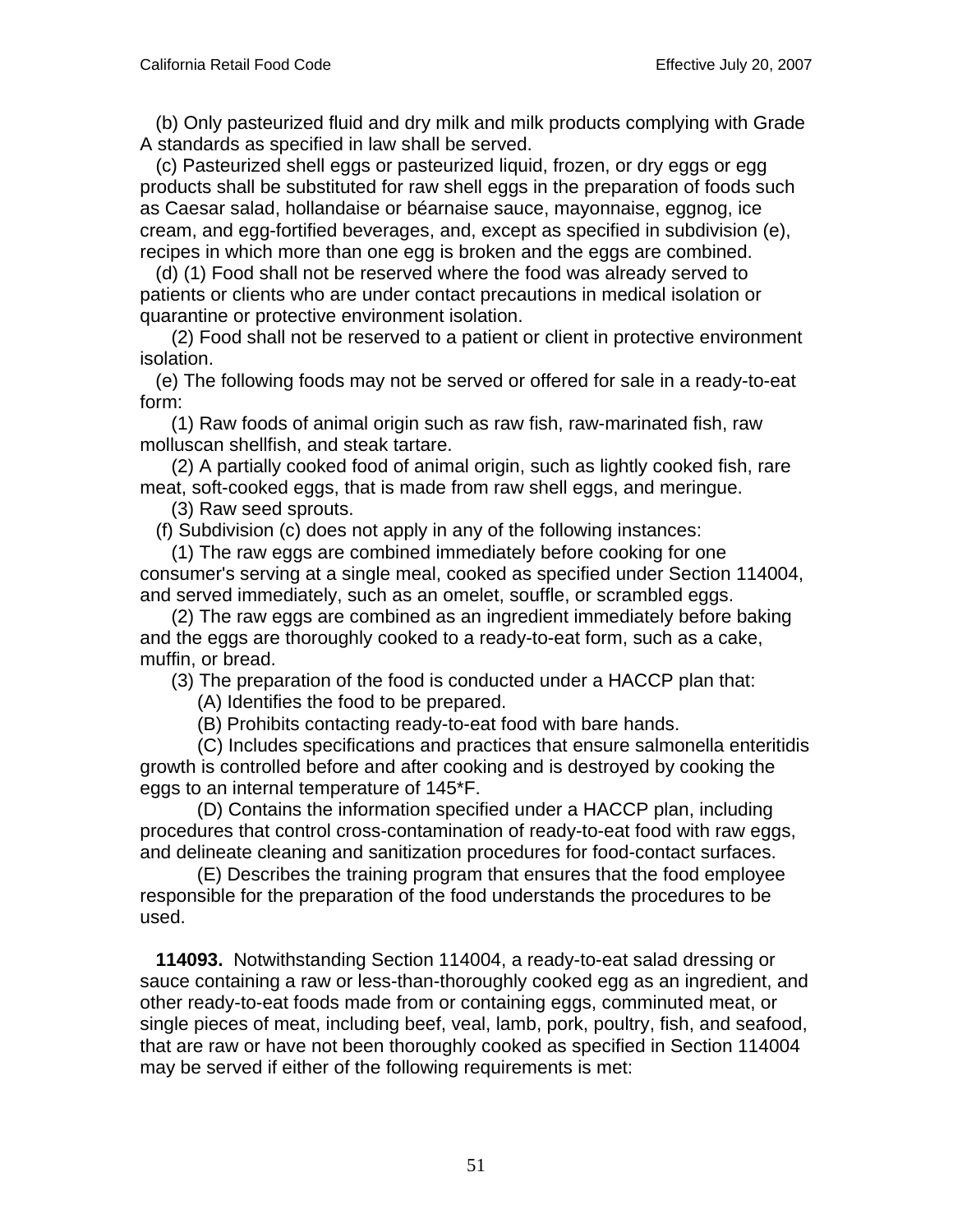(b) Only pasteurized fluid and dry milk and milk products complying with Grade A standards as specified in law shall be served.

(c) Pasteurized shell eggs or pasteurized liquid, frozen, or dry eggs or egg products shall be substituted for raw shell eggs in the preparation of foods such as Caesar salad, hollandaise or béarnaise sauce, mayonnaise, eggnog, ice cream, and egg-fortified beverages, and, except as specified in subdivision (e), recipes in which more than one egg is broken and the eggs are combined.

(d) (1) Food shall not be reserved where the food was already served to patients or clients who are under contact precautions in medical isolation or quarantine or protective environment isolation.

(2) Food shall not be reserved to a patient or client in protective environment isolation.

(e) The following foods may not be served or offered for sale in a ready-to-eat form:

(1) Raw foods of animal origin such as raw fish, raw-marinated fish, raw molluscan shellfish, and steak tartare.

(2) A partially cooked food of animal origin, such as lightly cooked fish, rare meat, soft-cooked eggs, that is made from raw shell eggs, and meringue.

(3) Raw seed sprouts.

(f) Subdivision (c) does not apply in any of the following instances:

(1) The raw eggs are combined immediately before cooking for one consumer's serving at a single meal, cooked as specified under Section 114004, and served immediately, such as an omelet, souffle, or scrambled eggs.

(2) The raw eggs are combined as an ingredient immediately before baking and the eggs are thoroughly cooked to a ready-to-eat form, such as a cake, muffin, or bread.

(3) The preparation of the food is conducted under a HACCP plan that:

(A) Identifies the food to be prepared.

(B) Prohibits contacting ready-to-eat food with bare hands.

(C) Includes specifications and practices that ensure salmonella enteritidis growth is controlled before and after cooking and is destroyed by cooking the eggs to an internal temperature of 145*F.

(D) Contains the information specified under a HACCP plan, including procedures that control cross-contamination of ready-to-eat food with raw eggs, and delineate cleaning and sanitization procedures for food-contact surfaces.

(E) Describes the training program that ensures that the food employee responsible for the preparation of the food understands the procedures to be used.

**114093.** Notwithstanding Section 114004, a ready-to-eat salad dressing or sauce containing a raw or less-than-thoroughly cooked egg as an ingredient, and other ready-to-eat foods made from or containing eggs, comminuted meat, or single pieces of meat, including beef, veal, lamb, pork, poultry, fish, and seafood, that are raw or have not been thoroughly cooked as specified in Section 114004 may be served if either of the following requirements is met: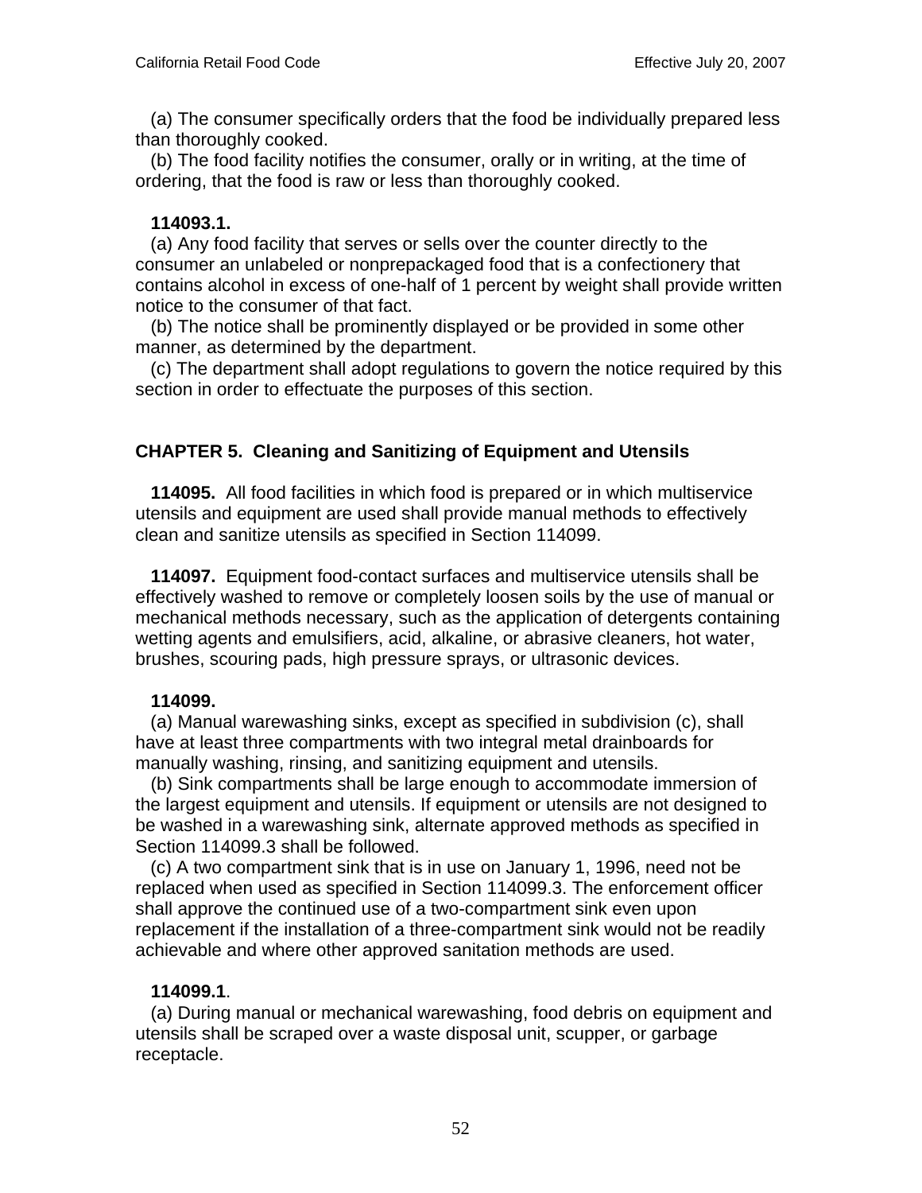(a) The consumer specifically orders that the food be individually prepared less than thoroughly cooked.

(b) The food facility notifies the consumer, orally or in writing, at the time of ordering, that the food is raw or less than thoroughly cooked.

**114093.1.**

(a) Any food facility that serves or sells over the counter directly to the consumer an unlabeled or nonprepackaged food that is a confectionery that contains alcohol in excess of one-half of 1 percent by weight shall provide written notice to the consumer of that fact.

(b) The notice shall be prominently displayed or be provided in some other manner, as determined by the department.

(c) The department shall adopt regulations to govern the notice required by this section in order to effectuate the purposes of this section.

## CHAPTER 5. Cleaning and Sanitizing of Equipment and Utensils

**114095.** All food facilities in which food is prepared or in which multiservice utensils and equipment are used shall provide manual methods to effectively clean and sanitize utensils as specified in Section 114099.

**114097.** Equipment food-contact surfaces and multiservice utensils shall be effectively washed to remove or completely loosen soils by the use of manual or mechanical methods necessary, such as the application of detergents containing wetting agents and emulsifiers, acid, alkaline, or abrasive cleaners, hot water, brushes, scouring pads, high pressure sprays, or ultrasonic devices.

**114099.**

(a) Manual warewashing sinks, except as specified in subdivision (c), shall have at least three compartments with two integral metal drainboards for manually washing, rinsing, and sanitizing equipment and utensils.

(b) Sink compartments shall be large enough to accommodate immersion of the largest equipment and utensils. If equipment or utensils are not designed to be washed in a warewashing sink, alternate approved methods as specified in Section 114099.3 shall be followed.

(c) A two compartment sink that is in use on January 1, 1996, need not be replaced when used as specified in Section 114099.3. The enforcement officer shall approve the continued use of a two-compartment sink even upon replacement if the installation of a three-compartment sink would not be readily achievable and where other approved sanitation methods are used.

**114099.1**.

(a) During manual or mechanical warewashing, food debris on equipment and utensils shall be scraped over a waste disposal unit, scupper, or garbage receptacle.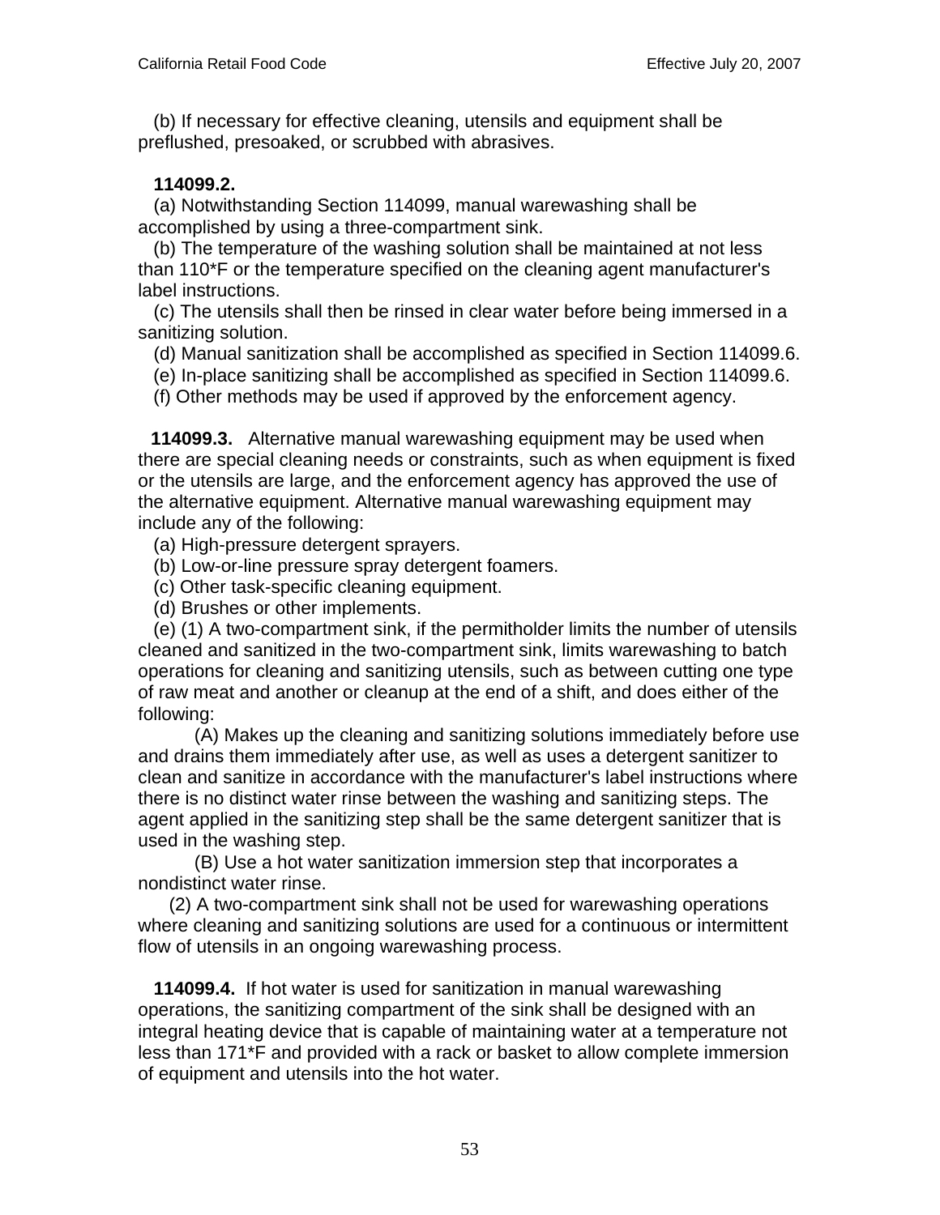(b) If necessary for effective cleaning, utensils and equipment shall be preflushed, presoaked, or scrubbed with abrasives.

**114099.2.**

(a) Notwithstanding Section 114099, manual warewashing shall be accomplished by using a three-compartment sink.

(b) The temperature of the washing solution shall be maintained at not less than 110*F or the temperature specified on the cleaning agent manufacturer's label instructions.

(c) The utensils shall then be rinsed in clear water before being immersed in a sanitizing solution.

(d) Manual sanitization shall be accomplished as specified in Section 114099.6.

(e) In-place sanitizing shall be accomplished as specified in Section 114099.6.

(f) Other methods may be used if approved by the enforcement agency.

**114099.3.** Alternative manual warewashing equipment may be used when there are special cleaning needs or constraints, such as when equipment is fixed or the utensils are large, and the enforcement agency has approved the use of the alternative equipment. Alternative manual warewashing equipment may include any of the following:

(a) High-pressure detergent sprayers.

(b) Low-or-line pressure spray detergent foamers.

(c) Other task-specific cleaning equipment.

(d) Brushes or other implements.

(e) (1) A two-compartment sink, if the permitholder limits the number of utensils cleaned and sanitized in the two-compartment sink, limits warewashing to batch operations for cleaning and sanitizing utensils, such as between cutting one type of raw meat and another or cleanup at the end of a shift, and does either of the following:

(A) Makes up the cleaning and sanitizing solutions immediately before use and drains them immediately after use, as well as uses a detergent sanitizer to clean and sanitize in accordance with the manufacturer's label instructions where there is no distinct water rinse between the washing and sanitizing steps. The agent applied in the sanitizing step shall be the same detergent sanitizer that is used in the washing step.

(B) Use a hot water sanitization immersion step that incorporates a nondistinct water rinse.

(2) A two-compartment sink shall not be used for warewashing operations where cleaning and sanitizing solutions are used for a continuous or intermittent flow of utensils in an ongoing warewashing process.

**114099.4.** If hot water is used for sanitization in manual warewashing operations, the sanitizing compartment of the sink shall be designed with an integral heating device that is capable of maintaining water at a temperature not less than 171*F and provided with a rack or basket to allow complete immersion of equipment and utensils into the hot water.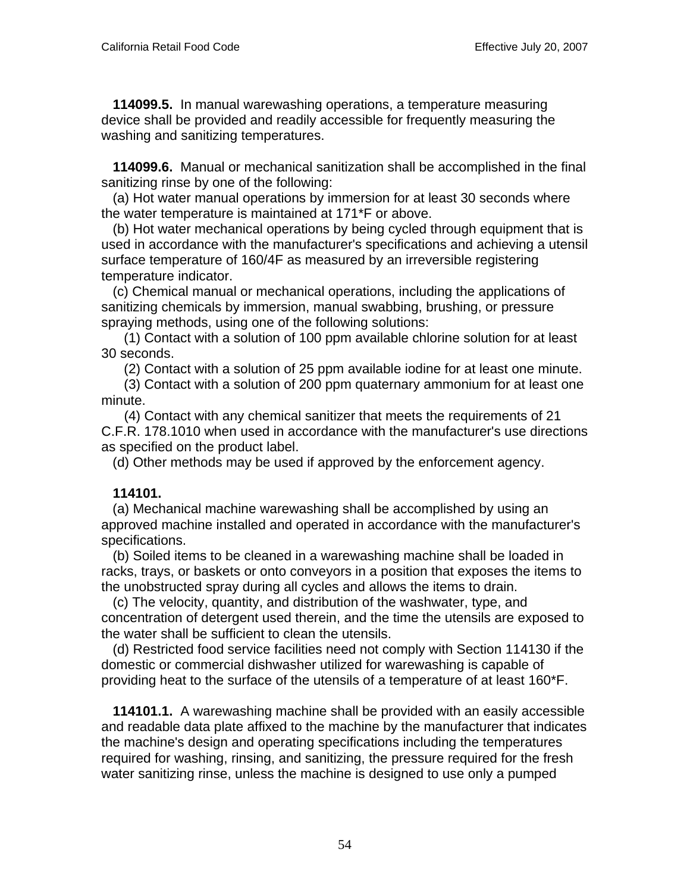**114099.5.** In manual warewashing operations, a temperature measuring device shall be provided and readily accessible for frequently measuring the washing and sanitizing temperatures.

**114099.6.** Manual or mechanical sanitization shall be accomplished in the final sanitizing rinse by one of the following:

(a) Hot water manual operations by immersion for at least 30 seconds where the water temperature is maintained at 171*F or above.

(b) Hot water mechanical operations by being cycled through equipment that is used in accordance with the manufacturer's specifications and achieving a utensil surface temperature of 160/4F as measured by an irreversible registering temperature indicator.

(c) Chemical manual or mechanical operations, including the applications of sanitizing chemicals by immersion, manual swabbing, brushing, or pressure spraying methods, using one of the following solutions:

(1) Contact with a solution of 100 ppm available chlorine solution for at least 30 seconds.

(2) Contact with a solution of 25 ppm available iodine for at least one minute.

(3) Contact with a solution of 200 ppm quaternary ammonium for at least one minute.

(4) Contact with any chemical sanitizer that meets the requirements of 21 C.F.R. 178.1010 when used in accordance with the manufacturer's use directions as specified on the product label.

(d) Other methods may be used if approved by the enforcement agency.

**114101.**

(a) Mechanical machine warewashing shall be accomplished by using an approved machine installed and operated in accordance with the manufacturer's specifications.

(b) Soiled items to be cleaned in a warewashing machine shall be loaded in racks, trays, or baskets or onto conveyors in a position that exposes the items to the unobstructed spray during all cycles and allows the items to drain.

(c) The velocity, quantity, and distribution of the washwater, type, and concentration of detergent used therein, and the time the utensils are exposed to the water shall be sufficient to clean the utensils.

(d) Restricted food service facilities need not comply with Section 114130 if the domestic or commercial dishwasher utilized for warewashing is capable of providing heat to the surface of the utensils of a temperature of at least 160*F.

**114101.1.** A warewashing machine shall be provided with an easily accessible and readable data plate affixed to the machine by the manufacturer that indicates the machine's design and operating specifications including the temperatures required for washing, rinsing, and sanitizing, the pressure required for the fresh water sanitizing rinse, unless the machine is designed to use only a pumped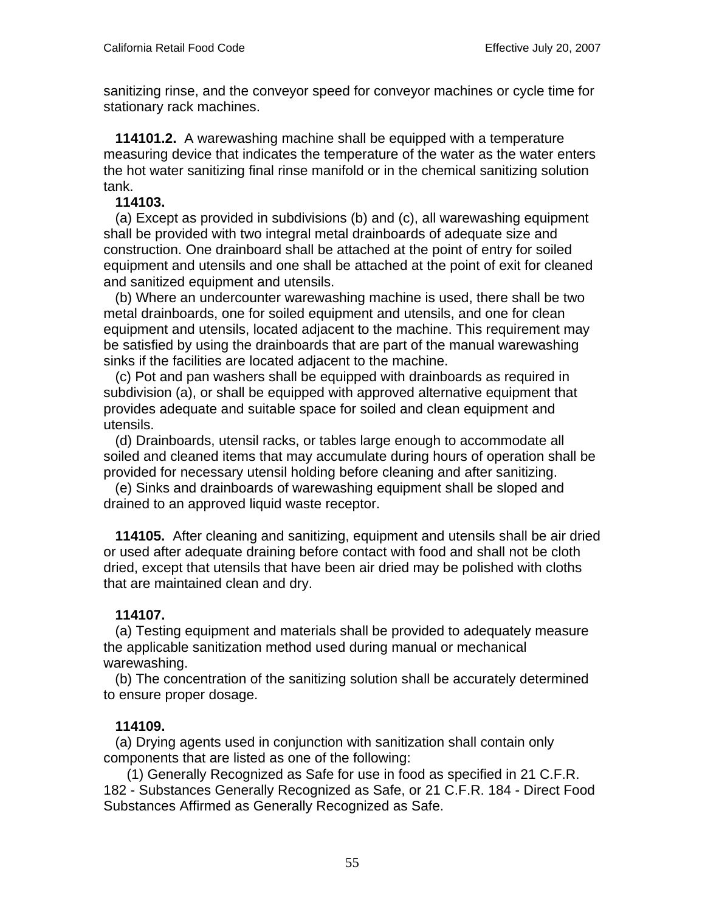sanitizing rinse, and the conveyor speed for conveyor machines or cycle time for stationary rack machines.

**114101.2.** A warewashing machine shall be equipped with a temperature measuring device that indicates the temperature of the water as the water enters the hot water sanitizing final rinse manifold or in the chemical sanitizing solution tank.

**114103.**

(a) Except as provided in subdivisions (b) and (c), all warewashing equipment shall be provided with two integral metal drainboards of adequate size and construction. One drainboard shall be attached at the point of entry for soiled equipment and utensils and one shall be attached at the point of exit for cleaned and sanitized equipment and utensils.

(b) Where an undercounter warewashing machine is used, there shall be two metal drainboards, one for soiled equipment and utensils, and one for clean equipment and utensils, located adjacent to the machine. This requirement may be satisfied by using the drainboards that are part of the manual warewashing sinks if the facilities are located adjacent to the machine.

(c) Pot and pan washers shall be equipped with drainboards as required in subdivision (a), or shall be equipped with approved alternative equipment that provides adequate and suitable space for soiled and clean equipment and utensils.

(d) Drainboards, utensil racks, or tables large enough to accommodate all soiled and cleaned items that may accumulate during hours of operation shall be provided for necessary utensil holding before cleaning and after sanitizing.

(e) Sinks and drainboards of warewashing equipment shall be sloped and drained to an approved liquid waste receptor.

**114105.** After cleaning and sanitizing, equipment and utensils shall be air dried or used after adequate draining before contact with food and shall not be cloth dried, except that utensils that have been air dried may be polished with cloths that are maintained clean and dry.

**114107.**

(a) Testing equipment and materials shall be provided to adequately measure the applicable sanitization method used during manual or mechanical warewashing.

(b) The concentration of the sanitizing solution shall be accurately determined to ensure proper dosage.

**114109.**

(a) Drying agents used in conjunction with sanitization shall contain only components that are listed as one of the following:

(1) Generally Recognized as Safe for use in food as specified in 21 C.F.R. 182 - Substances Generally Recognized as Safe, or 21 C.F.R. 184 - Direct Food Substances Affirmed as Generally Recognized as Safe.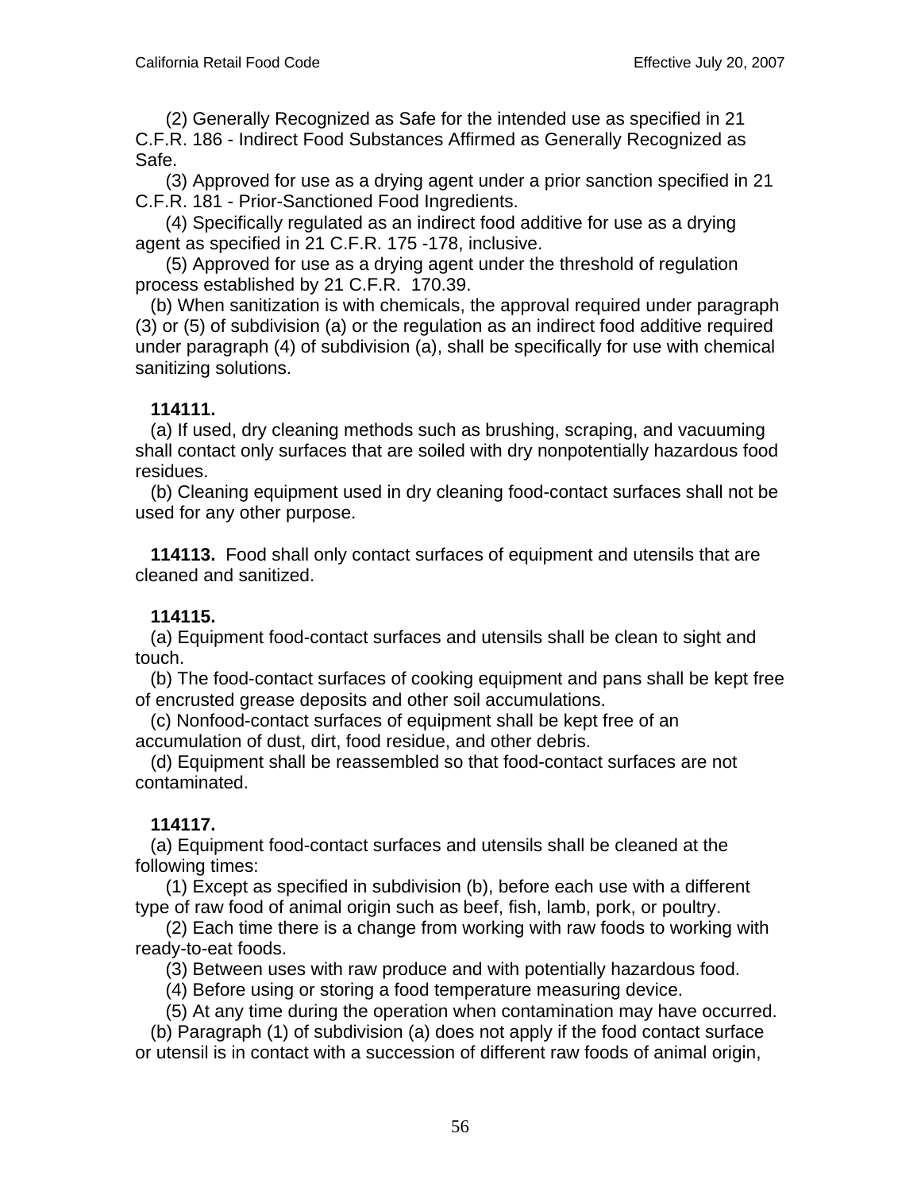(2) Generally Recognized as Safe for the intended use as specified in 21 C.F.R. 186 - Indirect Food Substances Affirmed as Generally Recognized as Safe.

(3) Approved for use as a drying agent under a prior sanction specified in 21 C.F.R. 181 - Prior-Sanctioned Food Ingredients.

(4) Specifically regulated as an indirect food additive for use as a drying agent as specified in 21 C.F.R. 175 -178, inclusive.

(5) Approved for use as a drying agent under the threshold of regulation process established by 21 C.F.R. 170.39.

(b) When sanitization is with chemicals, the approval required under paragraph (3) or (5) of subdivision (a) or the regulation as an indirect food additive required under paragraph (4) of subdivision (a), shall be specifically for use with chemical sanitizing solutions.

**114111.**

(a) If used, dry cleaning methods such as brushing, scraping, and vacuuming shall contact only surfaces that are soiled with dry nonpotentially hazardous food residues.

(b) Cleaning equipment used in dry cleaning food-contact surfaces shall not be used for any other purpose.

**114113.** Food shall only contact surfaces of equipment and utensils that are cleaned and sanitized.

**114115.**

(a) Equipment food-contact surfaces and utensils shall be clean to sight and touch.

(b) The food-contact surfaces of cooking equipment and pans shall be kept free of encrusted grease deposits and other soil accumulations.

(c) Nonfood-contact surfaces of equipment shall be kept free of an accumulation of dust, dirt, food residue, and other debris.

(d) Equipment shall be reassembled so that food-contact surfaces are not contaminated.

**114117.**

(a) Equipment food-contact surfaces and utensils shall be cleaned at the following times:

(1) Except as specified in subdivision (b), before each use with a different type of raw food of animal origin such as beef, fish, lamb, pork, or poultry.

(2) Each time there is a change from working with raw foods to working with ready-to-eat foods.

(3) Between uses with raw produce and with potentially hazardous food.

(4) Before using or storing a food temperature measuring device.

(5) At any time during the operation when contamination may have occurred.

(b) Paragraph (1) of subdivision (a) does not apply if the food contact surface or utensil is in contact with a succession of different raw foods of animal origin,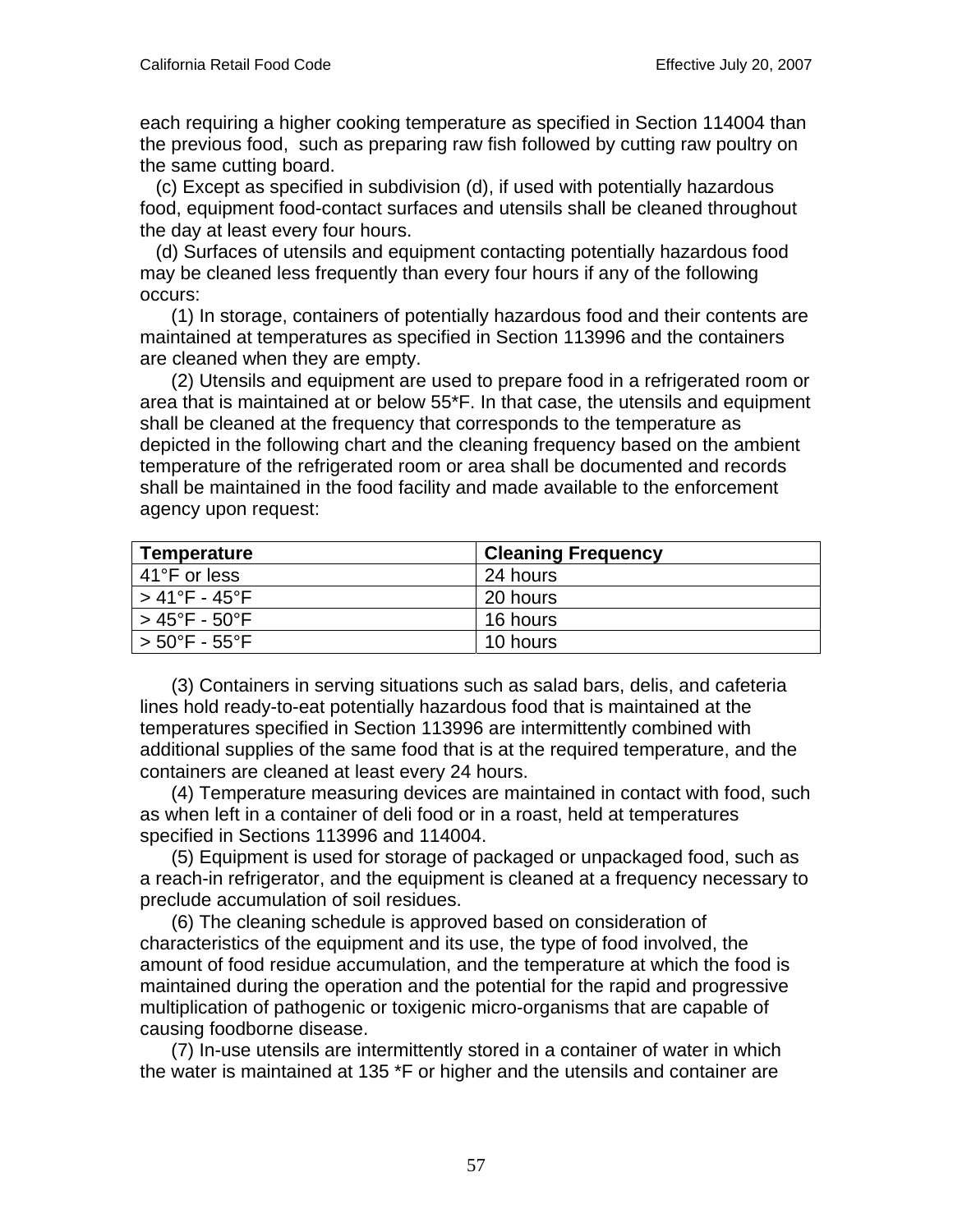each requiring a higher cooking temperature as specified in Section 114004 than the previous food, such as preparing raw fish followed by cutting raw poultry on the same cutting board.

(c) Except as specified in subdivision (d), if used with potentially hazardous food, equipment food-contact surfaces and utensils shall be cleaned throughout the day at least every four hours.

(d) Surfaces of utensils and equipment contacting potentially hazardous food may be cleaned less frequently than every four hours if any of the following occurs:

(1) In storage, containers of potentially hazardous food and their contents are maintained at temperatures as specified in Section 113996 and the containers are cleaned when they are empty.

(2) Utensils and equipment are used to prepare food in a refrigerated room or area that is maintained at or below 55*F. In that case, the utensils and equipment shall be cleaned at the frequency that corresponds to the temperature as depicted in the following chart and the cleaning frequency based on the ambient temperature of the refrigerated room or area shall be documented and records shall be maintained in the food facility and made available to the enforcement agency upon request:

| **Temperature** | **Cleaning Frequency** |
|---|---|
| 41°F or less | 24 hours |
| > 41°F - 45°F | 20 hours |
| > 45°F - 50°F | 16 hours |
| > 50°F - 55°F | 10 hours |

(3) Containers in serving situations such as salad bars, delis, and cafeteria lines hold ready-to-eat potentially hazardous food that is maintained at the temperatures specified in Section 113996 are intermittently combined with additional supplies of the same food that is at the required temperature, and the containers are cleaned at least every 24 hours.

(4) Temperature measuring devices are maintained in contact with food, such as when left in a container of deli food or in a roast, held at temperatures specified in Sections 113996 and 114004.

(5) Equipment is used for storage of packaged or unpackaged food, such as a reach-in refrigerator, and the equipment is cleaned at a frequency necessary to preclude accumulation of soil residues.

(6) The cleaning schedule is approved based on consideration of characteristics of the equipment and its use, the type of food involved, the amount of food residue accumulation, and the temperature at which the food is maintained during the operation and the potential for the rapid and progressive multiplication of pathogenic or toxigenic micro-organisms that are capable of causing foodborne disease.

(7) In-use utensils are intermittently stored in a container of water in which the water is maintained at 135 *F or higher and the utensils and container are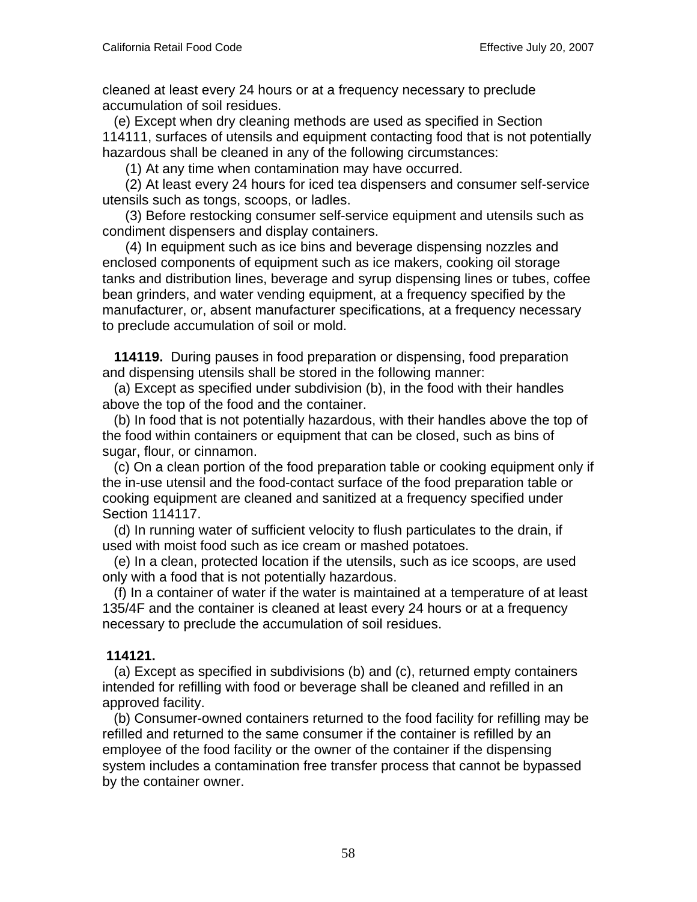cleaned at least every 24 hours or at a frequency necessary to preclude accumulation of soil residues.

(e) Except when dry cleaning methods are used as specified in Section 114111, surfaces of utensils and equipment contacting food that is not potentially hazardous shall be cleaned in any of the following circumstances:

(1) At any time when contamination may have occurred.

(2) At least every 24 hours for iced tea dispensers and consumer self-service utensils such as tongs, scoops, or ladles.

(3) Before restocking consumer self-service equipment and utensils such as condiment dispensers and display containers.

(4) In equipment such as ice bins and beverage dispensing nozzles and enclosed components of equipment such as ice makers, cooking oil storage tanks and distribution lines, beverage and syrup dispensing lines or tubes, coffee bean grinders, and water vending equipment, at a frequency specified by the manufacturer, or, absent manufacturer specifications, at a frequency necessary to preclude accumulation of soil or mold.

**114119.** During pauses in food preparation or dispensing, food preparation and dispensing utensils shall be stored in the following manner:

(a) Except as specified under subdivision (b), in the food with their handles above the top of the food and the container.

(b) In food that is not potentially hazardous, with their handles above the top of the food within containers or equipment that can be closed, such as bins of sugar, flour, or cinnamon.

(c) On a clean portion of the food preparation table or cooking equipment only if the in-use utensil and the food-contact surface of the food preparation table or cooking equipment are cleaned and sanitized at a frequency specified under Section 114117.

(d) In running water of sufficient velocity to flush particulates to the drain, if used with moist food such as ice cream or mashed potatoes.

(e) In a clean, protected location if the utensils, such as ice scoops, are used only with a food that is not potentially hazardous.

(f) In a container of water if the water is maintained at a temperature of at least 135/4F and the container is cleaned at least every 24 hours or at a frequency necessary to preclude the accumulation of soil residues.

**114121.**

(a) Except as specified in subdivisions (b) and (c), returned empty containers intended for refilling with food or beverage shall be cleaned and refilled in an approved facility.

(b) Consumer-owned containers returned to the food facility for refilling may be refilled and returned to the same consumer if the container is refilled by an employee of the food facility or the owner of the container if the dispensing system includes a contamination free transfer process that cannot be bypassed by the container owner.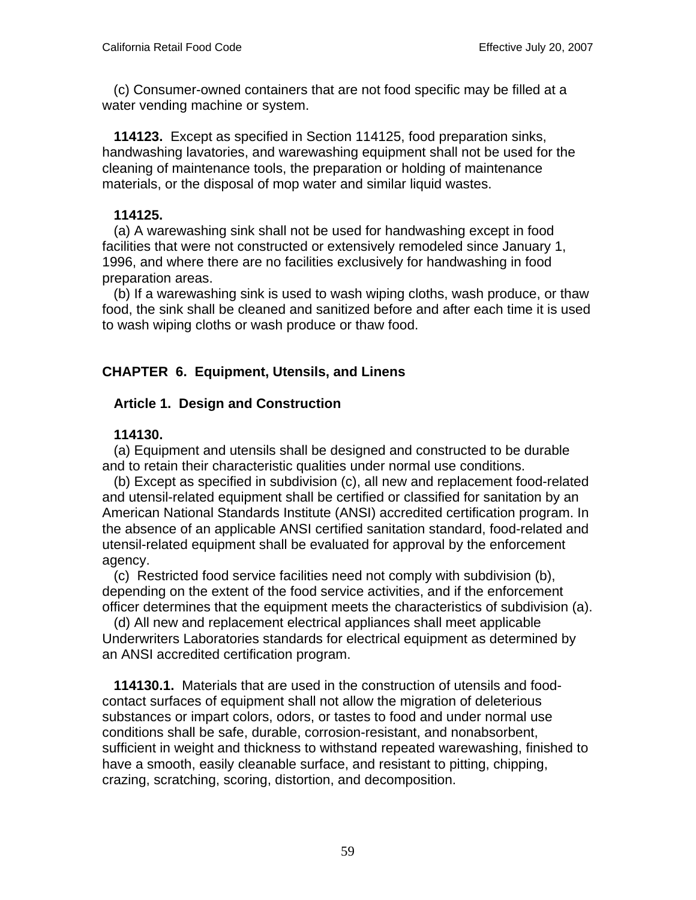(c) Consumer-owned containers that are not food specific may be filled at a water vending machine or system.

**114123.** Except as specified in Section 114125, food preparation sinks, handwashing lavatories, and warewashing equipment shall not be used for the cleaning of maintenance tools, the preparation or holding of maintenance materials, or the disposal of mop water and similar liquid wastes.

**114125.**

(a) A warewashing sink shall not be used for handwashing except in food facilities that were not constructed or extensively remodeled since January 1, 1996, and where there are no facilities exclusively for handwashing in food preparation areas.

(b) If a warewashing sink is used to wash wiping cloths, wash produce, or thaw food, the sink shall be cleaned and sanitized before and after each time it is used to wash wiping cloths or wash produce or thaw food.

## CHAPTER 6. Equipment, Utensils, and Linens

### Article 1. Design and Construction

**114130.**

(a) Equipment and utensils shall be designed and constructed to be durable and to retain their characteristic qualities under normal use conditions.

(b) Except as specified in subdivision (c), all new and replacement food-related and utensil-related equipment shall be certified or classified for sanitation by an American National Standards Institute (ANSI) accredited certification program. In the absence of an applicable ANSI certified sanitation standard, food-related and utensil-related equipment shall be evaluated for approval by the enforcement agency.

(c) Restricted food service facilities need not comply with subdivision (b), depending on the extent of the food service activities, and if the enforcement officer determines that the equipment meets the characteristics of subdivision (a).

(d) All new and replacement electrical appliances shall meet applicable Underwriters Laboratories standards for electrical equipment as determined by an ANSI accredited certification program.

**114130.1.** Materials that are used in the construction of utensils and food-contact surfaces of equipment shall not allow the migration of deleterious substances or impart colors, odors, or tastes to food and under normal use conditions shall be safe, durable, corrosion-resistant, and nonabsorbent, sufficient in weight and thickness to withstand repeated warewashing, finished to have a smooth, easily cleanable surface, and resistant to pitting, chipping, crazing, scratching, scoring, distortion, and decomposition.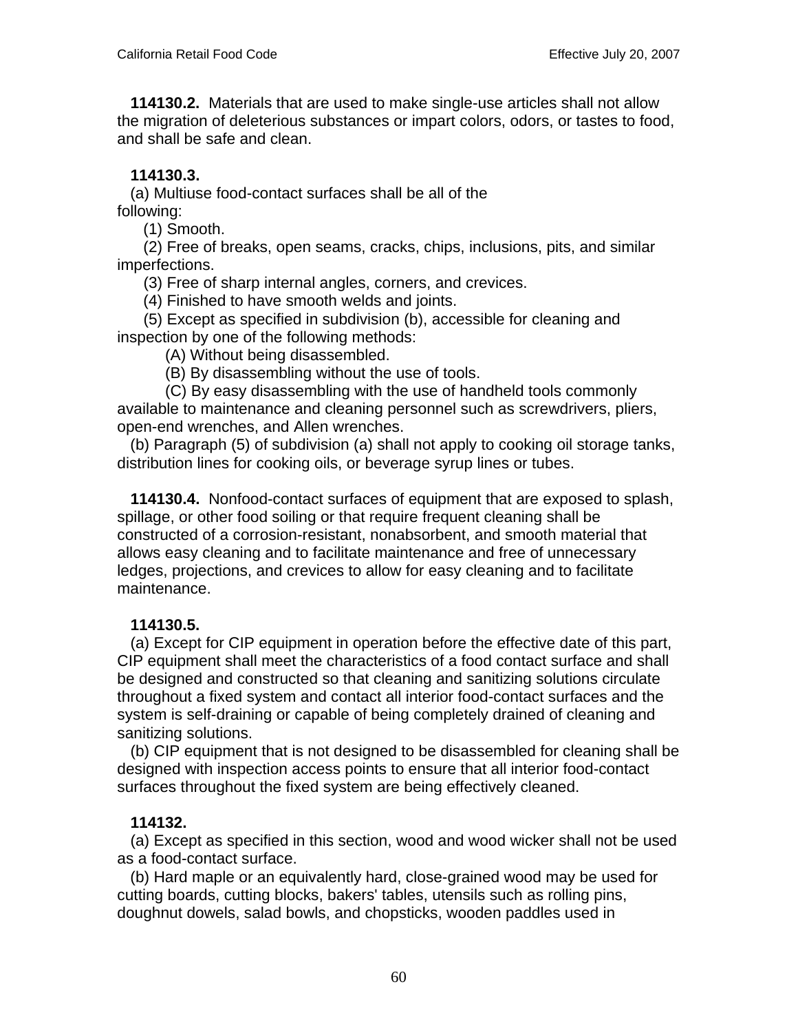**114130.2.** Materials that are used to make single-use articles shall not allow the migration of deleterious substances or impart colors, odors, or tastes to food, and shall be safe and clean.

**114130.3.**

(a) Multiuse food-contact surfaces shall be all of the following:

(1) Smooth.

(2) Free of breaks, open seams, cracks, chips, inclusions, pits, and similar imperfections.

(3) Free of sharp internal angles, corners, and crevices.

(4) Finished to have smooth welds and joints.

(5) Except as specified in subdivision (b), accessible for cleaning and inspection by one of the following methods:

(A) Without being disassembled.

(B) By disassembling without the use of tools.

(C) By easy disassembling with the use of handheld tools commonly available to maintenance and cleaning personnel such as screwdrivers, pliers, open-end wrenches, and Allen wrenches.

(b) Paragraph (5) of subdivision (a) shall not apply to cooking oil storage tanks, distribution lines for cooking oils, or beverage syrup lines or tubes.

**114130.4.** Nonfood-contact surfaces of equipment that are exposed to splash, spillage, or other food soiling or that require frequent cleaning shall be constructed of a corrosion-resistant, nonabsorbent, and smooth material that allows easy cleaning and to facilitate maintenance and free of unnecessary ledges, projections, and crevices to allow for easy cleaning and to facilitate maintenance.

**114130.5.**

(a) Except for CIP equipment in operation before the effective date of this part, CIP equipment shall meet the characteristics of a food contact surface and shall be designed and constructed so that cleaning and sanitizing solutions circulate throughout a fixed system and contact all interior food-contact surfaces and the system is self-draining or capable of being completely drained of cleaning and sanitizing solutions.

(b) CIP equipment that is not designed to be disassembled for cleaning shall be designed with inspection access points to ensure that all interior food-contact surfaces throughout the fixed system are being effectively cleaned.

**114132.**

(a) Except as specified in this section, wood and wood wicker shall not be used as a food-contact surface.

(b) Hard maple or an equivalently hard, close-grained wood may be used for cutting boards, cutting blocks, bakers' tables, utensils such as rolling pins, doughnut dowels, salad bowls, and chopsticks, wooden paddles used in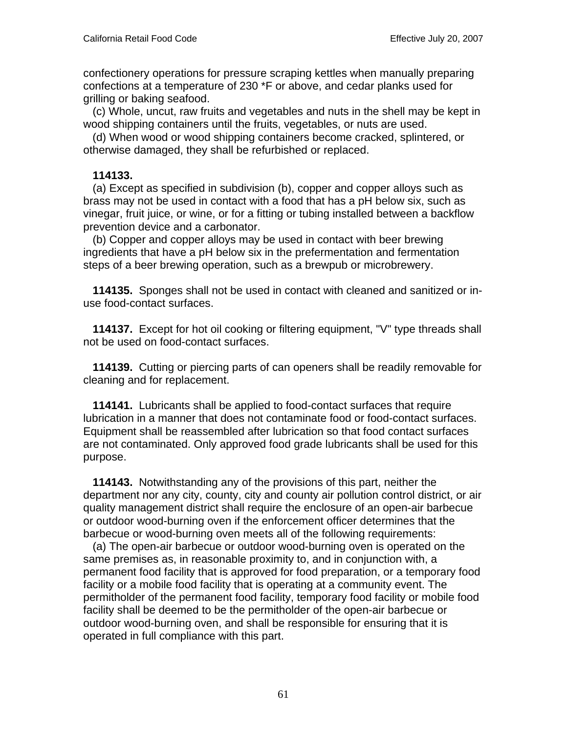confectionery operations for pressure scraping kettles when manually preparing confections at a temperature of 230 *F or above, and cedar planks used for grilling or baking seafood.

(c) Whole, uncut, raw fruits and vegetables and nuts in the shell may be kept in wood shipping containers until the fruits, vegetables, or nuts are used.

(d) When wood or wood shipping containers become cracked, splintered, or otherwise damaged, they shall be refurbished or replaced.

**114133.**

(a) Except as specified in subdivision (b), copper and copper alloys such as brass may not be used in contact with a food that has a pH below six, such as vinegar, fruit juice, or wine, or for a fitting or tubing installed between a backflow prevention device and a carbonator.

(b) Copper and copper alloys may be used in contact with beer brewing ingredients that have a pH below six in the prefermentation and fermentation steps of a beer brewing operation, such as a brewpub or microbrewery.

**114135.** Sponges shall not be used in contact with cleaned and sanitized or in-use food-contact surfaces.

**114137.** Except for hot oil cooking or filtering equipment, "V" type threads shall not be used on food-contact surfaces.

**114139.** Cutting or piercing parts of can openers shall be readily removable for cleaning and for replacement.

**114141.** Lubricants shall be applied to food-contact surfaces that require lubrication in a manner that does not contaminate food or food-contact surfaces. Equipment shall be reassembled after lubrication so that food contact surfaces are not contaminated. Only approved food grade lubricants shall be used for this purpose.

**114143.** Notwithstanding any of the provisions of this part, neither the department nor any city, county, city and county air pollution control district, or air quality management district shall require the enclosure of an open-air barbecue or outdoor wood-burning oven if the enforcement officer determines that the barbecue or wood-burning oven meets all of the following requirements:

(a) The open-air barbecue or outdoor wood-burning oven is operated on the same premises as, in reasonable proximity to, and in conjunction with, a permanent food facility that is approved for food preparation, or a temporary food facility or a mobile food facility that is operating at a community event. The permitholder of the permanent food facility, temporary food facility or mobile food facility shall be deemed to be the permitholder of the open-air barbecue or outdoor wood-burning oven, and shall be responsible for ensuring that it is operated in full compliance with this part.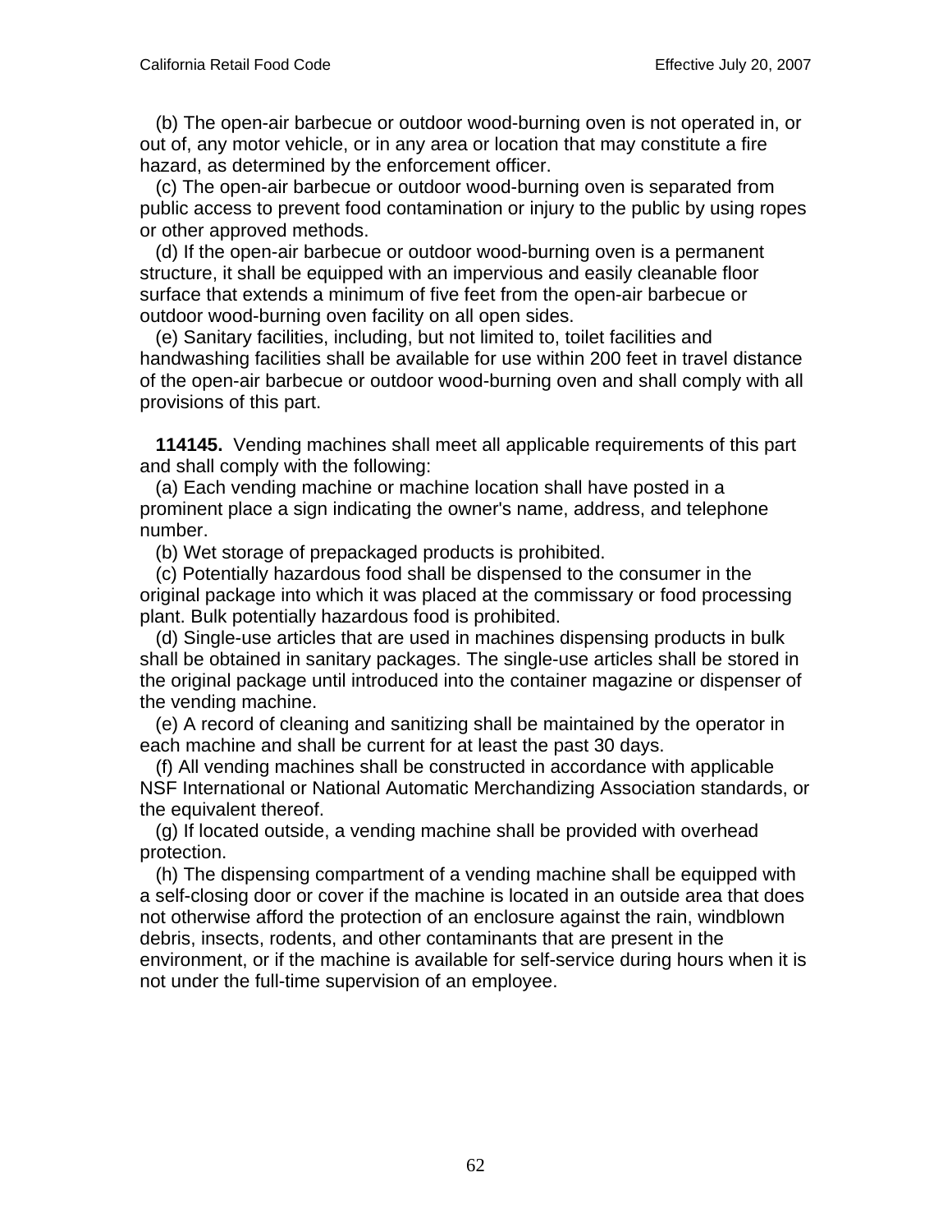(b) The open-air barbecue or outdoor wood-burning oven is not operated in, or out of, any motor vehicle, or in any area or location that may constitute a fire hazard, as determined by the enforcement officer.

(c) The open-air barbecue or outdoor wood-burning oven is separated from public access to prevent food contamination or injury to the public by using ropes or other approved methods.

(d) If the open-air barbecue or outdoor wood-burning oven is a permanent structure, it shall be equipped with an impervious and easily cleanable floor surface that extends a minimum of five feet from the open-air barbecue or outdoor wood-burning oven facility on all open sides.

(e) Sanitary facilities, including, but not limited to, toilet facilities and handwashing facilities shall be available for use within 200 feet in travel distance of the open-air barbecue or outdoor wood-burning oven and shall comply with all provisions of this part.

**114145.** Vending machines shall meet all applicable requirements of this part and shall comply with the following:

(a) Each vending machine or machine location shall have posted in a prominent place a sign indicating the owner's name, address, and telephone number.

(b) Wet storage of prepackaged products is prohibited.

(c) Potentially hazardous food shall be dispensed to the consumer in the original package into which it was placed at the commissary or food processing plant. Bulk potentially hazardous food is prohibited.

(d) Single-use articles that are used in machines dispensing products in bulk shall be obtained in sanitary packages. The single-use articles shall be stored in the original package until introduced into the container magazine or dispenser of the vending machine.

(e) A record of cleaning and sanitizing shall be maintained by the operator in each machine and shall be current for at least the past 30 days.

(f) All vending machines shall be constructed in accordance with applicable NSF International or National Automatic Merchandizing Association standards, or the equivalent thereof.

(g) If located outside, a vending machine shall be provided with overhead protection.

(h) The dispensing compartment of a vending machine shall be equipped with a self-closing door or cover if the machine is located in an outside area that does not otherwise afford the protection of an enclosure against the rain, windblown debris, insects, rodents, and other contaminants that are present in the environment, or if the machine is available for self-service during hours when it is not under the full-time supervision of an employee.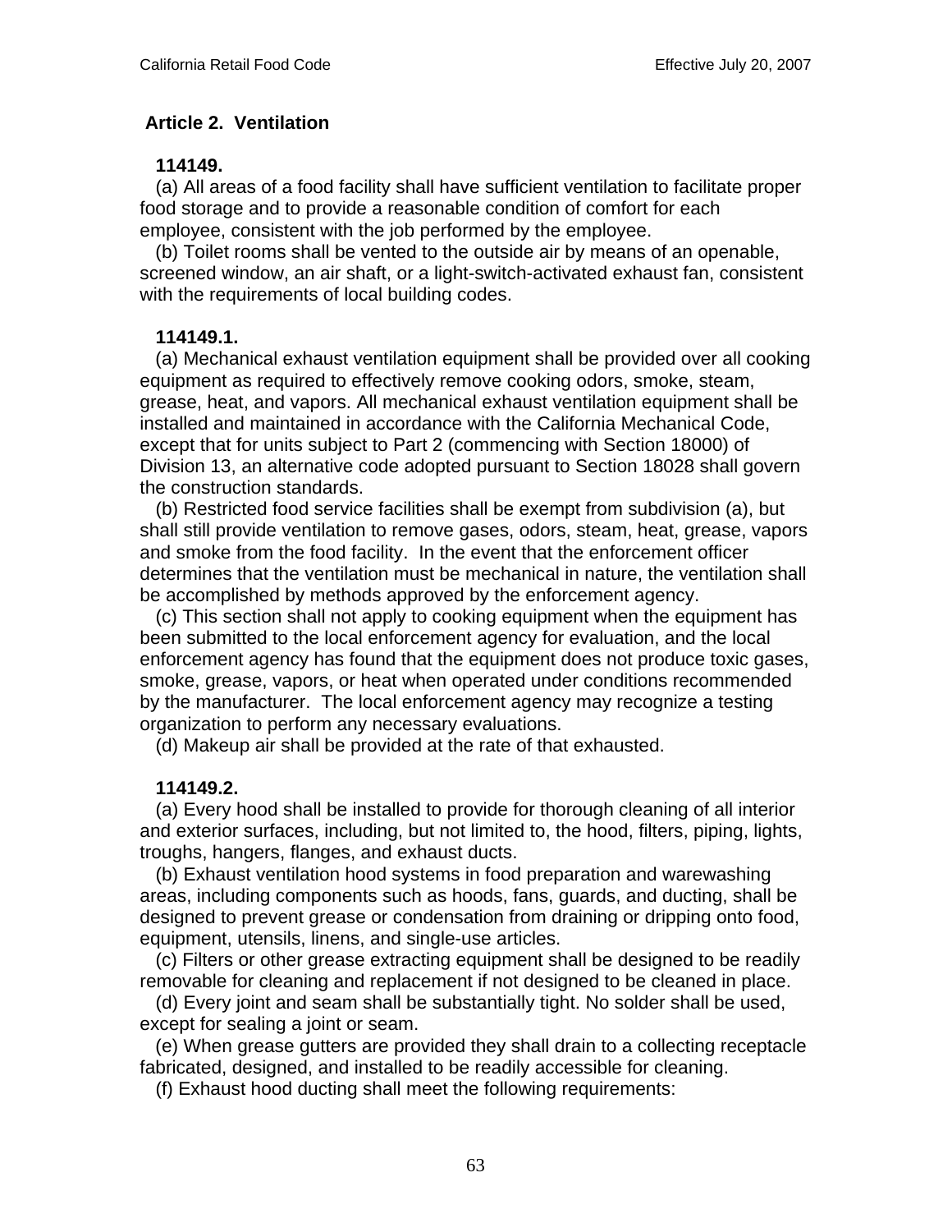## Article 2. Ventilation

**114149.**

(a) All areas of a food facility shall have sufficient ventilation to facilitate proper food storage and to provide a reasonable condition of comfort for each employee, consistent with the job performed by the employee.

(b) Toilet rooms shall be vented to the outside air by means of an openable, screened window, an air shaft, or a light-switch-activated exhaust fan, consistent with the requirements of local building codes.

**114149.1.**

(a) Mechanical exhaust ventilation equipment shall be provided over all cooking equipment as required to effectively remove cooking odors, smoke, steam, grease, heat, and vapors. All mechanical exhaust ventilation equipment shall be installed and maintained in accordance with the California Mechanical Code, except that for units subject to Part 2 (commencing with Section 18000) of Division 13, an alternative code adopted pursuant to Section 18028 shall govern the construction standards.

(b) Restricted food service facilities shall be exempt from subdivision (a), but shall still provide ventilation to remove gases, odors, steam, heat, grease, vapors and smoke from the food facility. In the event that the enforcement officer determines that the ventilation must be mechanical in nature, the ventilation shall be accomplished by methods approved by the enforcement agency.

(c) This section shall not apply to cooking equipment when the equipment has been submitted to the local enforcement agency for evaluation, and the local enforcement agency has found that the equipment does not produce toxic gases, smoke, grease, vapors, or heat when operated under conditions recommended by the manufacturer. The local enforcement agency may recognize a testing organization to perform any necessary evaluations.

(d) Makeup air shall be provided at the rate of that exhausted.

**114149.2.**

(a) Every hood shall be installed to provide for thorough cleaning of all interior and exterior surfaces, including, but not limited to, the hood, filters, piping, lights, troughs, hangers, flanges, and exhaust ducts.

(b) Exhaust ventilation hood systems in food preparation and warewashing areas, including components such as hoods, fans, guards, and ducting, shall be designed to prevent grease or condensation from draining or dripping onto food, equipment, utensils, linens, and single-use articles.

(c) Filters or other grease extracting equipment shall be designed to be readily removable for cleaning and replacement if not designed to be cleaned in place.

(d) Every joint and seam shall be substantially tight. No solder shall be used, except for sealing a joint or seam.

(e) When grease gutters are provided they shall drain to a collecting receptacle fabricated, designed, and installed to be readily accessible for cleaning.

(f) Exhaust hood ducting shall meet the following requirements: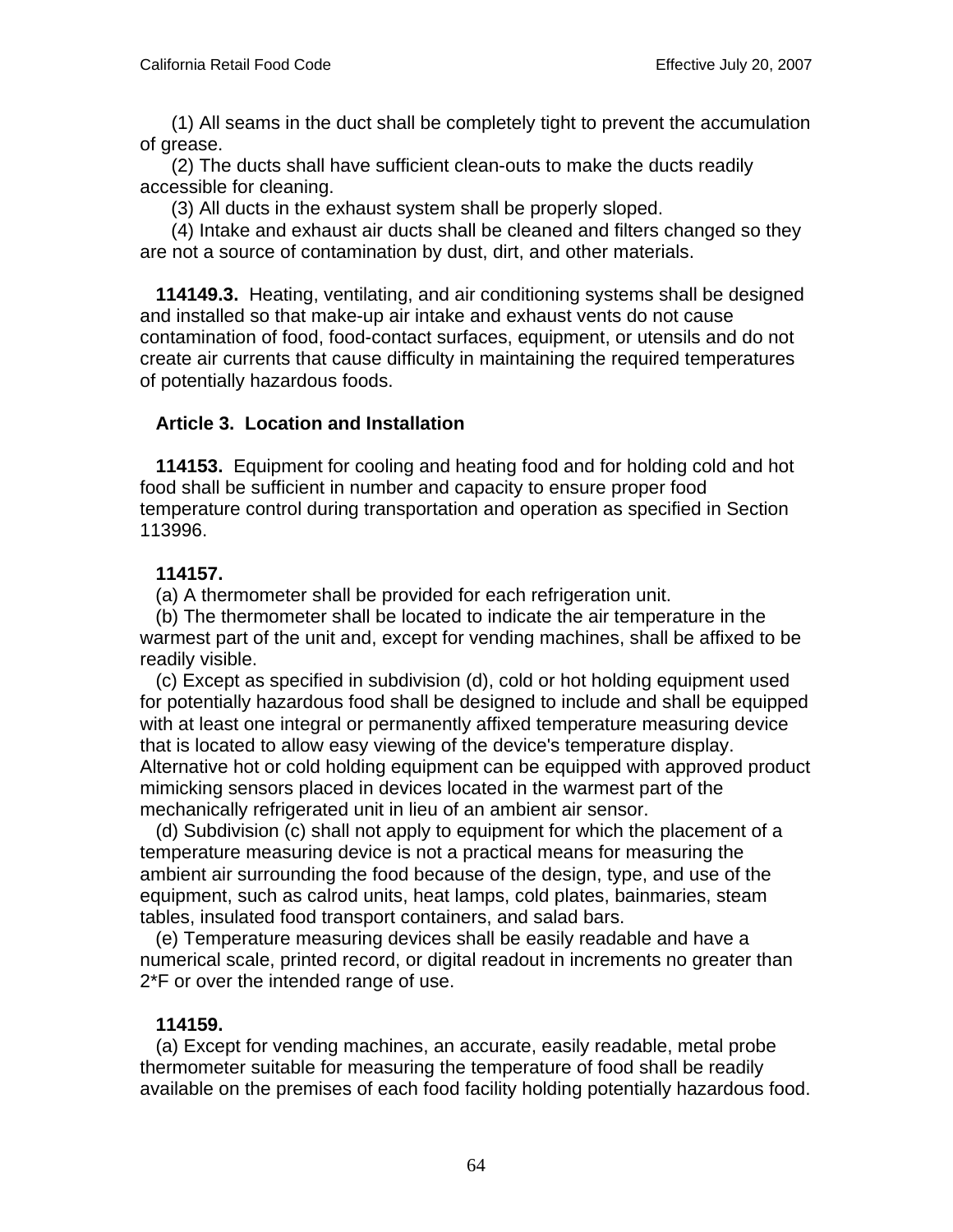(1) All seams in the duct shall be completely tight to prevent the accumulation of grease.

(2) The ducts shall have sufficient clean-outs to make the ducts readily accessible for cleaning.

(3) All ducts in the exhaust system shall be properly sloped.

(4) Intake and exhaust air ducts shall be cleaned and filters changed so they are not a source of contamination by dust, dirt, and other materials.

**114149.3.** Heating, ventilating, and air conditioning systems shall be designed and installed so that make-up air intake and exhaust vents do not cause contamination of food, food-contact surfaces, equipment, or utensils and do not create air currents that cause difficulty in maintaining the required temperatures of potentially hazardous foods.

**Article 3. Location and Installation**

**114153.** Equipment for cooling and heating food and for holding cold and hot food shall be sufficient in number and capacity to ensure proper food temperature control during transportation and operation as specified in Section 113996.

**114157.**

(a) A thermometer shall be provided for each refrigeration unit.

(b) The thermometer shall be located to indicate the air temperature in the warmest part of the unit and, except for vending machines, shall be affixed to be readily visible.

(c) Except as specified in subdivision (d), cold or hot holding equipment used for potentially hazardous food shall be designed to include and shall be equipped with at least one integral or permanently affixed temperature measuring device that is located to allow easy viewing of the device's temperature display. Alternative hot or cold holding equipment can be equipped with approved product mimicking sensors placed in devices located in the warmest part of the mechanically refrigerated unit in lieu of an ambient air sensor.

(d) Subdivision (c) shall not apply to equipment for which the placement of a temperature measuring device is not a practical means for measuring the ambient air surrounding the food because of the design, type, and use of the equipment, such as calrod units, heat lamps, cold plates, bainmaries, steam tables, insulated food transport containers, and salad bars.

(e) Temperature measuring devices shall be easily readable and have a numerical scale, printed record, or digital readout in increments no greater than 2*F or over the intended range of use.

**114159.**

(a) Except for vending machines, an accurate, easily readable, metal probe thermometer suitable for measuring the temperature of food shall be readily available on the premises of each food facility holding potentially hazardous food.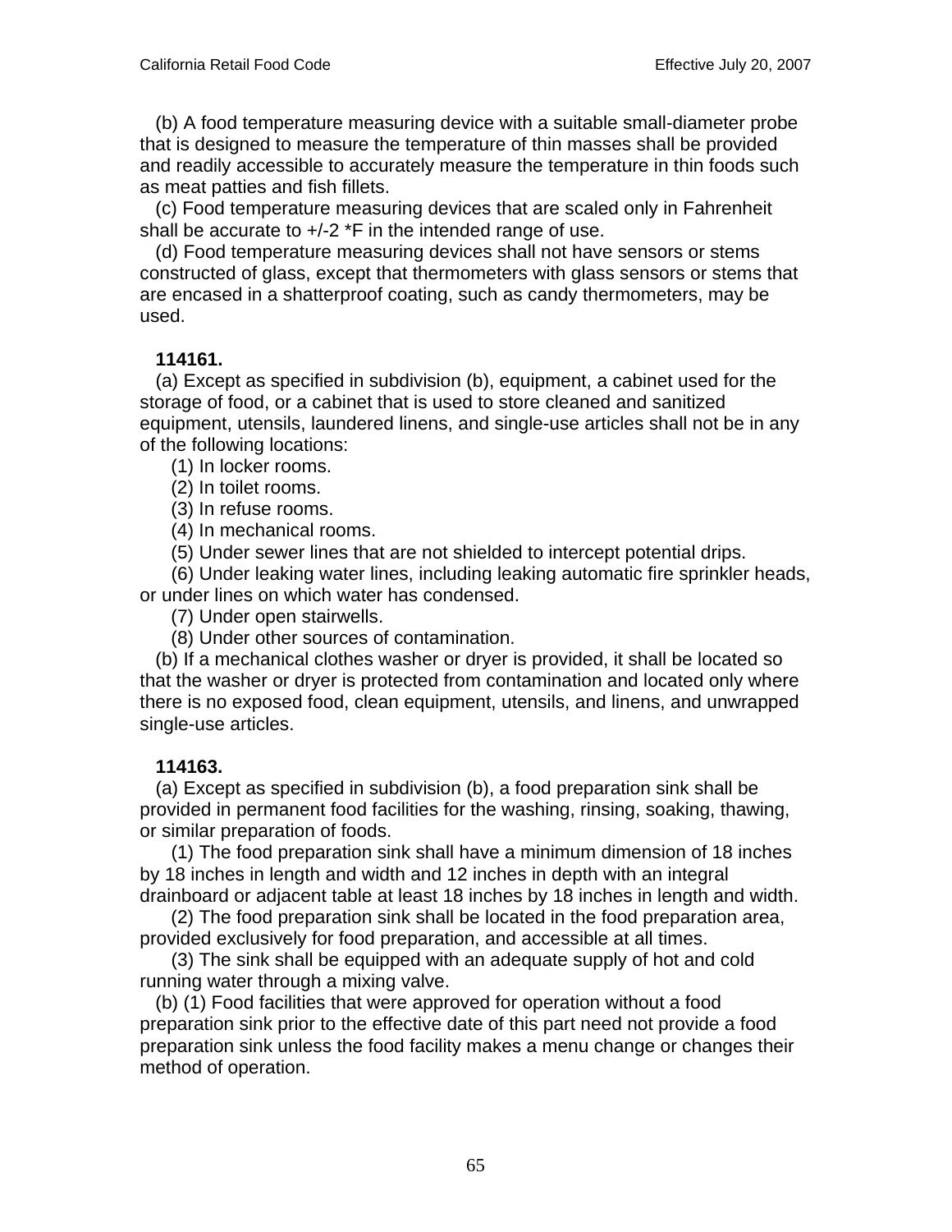(b) A food temperature measuring device with a suitable small-diameter probe that is designed to measure the temperature of thin masses shall be provided and readily accessible to accurately measure the temperature in thin foods such as meat patties and fish fillets.

(c) Food temperature measuring devices that are scaled only in Fahrenheit shall be accurate to +/-2 *F in the intended range of use.

(d) Food temperature measuring devices shall not have sensors or stems constructed of glass, except that thermometers with glass sensors or stems that are encased in a shatterproof coating, such as candy thermometers, may be used.

**114161.**

(a) Except as specified in subdivision (b), equipment, a cabinet used for the storage of food, or a cabinet that is used to store cleaned and sanitized equipment, utensils, laundered linens, and single-use articles shall not be in any of the following locations:

(1) In locker rooms.

(2) In toilet rooms.

(3) In refuse rooms.

(4) In mechanical rooms.

(5) Under sewer lines that are not shielded to intercept potential drips.

(6) Under leaking water lines, including leaking automatic fire sprinkler heads, or under lines on which water has condensed.

(7) Under open stairwells.

(8) Under other sources of contamination.

(b) If a mechanical clothes washer or dryer is provided, it shall be located so that the washer or dryer is protected from contamination and located only where there is no exposed food, clean equipment, utensils, and linens, and unwrapped single-use articles.

**114163.**

(a) Except as specified in subdivision (b), a food preparation sink shall be provided in permanent food facilities for the washing, rinsing, soaking, thawing, or similar preparation of foods.

(1) The food preparation sink shall have a minimum dimension of 18 inches by 18 inches in length and width and 12 inches in depth with an integral drainboard or adjacent table at least 18 inches by 18 inches in length and width.

(2) The food preparation sink shall be located in the food preparation area, provided exclusively for food preparation, and accessible at all times.

(3) The sink shall be equipped with an adequate supply of hot and cold running water through a mixing valve.

(b) (1) Food facilities that were approved for operation without a food preparation sink prior to the effective date of this part need not provide a food preparation sink unless the food facility makes a menu change or changes their method of operation.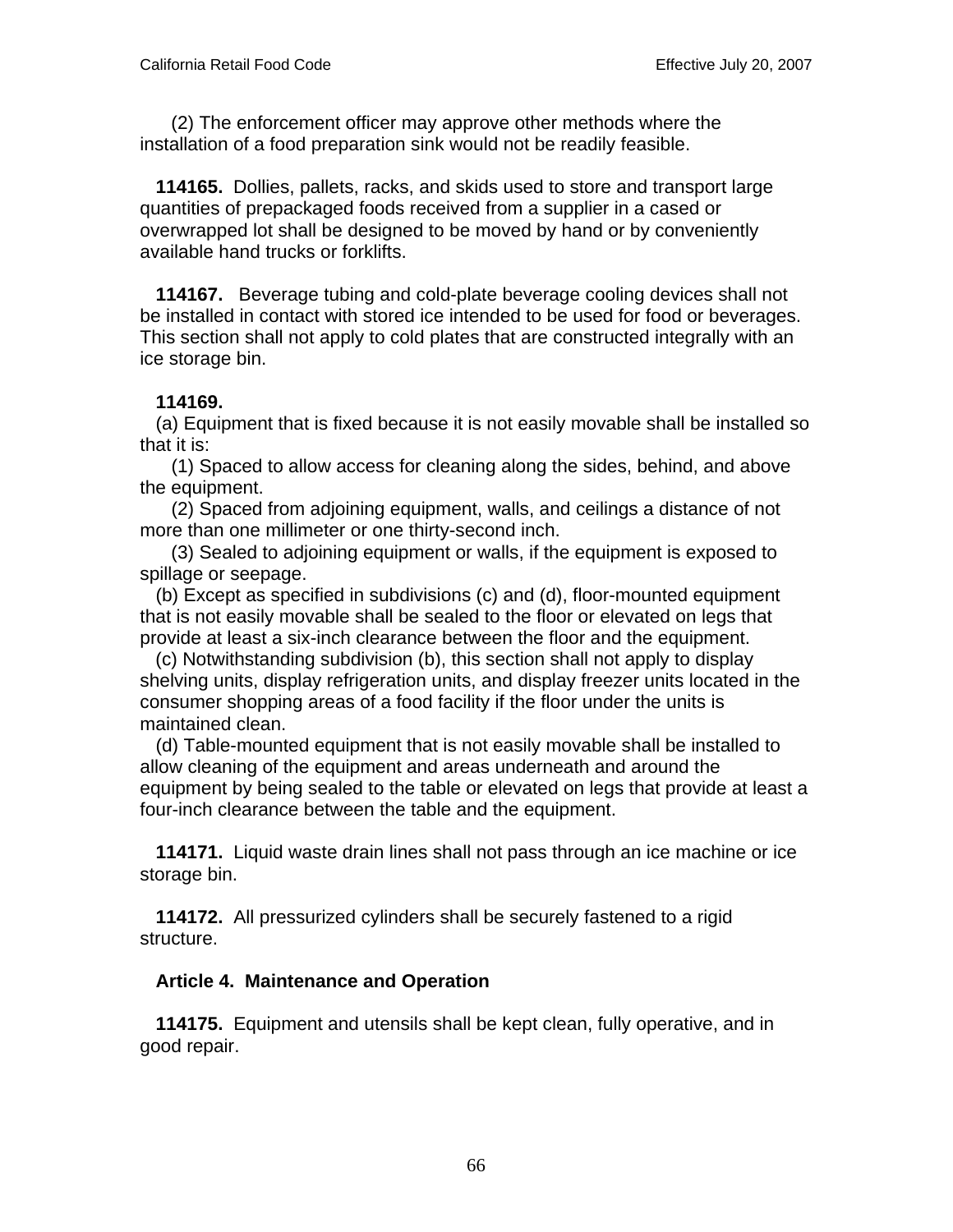(2) The enforcement officer may approve other methods where the installation of a food preparation sink would not be readily feasible.

**114165.** Dollies, pallets, racks, and skids used to store and transport large quantities of prepackaged foods received from a supplier in a cased or overwrapped lot shall be designed to be moved by hand or by conveniently available hand trucks or forklifts.

**114167.** Beverage tubing and cold-plate beverage cooling devices shall not be installed in contact with stored ice intended to be used for food or beverages. This section shall not apply to cold plates that are constructed integrally with an ice storage bin.

**114169.**

(a) Equipment that is fixed because it is not easily movable shall be installed so that it is:

(1) Spaced to allow access for cleaning along the sides, behind, and above the equipment.

(2) Spaced from adjoining equipment, walls, and ceilings a distance of not more than one millimeter or one thirty-second inch.

(3) Sealed to adjoining equipment or walls, if the equipment is exposed to spillage or seepage.

(b) Except as specified in subdivisions (c) and (d), floor-mounted equipment that is not easily movable shall be sealed to the floor or elevated on legs that provide at least a six-inch clearance between the floor and the equipment.

(c) Notwithstanding subdivision (b), this section shall not apply to display shelving units, display refrigeration units, and display freezer units located in the consumer shopping areas of a food facility if the floor under the units is maintained clean.

(d) Table-mounted equipment that is not easily movable shall be installed to allow cleaning of the equipment and areas underneath and around the equipment by being sealed to the table or elevated on legs that provide at least a four-inch clearance between the table and the equipment.

**114171.** Liquid waste drain lines shall not pass through an ice machine or ice storage bin.

**114172.** All pressurized cylinders shall be securely fastened to a rigid structure.

## Article 4. Maintenance and Operation

**114175.** Equipment and utensils shall be kept clean, fully operative, and in good repair.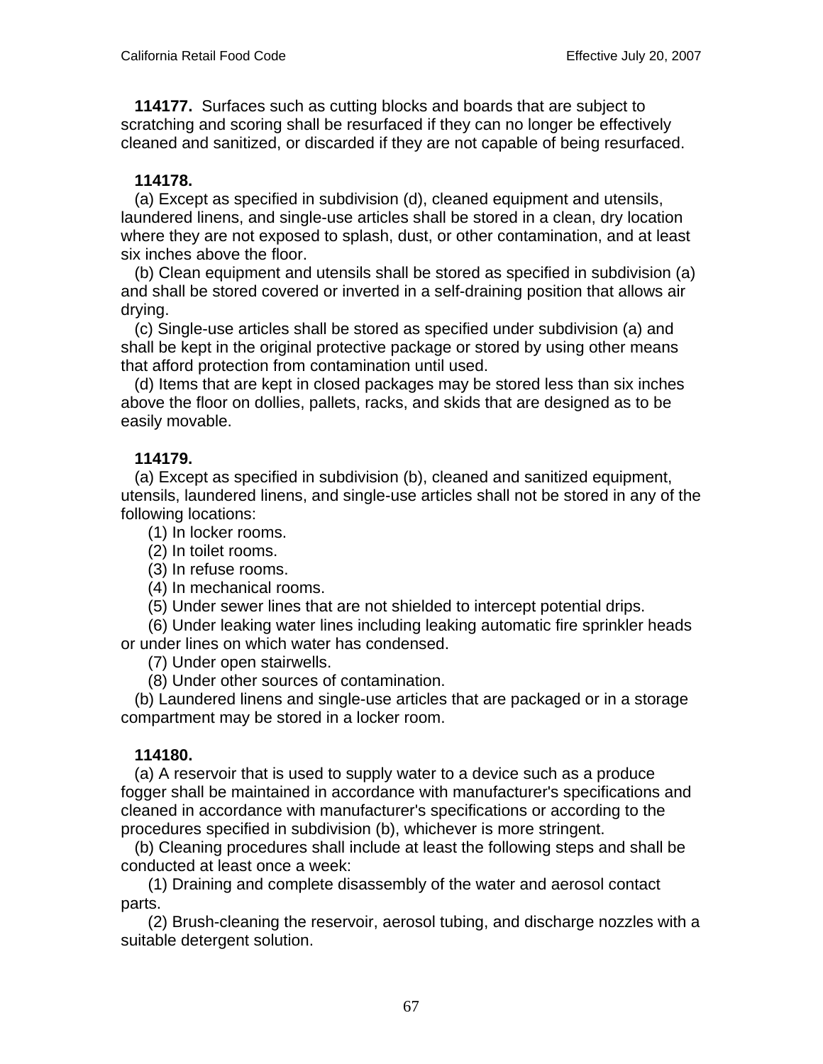**114177.** Surfaces such as cutting blocks and boards that are subject to scratching and scoring shall be resurfaced if they can no longer be effectively cleaned and sanitized, or discarded if they are not capable of being resurfaced.

**114178.**

(a) Except as specified in subdivision (d), cleaned equipment and utensils, laundered linens, and single-use articles shall be stored in a clean, dry location where they are not exposed to splash, dust, or other contamination, and at least six inches above the floor.

(b) Clean equipment and utensils shall be stored as specified in subdivision (a) and shall be stored covered or inverted in a self-draining position that allows air drying.

(c) Single-use articles shall be stored as specified under subdivision (a) and shall be kept in the original protective package or stored by using other means that afford protection from contamination until used.

(d) Items that are kept in closed packages may be stored less than six inches above the floor on dollies, pallets, racks, and skids that are designed as to be easily movable.

**114179.**

(a) Except as specified in subdivision (b), cleaned and sanitized equipment, utensils, laundered linens, and single-use articles shall not be stored in any of the following locations:

(1) In locker rooms.

(2) In toilet rooms.

(3) In refuse rooms.

(4) In mechanical rooms.

(5) Under sewer lines that are not shielded to intercept potential drips.

(6) Under leaking water lines including leaking automatic fire sprinkler heads or under lines on which water has condensed.

(7) Under open stairwells.

(8) Under other sources of contamination.

(b) Laundered linens and single-use articles that are packaged or in a storage compartment may be stored in a locker room.

**114180.**

(a) A reservoir that is used to supply water to a device such as a produce fogger shall be maintained in accordance with manufacturer's specifications and cleaned in accordance with manufacturer's specifications or according to the procedures specified in subdivision (b), whichever is more stringent.

(b) Cleaning procedures shall include at least the following steps and shall be conducted at least once a week:

(1) Draining and complete disassembly of the water and aerosol contact parts.

(2) Brush-cleaning the reservoir, aerosol tubing, and discharge nozzles with a suitable detergent solution.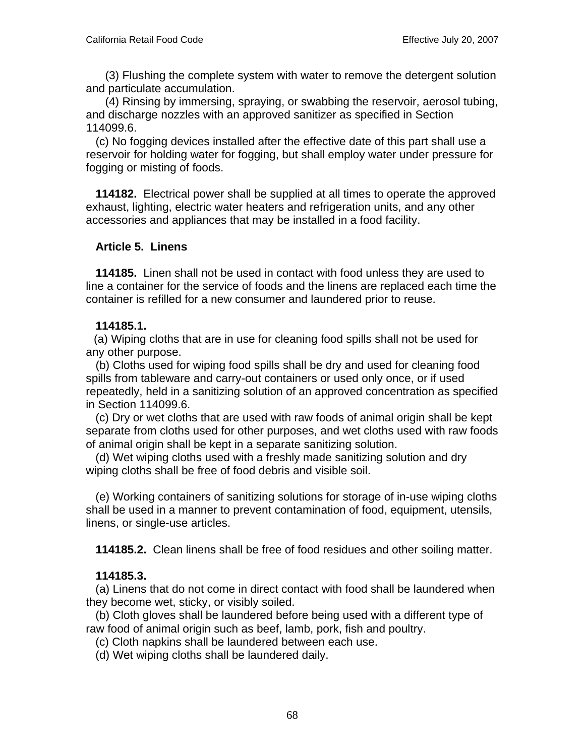(3) Flushing the complete system with water to remove the detergent solution and particulate accumulation.

(4) Rinsing by immersing, spraying, or swabbing the reservoir, aerosol tubing, and discharge nozzles with an approved sanitizer as specified in Section 114099.6.

(c) No fogging devices installed after the effective date of this part shall use a reservoir for holding water for fogging, but shall employ water under pressure for fogging or misting of foods.

**114182.** Electrical power shall be supplied at all times to operate the approved exhaust, lighting, electric water heaters and refrigeration units, and any other accessories and appliances that may be installed in a food facility.

**Article 5. Linens**

**114185.** Linen shall not be used in contact with food unless they are used to line a container for the service of foods and the linens are replaced each time the container is refilled for a new consumer and laundered prior to reuse.

**114185.1.**

(a) Wiping cloths that are in use for cleaning food spills shall not be used for any other purpose.

(b) Cloths used for wiping food spills shall be dry and used for cleaning food spills from tableware and carry-out containers or used only once, or if used repeatedly, held in a sanitizing solution of an approved concentration as specified in Section 114099.6.

(c) Dry or wet cloths that are used with raw foods of animal origin shall be kept separate from cloths used for other purposes, and wet cloths used with raw foods of animal origin shall be kept in a separate sanitizing solution.

(d) Wet wiping cloths used with a freshly made sanitizing solution and dry wiping cloths shall be free of food debris and visible soil.

(e) Working containers of sanitizing solutions for storage of in-use wiping cloths shall be used in a manner to prevent contamination of food, equipment, utensils, linens, or single-use articles.

**114185.2.** Clean linens shall be free of food residues and other soiling matter.

**114185.3.**

(a) Linens that do not come in direct contact with food shall be laundered when they become wet, sticky, or visibly soiled.

(b) Cloth gloves shall be laundered before being used with a different type of raw food of animal origin such as beef, lamb, pork, fish and poultry.

(c) Cloth napkins shall be laundered between each use.

(d) Wet wiping cloths shall be laundered daily.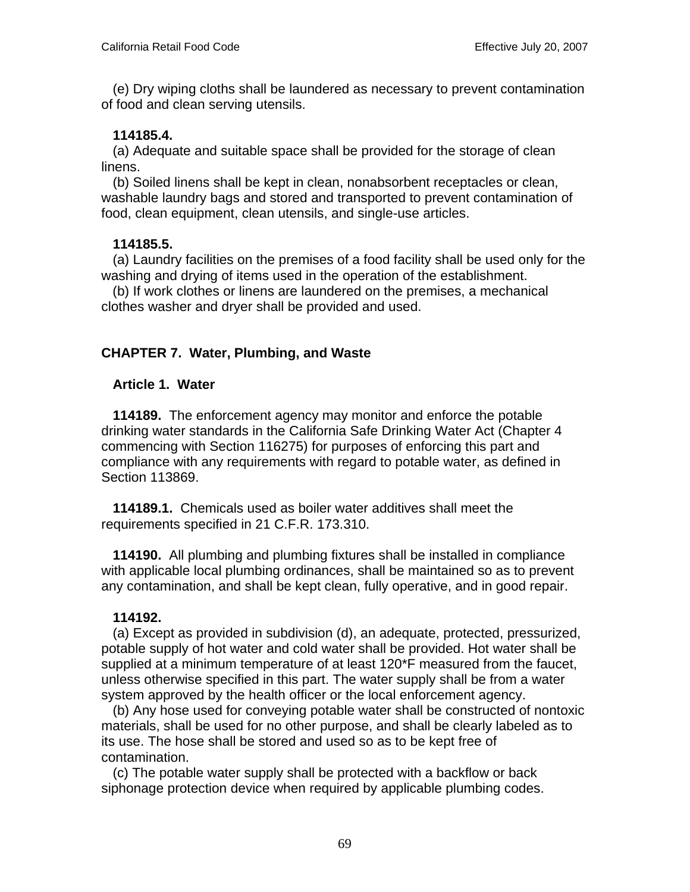(e) Dry wiping cloths shall be laundered as necessary to prevent contamination of food and clean serving utensils.

**114185.4.**

(a) Adequate and suitable space shall be provided for the storage of clean linens.

(b) Soiled linens shall be kept in clean, nonabsorbent receptacles or clean, washable laundry bags and stored and transported to prevent contamination of food, clean equipment, clean utensils, and single-use articles.

**114185.5.**

(a) Laundry facilities on the premises of a food facility shall be used only for the washing and drying of items used in the operation of the establishment.

(b) If work clothes or linens are laundered on the premises, a mechanical clothes washer and dryer shall be provided and used.

## CHAPTER 7. Water, Plumbing, and Waste

### Article 1. Water

**114189.** The enforcement agency may monitor and enforce the potable drinking water standards in the California Safe Drinking Water Act (Chapter 4 commencing with Section 116275) for purposes of enforcing this part and compliance with any requirements with regard to potable water, as defined in Section 113869.

**114189.1.** Chemicals used as boiler water additives shall meet the requirements specified in 21 C.F.R. 173.310.

**114190.** All plumbing and plumbing fixtures shall be installed in compliance with applicable local plumbing ordinances, shall be maintained so as to prevent any contamination, and shall be kept clean, fully operative, and in good repair.

**114192.**

(a) Except as provided in subdivision (d), an adequate, protected, pressurized, potable supply of hot water and cold water shall be provided. Hot water shall be supplied at a minimum temperature of at least 120*F measured from the faucet, unless otherwise specified in this part. The water supply shall be from a water system approved by the health officer or the local enforcement agency.

(b) Any hose used for conveying potable water shall be constructed of nontoxic materials, shall be used for no other purpose, and shall be clearly labeled as to its use. The hose shall be stored and used so as to be kept free of contamination.

(c) The potable water supply shall be protected with a backflow or back siphonage protection device when required by applicable plumbing codes.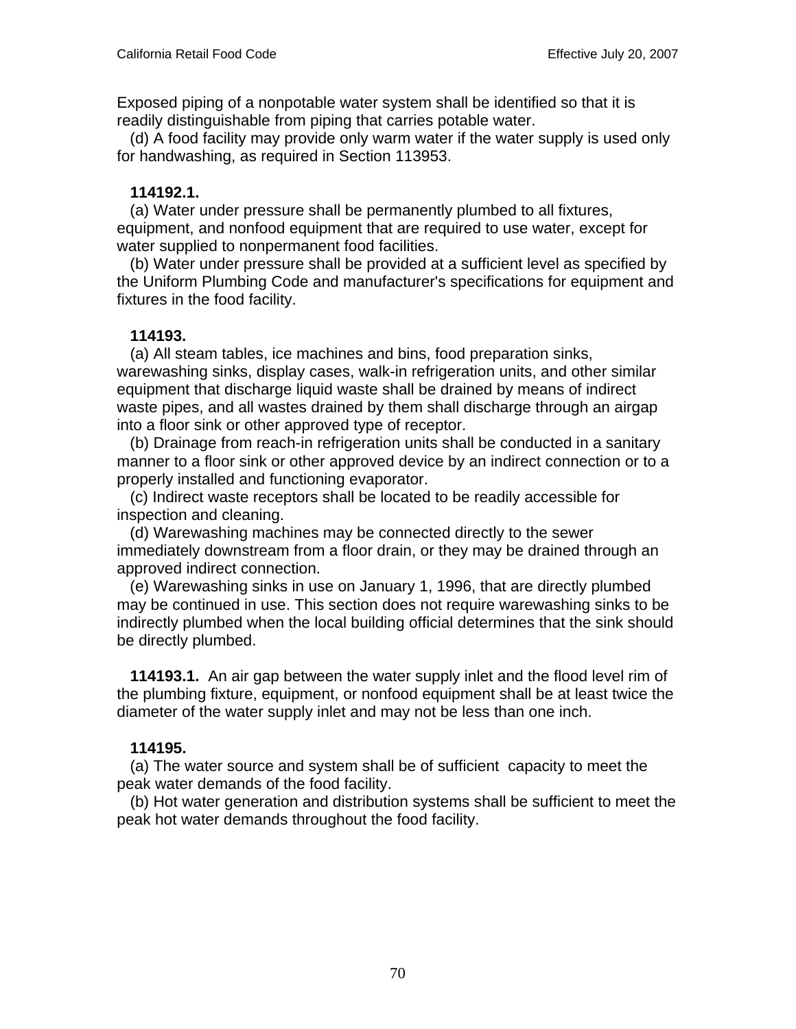Exposed piping of a nonpotable water system shall be identified so that it is readily distinguishable from piping that carries potable water.

(d) A food facility may provide only warm water if the water supply is used only for handwashing, as required in Section 113953.

**114192.1.**

(a) Water under pressure shall be permanently plumbed to all fixtures, equipment, and nonfood equipment that are required to use water, except for water supplied to nonpermanent food facilities.

(b) Water under pressure shall be provided at a sufficient level as specified by the Uniform Plumbing Code and manufacturer's specifications for equipment and fixtures in the food facility.

**114193.**

(a) All steam tables, ice machines and bins, food preparation sinks, warewashing sinks, display cases, walk-in refrigeration units, and other similar equipment that discharge liquid waste shall be drained by means of indirect waste pipes, and all wastes drained by them shall discharge through an airgap into a floor sink or other approved type of receptor.

(b) Drainage from reach-in refrigeration units shall be conducted in a sanitary manner to a floor sink or other approved device by an indirect connection or to a properly installed and functioning evaporator.

(c) Indirect waste receptors shall be located to be readily accessible for inspection and cleaning.

(d) Warewashing machines may be connected directly to the sewer immediately downstream from a floor drain, or they may be drained through an approved indirect connection.

(e) Warewashing sinks in use on January 1, 1996, that are directly plumbed may be continued in use. This section does not require warewashing sinks to be indirectly plumbed when the local building official determines that the sink should be directly plumbed.

**114193.1.** An air gap between the water supply inlet and the flood level rim of the plumbing fixture, equipment, or nonfood equipment shall be at least twice the diameter of the water supply inlet and may not be less than one inch.

**114195.**

(a) The water source and system shall be of sufficient capacity to meet the peak water demands of the food facility.

(b) Hot water generation and distribution systems shall be sufficient to meet the peak hot water demands throughout the food facility.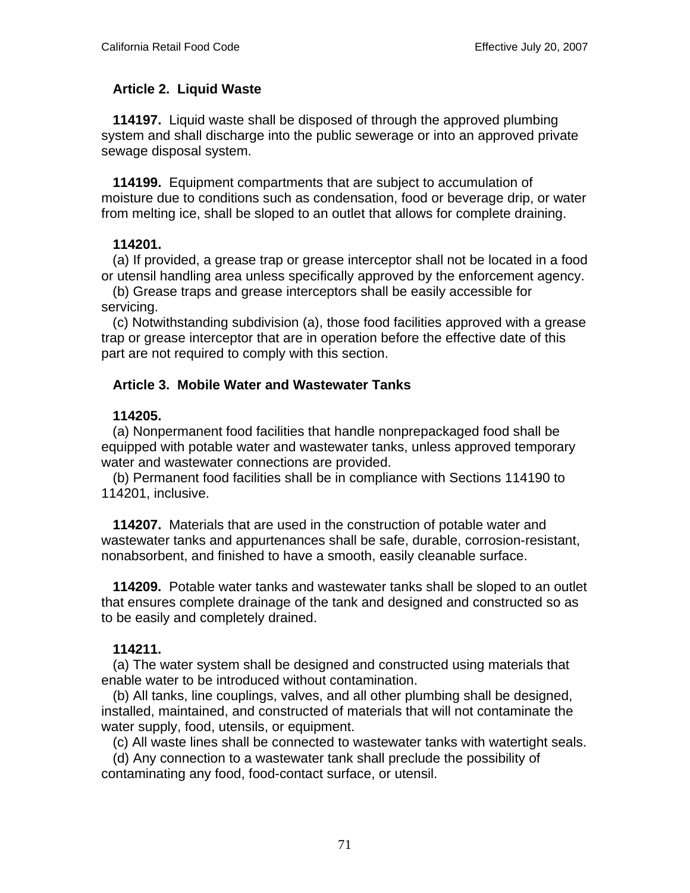### Article 2. Liquid Waste

**114197.** Liquid waste shall be disposed of through the approved plumbing system and shall discharge into the public sewerage or into an approved private sewage disposal system.

**114199.** Equipment compartments that are subject to accumulation of moisture due to conditions such as condensation, food or beverage drip, or water from melting ice, shall be sloped to an outlet that allows for complete draining.

**114201.**

(a) If provided, a grease trap or grease interceptor shall not be located in a food or utensil handling area unless specifically approved by the enforcement agency.

(b) Grease traps and grease interceptors shall be easily accessible for servicing.

(c) Notwithstanding subdivision (a), those food facilities approved with a grease trap or grease interceptor that are in operation before the effective date of this part are not required to comply with this section.

### Article 3. Mobile Water and Wastewater Tanks

**114205.**

(a) Nonpermanent food facilities that handle nonprepackaged food shall be equipped with potable water and wastewater tanks, unless approved temporary water and wastewater connections are provided.

(b) Permanent food facilities shall be in compliance with Sections 114190 to 114201, inclusive.

**114207.** Materials that are used in the construction of potable water and wastewater tanks and appurtenances shall be safe, durable, corrosion-resistant, nonabsorbent, and finished to have a smooth, easily cleanable surface.

**114209.** Potable water tanks and wastewater tanks shall be sloped to an outlet that ensures complete drainage of the tank and designed and constructed so as to be easily and completely drained.

**114211.**

(a) The water system shall be designed and constructed using materials that enable water to be introduced without contamination.

(b) All tanks, line couplings, valves, and all other plumbing shall be designed, installed, maintained, and constructed of materials that will not contaminate the water supply, food, utensils, or equipment.

(c) All waste lines shall be connected to wastewater tanks with watertight seals.

(d) Any connection to a wastewater tank shall preclude the possibility of contaminating any food, food-contact surface, or utensil.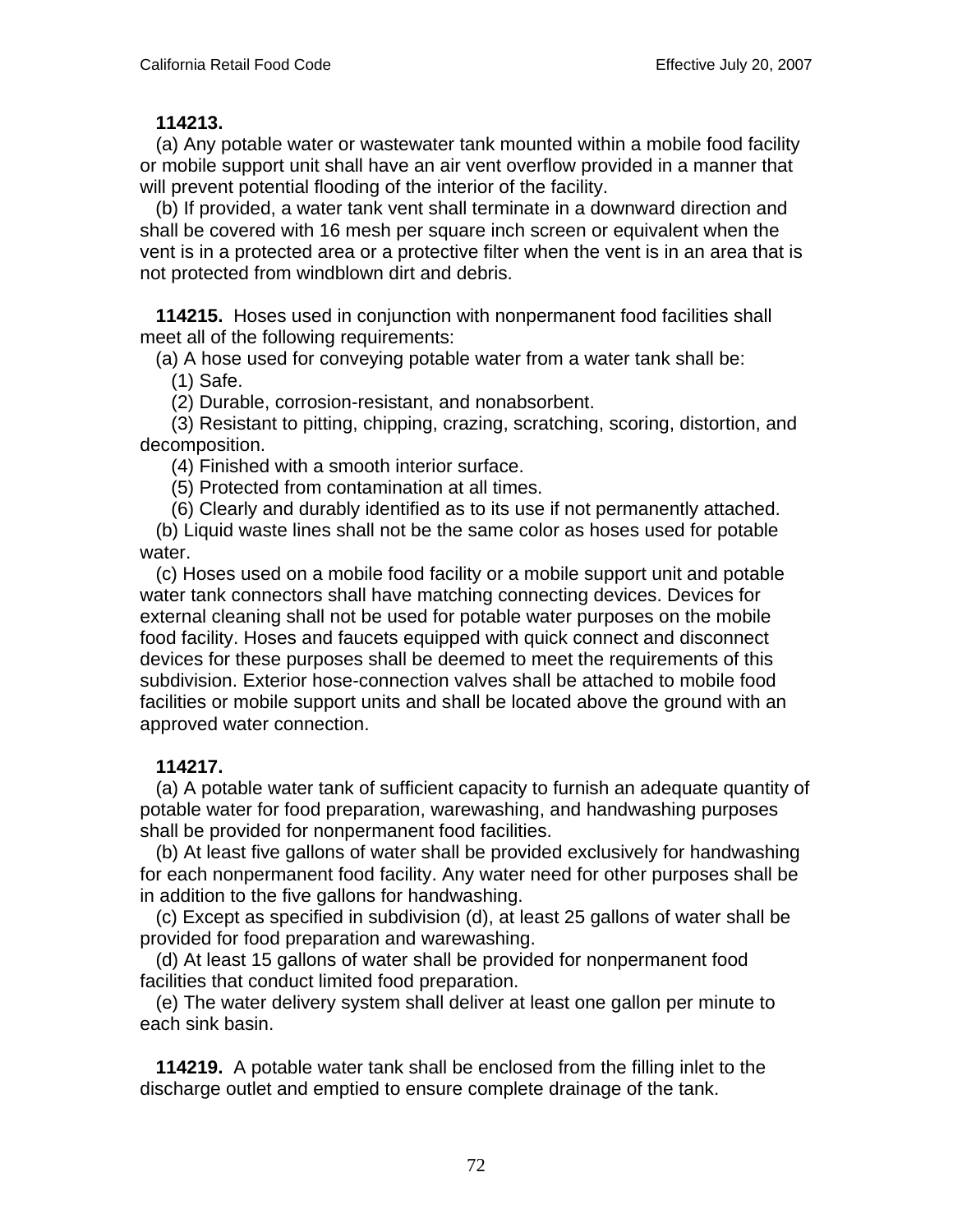**114213.**

(a) Any potable water or wastewater tank mounted within a mobile food facility or mobile support unit shall have an air vent overflow provided in a manner that will prevent potential flooding of the interior of the facility.

(b) If provided, a water tank vent shall terminate in a downward direction and shall be covered with 16 mesh per square inch screen or equivalent when the vent is in a protected area or a protective filter when the vent is in an area that is not protected from windblown dirt and debris.

**114215.** Hoses used in conjunction with nonpermanent food facilities shall meet all of the following requirements:

(a) A hose used for conveying potable water from a water tank shall be:

(1) Safe.

(2) Durable, corrosion-resistant, and nonabsorbent.

(3) Resistant to pitting, chipping, crazing, scratching, scoring, distortion, and decomposition.

(4) Finished with a smooth interior surface.

(5) Protected from contamination at all times.

(6) Clearly and durably identified as to its use if not permanently attached.

(b) Liquid waste lines shall not be the same color as hoses used for potable water.

(c) Hoses used on a mobile food facility or a mobile support unit and potable water tank connectors shall have matching connecting devices. Devices for external cleaning shall not be used for potable water purposes on the mobile food facility. Hoses and faucets equipped with quick connect and disconnect devices for these purposes shall be deemed to meet the requirements of this subdivision. Exterior hose-connection valves shall be attached to mobile food facilities or mobile support units and shall be located above the ground with an approved water connection.

**114217.**

(a) A potable water tank of sufficient capacity to furnish an adequate quantity of potable water for food preparation, warewashing, and handwashing purposes shall be provided for nonpermanent food facilities.

(b) At least five gallons of water shall be provided exclusively for handwashing for each nonpermanent food facility. Any water need for other purposes shall be in addition to the five gallons for handwashing.

(c) Except as specified in subdivision (d), at least 25 gallons of water shall be provided for food preparation and warewashing.

(d) At least 15 gallons of water shall be provided for nonpermanent food facilities that conduct limited food preparation.

(e) The water delivery system shall deliver at least one gallon per minute to each sink basin.

**114219.** A potable water tank shall be enclosed from the filling inlet to the discharge outlet and emptied to ensure complete drainage of the tank.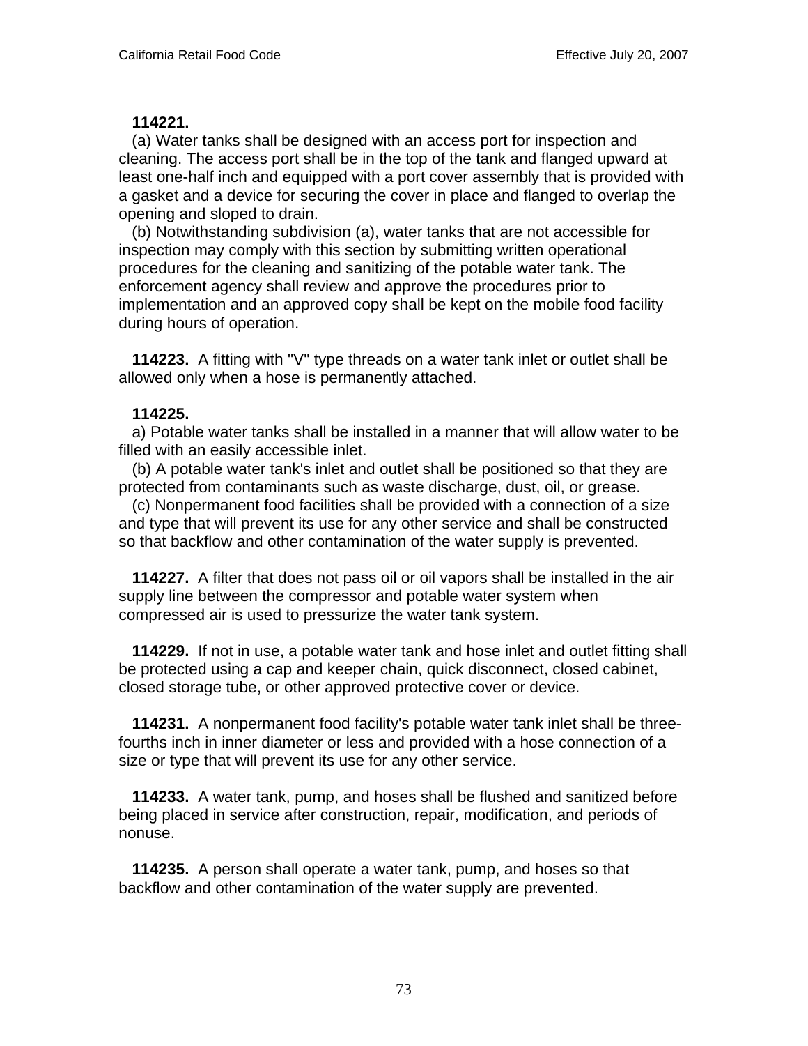**114221.**

(a) Water tanks shall be designed with an access port for inspection and cleaning. The access port shall be in the top of the tank and flanged upward at least one-half inch and equipped with a port cover assembly that is provided with a gasket and a device for securing the cover in place and flanged to overlap the opening and sloped to drain.

(b) Notwithstanding subdivision (a), water tanks that are not accessible for inspection may comply with this section by submitting written operational procedures for the cleaning and sanitizing of the potable water tank. The enforcement agency shall review and approve the procedures prior to implementation and an approved copy shall be kept on the mobile food facility during hours of operation.

**114223.** A fitting with "V" type threads on a water tank inlet or outlet shall be allowed only when a hose is permanently attached.

**114225.**

a) Potable water tanks shall be installed in a manner that will allow water to be filled with an easily accessible inlet.

(b) A potable water tank's inlet and outlet shall be positioned so that they are protected from contaminants such as waste discharge, dust, oil, or grease.

(c) Nonpermanent food facilities shall be provided with a connection of a size and type that will prevent its use for any other service and shall be constructed so that backflow and other contamination of the water supply is prevented.

**114227.** A filter that does not pass oil or oil vapors shall be installed in the air supply line between the compressor and potable water system when compressed air is used to pressurize the water tank system.

**114229.** If not in use, a potable water tank and hose inlet and outlet fitting shall be protected using a cap and keeper chain, quick disconnect, closed cabinet, closed storage tube, or other approved protective cover or device.

**114231.** A nonpermanent food facility's potable water tank inlet shall be three-fourths inch in inner diameter or less and provided with a hose connection of a size or type that will prevent its use for any other service.

**114233.** A water tank, pump, and hoses shall be flushed and sanitized before being placed in service after construction, repair, modification, and periods of nonuse.

**114235.** A person shall operate a water tank, pump, and hoses so that backflow and other contamination of the water supply are prevented.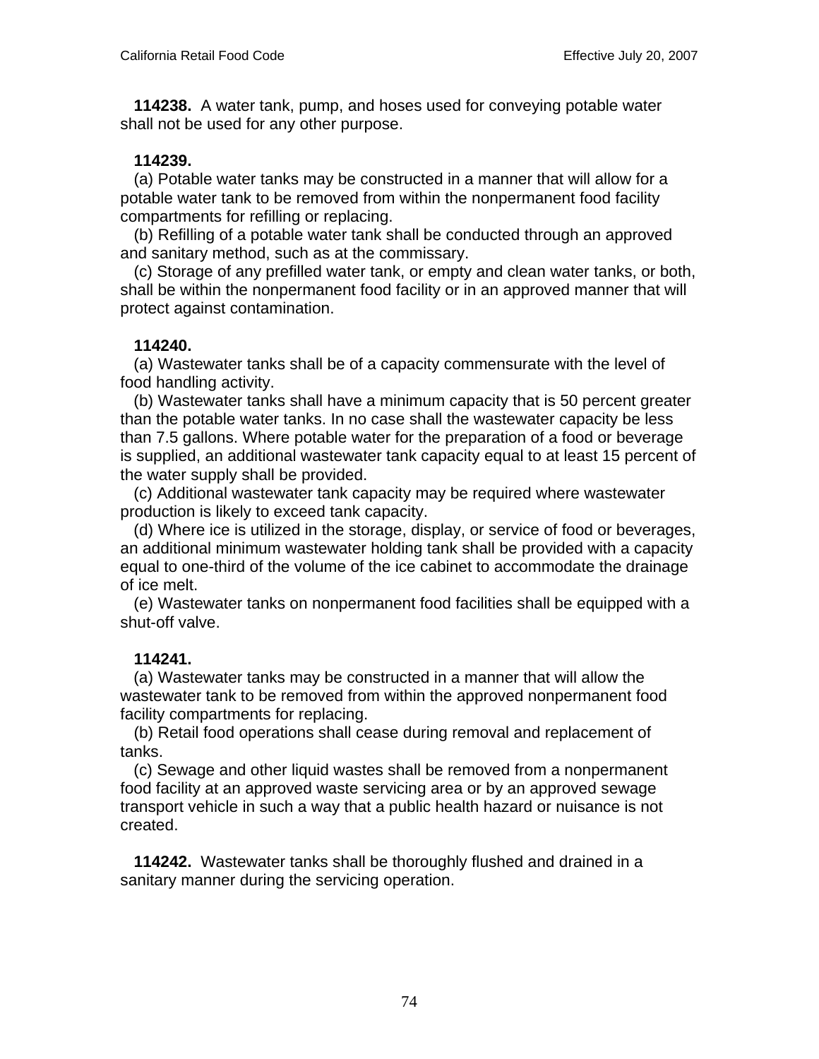**114238.** A water tank, pump, and hoses used for conveying potable water shall not be used for any other purpose.

**114239.**

(a) Potable water tanks may be constructed in a manner that will allow for a potable water tank to be removed from within the nonpermanent food facility compartments for refilling or replacing.

(b) Refilling of a potable water tank shall be conducted through an approved and sanitary method, such as at the commissary.

(c) Storage of any prefilled water tank, or empty and clean water tanks, or both, shall be within the nonpermanent food facility or in an approved manner that will protect against contamination.

**114240.**

(a) Wastewater tanks shall be of a capacity commensurate with the level of food handling activity.

(b) Wastewater tanks shall have a minimum capacity that is 50 percent greater than the potable water tanks. In no case shall the wastewater capacity be less than 7.5 gallons. Where potable water for the preparation of a food or beverage is supplied, an additional wastewater tank capacity equal to at least 15 percent of the water supply shall be provided.

(c) Additional wastewater tank capacity may be required where wastewater production is likely to exceed tank capacity.

(d) Where ice is utilized in the storage, display, or service of food or beverages, an additional minimum wastewater holding tank shall be provided with a capacity equal to one-third of the volume of the ice cabinet to accommodate the drainage of ice melt.

(e) Wastewater tanks on nonpermanent food facilities shall be equipped with a shut-off valve.

**114241.**

(a) Wastewater tanks may be constructed in a manner that will allow the wastewater tank to be removed from within the approved nonpermanent food facility compartments for replacing.

(b) Retail food operations shall cease during removal and replacement of tanks.

(c) Sewage and other liquid wastes shall be removed from a nonpermanent food facility at an approved waste servicing area or by an approved sewage transport vehicle in such a way that a public health hazard or nuisance is not created.

**114242.** Wastewater tanks shall be thoroughly flushed and drained in a sanitary manner during the servicing operation.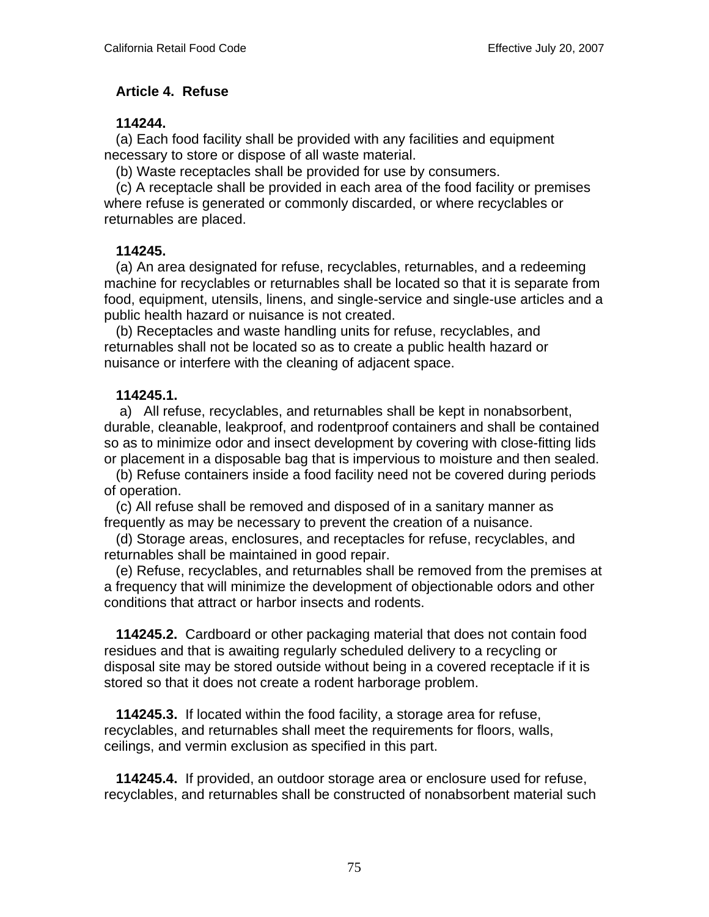## Article 4. Refuse

**114244.**

(a) Each food facility shall be provided with any facilities and equipment necessary to store or dispose of all waste material.

(b) Waste receptacles shall be provided for use by consumers.

(c) A receptacle shall be provided in each area of the food facility or premises where refuse is generated or commonly discarded, or where recyclables or returnables are placed.

**114245.**

(a) An area designated for refuse, recyclables, returnables, and a redeeming machine for recyclables or returnables shall be located so that it is separate from food, equipment, utensils, linens, and single-service and single-use articles and a public health hazard or nuisance is not created.

(b) Receptacles and waste handling units for refuse, recyclables, and returnables shall not be located so as to create a public health hazard or nuisance or interfere with the cleaning of adjacent space.

**114245.1.**

a) All refuse, recyclables, and returnables shall be kept in nonabsorbent, durable, cleanable, leakproof, and rodentproof containers and shall be contained so as to minimize odor and insect development by covering with close-fitting lids or placement in a disposable bag that is impervious to moisture and then sealed.

(b) Refuse containers inside a food facility need not be covered during periods of operation.

(c) All refuse shall be removed and disposed of in a sanitary manner as frequently as may be necessary to prevent the creation of a nuisance.

(d) Storage areas, enclosures, and receptacles for refuse, recyclables, and returnables shall be maintained in good repair.

(e) Refuse, recyclables, and returnables shall be removed from the premises at a frequency that will minimize the development of objectionable odors and other conditions that attract or harbor insects and rodents.

**114245.2.** Cardboard or other packaging material that does not contain food residues and that is awaiting regularly scheduled delivery to a recycling or disposal site may be stored outside without being in a covered receptacle if it is stored so that it does not create a rodent harborage problem.

**114245.3.** If located within the food facility, a storage area for refuse, recyclables, and returnables shall meet the requirements for floors, walls, ceilings, and vermin exclusion as specified in this part.

**114245.4.** If provided, an outdoor storage area or enclosure used for refuse, recyclables, and returnables shall be constructed of nonabsorbent material such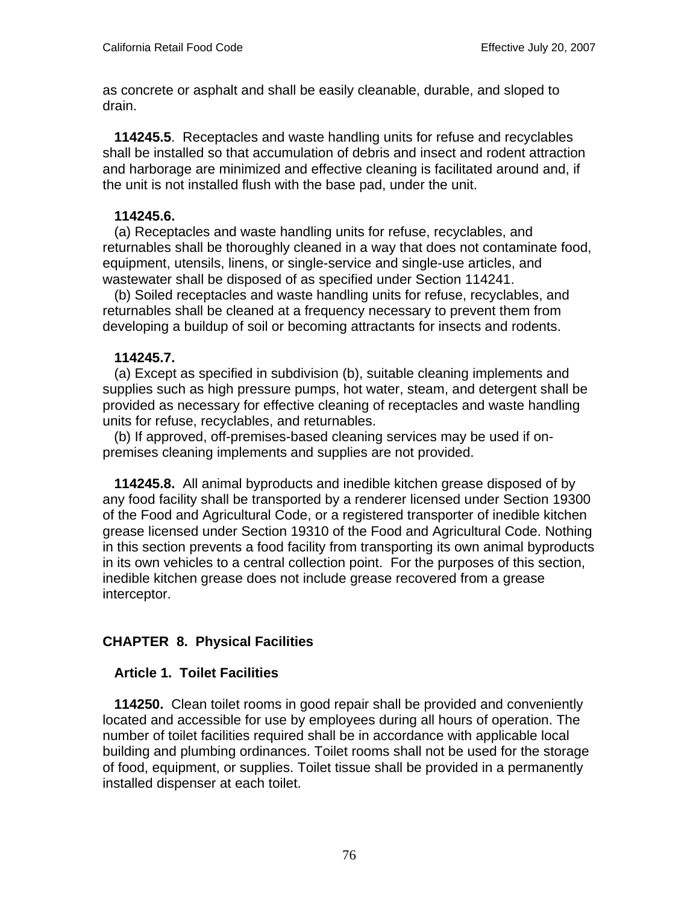as concrete or asphalt and shall be easily cleanable, durable, and sloped to drain.

**114245.5**. Receptacles and waste handling units for refuse and recyclables shall be installed so that accumulation of debris and insect and rodent attraction and harborage are minimized and effective cleaning is facilitated around and, if the unit is not installed flush with the base pad, under the unit.

**114245.6.**

(a) Receptacles and waste handling units for refuse, recyclables, and returnables shall be thoroughly cleaned in a way that does not contaminate food, equipment, utensils, linens, or single-service and single-use articles, and wastewater shall be disposed of as specified under Section 114241.

(b) Soiled receptacles and waste handling units for refuse, recyclables, and returnables shall be cleaned at a frequency necessary to prevent them from developing a buildup of soil or becoming attractants for insects and rodents.

**114245.7.**

(a) Except as specified in subdivision (b), suitable cleaning implements and supplies such as high pressure pumps, hot water, steam, and detergent shall be provided as necessary for effective cleaning of receptacles and waste handling units for refuse, recyclables, and returnables.

(b) If approved, off-premises-based cleaning services may be used if on-premises cleaning implements and supplies are not provided.

**114245.8.** All animal byproducts and inedible kitchen grease disposed of by any food facility shall be transported by a renderer licensed under Section 19300 of the Food and Agricultural Code, or a registered transporter of inedible kitchen grease licensed under Section 19310 of the Food and Agricultural Code. Nothing in this section prevents a food facility from transporting its own animal byproducts in its own vehicles to a central collection point. For the purposes of this section, inedible kitchen grease does not include grease recovered from a grease interceptor.

## CHAPTER 8. Physical Facilities

### Article 1. Toilet Facilities

**114250.** Clean toilet rooms in good repair shall be provided and conveniently located and accessible for use by employees during all hours of operation. The number of toilet facilities required shall be in accordance with applicable local building and plumbing ordinances. Toilet rooms shall not be used for the storage of food, equipment, or supplies. Toilet tissue shall be provided in a permanently installed dispenser at each toilet.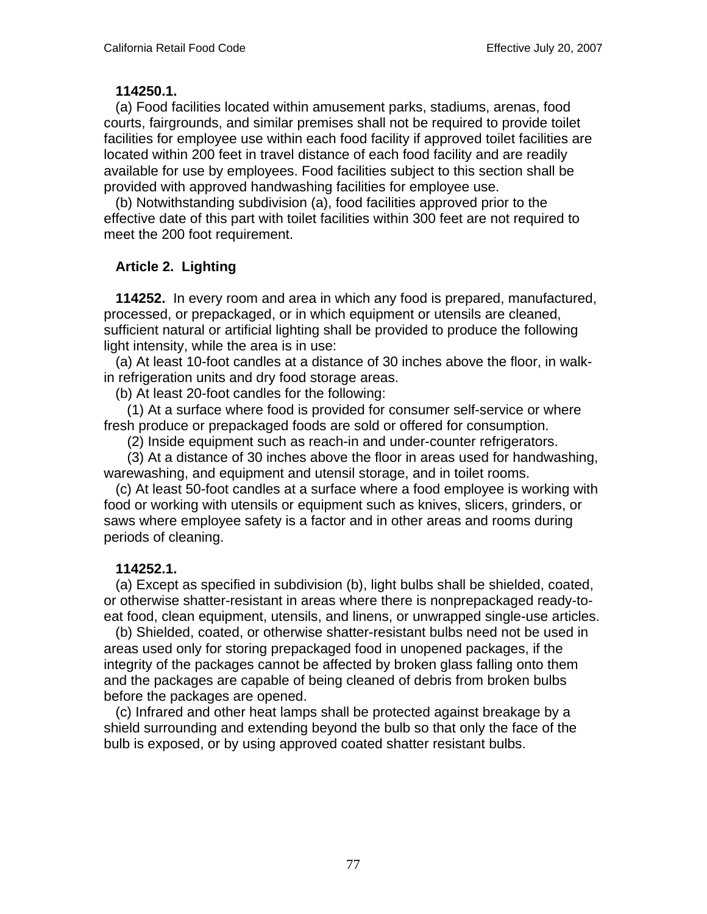**114250.1.**

(a) Food facilities located within amusement parks, stadiums, arenas, food courts, fairgrounds, and similar premises shall not be required to provide toilet facilities for employee use within each food facility if approved toilet facilities are located within 200 feet in travel distance of each food facility and are readily available for use by employees. Food facilities subject to this section shall be provided with approved handwashing facilities for employee use.

(b) Notwithstanding subdivision (a), food facilities approved prior to the effective date of this part with toilet facilities within 300 feet are not required to meet the 200 foot requirement.

## Article 2. Lighting

**114252.** In every room and area in which any food is prepared, manufactured, processed, or prepackaged, or in which equipment or utensils are cleaned, sufficient natural or artificial lighting shall be provided to produce the following light intensity, while the area is in use:

(a) At least 10-foot candles at a distance of 30 inches above the floor, in walk-in refrigeration units and dry food storage areas.

(b) At least 20-foot candles for the following:

(1) At a surface where food is provided for consumer self-service or where fresh produce or prepackaged foods are sold or offered for consumption.

(2) Inside equipment such as reach-in and under-counter refrigerators.

(3) At a distance of 30 inches above the floor in areas used for handwashing, warewashing, and equipment and utensil storage, and in toilet rooms.

(c) At least 50-foot candles at a surface where a food employee is working with food or working with utensils or equipment such as knives, slicers, grinders, or saws where employee safety is a factor and in other areas and rooms during periods of cleaning.

**114252.1.**

(a) Except as specified in subdivision (b), light bulbs shall be shielded, coated, or otherwise shatter-resistant in areas where there is nonprepackaged ready-to-eat food, clean equipment, utensils, and linens, or unwrapped single-use articles.

(b) Shielded, coated, or otherwise shatter-resistant bulbs need not be used in areas used only for storing prepackaged food in unopened packages, if the integrity of the packages cannot be affected by broken glass falling onto them and the packages are capable of being cleaned of debris from broken bulbs before the packages are opened.

(c) Infrared and other heat lamps shall be protected against breakage by a shield surrounding and extending beyond the bulb so that only the face of the bulb is exposed, or by using approved coated shatter resistant bulbs.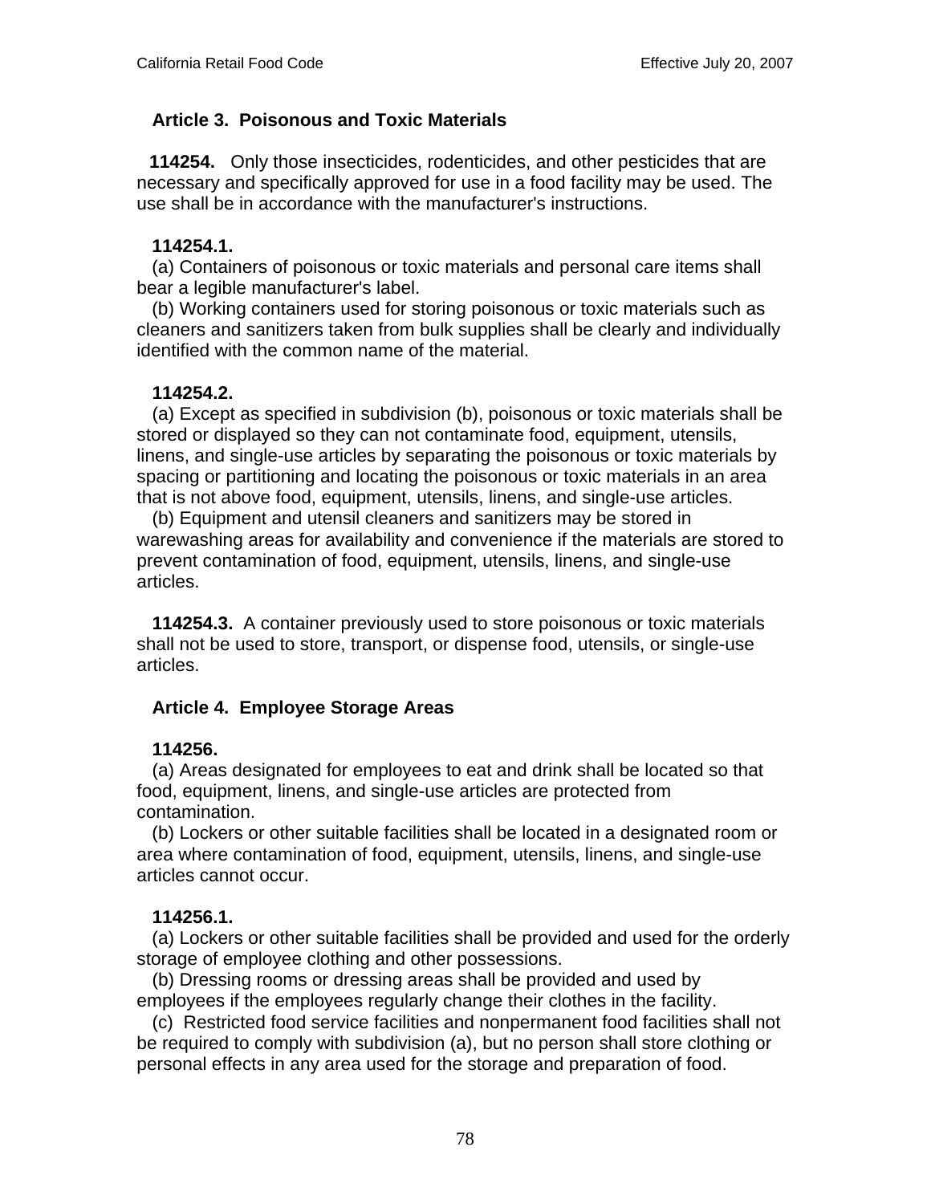## Article 3. Poisonous and Toxic Materials

**114254.** Only those insecticides, rodenticides, and other pesticides that are necessary and specifically approved for use in a food facility may be used. The use shall be in accordance with the manufacturer's instructions.

**114254.1.**

(a) Containers of poisonous or toxic materials and personal care items shall bear a legible manufacturer's label.

(b) Working containers used for storing poisonous or toxic materials such as cleaners and sanitizers taken from bulk supplies shall be clearly and individually identified with the common name of the material.

**114254.2.**

(a) Except as specified in subdivision (b), poisonous or toxic materials shall be stored or displayed so they can not contaminate food, equipment, utensils, linens, and single-use articles by separating the poisonous or toxic materials by spacing or partitioning and locating the poisonous or toxic materials in an area that is not above food, equipment, utensils, linens, and single-use articles.

(b) Equipment and utensil cleaners and sanitizers may be stored in warewashing areas for availability and convenience if the materials are stored to prevent contamination of food, equipment, utensils, linens, and single-use articles.

**114254.3.** A container previously used to store poisonous or toxic materials shall not be used to store, transport, or dispense food, utensils, or single-use articles.

## Article 4. Employee Storage Areas

**114256.**

(a) Areas designated for employees to eat and drink shall be located so that food, equipment, linens, and single-use articles are protected from contamination.

(b) Lockers or other suitable facilities shall be located in a designated room or area where contamination of food, equipment, utensils, linens, and single-use articles cannot occur.

**114256.1.**

(a) Lockers or other suitable facilities shall be provided and used for the orderly storage of employee clothing and other possessions.

(b) Dressing rooms or dressing areas shall be provided and used by employees if the employees regularly change their clothes in the facility.

(c) Restricted food service facilities and nonpermanent food facilities shall not be required to comply with subdivision (a), but no person shall store clothing or personal effects in any area used for the storage and preparation of food.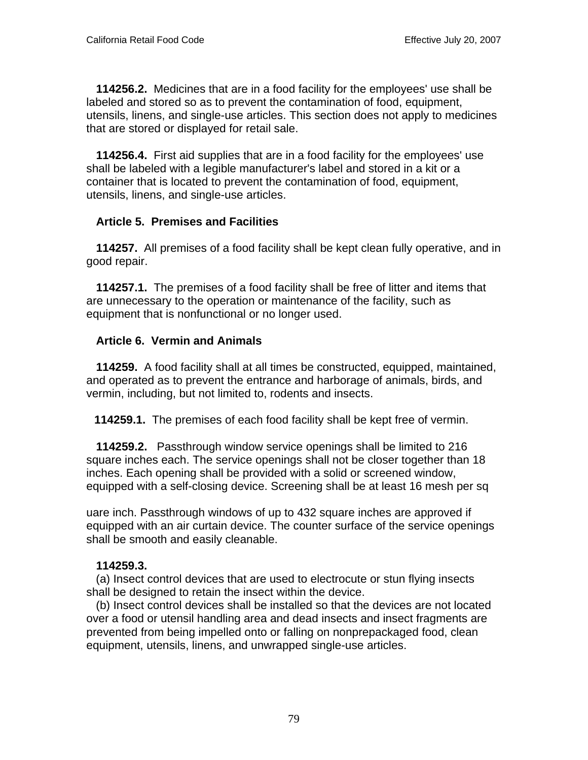**114256.2.** Medicines that are in a food facility for the employees' use shall be labeled and stored so as to prevent the contamination of food, equipment, utensils, linens, and single-use articles. This section does not apply to medicines that are stored or displayed for retail sale.

**114256.4.** First aid supplies that are in a food facility for the employees' use shall be labeled with a legible manufacturer's label and stored in a kit or a container that is located to prevent the contamination of food, equipment, utensils, linens, and single-use articles.

### Article 5. Premises and Facilities

**114257.** All premises of a food facility shall be kept clean fully operative, and in good repair.

**114257.1.** The premises of a food facility shall be free of litter and items that are unnecessary to the operation or maintenance of the facility, such as equipment that is nonfunctional or no longer used.

### Article 6. Vermin and Animals

**114259.** A food facility shall at all times be constructed, equipped, maintained, and operated as to prevent the entrance and harborage of animals, birds, and vermin, including, but not limited to, rodents and insects.

**114259.1.** The premises of each food facility shall be kept free of vermin.

**114259.2.** Passthrough window service openings shall be limited to 216 square inches each. The service openings shall not be closer together than 18 inches. Each opening shall be provided with a solid or screened window, equipped with a self-closing device. Screening shall be at least 16 mesh per square inch. Passthrough windows of up to 432 square inches are approved if equipped with an air curtain device. The counter surface of the service openings shall be smooth and easily cleanable.

**114259.3.**

(a) Insect control devices that are used to electrocute or stun flying insects shall be designed to retain the insect within the device.

(b) Insect control devices shall be installed so that the devices are not located over a food or utensil handling area and dead insects and insect fragments are prevented from being impelled onto or falling on nonprepackaged food, clean equipment, utensils, linens, and unwrapped single-use articles.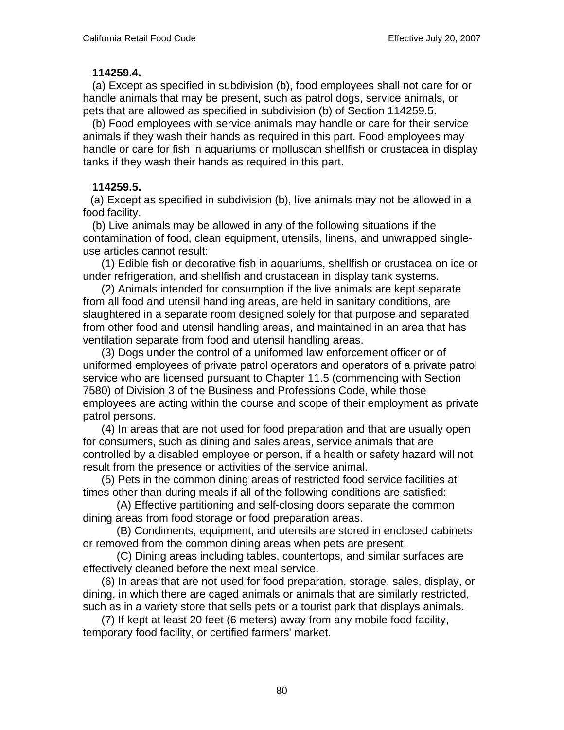**114259.4.**

(a) Except as specified in subdivision (b), food employees shall not care for or handle animals that may be present, such as patrol dogs, service animals, or pets that are allowed as specified in subdivision (b) of Section 114259.5.

(b) Food employees with service animals may handle or care for their service animals if they wash their hands as required in this part. Food employees may handle or care for fish in aquariums or molluscan shellfish or crustacea in display tanks if they wash their hands as required in this part.

**114259.5.**

(a) Except as specified in subdivision (b), live animals may not be allowed in a food facility.

(b) Live animals may be allowed in any of the following situations if the contamination of food, clean equipment, utensils, linens, and unwrapped single-use articles cannot result:

(1) Edible fish or decorative fish in aquariums, shellfish or crustacea on ice or under refrigeration, and shellfish and crustacean in display tank systems.

(2) Animals intended for consumption if the live animals are kept separate from all food and utensil handling areas, are held in sanitary conditions, are slaughtered in a separate room designed solely for that purpose and separated from other food and utensil handling areas, and maintained in an area that has ventilation separate from food and utensil handling areas.

(3) Dogs under the control of a uniformed law enforcement officer or of uniformed employees of private patrol operators and operators of a private patrol service who are licensed pursuant to Chapter 11.5 (commencing with Section 7580) of Division 3 of the Business and Professions Code, while those employees are acting within the course and scope of their employment as private patrol persons.

(4) In areas that are not used for food preparation and that are usually open for consumers, such as dining and sales areas, service animals that are controlled by a disabled employee or person, if a health or safety hazard will not result from the presence or activities of the service animal.

(5) Pets in the common dining areas of restricted food service facilities at times other than during meals if all of the following conditions are satisfied:

(A) Effective partitioning and self-closing doors separate the common dining areas from food storage or food preparation areas.

(B) Condiments, equipment, and utensils are stored in enclosed cabinets or removed from the common dining areas when pets are present.

(C) Dining areas including tables, countertops, and similar surfaces are effectively cleaned before the next meal service.

(6) In areas that are not used for food preparation, storage, sales, display, or dining, in which there are caged animals or animals that are similarly restricted, such as in a variety store that sells pets or a tourist park that displays animals.

(7) If kept at least 20 feet (6 meters) away from any mobile food facility, temporary food facility, or certified farmers' market.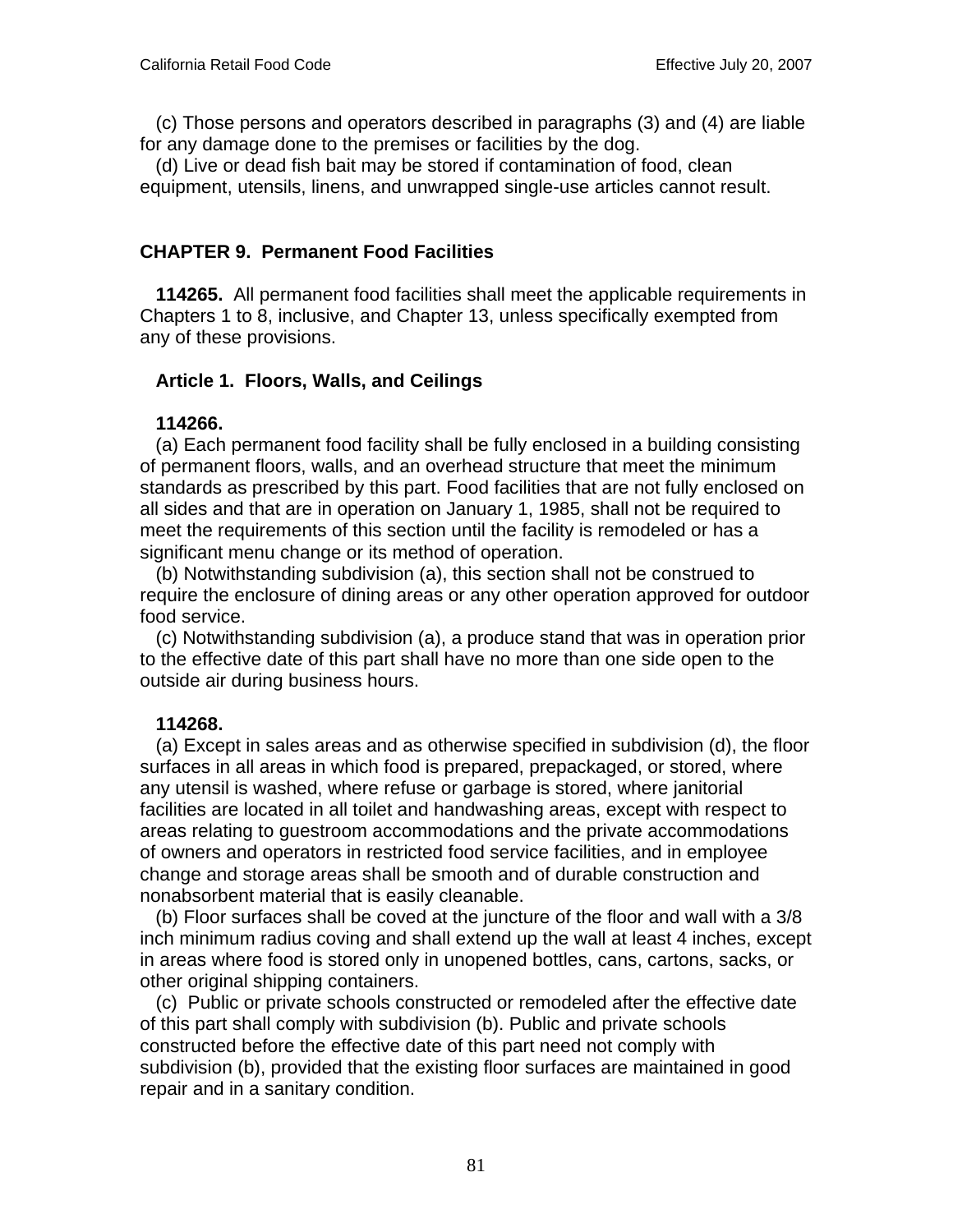(c) Those persons and operators described in paragraphs (3) and (4) are liable for any damage done to the premises or facilities by the dog.

(d) Live or dead fish bait may be stored if contamination of food, clean equipment, utensils, linens, and unwrapped single-use articles cannot result.

## CHAPTER 9. Permanent Food Facilities

**114265.** All permanent food facilities shall meet the applicable requirements in Chapters 1 to 8, inclusive, and Chapter 13, unless specifically exempted from any of these provisions.

### Article 1. Floors, Walls, and Ceilings

**114266.**

(a) Each permanent food facility shall be fully enclosed in a building consisting of permanent floors, walls, and an overhead structure that meet the minimum standards as prescribed by this part. Food facilities that are not fully enclosed on all sides and that are in operation on January 1, 1985, shall not be required to meet the requirements of this section until the facility is remodeled or has a significant menu change or its method of operation.

(b) Notwithstanding subdivision (a), this section shall not be construed to require the enclosure of dining areas or any other operation approved for outdoor food service.

(c) Notwithstanding subdivision (a), a produce stand that was in operation prior to the effective date of this part shall have no more than one side open to the outside air during business hours.

**114268.**

(a) Except in sales areas and as otherwise specified in subdivision (d), the floor surfaces in all areas in which food is prepared, prepackaged, or stored, where any utensil is washed, where refuse or garbage is stored, where janitorial facilities are located in all toilet and handwashing areas, except with respect to areas relating to guestroom accommodations and the private accommodations of owners and operators in restricted food service facilities, and in employee change and storage areas shall be smooth and of durable construction and nonabsorbent material that is easily cleanable.

(b) Floor surfaces shall be coved at the juncture of the floor and wall with a 3/8 inch minimum radius coving and shall extend up the wall at least 4 inches, except in areas where food is stored only in unopened bottles, cans, cartons, sacks, or other original shipping containers.

(c) Public or private schools constructed or remodeled after the effective date of this part shall comply with subdivision (b). Public and private schools constructed before the effective date of this part need not comply with subdivision (b), provided that the existing floor surfaces are maintained in good repair and in a sanitary condition.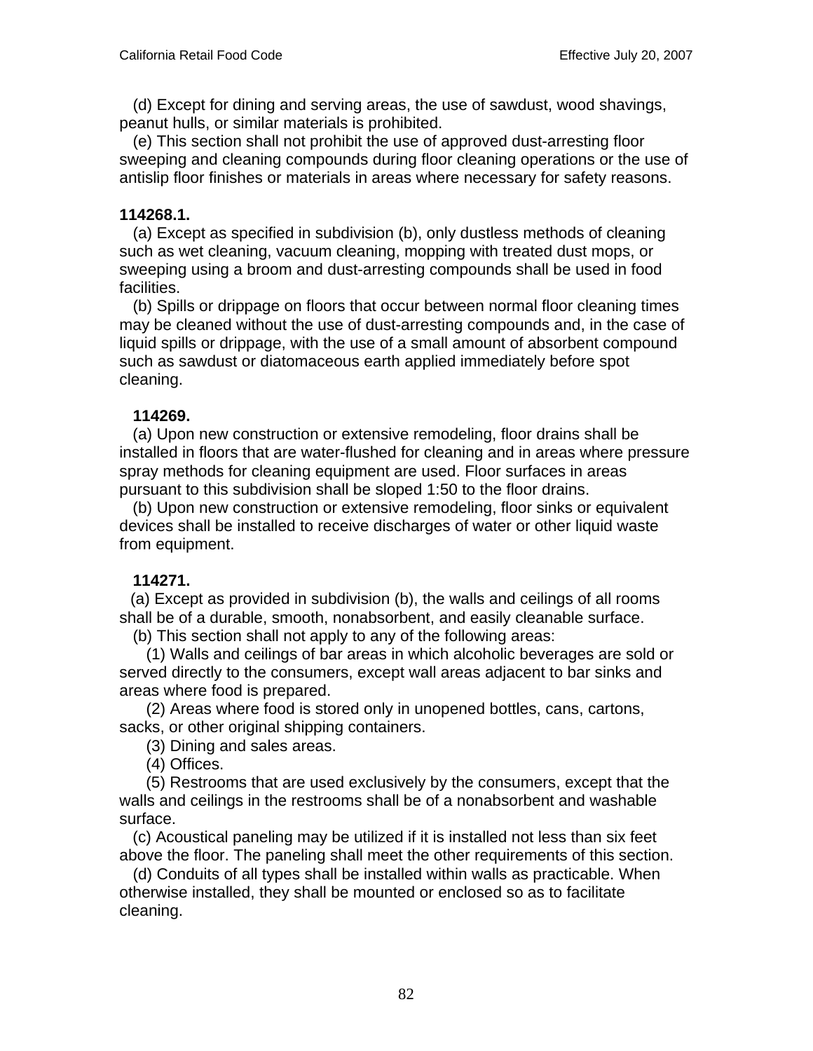(d) Except for dining and serving areas, the use of sawdust, wood shavings, peanut hulls, or similar materials is prohibited.

(e) This section shall not prohibit the use of approved dust-arresting floor sweeping and cleaning compounds during floor cleaning operations or the use of antislip floor finishes or materials in areas where necessary for safety reasons.

**114268.1.**

(a) Except as specified in subdivision (b), only dustless methods of cleaning such as wet cleaning, vacuum cleaning, mopping with treated dust mops, or sweeping using a broom and dust-arresting compounds shall be used in food facilities.

(b) Spills or drippage on floors that occur between normal floor cleaning times may be cleaned without the use of dust-arresting compounds and, in the case of liquid spills or drippage, with the use of a small amount of absorbent compound such as sawdust or diatomaceous earth applied immediately before spot cleaning.

**114269.**

(a) Upon new construction or extensive remodeling, floor drains shall be installed in floors that are water-flushed for cleaning and in areas where pressure spray methods for cleaning equipment are used. Floor surfaces in areas pursuant to this subdivision shall be sloped 1:50 to the floor drains.

(b) Upon new construction or extensive remodeling, floor sinks or equivalent devices shall be installed to receive discharges of water or other liquid waste from equipment.

**114271.**

(a) Except as provided in subdivision (b), the walls and ceilings of all rooms shall be of a durable, smooth, nonabsorbent, and easily cleanable surface.

(b) This section shall not apply to any of the following areas:

(1) Walls and ceilings of bar areas in which alcoholic beverages are sold or served directly to the consumers, except wall areas adjacent to bar sinks and areas where food is prepared.

(2) Areas where food is stored only in unopened bottles, cans, cartons, sacks, or other original shipping containers.

(3) Dining and sales areas.

(4) Offices.

(5) Restrooms that are used exclusively by the consumers, except that the walls and ceilings in the restrooms shall be of a nonabsorbent and washable surface.

(c) Acoustical paneling may be utilized if it is installed not less than six feet above the floor. The paneling shall meet the other requirements of this section.

(d) Conduits of all types shall be installed within walls as practicable. When otherwise installed, they shall be mounted or enclosed so as to facilitate cleaning.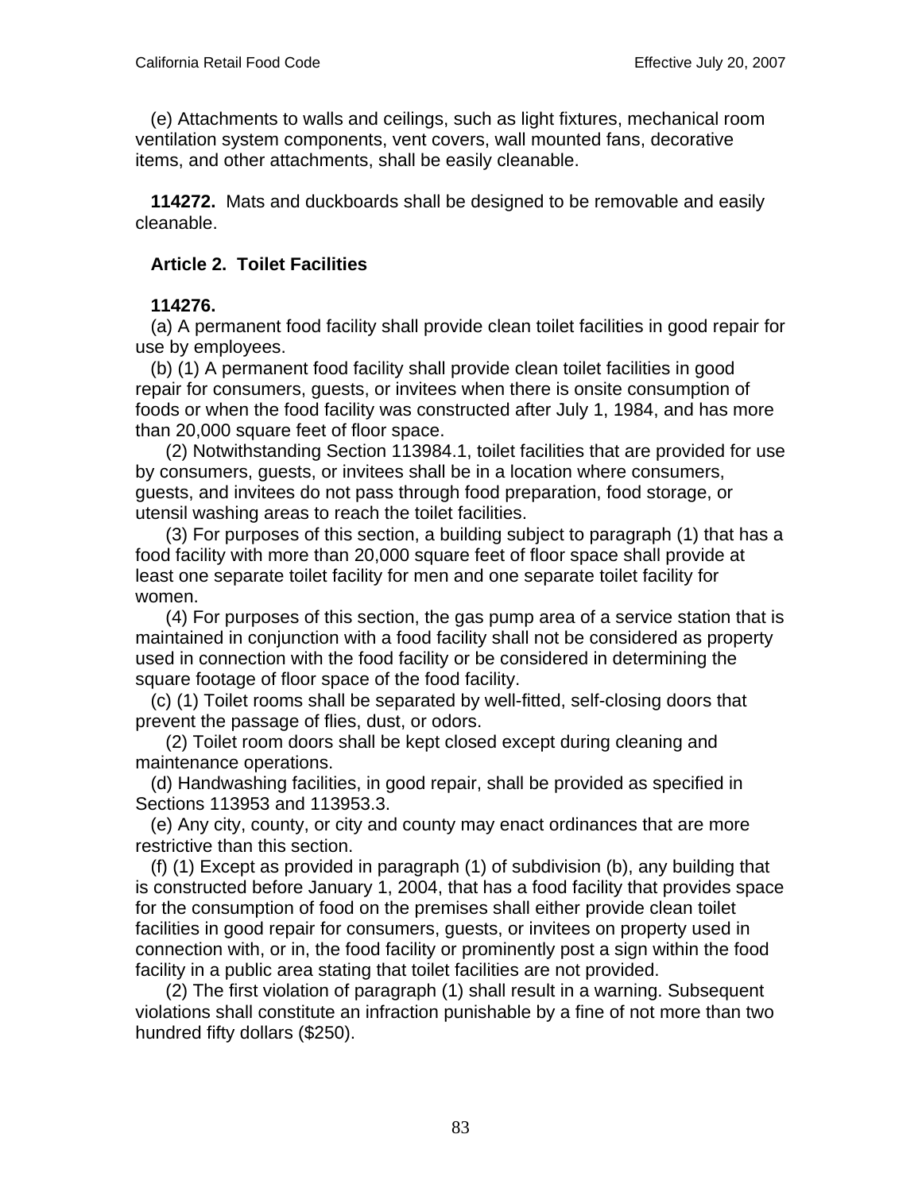(e) Attachments to walls and ceilings, such as light fixtures, mechanical room ventilation system components, vent covers, wall mounted fans, decorative items, and other attachments, shall be easily cleanable.

**114272.** Mats and duckboards shall be designed to be removable and easily cleanable.

### Article 2. Toilet Facilities

**114276.**

(a) A permanent food facility shall provide clean toilet facilities in good repair for use by employees.

(b) (1) A permanent food facility shall provide clean toilet facilities in good repair for consumers, guests, or invitees when there is onsite consumption of foods or when the food facility was constructed after July 1, 1984, and has more than 20,000 square feet of floor space.

(2) Notwithstanding Section 113984.1, toilet facilities that are provided for use by consumers, guests, or invitees shall be in a location where consumers, guests, and invitees do not pass through food preparation, food storage, or utensil washing areas to reach the toilet facilities.

(3) For purposes of this section, a building subject to paragraph (1) that has a food facility with more than 20,000 square feet of floor space shall provide at least one separate toilet facility for men and one separate toilet facility for women.

(4) For purposes of this section, the gas pump area of a service station that is maintained in conjunction with a food facility shall not be considered as property used in connection with the food facility or be considered in determining the square footage of floor space of the food facility.

(c) (1) Toilet rooms shall be separated by well-fitted, self-closing doors that prevent the passage of flies, dust, or odors.

(2) Toilet room doors shall be kept closed except during cleaning and maintenance operations.

(d) Handwashing facilities, in good repair, shall be provided as specified in Sections 113953 and 113953.3.

(e) Any city, county, or city and county may enact ordinances that are more restrictive than this section.

(f) (1) Except as provided in paragraph (1) of subdivision (b), any building that is constructed before January 1, 2004, that has a food facility that provides space for the consumption of food on the premises shall either provide clean toilet facilities in good repair for consumers, guests, or invitees on property used in connection with, or in, the food facility or prominently post a sign within the food facility in a public area stating that toilet facilities are not provided.

(2) The first violation of paragraph (1) shall result in a warning. Subsequent violations shall constitute an infraction punishable by a fine of not more than two hundred fifty dollars ($250).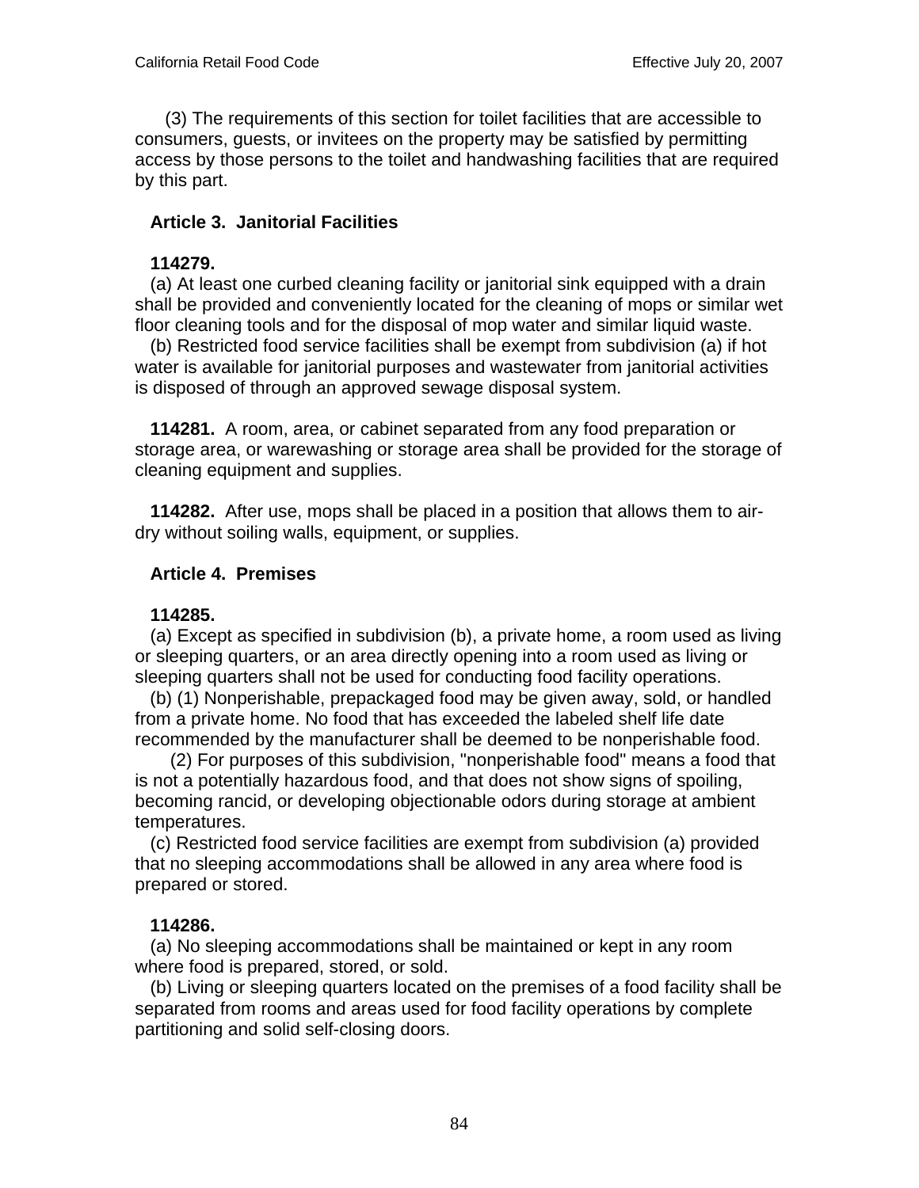(3) The requirements of this section for toilet facilities that are accessible to consumers, guests, or invitees on the property may be satisfied by permitting access by those persons to the toilet and handwashing facilities that are required by this part.

## Article 3. Janitorial Facilities

**114279.**

(a) At least one curbed cleaning facility or janitorial sink equipped with a drain shall be provided and conveniently located for the cleaning of mops or similar wet floor cleaning tools and for the disposal of mop water and similar liquid waste.

(b) Restricted food service facilities shall be exempt from subdivision (a) if hot water is available for janitorial purposes and wastewater from janitorial activities is disposed of through an approved sewage disposal system.

**114281.** A room, area, or cabinet separated from any food preparation or storage area, or warewashing or storage area shall be provided for the storage of cleaning equipment and supplies.

**114282.** After use, mops shall be placed in a position that allows them to air-dry without soiling walls, equipment, or supplies.

## Article 4. Premises

**114285.**

(a) Except as specified in subdivision (b), a private home, a room used as living or sleeping quarters, or an area directly opening into a room used as living or sleeping quarters shall not be used for conducting food facility operations.

(b) (1) Nonperishable, prepackaged food may be given away, sold, or handled from a private home. No food that has exceeded the labeled shelf life date recommended by the manufacturer shall be deemed to be nonperishable food.

(2) For purposes of this subdivision, "nonperishable food" means a food that is not a potentially hazardous food, and that does not show signs of spoiling, becoming rancid, or developing objectionable odors during storage at ambient temperatures.

(c) Restricted food service facilities are exempt from subdivision (a) provided that no sleeping accommodations shall be allowed in any area where food is prepared or stored.

**114286.**

(a) No sleeping accommodations shall be maintained or kept in any room where food is prepared, stored, or sold.

(b) Living or sleeping quarters located on the premises of a food facility shall be separated from rooms and areas used for food facility operations by complete partitioning and solid self-closing doors.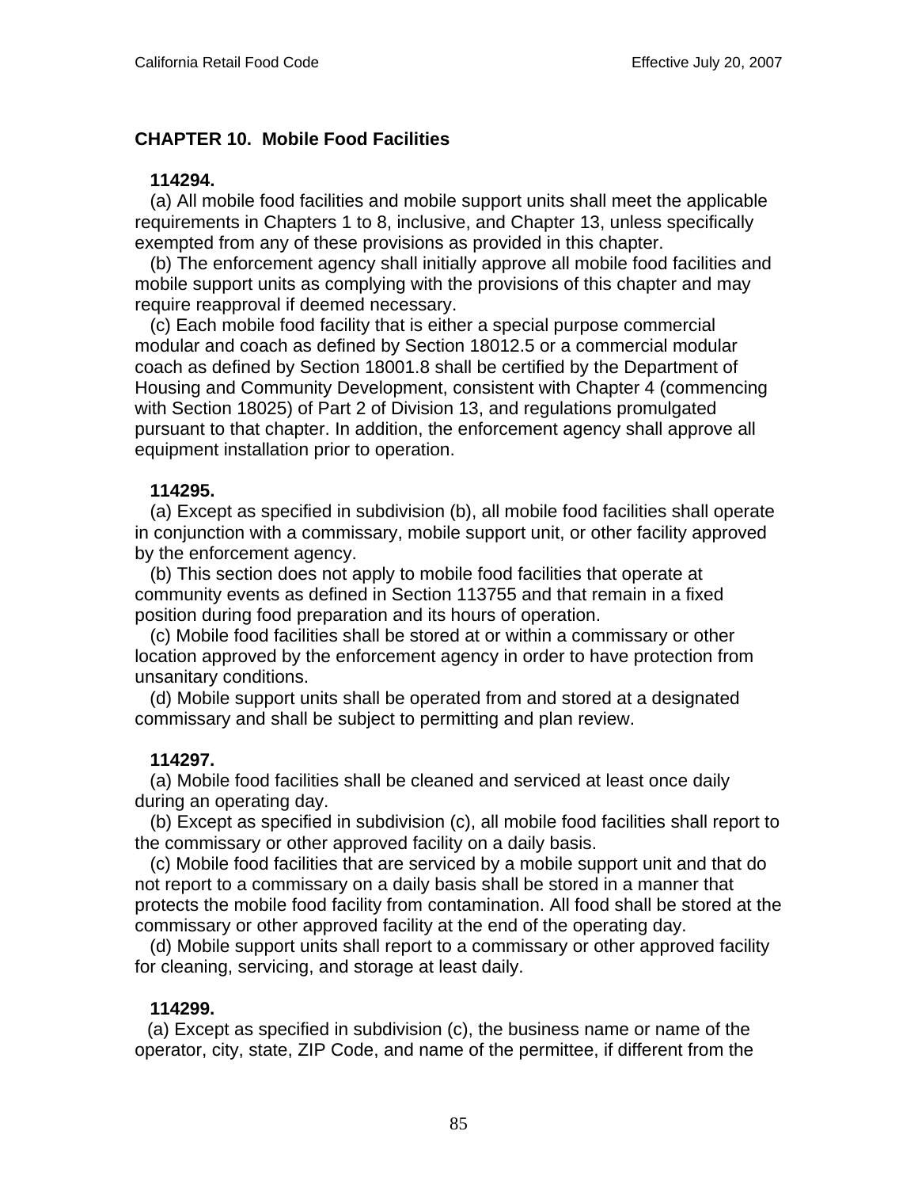## CHAPTER 10. Mobile Food Facilities

**114294.**

(a) All mobile food facilities and mobile support units shall meet the applicable requirements in Chapters 1 to 8, inclusive, and Chapter 13, unless specifically exempted from any of these provisions as provided in this chapter.

(b) The enforcement agency shall initially approve all mobile food facilities and mobile support units as complying with the provisions of this chapter and may require reapproval if deemed necessary.

(c) Each mobile food facility that is either a special purpose commercial modular and coach as defined by Section 18012.5 or a commercial modular coach as defined by Section 18001.8 shall be certified by the Department of Housing and Community Development, consistent with Chapter 4 (commencing with Section 18025) of Part 2 of Division 13, and regulations promulgated pursuant to that chapter. In addition, the enforcement agency shall approve all equipment installation prior to operation.

**114295.**

(a) Except as specified in subdivision (b), all mobile food facilities shall operate in conjunction with a commissary, mobile support unit, or other facility approved by the enforcement agency.

(b) This section does not apply to mobile food facilities that operate at community events as defined in Section 113755 and that remain in a fixed position during food preparation and its hours of operation.

(c) Mobile food facilities shall be stored at or within a commissary or other location approved by the enforcement agency in order to have protection from unsanitary conditions.

(d) Mobile support units shall be operated from and stored at a designated commissary and shall be subject to permitting and plan review.

**114297.**

(a) Mobile food facilities shall be cleaned and serviced at least once daily during an operating day.

(b) Except as specified in subdivision (c), all mobile food facilities shall report to the commissary or other approved facility on a daily basis.

(c) Mobile food facilities that are serviced by a mobile support unit and that do not report to a commissary on a daily basis shall be stored in a manner that protects the mobile food facility from contamination. All food shall be stored at the commissary or other approved facility at the end of the operating day.

(d) Mobile support units shall report to a commissary or other approved facility for cleaning, servicing, and storage at least daily.

**114299.**

(a) Except as specified in subdivision (c), the business name or name of the operator, city, state, ZIP Code, and name of the permittee, if different from the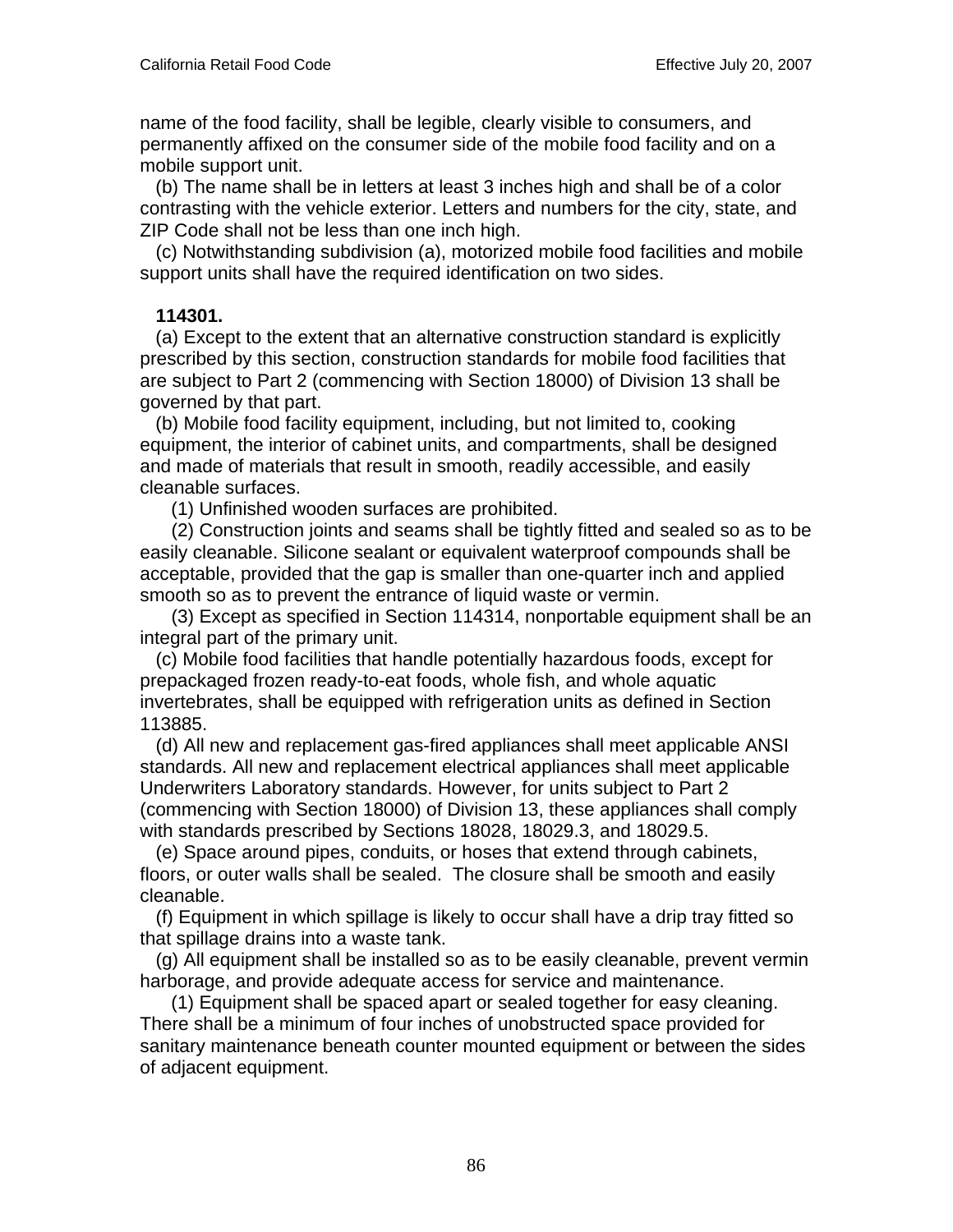name of the food facility, shall be legible, clearly visible to consumers, and permanently affixed on the consumer side of the mobile food facility and on a mobile support unit.

(b) The name shall be in letters at least 3 inches high and shall be of a color contrasting with the vehicle exterior. Letters and numbers for the city, state, and ZIP Code shall not be less than one inch high.

(c) Notwithstanding subdivision (a), motorized mobile food facilities and mobile support units shall have the required identification on two sides.

**114301.**

(a) Except to the extent that an alternative construction standard is explicitly prescribed by this section, construction standards for mobile food facilities that are subject to Part 2 (commencing with Section 18000) of Division 13 shall be governed by that part.

(b) Mobile food facility equipment, including, but not limited to, cooking equipment, the interior of cabinet units, and compartments, shall be designed and made of materials that result in smooth, readily accessible, and easily cleanable surfaces.

(1) Unfinished wooden surfaces are prohibited.

(2) Construction joints and seams shall be tightly fitted and sealed so as to be easily cleanable. Silicone sealant or equivalent waterproof compounds shall be acceptable, provided that the gap is smaller than one-quarter inch and applied smooth so as to prevent the entrance of liquid waste or vermin.

(3) Except as specified in Section 114314, nonportable equipment shall be an integral part of the primary unit.

(c) Mobile food facilities that handle potentially hazardous foods, except for prepackaged frozen ready-to-eat foods, whole fish, and whole aquatic invertebrates, shall be equipped with refrigeration units as defined in Section 113885.

(d) All new and replacement gas-fired appliances shall meet applicable ANSI standards. All new and replacement electrical appliances shall meet applicable Underwriters Laboratory standards. However, for units subject to Part 2 (commencing with Section 18000) of Division 13, these appliances shall comply with standards prescribed by Sections 18028, 18029.3, and 18029.5.

(e) Space around pipes, conduits, or hoses that extend through cabinets, floors, or outer walls shall be sealed. The closure shall be smooth and easily cleanable.

(f) Equipment in which spillage is likely to occur shall have a drip tray fitted so that spillage drains into a waste tank.

(g) All equipment shall be installed so as to be easily cleanable, prevent vermin harborage, and provide adequate access for service and maintenance.

(1) Equipment shall be spaced apart or sealed together for easy cleaning. There shall be a minimum of four inches of unobstructed space provided for sanitary maintenance beneath counter mounted equipment or between the sides of adjacent equipment.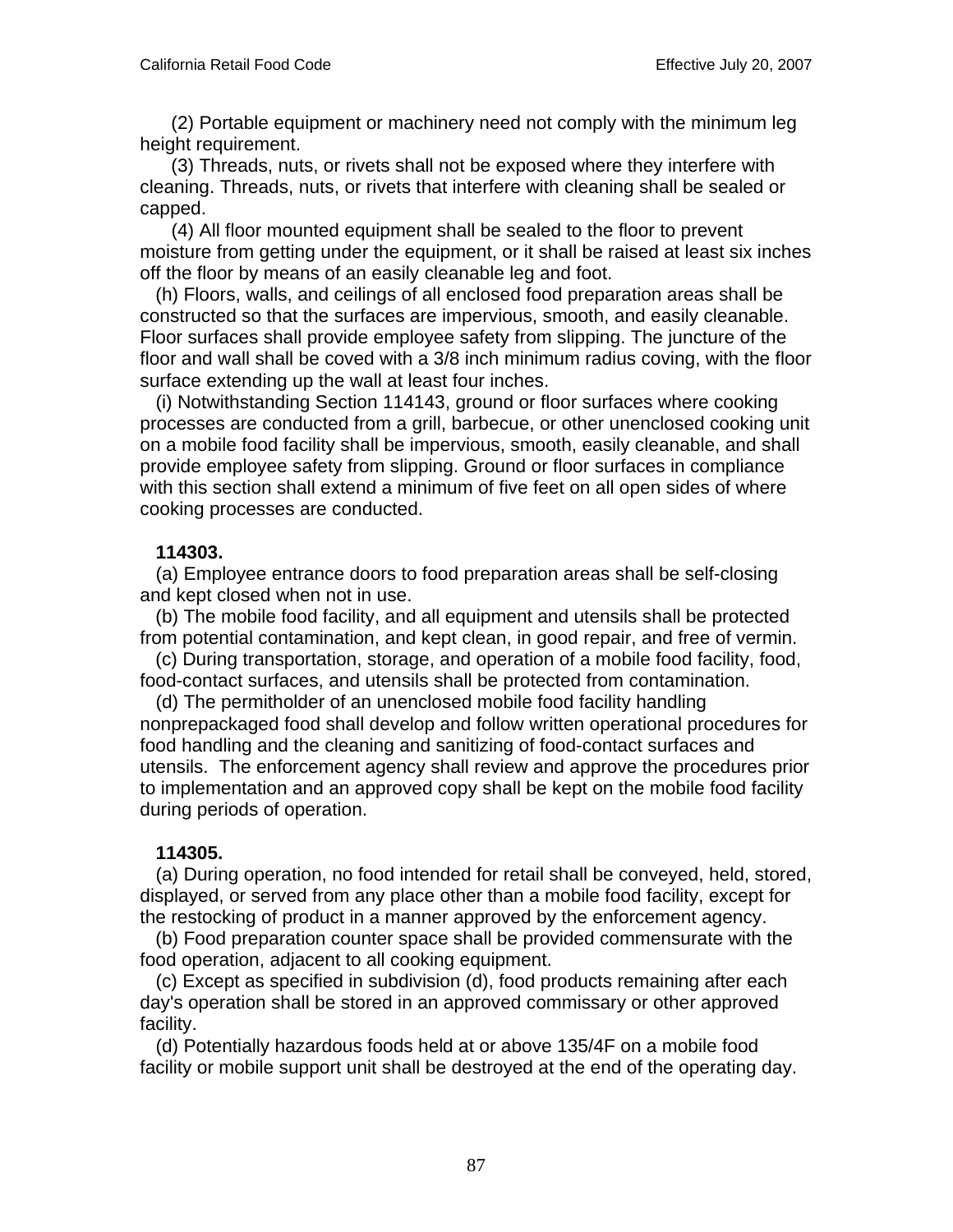(2) Portable equipment or machinery need not comply with the minimum leg height requirement.

(3) Threads, nuts, or rivets shall not be exposed where they interfere with cleaning. Threads, nuts, or rivets that interfere with cleaning shall be sealed or capped.

(4) All floor mounted equipment shall be sealed to the floor to prevent moisture from getting under the equipment, or it shall be raised at least six inches off the floor by means of an easily cleanable leg and foot.

(h) Floors, walls, and ceilings of all enclosed food preparation areas shall be constructed so that the surfaces are impervious, smooth, and easily cleanable. Floor surfaces shall provide employee safety from slipping. The juncture of the floor and wall shall be coved with a 3/8 inch minimum radius coving, with the floor surface extending up the wall at least four inches.

(i) Notwithstanding Section 114143, ground or floor surfaces where cooking processes are conducted from a grill, barbecue, or other unenclosed cooking unit on a mobile food facility shall be impervious, smooth, easily cleanable, and shall provide employee safety from slipping. Ground or floor surfaces in compliance with this section shall extend a minimum of five feet on all open sides of where cooking processes are conducted.

**114303.**

(a) Employee entrance doors to food preparation areas shall be self-closing and kept closed when not in use.

(b) The mobile food facility, and all equipment and utensils shall be protected from potential contamination, and kept clean, in good repair, and free of vermin.

(c) During transportation, storage, and operation of a mobile food facility, food, food-contact surfaces, and utensils shall be protected from contamination.

(d) The permitholder of an unenclosed mobile food facility handling nonprepackaged food shall develop and follow written operational procedures for food handling and the cleaning and sanitizing of food-contact surfaces and utensils. The enforcement agency shall review and approve the procedures prior to implementation and an approved copy shall be kept on the mobile food facility during periods of operation.

**114305.**

(a) During operation, no food intended for retail shall be conveyed, held, stored, displayed, or served from any place other than a mobile food facility, except for the restocking of product in a manner approved by the enforcement agency.

(b) Food preparation counter space shall be provided commensurate with the food operation, adjacent to all cooking equipment.

(c) Except as specified in subdivision (d), food products remaining after each day's operation shall be stored in an approved commissary or other approved facility.

(d) Potentially hazardous foods held at or above 135/4F on a mobile food facility or mobile support unit shall be destroyed at the end of the operating day.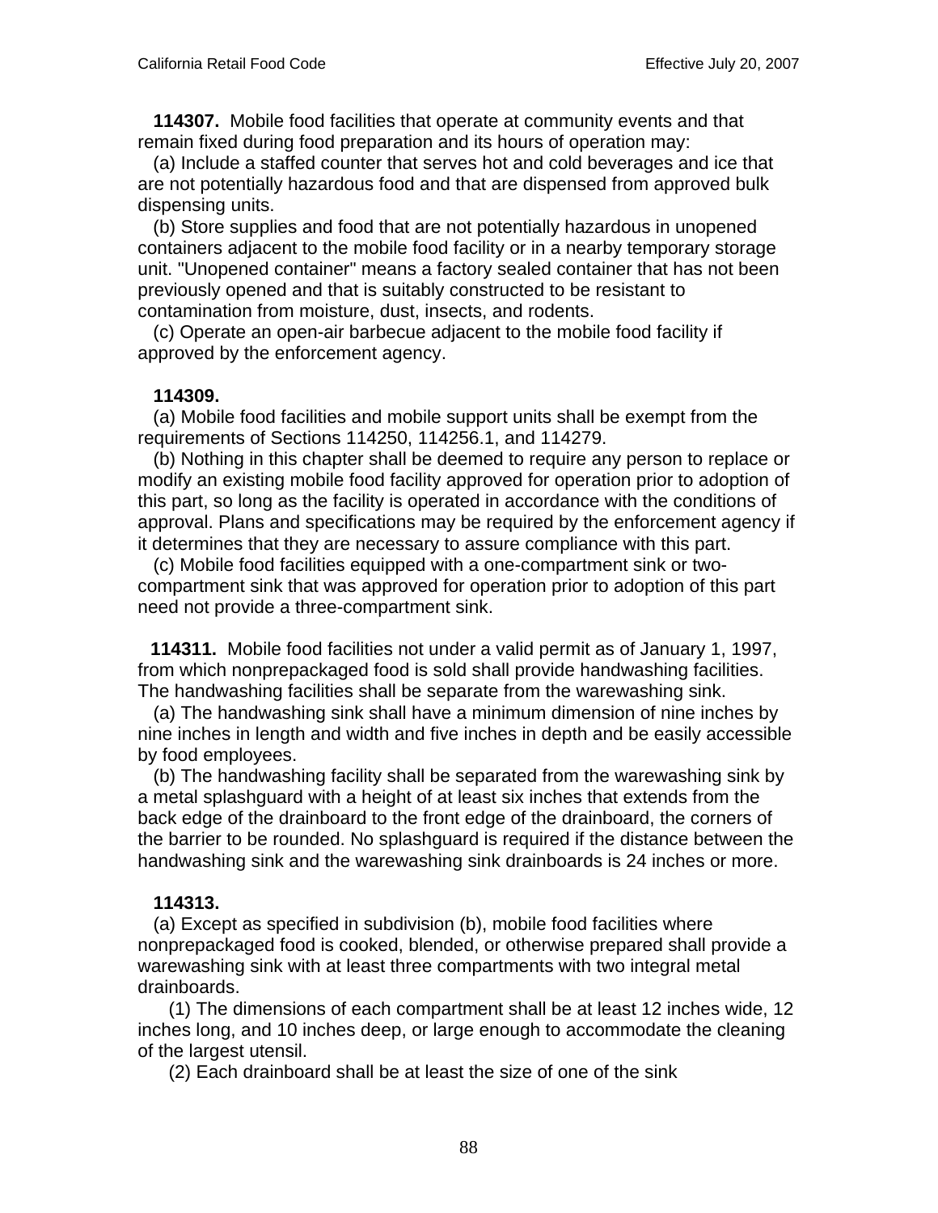**114307.** Mobile food facilities that operate at community events and that remain fixed during food preparation and its hours of operation may:

(a) Include a staffed counter that serves hot and cold beverages and ice that are not potentially hazardous food and that are dispensed from approved bulk dispensing units.

(b) Store supplies and food that are not potentially hazardous in unopened containers adjacent to the mobile food facility or in a nearby temporary storage unit. "Unopened container" means a factory sealed container that has not been previously opened and that is suitably constructed to be resistant to contamination from moisture, dust, insects, and rodents.

(c) Operate an open-air barbecue adjacent to the mobile food facility if approved by the enforcement agency.

**114309.**

(a) Mobile food facilities and mobile support units shall be exempt from the requirements of Sections 114250, 114256.1, and 114279.

(b) Nothing in this chapter shall be deemed to require any person to replace or modify an existing mobile food facility approved for operation prior to adoption of this part, so long as the facility is operated in accordance with the conditions of approval. Plans and specifications may be required by the enforcement agency if it determines that they are necessary to assure compliance with this part.

(c) Mobile food facilities equipped with a one-compartment sink or two-compartment sink that was approved for operation prior to adoption of this part need not provide a three-compartment sink.

**114311.** Mobile food facilities not under a valid permit as of January 1, 1997, from which nonprepackaged food is sold shall provide handwashing facilities. The handwashing facilities shall be separate from the warewashing sink.

(a) The handwashing sink shall have a minimum dimension of nine inches by nine inches in length and width and five inches in depth and be easily accessible by food employees.

(b) The handwashing facility shall be separated from the warewashing sink by a metal splashguard with a height of at least six inches that extends from the back edge of the drainboard to the front edge of the drainboard, the corners of the barrier to be rounded. No splashguard is required if the distance between the handwashing sink and the warewashing sink drainboards is 24 inches or more.

**114313.**

(a) Except as specified in subdivision (b), mobile food facilities where nonprepackaged food is cooked, blended, or otherwise prepared shall provide a warewashing sink with at least three compartments with two integral metal drainboards.

(1) The dimensions of each compartment shall be at least 12 inches wide, 12 inches long, and 10 inches deep, or large enough to accommodate the cleaning of the largest utensil.

(2) Each drainboard shall be at least the size of one of the sink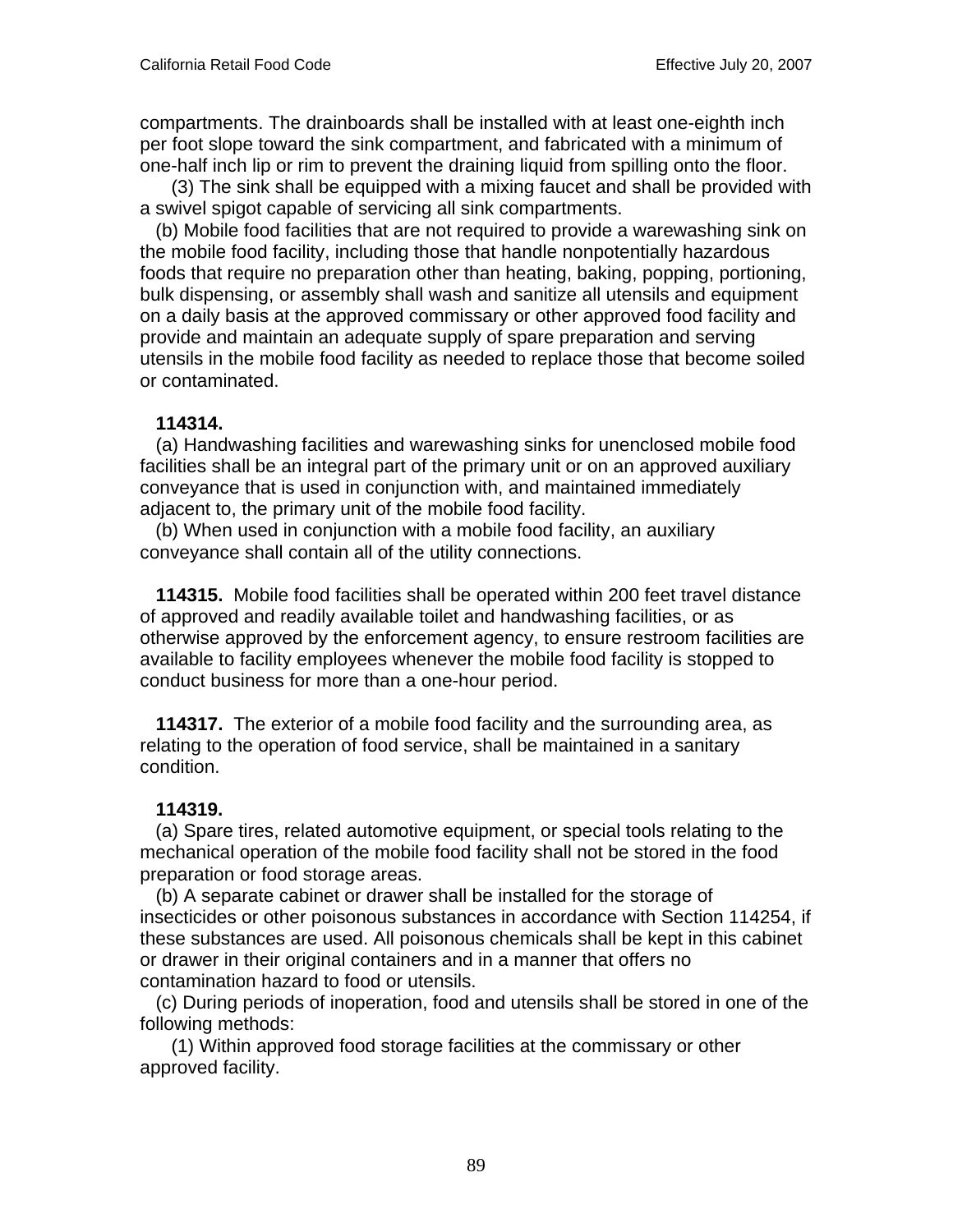compartments. The drainboards shall be installed with at least one-eighth inch per foot slope toward the sink compartment, and fabricated with a minimum of one-half inch lip or rim to prevent the draining liquid from spilling onto the floor.

(3) The sink shall be equipped with a mixing faucet and shall be provided with a swivel spigot capable of servicing all sink compartments.

(b) Mobile food facilities that are not required to provide a warewashing sink on the mobile food facility, including those that handle nonpotentially hazardous foods that require no preparation other than heating, baking, popping, portioning, bulk dispensing, or assembly shall wash and sanitize all utensils and equipment on a daily basis at the approved commissary or other approved food facility and provide and maintain an adequate supply of spare preparation and serving utensils in the mobile food facility as needed to replace those that become soiled or contaminated.

**114314.**

(a) Handwashing facilities and warewashing sinks for unenclosed mobile food facilities shall be an integral part of the primary unit or on an approved auxiliary conveyance that is used in conjunction with, and maintained immediately adjacent to, the primary unit of the mobile food facility.

(b) When used in conjunction with a mobile food facility, an auxiliary conveyance shall contain all of the utility connections.

**114315.** Mobile food facilities shall be operated within 200 feet travel distance of approved and readily available toilet and handwashing facilities, or as otherwise approved by the enforcement agency, to ensure restroom facilities are available to facility employees whenever the mobile food facility is stopped to conduct business for more than a one-hour period.

**114317.** The exterior of a mobile food facility and the surrounding area, as relating to the operation of food service, shall be maintained in a sanitary condition.

**114319.**

(a) Spare tires, related automotive equipment, or special tools relating to the mechanical operation of the mobile food facility shall not be stored in the food preparation or food storage areas.

(b) A separate cabinet or drawer shall be installed for the storage of insecticides or other poisonous substances in accordance with Section 114254, if these substances are used. All poisonous chemicals shall be kept in this cabinet or drawer in their original containers and in a manner that offers no contamination hazard to food or utensils.

(c) During periods of inoperation, food and utensils shall be stored in one of the following methods:

(1) Within approved food storage facilities at the commissary or other approved facility.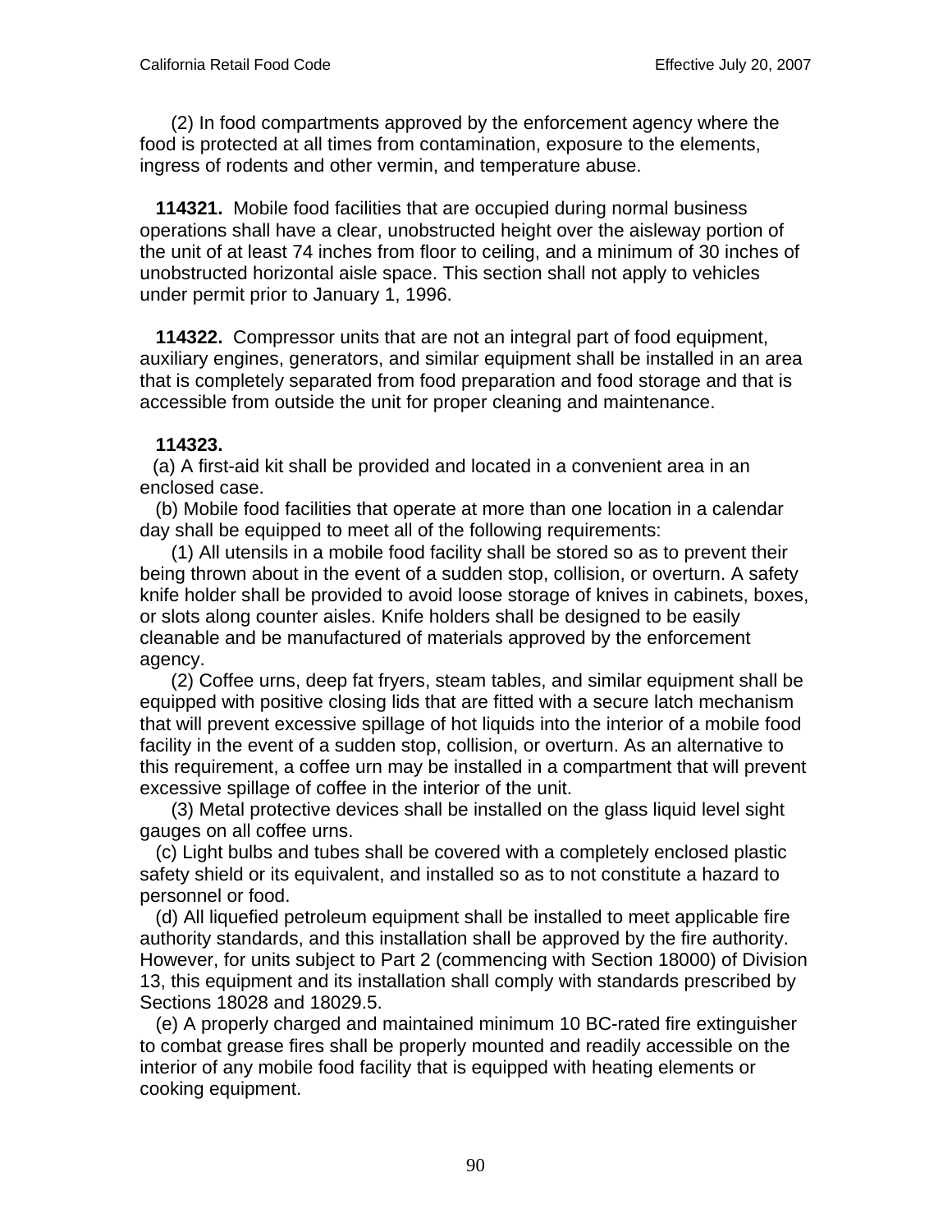(2) In food compartments approved by the enforcement agency where the food is protected at all times from contamination, exposure to the elements, ingress of rodents and other vermin, and temperature abuse.

**114321.** Mobile food facilities that are occupied during normal business operations shall have a clear, unobstructed height over the aisleway portion of the unit of at least 74 inches from floor to ceiling, and a minimum of 30 inches of unobstructed horizontal aisle space. This section shall not apply to vehicles under permit prior to January 1, 1996.

**114322.** Compressor units that are not an integral part of food equipment, auxiliary engines, generators, and similar equipment shall be installed in an area that is completely separated from food preparation and food storage and that is accessible from outside the unit for proper cleaning and maintenance.

**114323.**

(a) A first-aid kit shall be provided and located in a convenient area in an enclosed case.

(b) Mobile food facilities that operate at more than one location in a calendar day shall be equipped to meet all of the following requirements:

(1) All utensils in a mobile food facility shall be stored so as to prevent their being thrown about in the event of a sudden stop, collision, or overturn. A safety knife holder shall be provided to avoid loose storage of knives in cabinets, boxes, or slots along counter aisles. Knife holders shall be designed to be easily cleanable and be manufactured of materials approved by the enforcement agency.

(2) Coffee urns, deep fat fryers, steam tables, and similar equipment shall be equipped with positive closing lids that are fitted with a secure latch mechanism that will prevent excessive spillage of hot liquids into the interior of a mobile food facility in the event of a sudden stop, collision, or overturn. As an alternative to this requirement, a coffee urn may be installed in a compartment that will prevent excessive spillage of coffee in the interior of the unit.

(3) Metal protective devices shall be installed on the glass liquid level sight gauges on all coffee urns.

(c) Light bulbs and tubes shall be covered with a completely enclosed plastic safety shield or its equivalent, and installed so as to not constitute a hazard to personnel or food.

(d) All liquefied petroleum equipment shall be installed to meet applicable fire authority standards, and this installation shall be approved by the fire authority. However, for units subject to Part 2 (commencing with Section 18000) of Division 13, this equipment and its installation shall comply with standards prescribed by Sections 18028 and 18029.5.

(e) A properly charged and maintained minimum 10 BC-rated fire extinguisher to combat grease fires shall be properly mounted and readily accessible on the interior of any mobile food facility that is equipped with heating elements or cooking equipment.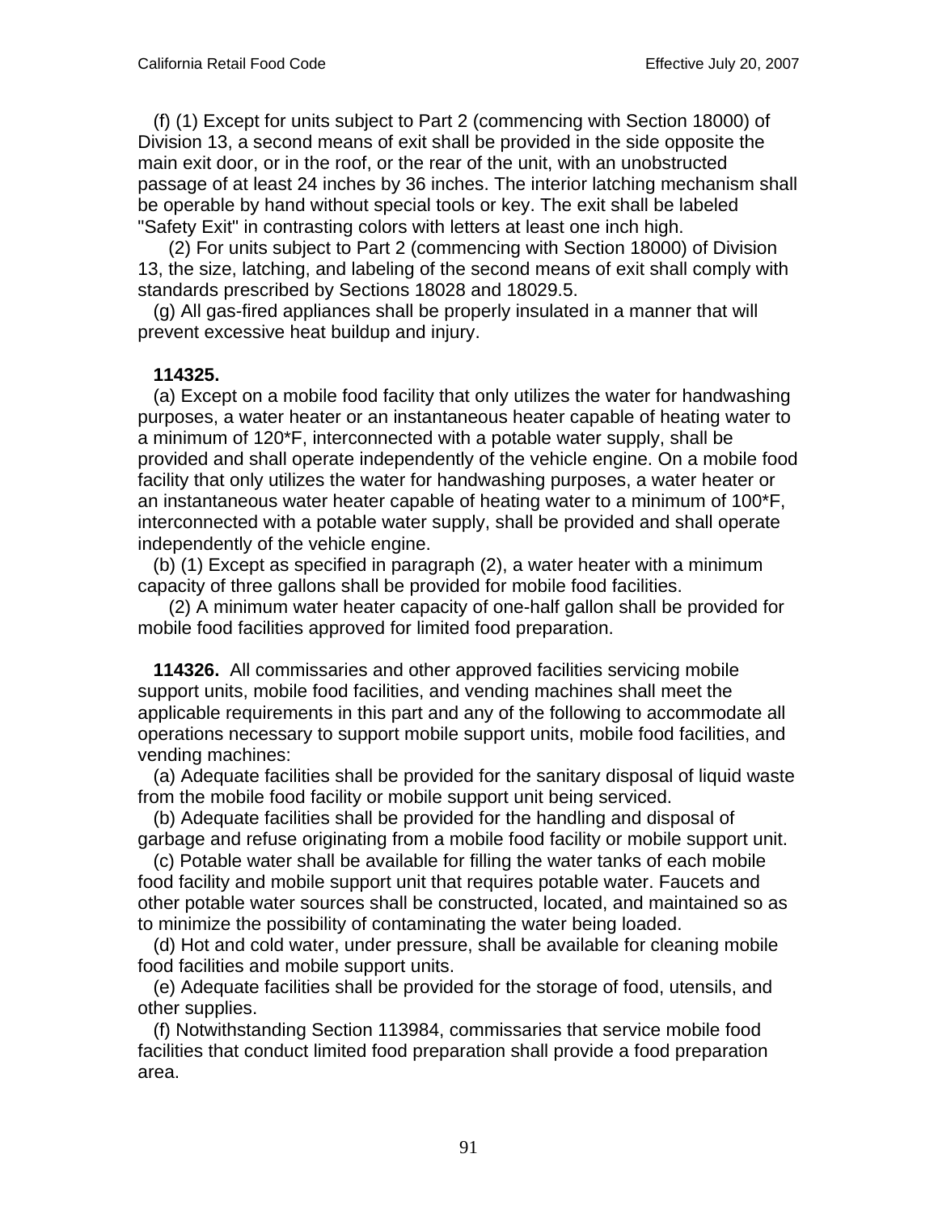(f) (1) Except for units subject to Part 2 (commencing with Section 18000) of Division 13, a second means of exit shall be provided in the side opposite the main exit door, or in the roof, or the rear of the unit, with an unobstructed passage of at least 24 inches by 36 inches. The interior latching mechanism shall be operable by hand without special tools or key. The exit shall be labeled "Safety Exit" in contrasting colors with letters at least one inch high.

(2) For units subject to Part 2 (commencing with Section 18000) of Division 13, the size, latching, and labeling of the second means of exit shall comply with standards prescribed by Sections 18028 and 18029.5.

(g) All gas-fired appliances shall be properly insulated in a manner that will prevent excessive heat buildup and injury.

**114325.**

(a) Except on a mobile food facility that only utilizes the water for handwashing purposes, a water heater or an instantaneous heater capable of heating water to a minimum of 120*F, interconnected with a potable water supply, shall be provided and shall operate independently of the vehicle engine. On a mobile food facility that only utilizes the water for handwashing purposes, a water heater or an instantaneous water heater capable of heating water to a minimum of 100*F, interconnected with a potable water supply, shall be provided and shall operate independently of the vehicle engine.

(b) (1) Except as specified in paragraph (2), a water heater with a minimum capacity of three gallons shall be provided for mobile food facilities.

(2) A minimum water heater capacity of one-half gallon shall be provided for mobile food facilities approved for limited food preparation.

**114326.** All commissaries and other approved facilities servicing mobile support units, mobile food facilities, and vending machines shall meet the applicable requirements in this part and any of the following to accommodate all operations necessary to support mobile support units, mobile food facilities, and vending machines:

(a) Adequate facilities shall be provided for the sanitary disposal of liquid waste from the mobile food facility or mobile support unit being serviced.

(b) Adequate facilities shall be provided for the handling and disposal of garbage and refuse originating from a mobile food facility or mobile support unit.

(c) Potable water shall be available for filling the water tanks of each mobile food facility and mobile support unit that requires potable water. Faucets and other potable water sources shall be constructed, located, and maintained so as to minimize the possibility of contaminating the water being loaded.

(d) Hot and cold water, under pressure, shall be available for cleaning mobile food facilities and mobile support units.

(e) Adequate facilities shall be provided for the storage of food, utensils, and other supplies.

(f) Notwithstanding Section 113984, commissaries that service mobile food facilities that conduct limited food preparation shall provide a food preparation area.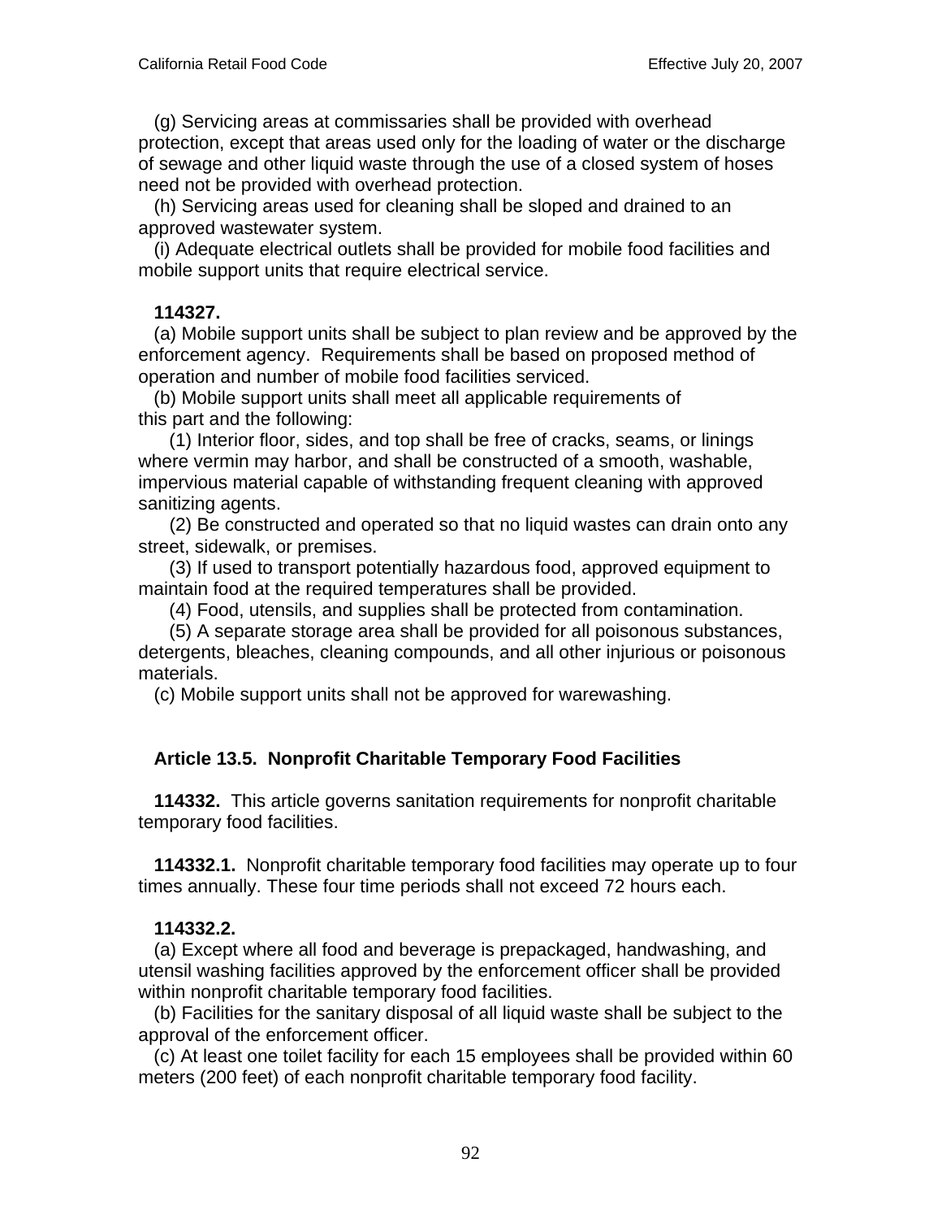(g) Servicing areas at commissaries shall be provided with overhead protection, except that areas used only for the loading of water or the discharge of sewage and other liquid waste through the use of a closed system of hoses need not be provided with overhead protection.

(h) Servicing areas used for cleaning shall be sloped and drained to an approved wastewater system.

(i) Adequate electrical outlets shall be provided for mobile food facilities and mobile support units that require electrical service.

**114327.**

(a) Mobile support units shall be subject to plan review and be approved by the enforcement agency. Requirements shall be based on proposed method of operation and number of mobile food facilities serviced.

(b) Mobile support units shall meet all applicable requirements of this part and the following:

(1) Interior floor, sides, and top shall be free of cracks, seams, or linings where vermin may harbor, and shall be constructed of a smooth, washable, impervious material capable of withstanding frequent cleaning with approved sanitizing agents.

(2) Be constructed and operated so that no liquid wastes can drain onto any street, sidewalk, or premises.

(3) If used to transport potentially hazardous food, approved equipment to maintain food at the required temperatures shall be provided.

(4) Food, utensils, and supplies shall be protected from contamination.

(5) A separate storage area shall be provided for all poisonous substances, detergents, bleaches, cleaning compounds, and all other injurious or poisonous materials.

(c) Mobile support units shall not be approved for warewashing.

## Article 13.5. Nonprofit Charitable Temporary Food Facilities

**114332.** This article governs sanitation requirements for nonprofit charitable temporary food facilities.

**114332.1.** Nonprofit charitable temporary food facilities may operate up to four times annually. These four time periods shall not exceed 72 hours each.

**114332.2.**

(a) Except where all food and beverage is prepackaged, handwashing, and utensil washing facilities approved by the enforcement officer shall be provided within nonprofit charitable temporary food facilities.

(b) Facilities for the sanitary disposal of all liquid waste shall be subject to the approval of the enforcement officer.

(c) At least one toilet facility for each 15 employees shall be provided within 60 meters (200 feet) of each nonprofit charitable temporary food facility.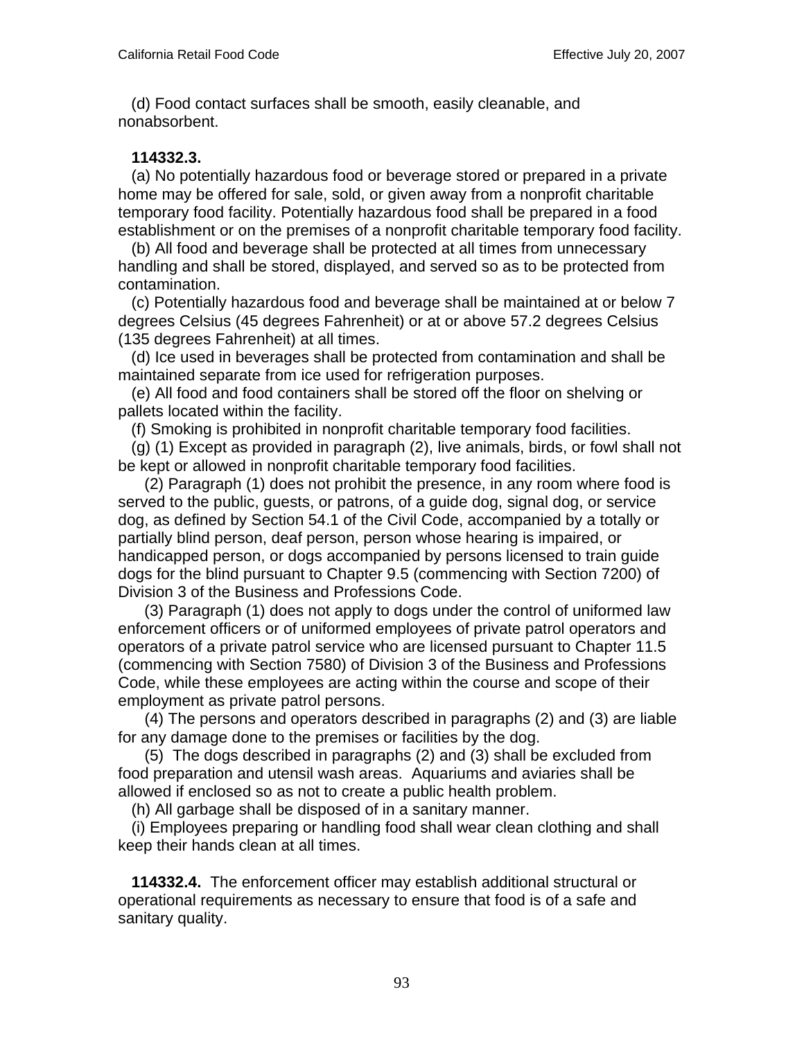(d) Food contact surfaces shall be smooth, easily cleanable, and nonabsorbent.

**114332.3.**

(a) No potentially hazardous food or beverage stored or prepared in a private home may be offered for sale, sold, or given away from a nonprofit charitable temporary food facility. Potentially hazardous food shall be prepared in a food establishment or on the premises of a nonprofit charitable temporary food facility.

(b) All food and beverage shall be protected at all times from unnecessary handling and shall be stored, displayed, and served so as to be protected from contamination.

(c) Potentially hazardous food and beverage shall be maintained at or below 7 degrees Celsius (45 degrees Fahrenheit) or at or above 57.2 degrees Celsius (135 degrees Fahrenheit) at all times.

(d) Ice used in beverages shall be protected from contamination and shall be maintained separate from ice used for refrigeration purposes.

(e) All food and food containers shall be stored off the floor on shelving or pallets located within the facility.

(f) Smoking is prohibited in nonprofit charitable temporary food facilities.

(g) (1) Except as provided in paragraph (2), live animals, birds, or fowl shall not be kept or allowed in nonprofit charitable temporary food facilities.

(2) Paragraph (1) does not prohibit the presence, in any room where food is served to the public, guests, or patrons, of a guide dog, signal dog, or service dog, as defined by Section 54.1 of the Civil Code, accompanied by a totally or partially blind person, deaf person, person whose hearing is impaired, or handicapped person, or dogs accompanied by persons licensed to train guide dogs for the blind pursuant to Chapter 9.5 (commencing with Section 7200) of Division 3 of the Business and Professions Code.

(3) Paragraph (1) does not apply to dogs under the control of uniformed law enforcement officers or of uniformed employees of private patrol operators and operators of a private patrol service who are licensed pursuant to Chapter 11.5 (commencing with Section 7580) of Division 3 of the Business and Professions Code, while these employees are acting within the course and scope of their employment as private patrol persons.

(4) The persons and operators described in paragraphs (2) and (3) are liable for any damage done to the premises or facilities by the dog.

(5) The dogs described in paragraphs (2) and (3) shall be excluded from food preparation and utensil wash areas. Aquariums and aviaries shall be allowed if enclosed so as not to create a public health problem.

(h) All garbage shall be disposed of in a sanitary manner.

(i) Employees preparing or handling food shall wear clean clothing and shall keep their hands clean at all times.

**114332.4.** The enforcement officer may establish additional structural or operational requirements as necessary to ensure that food is of a safe and sanitary quality.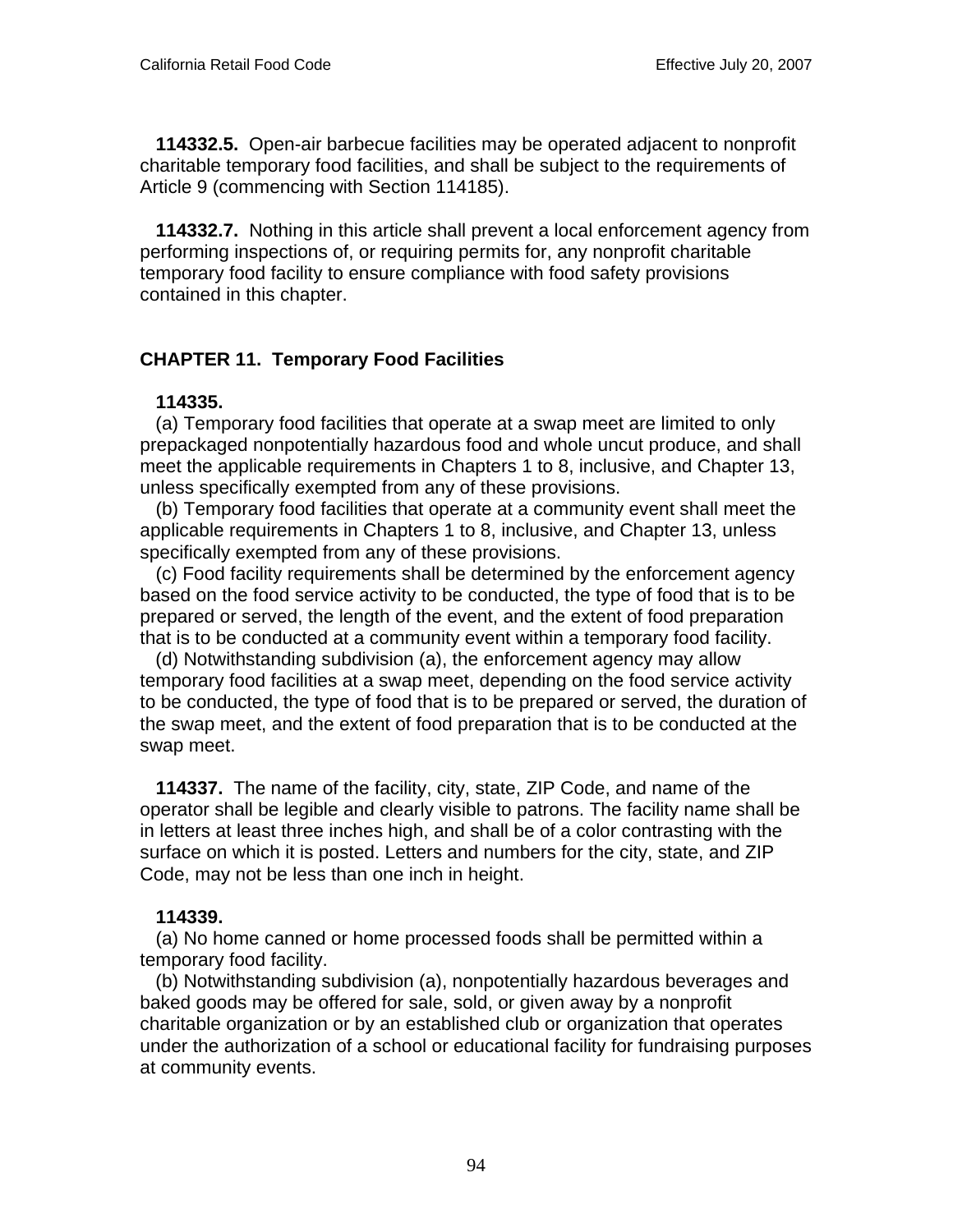**114332.5.** Open-air barbecue facilities may be operated adjacent to nonprofit charitable temporary food facilities, and shall be subject to the requirements of Article 9 (commencing with Section 114185).

**114332.7.** Nothing in this article shall prevent a local enforcement agency from performing inspections of, or requiring permits for, any nonprofit charitable temporary food facility to ensure compliance with food safety provisions contained in this chapter.

## CHAPTER 11. Temporary Food Facilities

**114335.**

(a) Temporary food facilities that operate at a swap meet are limited to only prepackaged nonpotentially hazardous food and whole uncut produce, and shall meet the applicable requirements in Chapters 1 to 8, inclusive, and Chapter 13, unless specifically exempted from any of these provisions.

(b) Temporary food facilities that operate at a community event shall meet the applicable requirements in Chapters 1 to 8, inclusive, and Chapter 13, unless specifically exempted from any of these provisions.

(c) Food facility requirements shall be determined by the enforcement agency based on the food service activity to be conducted, the type of food that is to be prepared or served, the length of the event, and the extent of food preparation that is to be conducted at a community event within a temporary food facility.

(d) Notwithstanding subdivision (a), the enforcement agency may allow temporary food facilities at a swap meet, depending on the food service activity to be conducted, the type of food that is to be prepared or served, the duration of the swap meet, and the extent of food preparation that is to be conducted at the swap meet.

**114337.** The name of the facility, city, state, ZIP Code, and name of the operator shall be legible and clearly visible to patrons. The facility name shall be in letters at least three inches high, and shall be of a color contrasting with the surface on which it is posted. Letters and numbers for the city, state, and ZIP Code, may not be less than one inch in height.

**114339.**

(a) No home canned or home processed foods shall be permitted within a temporary food facility.

(b) Notwithstanding subdivision (a), nonpotentially hazardous beverages and baked goods may be offered for sale, sold, or given away by a nonprofit charitable organization or by an established club or organization that operates under the authorization of a school or educational facility for fundraising purposes at community events.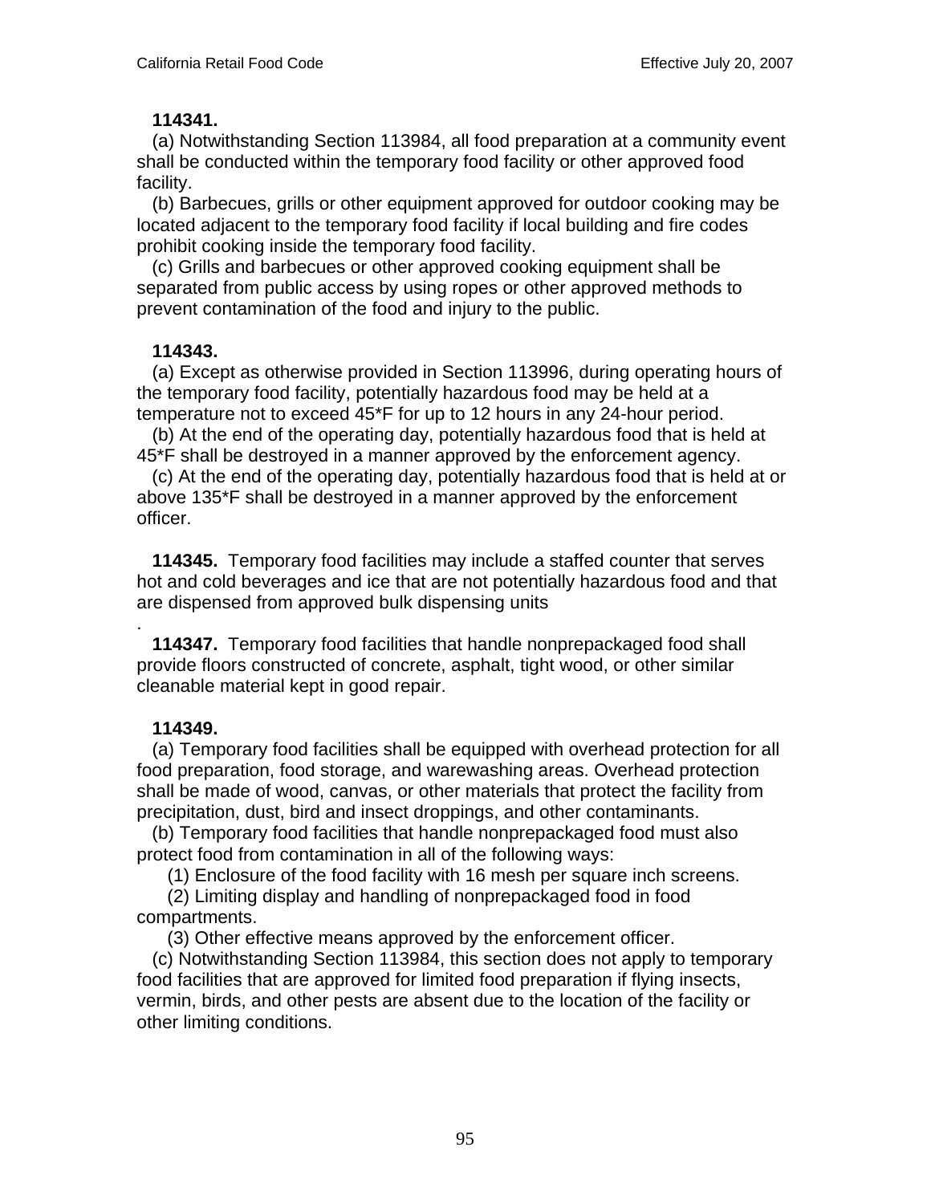**114341.**

(a) Notwithstanding Section 113984, all food preparation at a community event shall be conducted within the temporary food facility or other approved food facility.

(b) Barbecues, grills or other equipment approved for outdoor cooking may be located adjacent to the temporary food facility if local building and fire codes prohibit cooking inside the temporary food facility.

(c) Grills and barbecues or other approved cooking equipment shall be separated from public access by using ropes or other approved methods to prevent contamination of the food and injury to the public.

**114343.**

(a) Except as otherwise provided in Section 113996, during operating hours of the temporary food facility, potentially hazardous food may be held at a temperature not to exceed 45*F for up to 12 hours in any 24-hour period.

(b) At the end of the operating day, potentially hazardous food that is held at 45*F shall be destroyed in a manner approved by the enforcement agency.

(c) At the end of the operating day, potentially hazardous food that is held at or above 135*F shall be destroyed in a manner approved by the enforcement officer.

**114345.** Temporary food facilities may include a staffed counter that serves hot and cold beverages and ice that are not potentially hazardous food and that are dispensed from approved bulk dispensing units

.

**114347.** Temporary food facilities that handle nonprepackaged food shall provide floors constructed of concrete, asphalt, tight wood, or other similar cleanable material kept in good repair.

**114349.**

(a) Temporary food facilities shall be equipped with overhead protection for all food preparation, food storage, and warewashing areas. Overhead protection shall be made of wood, canvas, or other materials that protect the facility from precipitation, dust, bird and insect droppings, and other contaminants.

(b) Temporary food facilities that handle nonprepackaged food must also protect food from contamination in all of the following ways:

(1) Enclosure of the food facility with 16 mesh per square inch screens.

(2) Limiting display and handling of nonprepackaged food in food compartments.

(3) Other effective means approved by the enforcement officer.

(c) Notwithstanding Section 113984, this section does not apply to temporary food facilities that are approved for limited food preparation if flying insects, vermin, birds, and other pests are absent due to the location of the facility or other limiting conditions.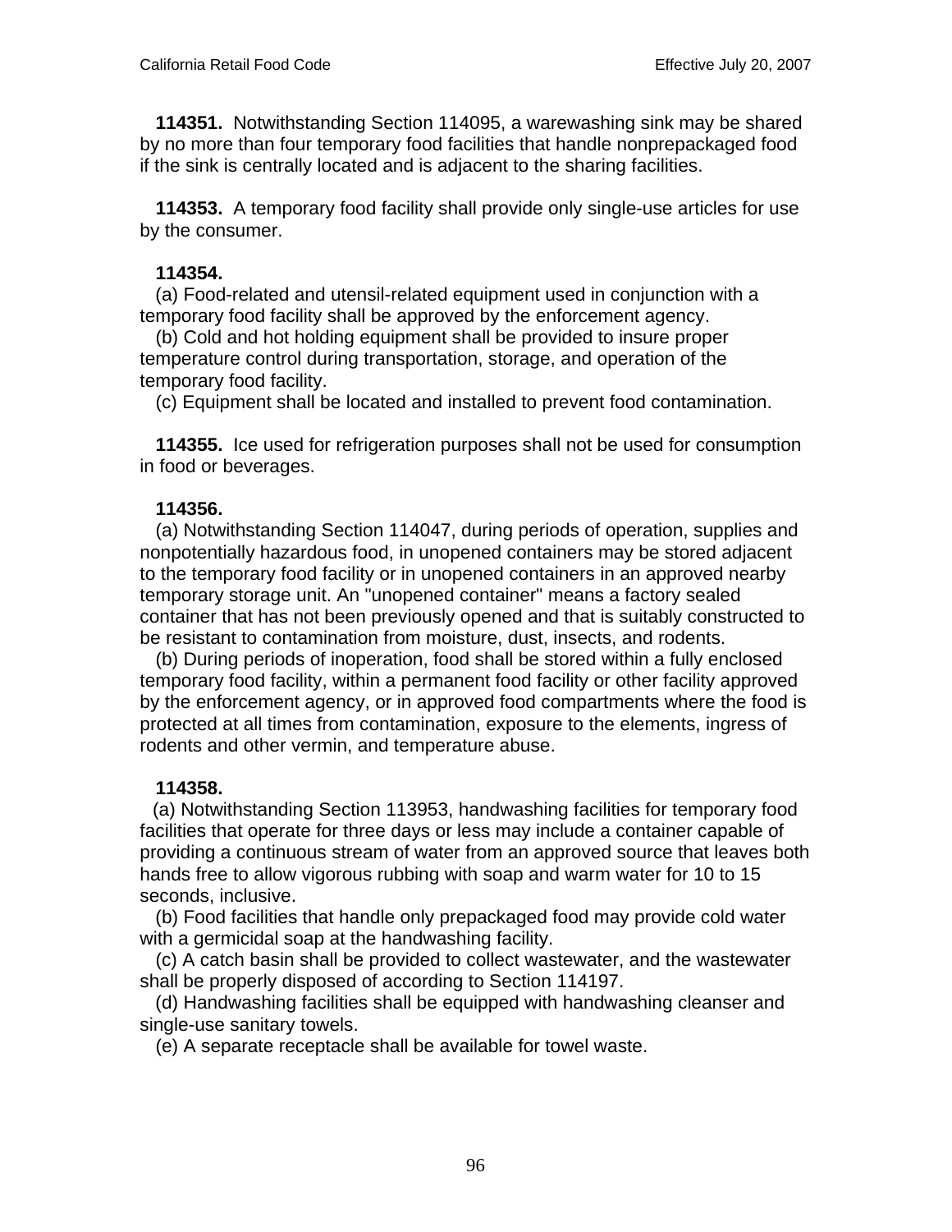**114351.** Notwithstanding Section 114095, a warewashing sink may be shared by no more than four temporary food facilities that handle nonprepackaged food if the sink is centrally located and is adjacent to the sharing facilities.

**114353.** A temporary food facility shall provide only single-use articles for use by the consumer.

**114354.**

(a) Food-related and utensil-related equipment used in conjunction with a temporary food facility shall be approved by the enforcement agency.

(b) Cold and hot holding equipment shall be provided to insure proper temperature control during transportation, storage, and operation of the temporary food facility.

(c) Equipment shall be located and installed to prevent food contamination.

**114355.** Ice used for refrigeration purposes shall not be used for consumption in food or beverages.

**114356.**

(a) Notwithstanding Section 114047, during periods of operation, supplies and nonpotentially hazardous food, in unopened containers may be stored adjacent to the temporary food facility or in unopened containers in an approved nearby temporary storage unit. An "unopened container" means a factory sealed container that has not been previously opened and that is suitably constructed to be resistant to contamination from moisture, dust, insects, and rodents.

(b) During periods of inoperation, food shall be stored within a fully enclosed temporary food facility, within a permanent food facility or other facility approved by the enforcement agency, or in approved food compartments where the food is protected at all times from contamination, exposure to the elements, ingress of rodents and other vermin, and temperature abuse.

**114358.**

(a) Notwithstanding Section 113953, handwashing facilities for temporary food facilities that operate for three days or less may include a container capable of providing a continuous stream of water from an approved source that leaves both hands free to allow vigorous rubbing with soap and warm water for 10 to 15 seconds, inclusive.

(b) Food facilities that handle only prepackaged food may provide cold water with a germicidal soap at the handwashing facility.

(c) A catch basin shall be provided to collect wastewater, and the wastewater shall be properly disposed of according to Section 114197.

(d) Handwashing facilities shall be equipped with handwashing cleanser and single-use sanitary towels.

(e) A separate receptacle shall be available for towel waste.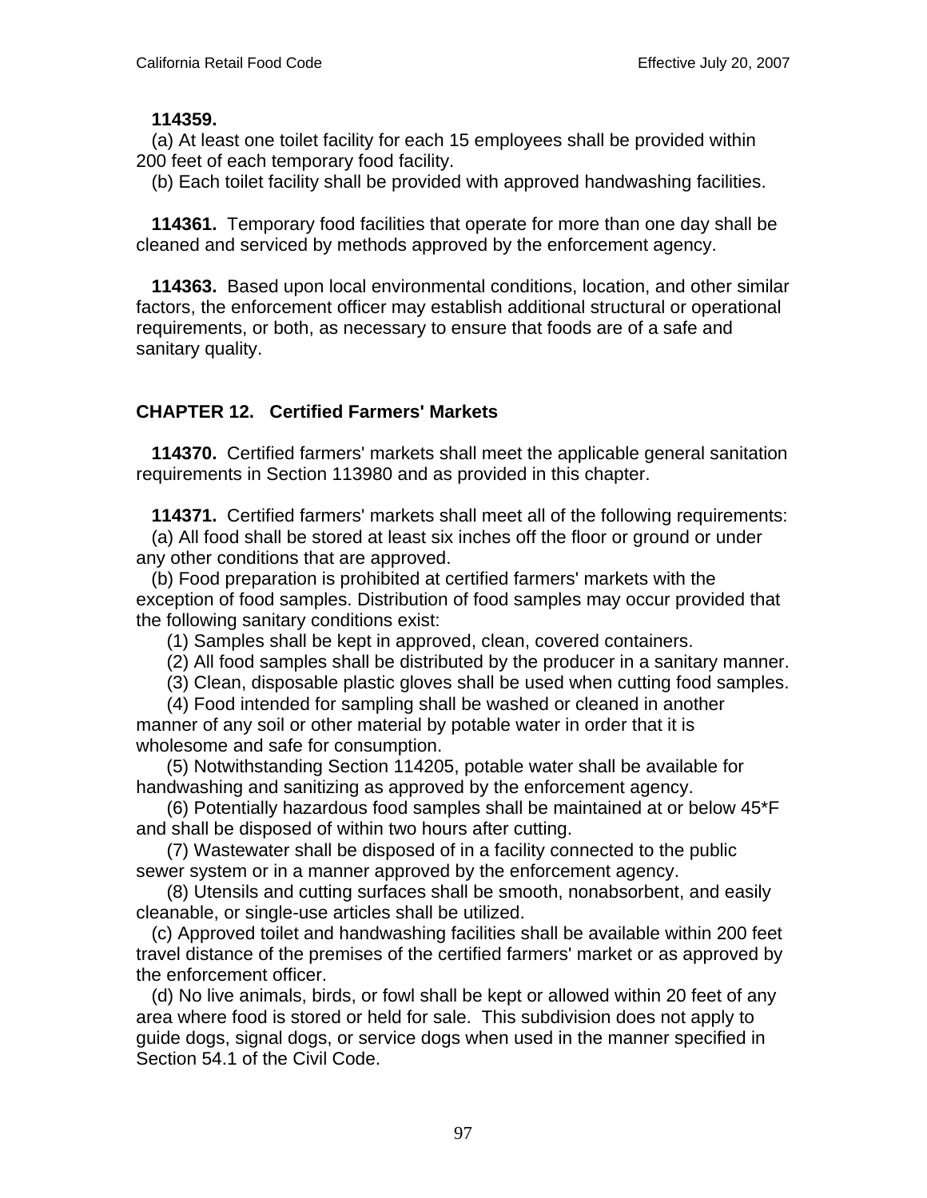**114359.**

(a) At least one toilet facility for each 15 employees shall be provided within 200 feet of each temporary food facility.

(b) Each toilet facility shall be provided with approved handwashing facilities.

**114361.** Temporary food facilities that operate for more than one day shall be cleaned and serviced by methods approved by the enforcement agency.

**114363.** Based upon local environmental conditions, location, and other similar factors, the enforcement officer may establish additional structural or operational requirements, or both, as necessary to ensure that foods are of a safe and sanitary quality.

## CHAPTER 12. Certified Farmers' Markets

**114370.** Certified farmers' markets shall meet the applicable general sanitation requirements in Section 113980 and as provided in this chapter.

**114371.** Certified farmers' markets shall meet all of the following requirements:

(a) All food shall be stored at least six inches off the floor or ground or under any other conditions that are approved.

(b) Food preparation is prohibited at certified farmers' markets with the exception of food samples. Distribution of food samples may occur provided that the following sanitary conditions exist:

(1) Samples shall be kept in approved, clean, covered containers.

(2) All food samples shall be distributed by the producer in a sanitary manner.

(3) Clean, disposable plastic gloves shall be used when cutting food samples.

(4) Food intended for sampling shall be washed or cleaned in another manner of any soil or other material by potable water in order that it is wholesome and safe for consumption.

(5) Notwithstanding Section 114205, potable water shall be available for handwashing and sanitizing as approved by the enforcement agency.

(6) Potentially hazardous food samples shall be maintained at or below 45*F and shall be disposed of within two hours after cutting.

(7) Wastewater shall be disposed of in a facility connected to the public sewer system or in a manner approved by the enforcement agency.

(8) Utensils and cutting surfaces shall be smooth, nonabsorbent, and easily cleanable, or single-use articles shall be utilized.

(c) Approved toilet and handwashing facilities shall be available within 200 feet travel distance of the premises of the certified farmers' market or as approved by the enforcement officer.

(d) No live animals, birds, or fowl shall be kept or allowed within 20 feet of any area where food is stored or held for sale. This subdivision does not apply to guide dogs, signal dogs, or service dogs when used in the manner specified in Section 54.1 of the Civil Code.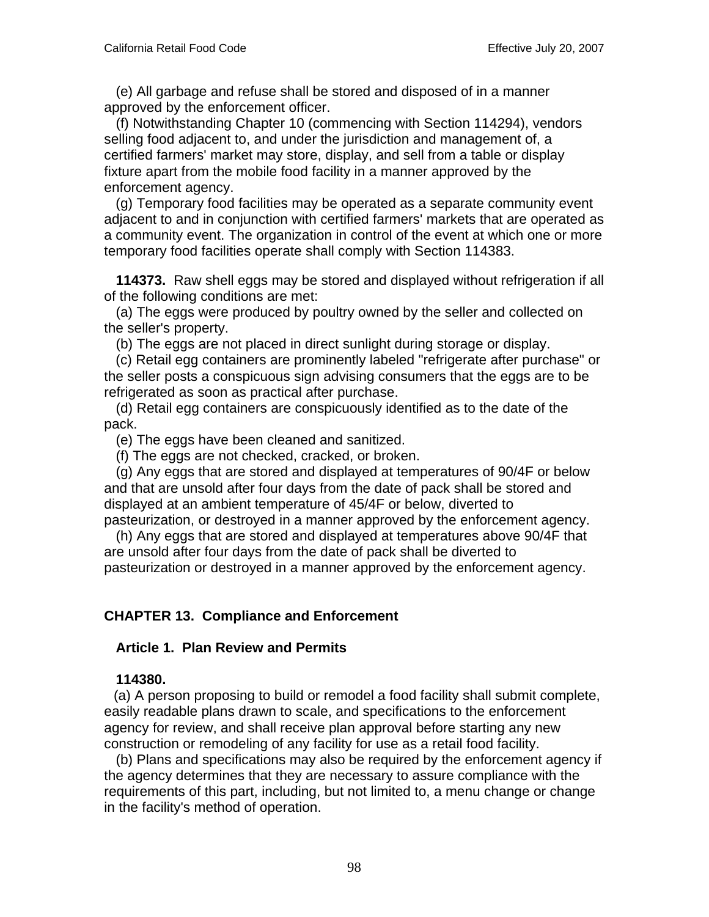(e) All garbage and refuse shall be stored and disposed of in a manner approved by the enforcement officer.

(f) Notwithstanding Chapter 10 (commencing with Section 114294), vendors selling food adjacent to, and under the jurisdiction and management of, a certified farmers' market may store, display, and sell from a table or display fixture apart from the mobile food facility in a manner approved by the enforcement agency.

(g) Temporary food facilities may be operated as a separate community event adjacent to and in conjunction with certified farmers' markets that are operated as a community event. The organization in control of the event at which one or more temporary food facilities operate shall comply with Section 114383.

**114373.** Raw shell eggs may be stored and displayed without refrigeration if all of the following conditions are met:

(a) The eggs were produced by poultry owned by the seller and collected on the seller's property.

(b) The eggs are not placed in direct sunlight during storage or display.

(c) Retail egg containers are prominently labeled "refrigerate after purchase" or the seller posts a conspicuous sign advising consumers that the eggs are to be refrigerated as soon as practical after purchase.

(d) Retail egg containers are conspicuously identified as to the date of the pack.

(e) The eggs have been cleaned and sanitized.

(f) The eggs are not checked, cracked, or broken.

(g) Any eggs that are stored and displayed at temperatures of 90/4F or below and that are unsold after four days from the date of pack shall be stored and displayed at an ambient temperature of 45/4F or below, diverted to pasteurization, or destroyed in a manner approved by the enforcement agency.

(h) Any eggs that are stored and displayed at temperatures above 90/4F that are unsold after four days from the date of pack shall be diverted to pasteurization or destroyed in a manner approved by the enforcement agency.

## CHAPTER 13. Compliance and Enforcement

### Article 1. Plan Review and Permits

**114380.**

(a) A person proposing to build or remodel a food facility shall submit complete, easily readable plans drawn to scale, and specifications to the enforcement agency for review, and shall receive plan approval before starting any new construction or remodeling of any facility for use as a retail food facility.

(b) Plans and specifications may also be required by the enforcement agency if the agency determines that they are necessary to assure compliance with the requirements of this part, including, but not limited to, a menu change or change in the facility's method of operation.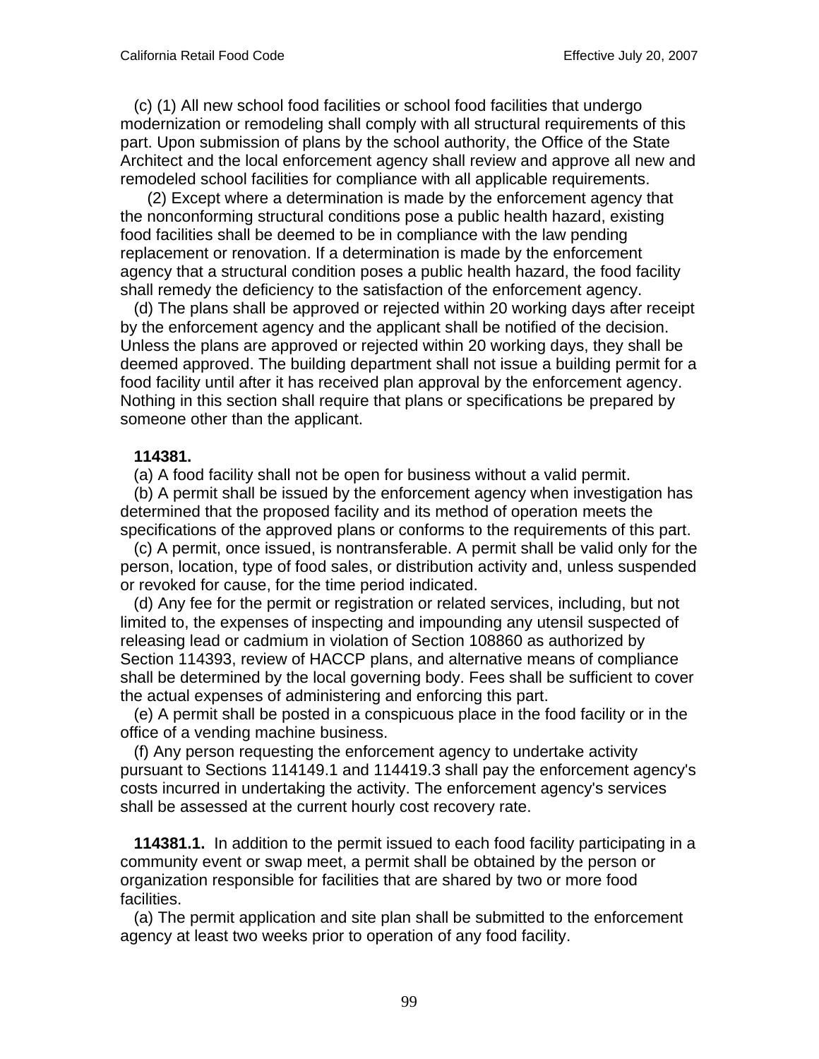(c) (1) All new school food facilities or school food facilities that undergo modernization or remodeling shall comply with all structural requirements of this part. Upon submission of plans by the school authority, the Office of the State Architect and the local enforcement agency shall review and approve all new and remodeled school facilities for compliance with all applicable requirements.

(2) Except where a determination is made by the enforcement agency that the nonconforming structural conditions pose a public health hazard, existing food facilities shall be deemed to be in compliance with the law pending replacement or renovation. If a determination is made by the enforcement agency that a structural condition poses a public health hazard, the food facility shall remedy the deficiency to the satisfaction of the enforcement agency.

(d) The plans shall be approved or rejected within 20 working days after receipt by the enforcement agency and the applicant shall be notified of the decision. Unless the plans are approved or rejected within 20 working days, they shall be deemed approved. The building department shall not issue a building permit for a food facility until after it has received plan approval by the enforcement agency. Nothing in this section shall require that plans or specifications be prepared by someone other than the applicant.

**114381.**

(a) A food facility shall not be open for business without a valid permit.

(b) A permit shall be issued by the enforcement agency when investigation has determined that the proposed facility and its method of operation meets the specifications of the approved plans or conforms to the requirements of this part.

(c) A permit, once issued, is nontransferable. A permit shall be valid only for the person, location, type of food sales, or distribution activity and, unless suspended or revoked for cause, for the time period indicated.

(d) Any fee for the permit or registration or related services, including, but not limited to, the expenses of inspecting and impounding any utensil suspected of releasing lead or cadmium in violation of Section 108860 as authorized by Section 114393, review of HACCP plans, and alternative means of compliance shall be determined by the local governing body. Fees shall be sufficient to cover the actual expenses of administering and enforcing this part.

(e) A permit shall be posted in a conspicuous place in the food facility or in the office of a vending machine business.

(f) Any person requesting the enforcement agency to undertake activity pursuant to Sections 114149.1 and 114419.3 shall pay the enforcement agency's costs incurred in undertaking the activity. The enforcement agency's services shall be assessed at the current hourly cost recovery rate.

**114381.1.** In addition to the permit issued to each food facility participating in a community event or swap meet, a permit shall be obtained by the person or organization responsible for facilities that are shared by two or more food facilities.

(a) The permit application and site plan shall be submitted to the enforcement agency at least two weeks prior to operation of any food facility.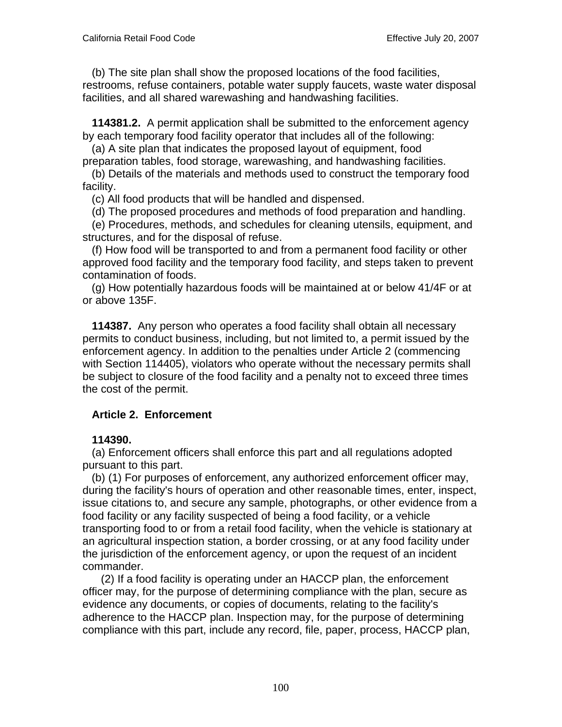(b) The site plan shall show the proposed locations of the food facilities, restrooms, refuse containers, potable water supply faucets, waste water disposal facilities, and all shared warewashing and handwashing facilities.

**114381.2.** A permit application shall be submitted to the enforcement agency by each temporary food facility operator that includes all of the following:

(a) A site plan that indicates the proposed layout of equipment, food preparation tables, food storage, warewashing, and handwashing facilities.

(b) Details of the materials and methods used to construct the temporary food facility.

(c) All food products that will be handled and dispensed.

(d) The proposed procedures and methods of food preparation and handling.

(e) Procedures, methods, and schedules for cleaning utensils, equipment, and structures, and for the disposal of refuse.

(f) How food will be transported to and from a permanent food facility or other approved food facility and the temporary food facility, and steps taken to prevent contamination of foods.

(g) How potentially hazardous foods will be maintained at or below 41/4F or at or above 135F.

**114387.** Any person who operates a food facility shall obtain all necessary permits to conduct business, including, but not limited to, a permit issued by the enforcement agency. In addition to the penalties under Article 2 (commencing with Section 114405), violators who operate without the necessary permits shall be subject to closure of the food facility and a penalty not to exceed three times the cost of the permit.

## Article 2. Enforcement

**114390.**

(a) Enforcement officers shall enforce this part and all regulations adopted pursuant to this part.

(b) (1) For purposes of enforcement, any authorized enforcement officer may, during the facility's hours of operation and other reasonable times, enter, inspect, issue citations to, and secure any sample, photographs, or other evidence from a food facility or any facility suspected of being a food facility, or a vehicle transporting food to or from a retail food facility, when the vehicle is stationary at an agricultural inspection station, a border crossing, or at any food facility under the jurisdiction of the enforcement agency, or upon the request of an incident commander.

(2) If a food facility is operating under an HACCP plan, the enforcement officer may, for the purpose of determining compliance with the plan, secure as evidence any documents, or copies of documents, relating to the facility's adherence to the HACCP plan. Inspection may, for the purpose of determining compliance with this part, include any record, file, paper, process, HACCP plan,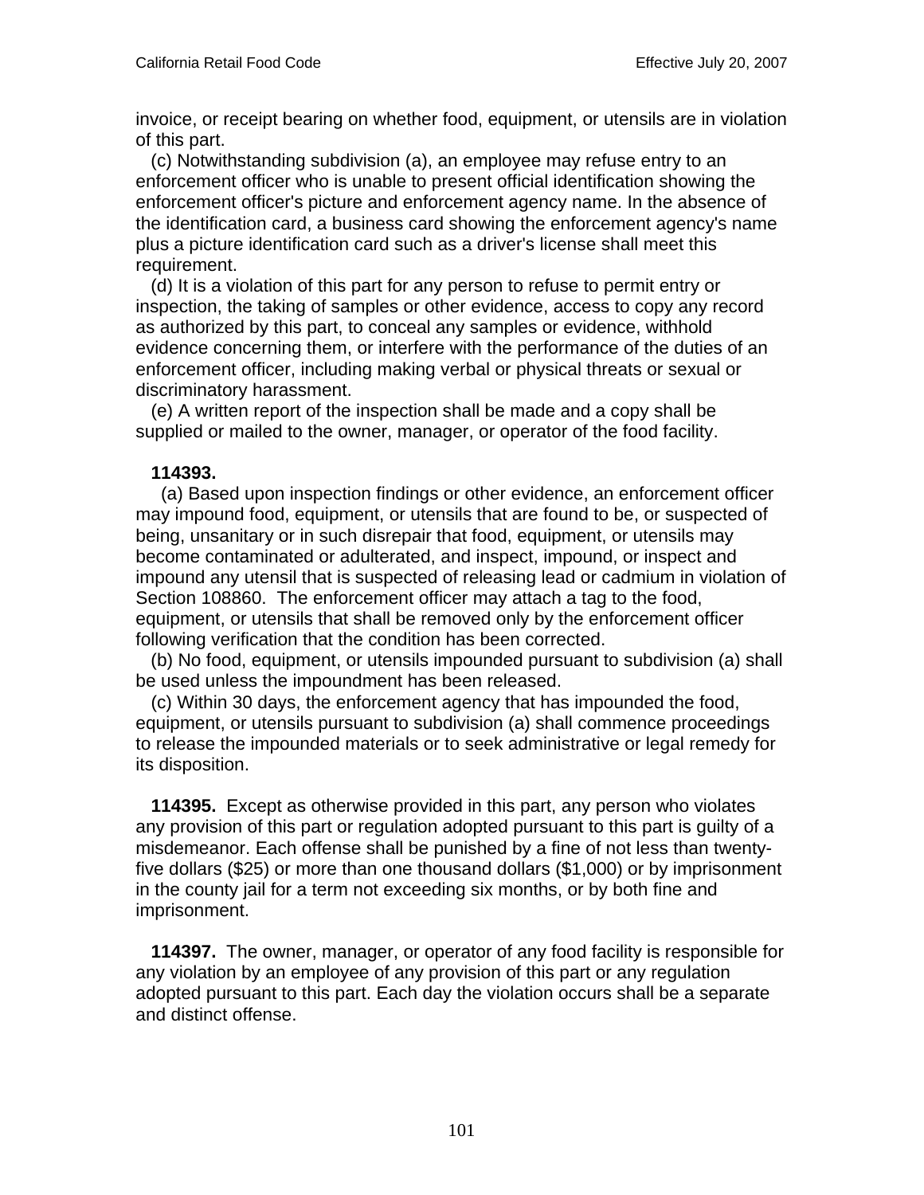invoice, or receipt bearing on whether food, equipment, or utensils are in violation of this part.

(c) Notwithstanding subdivision (a), an employee may refuse entry to an enforcement officer who is unable to present official identification showing the enforcement officer's picture and enforcement agency name. In the absence of the identification card, a business card showing the enforcement agency's name plus a picture identification card such as a driver's license shall meet this requirement.

(d) It is a violation of this part for any person to refuse to permit entry or inspection, the taking of samples or other evidence, access to copy any record as authorized by this part, to conceal any samples or evidence, withhold evidence concerning them, or interfere with the performance of the duties of an enforcement officer, including making verbal or physical threats or sexual or discriminatory harassment.

(e) A written report of the inspection shall be made and a copy shall be supplied or mailed to the owner, manager, or operator of the food facility.

**114393.**

(a) Based upon inspection findings or other evidence, an enforcement officer may impound food, equipment, or utensils that are found to be, or suspected of being, unsanitary or in such disrepair that food, equipment, or utensils may become contaminated or adulterated, and inspect, impound, or inspect and impound any utensil that is suspected of releasing lead or cadmium in violation of Section 108860. The enforcement officer may attach a tag to the food, equipment, or utensils that shall be removed only by the enforcement officer following verification that the condition has been corrected.

(b) No food, equipment, or utensils impounded pursuant to subdivision (a) shall be used unless the impoundment has been released.

(c) Within 30 days, the enforcement agency that has impounded the food, equipment, or utensils pursuant to subdivision (a) shall commence proceedings to release the impounded materials or to seek administrative or legal remedy for its disposition.

**114395.** Except as otherwise provided in this part, any person who violates any provision of this part or regulation adopted pursuant to this part is guilty of a misdemeanor. Each offense shall be punished by a fine of not less than twenty-five dollars ($25) or more than one thousand dollars ($1,000) or by imprisonment in the county jail for a term not exceeding six months, or by both fine and imprisonment.

**114397.** The owner, manager, or operator of any food facility is responsible for any violation by an employee of any provision of this part or any regulation adopted pursuant to this part. Each day the violation occurs shall be a separate and distinct offense.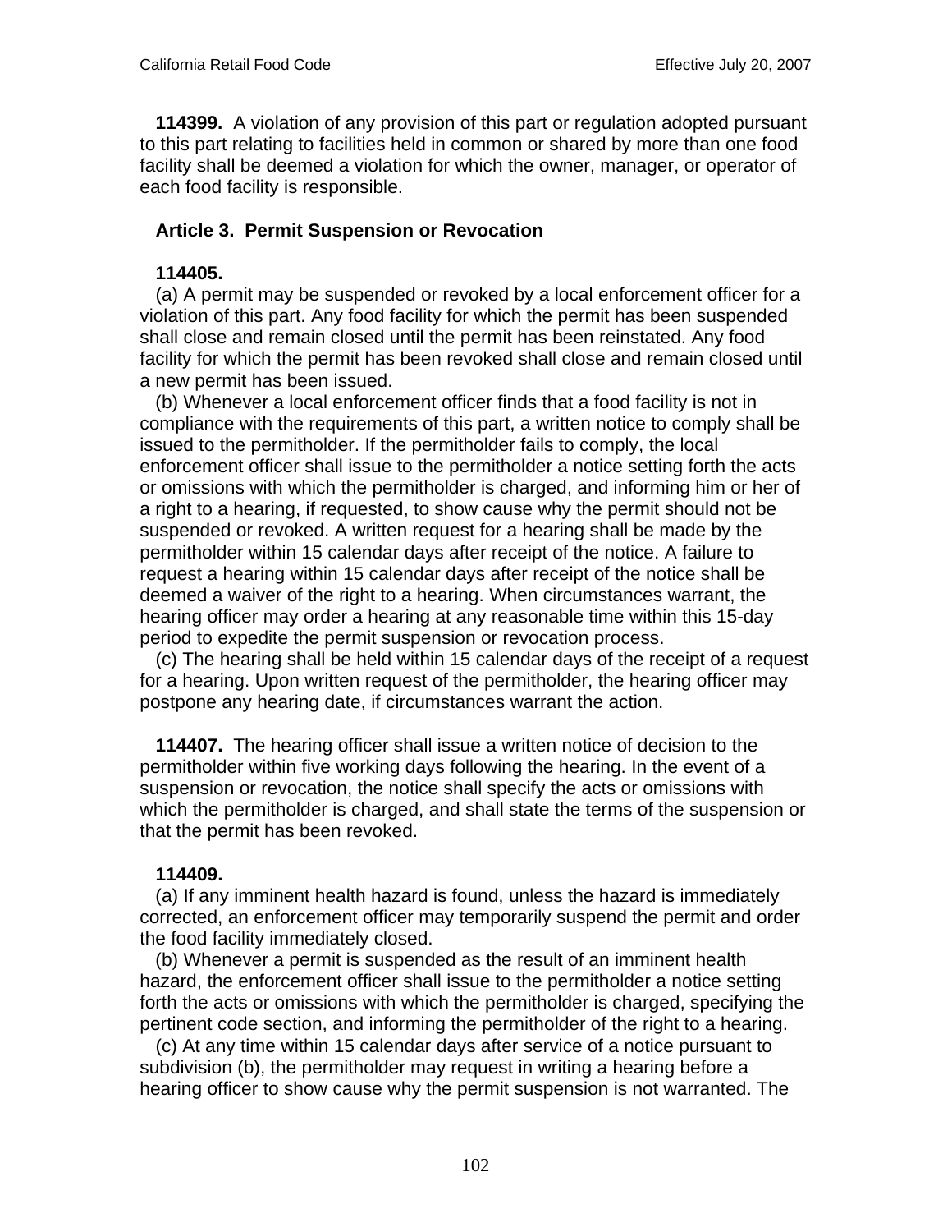**114399.** A violation of any provision of this part or regulation adopted pursuant to this part relating to facilities held in common or shared by more than one food facility shall be deemed a violation for which the owner, manager, or operator of each food facility is responsible.

## Article 3. Permit Suspension or Revocation

**114405.**

(a) A permit may be suspended or revoked by a local enforcement officer for a violation of this part. Any food facility for which the permit has been suspended shall close and remain closed until the permit has been reinstated. Any food facility for which the permit has been revoked shall close and remain closed until a new permit has been issued.

(b) Whenever a local enforcement officer finds that a food facility is not in compliance with the requirements of this part, a written notice to comply shall be issued to the permitholder. If the permitholder fails to comply, the local enforcement officer shall issue to the permitholder a notice setting forth the acts or omissions with which the permitholder is charged, and informing him or her of a right to a hearing, if requested, to show cause why the permit should not be suspended or revoked. A written request for a hearing shall be made by the permitholder within 15 calendar days after receipt of the notice. A failure to request a hearing within 15 calendar days after receipt of the notice shall be deemed a waiver of the right to a hearing. When circumstances warrant, the hearing officer may order a hearing at any reasonable time within this 15-day period to expedite the permit suspension or revocation process.

(c) The hearing shall be held within 15 calendar days of the receipt of a request for a hearing. Upon written request of the permitholder, the hearing officer may postpone any hearing date, if circumstances warrant the action.

**114407.** The hearing officer shall issue a written notice of decision to the permitholder within five working days following the hearing. In the event of a suspension or revocation, the notice shall specify the acts or omissions with which the permitholder is charged, and shall state the terms of the suspension or that the permit has been revoked.

**114409.**

(a) If any imminent health hazard is found, unless the hazard is immediately corrected, an enforcement officer may temporarily suspend the permit and order the food facility immediately closed.

(b) Whenever a permit is suspended as the result of an imminent health hazard, the enforcement officer shall issue to the permitholder a notice setting forth the acts or omissions with which the permitholder is charged, specifying the pertinent code section, and informing the permitholder of the right to a hearing.

(c) At any time within 15 calendar days after service of a notice pursuant to subdivision (b), the permitholder may request in writing a hearing before a hearing officer to show cause why the permit suspension is not warranted. The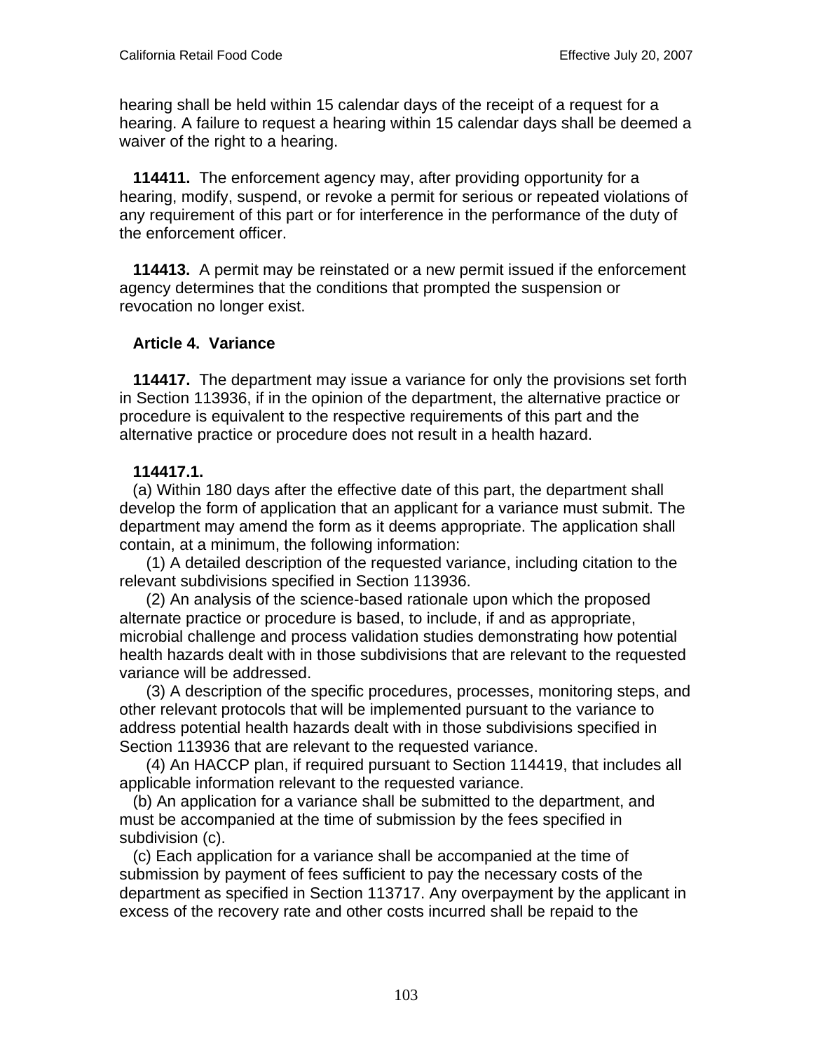hearing shall be held within 15 calendar days of the receipt of a request for a hearing. A failure to request a hearing within 15 calendar days shall be deemed a waiver of the right to a hearing.

**114411.** The enforcement agency may, after providing opportunity for a hearing, modify, suspend, or revoke a permit for serious or repeated violations of any requirement of this part or for interference in the performance of the duty of the enforcement officer.

**114413.** A permit may be reinstated or a new permit issued if the enforcement agency determines that the conditions that prompted the suspension or revocation no longer exist.

### Article 4. Variance

**114417.** The department may issue a variance for only the provisions set forth in Section 113936, if in the opinion of the department, the alternative practice or procedure is equivalent to the respective requirements of this part and the alternative practice or procedure does not result in a health hazard.

**114417.1.**

(a) Within 180 days after the effective date of this part, the department shall develop the form of application that an applicant for a variance must submit. The department may amend the form as it deems appropriate. The application shall contain, at a minimum, the following information:

(1) A detailed description of the requested variance, including citation to the relevant subdivisions specified in Section 113936.

(2) An analysis of the science-based rationale upon which the proposed alternate practice or procedure is based, to include, if and as appropriate, microbial challenge and process validation studies demonstrating how potential health hazards dealt with in those subdivisions that are relevant to the requested variance will be addressed.

(3) A description of the specific procedures, processes, monitoring steps, and other relevant protocols that will be implemented pursuant to the variance to address potential health hazards dealt with in those subdivisions specified in Section 113936 that are relevant to the requested variance.

(4) An HACCP plan, if required pursuant to Section 114419, that includes all applicable information relevant to the requested variance.

(b) An application for a variance shall be submitted to the department, and must be accompanied at the time of submission by the fees specified in subdivision (c).

(c) Each application for a variance shall be accompanied at the time of submission by payment of fees sufficient to pay the necessary costs of the department as specified in Section 113717. Any overpayment by the applicant in excess of the recovery rate and other costs incurred shall be repaid to the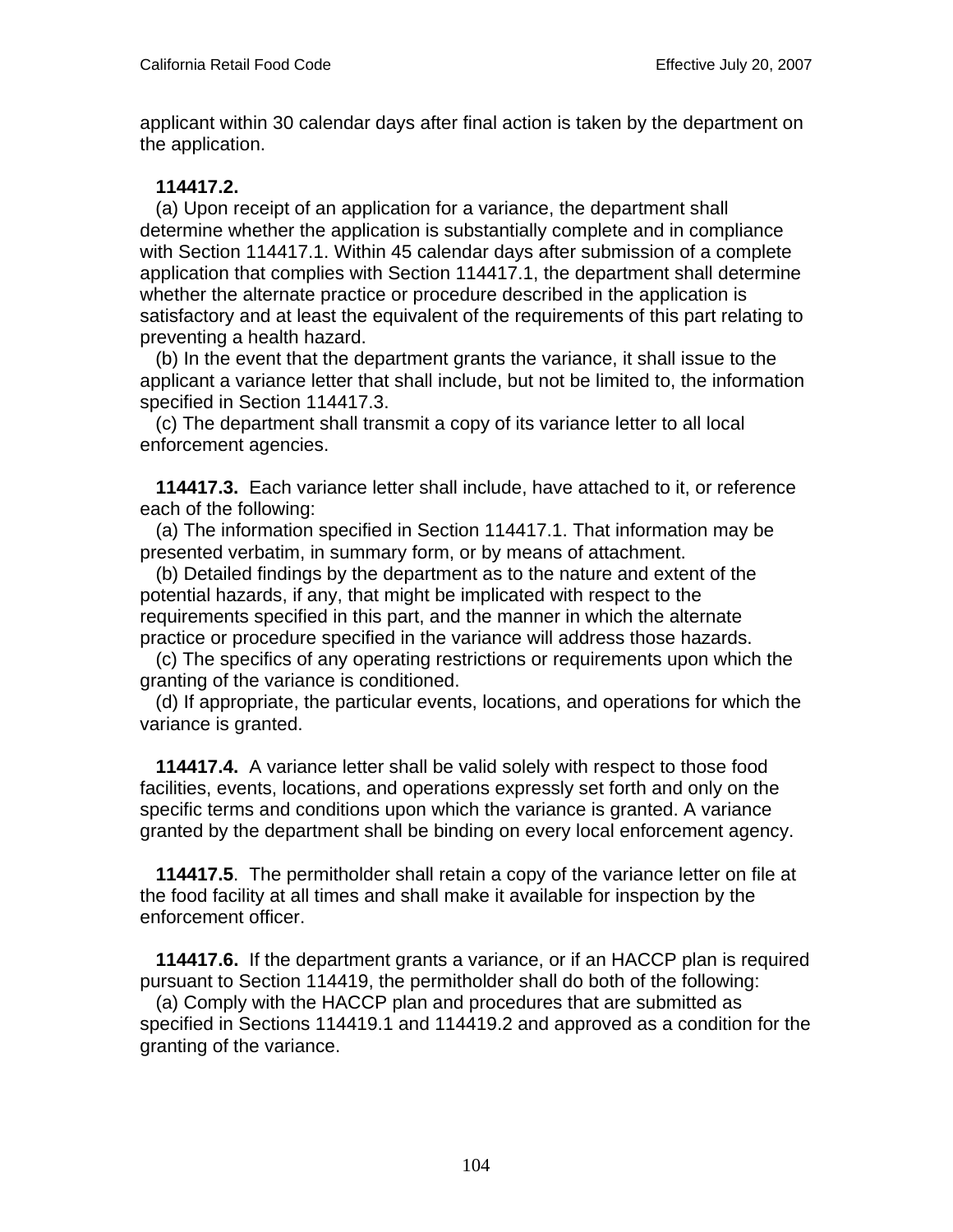applicant within 30 calendar days after final action is taken by the department on the application.

**114417.2.**

(a) Upon receipt of an application for a variance, the department shall determine whether the application is substantially complete and in compliance with Section 114417.1. Within 45 calendar days after submission of a complete application that complies with Section 114417.1, the department shall determine whether the alternate practice or procedure described in the application is satisfactory and at least the equivalent of the requirements of this part relating to preventing a health hazard.

(b) In the event that the department grants the variance, it shall issue to the applicant a variance letter that shall include, but not be limited to, the information specified in Section 114417.3.

(c) The department shall transmit a copy of its variance letter to all local enforcement agencies.

**114417.3.** Each variance letter shall include, have attached to it, or reference each of the following:

(a) The information specified in Section 114417.1. That information may be presented verbatim, in summary form, or by means of attachment.

(b) Detailed findings by the department as to the nature and extent of the potential hazards, if any, that might be implicated with respect to the requirements specified in this part, and the manner in which the alternate practice or procedure specified in the variance will address those hazards.

(c) The specifics of any operating restrictions or requirements upon which the granting of the variance is conditioned.

(d) If appropriate, the particular events, locations, and operations for which the variance is granted.

**114417.4.** A variance letter shall be valid solely with respect to those food facilities, events, locations, and operations expressly set forth and only on the specific terms and conditions upon which the variance is granted. A variance granted by the department shall be binding on every local enforcement agency.

**114417.5**. The permitholder shall retain a copy of the variance letter on file at the food facility at all times and shall make it available for inspection by the enforcement officer.

**114417.6.** If the department grants a variance, or if an HACCP plan is required pursuant to Section 114419, the permitholder shall do both of the following:

(a) Comply with the HACCP plan and procedures that are submitted as specified in Sections 114419.1 and 114419.2 and approved as a condition for the granting of the variance.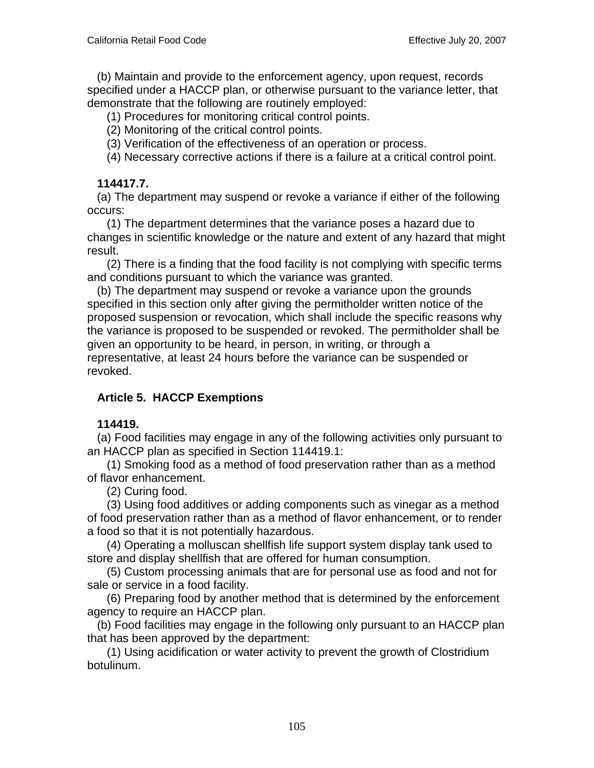(b) Maintain and provide to the enforcement agency, upon request, records specified under a HACCP plan, or otherwise pursuant to the variance letter, that demonstrate that the following are routinely employed:

(1) Procedures for monitoring critical control points.

(2) Monitoring of the critical control points.

(3) Verification of the effectiveness of an operation or process.

(4) Necessary corrective actions if there is a failure at a critical control point.

**114417.7.**

(a) The department may suspend or revoke a variance if either of the following occurs:

(1) The department determines that the variance poses a hazard due to changes in scientific knowledge or the nature and extent of any hazard that might result.

(2) There is a finding that the food facility is not complying with specific terms and conditions pursuant to which the variance was granted.

(b) The department may suspend or revoke a variance upon the grounds specified in this section only after giving the permitholder written notice of the proposed suspension or revocation, which shall include the specific reasons why the variance is proposed to be suspended or revoked. The permitholder shall be given an opportunity to be heard, in person, in writing, or through a representative, at least 24 hours before the variance can be suspended or revoked.

## Article 5. HACCP Exemptions

**114419.**

(a) Food facilities may engage in any of the following activities only pursuant to an HACCP plan as specified in Section 114419.1:

(1) Smoking food as a method of food preservation rather than as a method of flavor enhancement.

(2) Curing food.

(3) Using food additives or adding components such as vinegar as a method of food preservation rather than as a method of flavor enhancement, or to render a food so that it is not potentially hazardous.

(4) Operating a molluscan shellfish life support system display tank used to store and display shellfish that are offered for human consumption.

(5) Custom processing animals that are for personal use as food and not for sale or service in a food facility.

(6) Preparing food by another method that is determined by the enforcement agency to require an HACCP plan.

(b) Food facilities may engage in the following only pursuant to an HACCP plan that has been approved by the department:

(1) Using acidification or water activity to prevent the growth of Clostridium botulinum.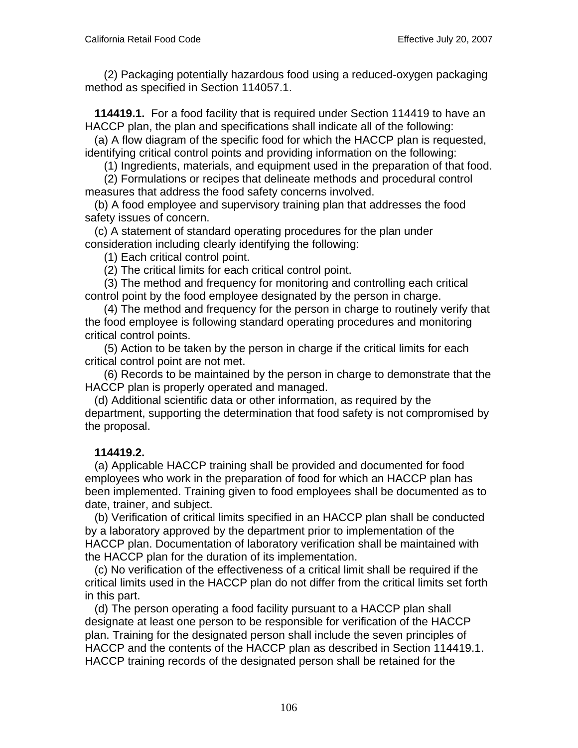(2) Packaging potentially hazardous food using a reduced-oxygen packaging method as specified in Section 114057.1.

**114419.1.** For a food facility that is required under Section 114419 to have an HACCP plan, the plan and specifications shall indicate all of the following:

(a) A flow diagram of the specific food for which the HACCP plan is requested, identifying critical control points and providing information on the following:

(1) Ingredients, materials, and equipment used in the preparation of that food.

(2) Formulations or recipes that delineate methods and procedural control measures that address the food safety concerns involved.

(b) A food employee and supervisory training plan that addresses the food safety issues of concern.

(c) A statement of standard operating procedures for the plan under consideration including clearly identifying the following:

(1) Each critical control point.

(2) The critical limits for each critical control point.

(3) The method and frequency for monitoring and controlling each critical control point by the food employee designated by the person in charge.

(4) The method and frequency for the person in charge to routinely verify that the food employee is following standard operating procedures and monitoring critical control points.

(5) Action to be taken by the person in charge if the critical limits for each critical control point are not met.

(6) Records to be maintained by the person in charge to demonstrate that the HACCP plan is properly operated and managed.

(d) Additional scientific data or other information, as required by the department, supporting the determination that food safety is not compromised by the proposal.

**114419.2.**

(a) Applicable HACCP training shall be provided and documented for food employees who work in the preparation of food for which an HACCP plan has been implemented. Training given to food employees shall be documented as to date, trainer, and subject.

(b) Verification of critical limits specified in an HACCP plan shall be conducted by a laboratory approved by the department prior to implementation of the HACCP plan. Documentation of laboratory verification shall be maintained with the HACCP plan for the duration of its implementation.

(c) No verification of the effectiveness of a critical limit shall be required if the critical limits used in the HACCP plan do not differ from the critical limits set forth in this part.

(d) The person operating a food facility pursuant to a HACCP plan shall designate at least one person to be responsible for verification of the HACCP plan. Training for the designated person shall include the seven principles of HACCP and the contents of the HACCP plan as described in Section 114419.1. HACCP training records of the designated person shall be retained for the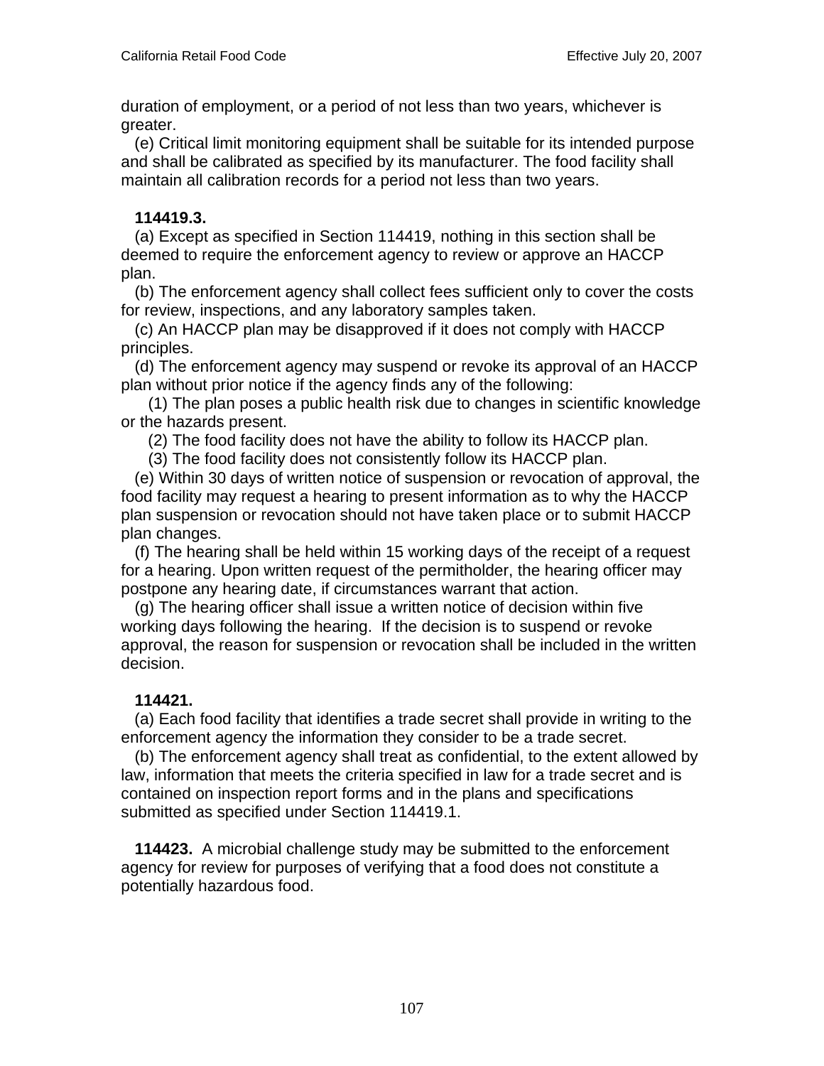duration of employment, or a period of not less than two years, whichever is greater.

(e) Critical limit monitoring equipment shall be suitable for its intended purpose and shall be calibrated as specified by its manufacturer. The food facility shall maintain all calibration records for a period not less than two years.

**114419.3.**

(a) Except as specified in Section 114419, nothing in this section shall be deemed to require the enforcement agency to review or approve an HACCP plan.

(b) The enforcement agency shall collect fees sufficient only to cover the costs for review, inspections, and any laboratory samples taken.

(c) An HACCP plan may be disapproved if it does not comply with HACCP principles.

(d) The enforcement agency may suspend or revoke its approval of an HACCP plan without prior notice if the agency finds any of the following:

(1) The plan poses a public health risk due to changes in scientific knowledge or the hazards present.

(2) The food facility does not have the ability to follow its HACCP plan.

(3) The food facility does not consistently follow its HACCP plan.

(e) Within 30 days of written notice of suspension or revocation of approval, the food facility may request a hearing to present information as to why the HACCP plan suspension or revocation should not have taken place or to submit HACCP plan changes.

(f) The hearing shall be held within 15 working days of the receipt of a request for a hearing. Upon written request of the permitholder, the hearing officer may postpone any hearing date, if circumstances warrant that action.

(g) The hearing officer shall issue a written notice of decision within five working days following the hearing. If the decision is to suspend or revoke approval, the reason for suspension or revocation shall be included in the written decision.

**114421.**

(a) Each food facility that identifies a trade secret shall provide in writing to the enforcement agency the information they consider to be a trade secret.

(b) The enforcement agency shall treat as confidential, to the extent allowed by law, information that meets the criteria specified in law for a trade secret and is contained on inspection report forms and in the plans and specifications submitted as specified under Section 114419.1.

**114423.** A microbial challenge study may be submitted to the enforcement agency for review for purposes of verifying that a food does not constitute a potentially hazardous food.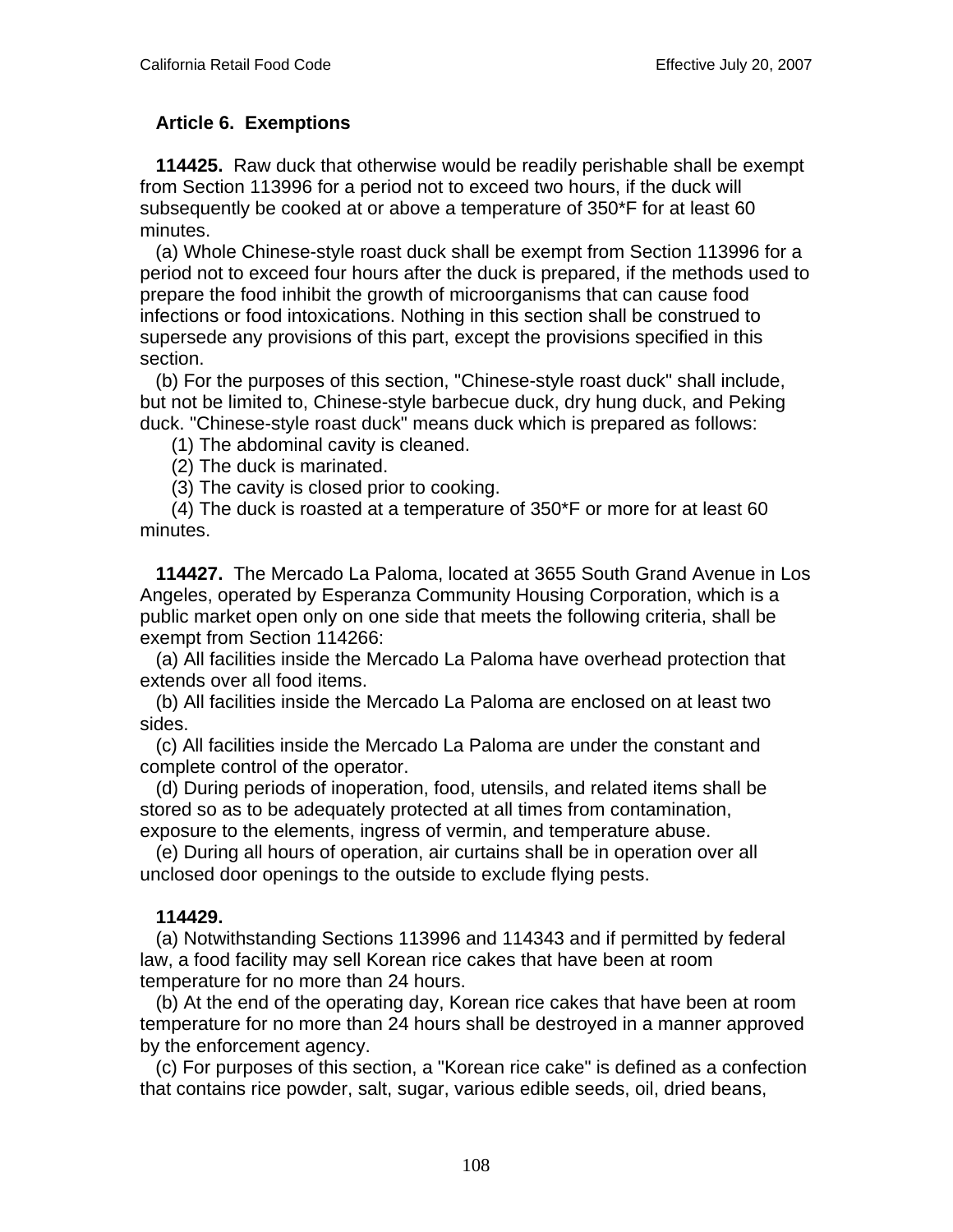## Article 6. Exemptions

**114425.** Raw duck that otherwise would be readily perishable shall be exempt from Section 113996 for a period not to exceed two hours, if the duck will subsequently be cooked at or above a temperature of 350*F for at least 60 minutes.

(a) Whole Chinese-style roast duck shall be exempt from Section 113996 for a period not to exceed four hours after the duck is prepared, if the methods used to prepare the food inhibit the growth of microorganisms that can cause food infections or food intoxications. Nothing in this section shall be construed to supersede any provisions of this part, except the provisions specified in this section.

(b) For the purposes of this section, "Chinese-style roast duck" shall include, but not be limited to, Chinese-style barbecue duck, dry hung duck, and Peking duck. "Chinese-style roast duck" means duck which is prepared as follows:

(1) The abdominal cavity is cleaned.

(2) The duck is marinated.

(3) The cavity is closed prior to cooking.

(4) The duck is roasted at a temperature of 350*F or more for at least 60 minutes.

**114427.** The Mercado La Paloma, located at 3655 South Grand Avenue in Los Angeles, operated by Esperanza Community Housing Corporation, which is a public market open only on one side that meets the following criteria, shall be exempt from Section 114266:

(a) All facilities inside the Mercado La Paloma have overhead protection that extends over all food items.

(b) All facilities inside the Mercado La Paloma are enclosed on at least two sides.

(c) All facilities inside the Mercado La Paloma are under the constant and complete control of the operator.

(d) During periods of inoperation, food, utensils, and related items shall be stored so as to be adequately protected at all times from contamination, exposure to the elements, ingress of vermin, and temperature abuse.

(e) During all hours of operation, air curtains shall be in operation over all unclosed door openings to the outside to exclude flying pests.

**114429.**

(a) Notwithstanding Sections 113996 and 114343 and if permitted by federal law, a food facility may sell Korean rice cakes that have been at room temperature for no more than 24 hours.

(b) At the end of the operating day, Korean rice cakes that have been at room temperature for no more than 24 hours shall be destroyed in a manner approved by the enforcement agency.

(c) For purposes of this section, a "Korean rice cake" is defined as a confection that contains rice powder, salt, sugar, various edible seeds, oil, dried beans,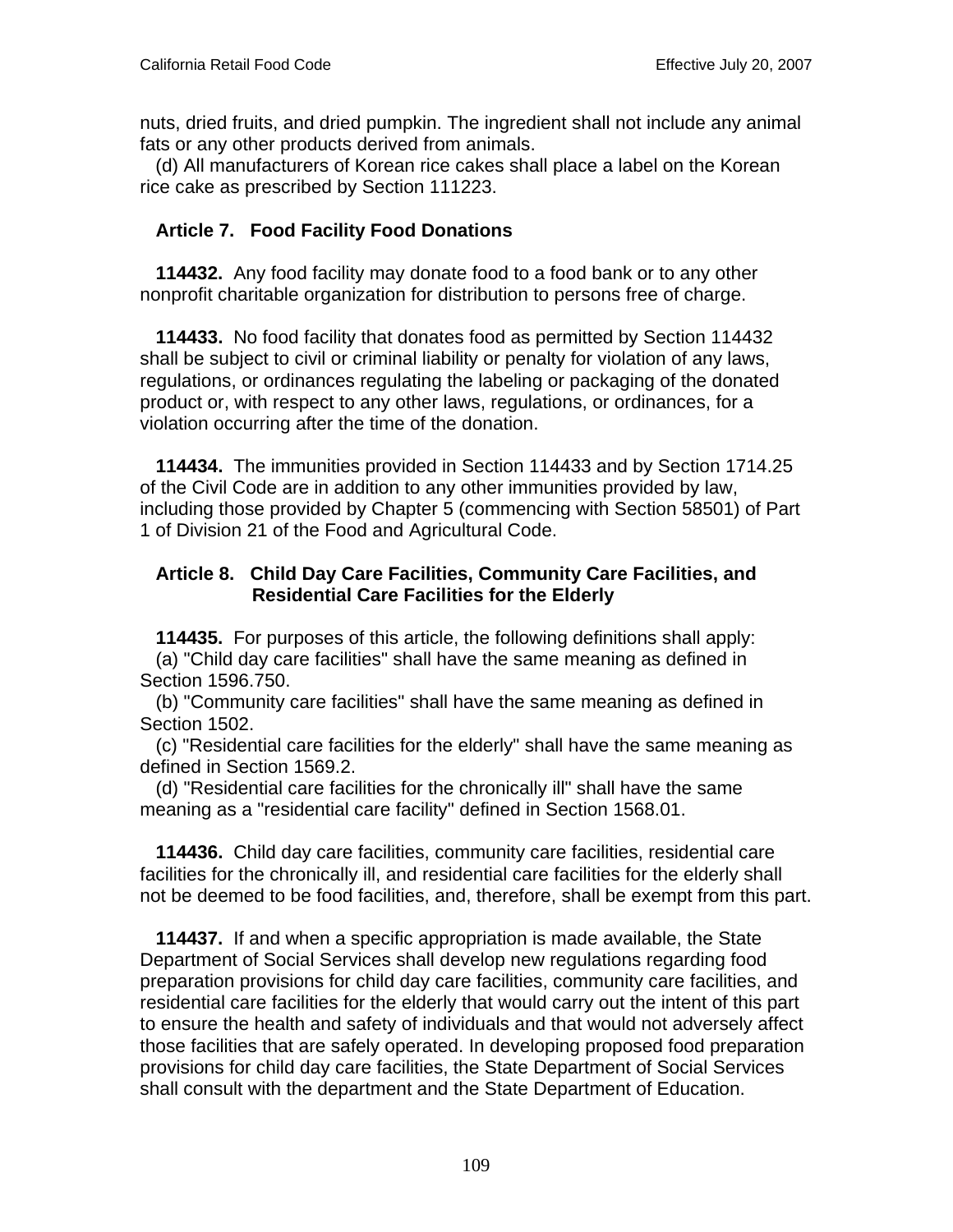nuts, dried fruits, and dried pumpkin. The ingredient shall not include any animal fats or any other products derived from animals.

(d) All manufacturers of Korean rice cakes shall place a label on the Korean rice cake as prescribed by Section 111223.

### Article 7. Food Facility Food Donations

**114432.** Any food facility may donate food to a food bank or to any other nonprofit charitable organization for distribution to persons free of charge.

**114433.** No food facility that donates food as permitted by Section 114432 shall be subject to civil or criminal liability or penalty for violation of any laws, regulations, or ordinances regulating the labeling or packaging of the donated product or, with respect to any other laws, regulations, or ordinances, for a violation occurring after the time of the donation.

**114434.** The immunities provided in Section 114433 and by Section 1714.25 of the Civil Code are in addition to any other immunities provided by law, including those provided by Chapter 5 (commencing with Section 58501) of Part 1 of Division 21 of the Food and Agricultural Code.

### Article 8. Child Day Care Facilities, Community Care Facilities, and Residential Care Facilities for the Elderly

**114435.** For purposes of this article, the following definitions shall apply:

(a) "Child day care facilities" shall have the same meaning as defined in Section 1596.750.

(b) "Community care facilities" shall have the same meaning as defined in Section 1502.

(c) "Residential care facilities for the elderly" shall have the same meaning as defined in Section 1569.2.

(d) "Residential care facilities for the chronically ill" shall have the same meaning as a "residential care facility" defined in Section 1568.01.

**114436.** Child day care facilities, community care facilities, residential care facilities for the chronically ill, and residential care facilities for the elderly shall not be deemed to be food facilities, and, therefore, shall be exempt from this part.

**114437.** If and when a specific appropriation is made available, the State Department of Social Services shall develop new regulations regarding food preparation provisions for child day care facilities, community care facilities, and residential care facilities for the elderly that would carry out the intent of this part to ensure the health and safety of individuals and that would not adversely affect those facilities that are safely operated. In developing proposed food preparation provisions for child day care facilities, the State Department of Social Services shall consult with the department and the State Department of Education.